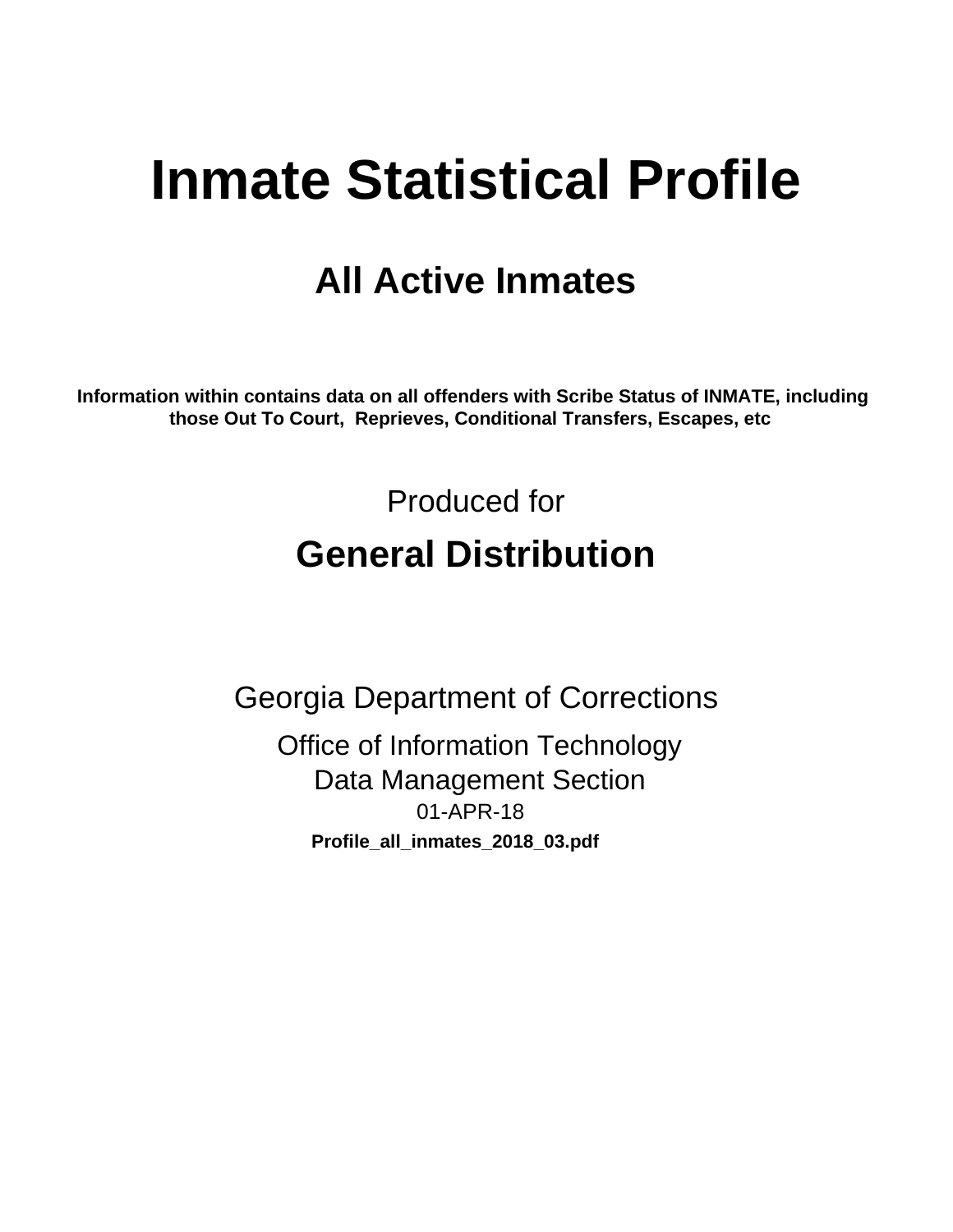# Inmate Statistical Profile

## All Active Inmates

**Information within contains data on all offenders with Scribe Status of INMATE, including those Out To Court, Reprieves, Conditional Transfers, Escapes, etc**

Produced for

## General Distribution

Georgia Department of Corrections

Office of Information Technology
Data Management Section
01-APR-18

**Profile_all_inmates_2018_03.pdf**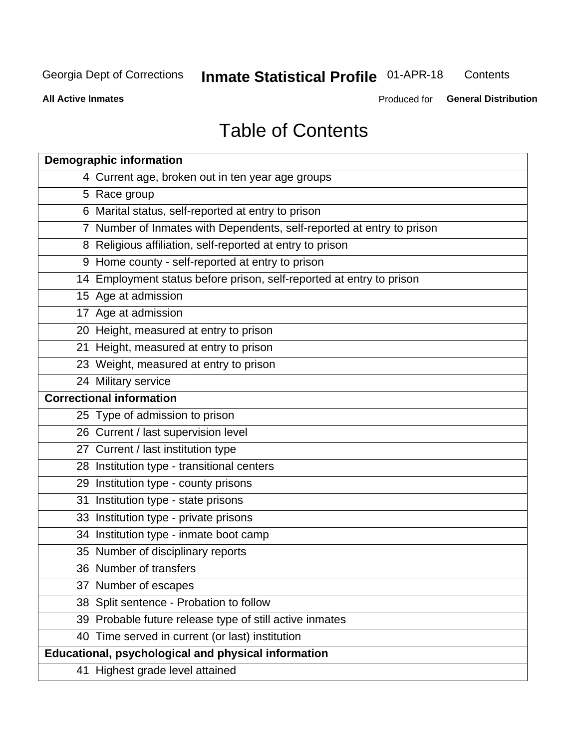Georgia Dept of Corrections **Inmate Statistical Profile** 01-APR-18 Contents

**All Active Inmates** Produced for **General Distribution**

# Table of Contents

| **Demographic information** | |
|---|---|
| 4 | Current age, broken out in ten year age groups |
| 5 | Race group |
| 6 | Marital status, self-reported at entry to prison |
| 7 | Number of Inmates with Dependents, self-reported at entry to prison |
| 8 | Religious affiliation, self-reported at entry to prison |
| 9 | Home county - self-reported at entry to prison |
| 14 | Employment status before prison, self-reported at entry to prison |
| 15 | Age at admission |
| 17 | Age at admission |
| 20 | Height, measured at entry to prison |
| 21 | Height, measured at entry to prison |
| 23 | Weight, measured at entry to prison |
| 24 | Military service |
| **Correctional information** | |
| 25 | Type of admission to prison |
| 26 | Current / last supervision level |
| 27 | Current / last institution type |
| 28 | Institution type - transitional centers |
| 29 | Institution type - county prisons |
| 31 | Institution type - state prisons |
| 33 | Institution type - private prisons |
| 34 | Institution type - inmate boot camp |
| 35 | Number of disciplinary reports |
| 36 | Number of transfers |
| 37 | Number of escapes |
| 38 | Split sentence - Probation to follow |
| 39 | Probable future release type of still active inmates |
| 40 | Time served in current (or last) institution |
| **Educational, psychological and physical information** | |
| 41 | Highest grade level attained |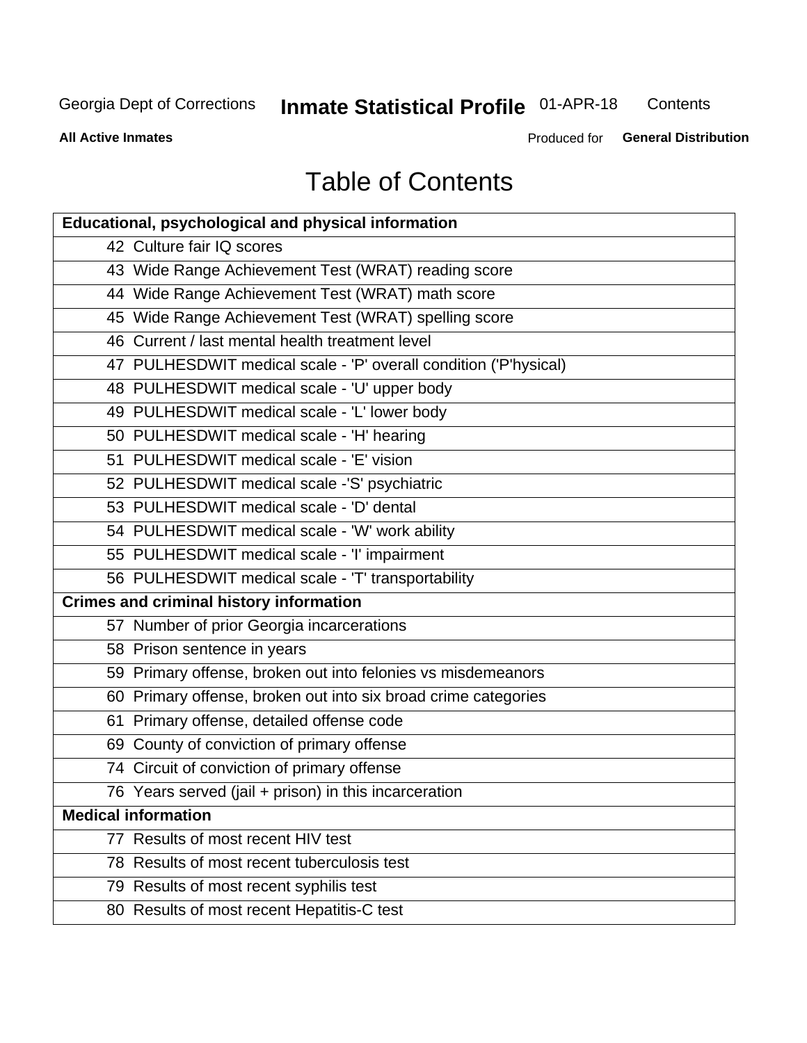# Table of Contents

| Educational, psychological and physical information | |
|---|---|
| 42 | Culture fair IQ scores |
| 43 | Wide Range Achievement Test (WRAT) reading score |
| 44 | Wide Range Achievement Test (WRAT) math score |
| 45 | Wide Range Achievement Test (WRAT) spelling score |
| 46 | Current / last mental health treatment level |
| 47 | PULHESDWIT medical scale - 'P' overall condition ('P'hysical) |
| 48 | PULHESDWIT medical scale - 'U' upper body |
| 49 | PULHESDWIT medical scale - 'L' lower body |
| 50 | PULHESDWIT medical scale - 'H' hearing |
| 51 | PULHESDWIT medical scale - 'E' vision |
| 52 | PULHESDWIT medical scale -'S' psychiatric |
| 53 | PULHESDWIT medical scale - 'D' dental |
| 54 | PULHESDWIT medical scale - 'W' work ability |
| 55 | PULHESDWIT medical scale - 'I' impairment |
| 56 | PULHESDWIT medical scale - 'T' transportability |
| **Crimes and criminal history information** | |
| 57 | Number of prior Georgia incarcerations |
| 58 | Prison sentence in years |
| 59 | Primary offense, broken out into felonies vs misdemeanors |
| 60 | Primary offense, broken out into six broad crime categories |
| 61 | Primary offense, detailed offense code |
| 69 | County of conviction of primary offense |
| 74 | Circuit of conviction of primary offense |
| 76 | Years served (jail + prison) in this incarceration |
| **Medical information** | |
| 77 | Results of most recent HIV test |
| 78 | Results of most recent tuberculosis test |
| 79 | Results of most recent syphilis test |
| 80 | Results of most recent Hepatitis-C test |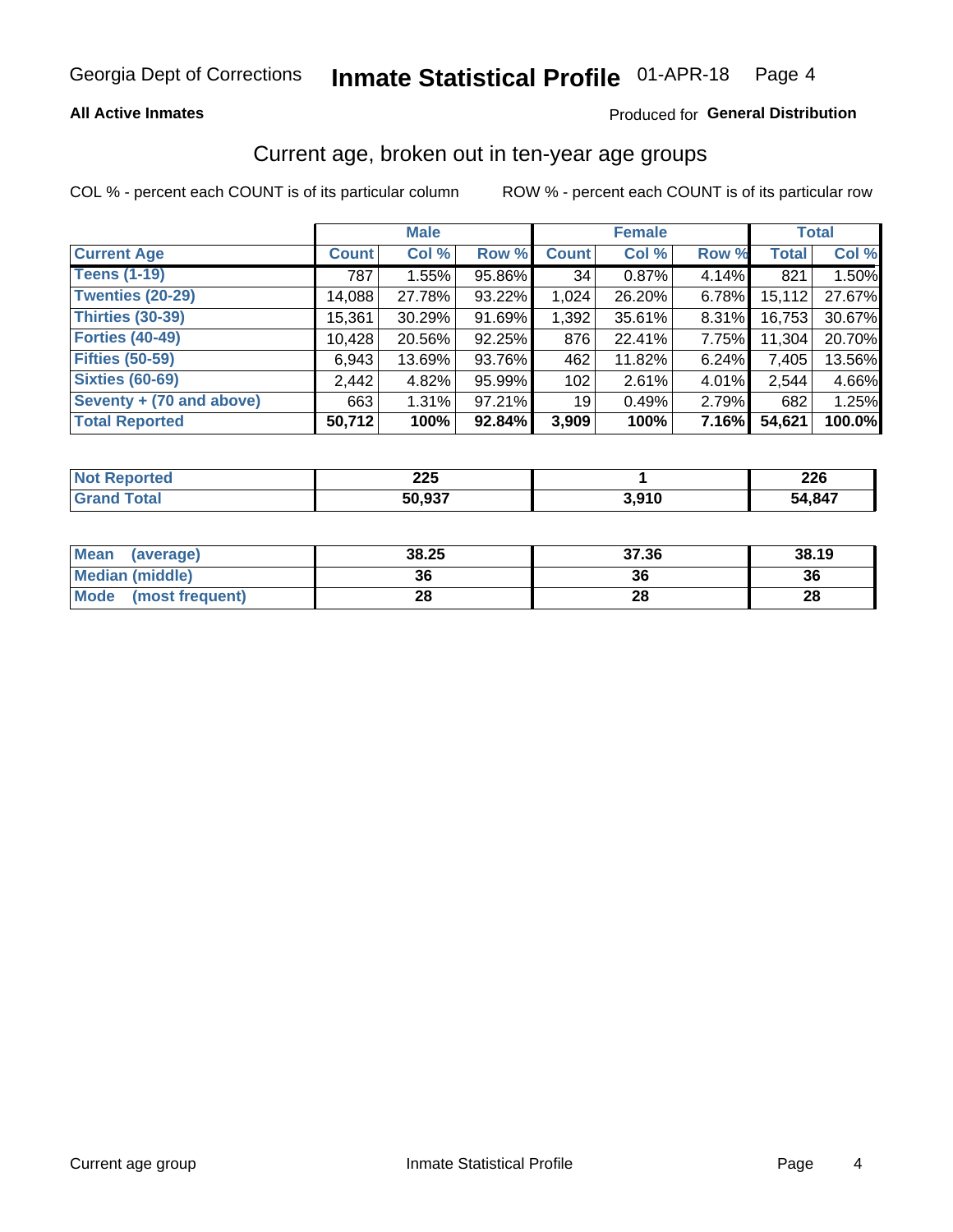Georgia Dept of Corrections **Inmate Statistical Profile** 01-APR-18

**All Active Inmates**

Produced for **General Distribution**

## Current age, broken out in ten-year age groups

COL % - percent each COUNT is of its particular column ROW % - percent each COUNT is of its particular row

| | Male | | | Female | | | Total | |
|---|---|---|---|---|---|---|---|---|
| **Current Age** | **Count** | **Col %** | **Row %** | **Count** | **Col %** | **Row %** | **Total** | **Col %** |
| **Teens (1-19)** | 787 | 1.55% | 95.86% | 34 | 0.87% | 4.14% | 821 | 1.50% |
| **Twenties (20-29)** | 14,088 | 27.78% | 93.22% | 1,024 | 26.20% | 6.78% | 15,112 | 27.67% |
| **Thirties (30-39)** | 15,361 | 30.29% | 91.69% | 1,392 | 35.61% | 8.31% | 16,753 | 30.67% |
| **Forties (40-49)** | 10,428 | 20.56% | 92.25% | 876 | 22.41% | 7.75% | 11,304 | 20.70% |
| **Fifties (50-59)** | 6,943 | 13.69% | 93.76% | 462 | 11.82% | 6.24% | 7,405 | 13.56% |
| **Sixties (60-69)** | 2,442 | 4.82% | 95.99% | 102 | 2.61% | 4.01% | 2,544 | 4.66% |
| **Seventy + (70 and above)** | 663 | 1.31% | 97.21% | 19 | 0.49% | 2.79% | 682 | 1.25% |
| **Total Reported** | **50,712** | **100%** | **92.84%** | **3,909** | **100%** | **7.16%** | **54,621** | **100.0%** |

| | Male | Female | Total |
|---|---|---|---|
| **Not Reported** | **225** | **1** | **226** |
| **Grand Total** | **50,937** | **3,910** | **54,847** |

| | Male | Female | Total |
|---|---|---|---|
| **Mean (average)** | **38.25** | **37.36** | **38.19** |
| **Median (middle)** | **36** | **36** | **36** |
| **Mode (most frequent)** | **28** | **28** | **28** |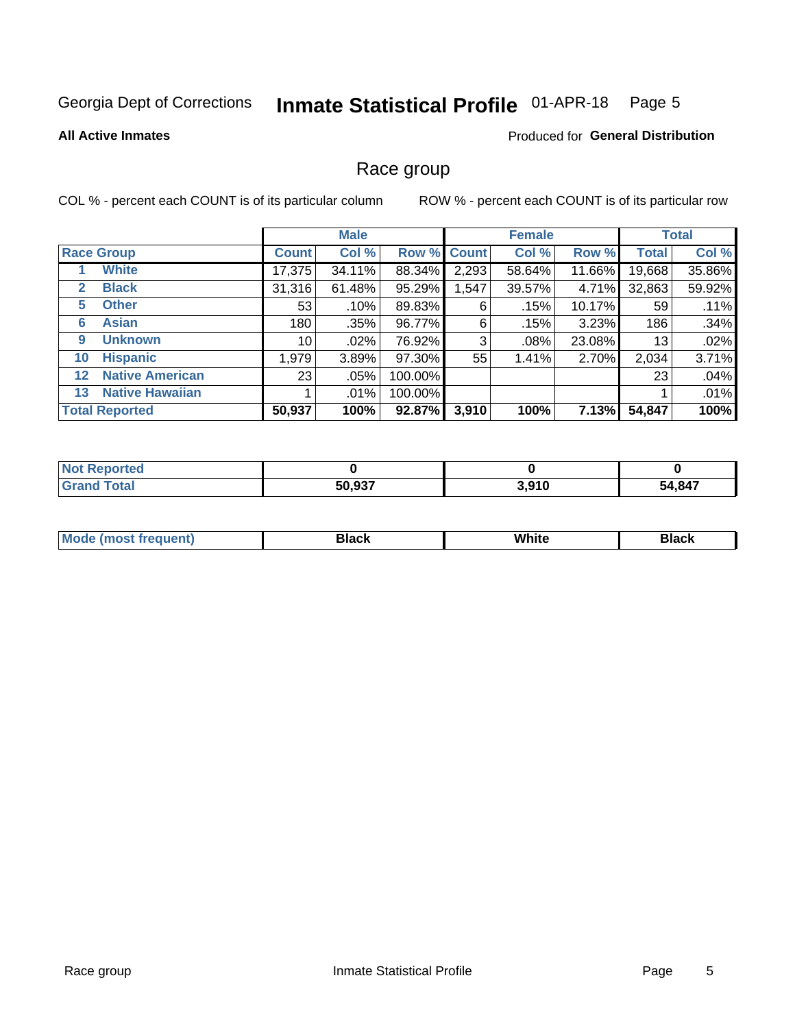Georgia Dept of Corrections **Inmate Statistical Profile** 01-APR-18

**All Active Inmates**

Produced for **General Distribution**

## Race group

COL % - percent each COUNT is of its particular column     ROW % - percent each COUNT is of its particular row

| | | Male | | | Female | | | Total | |
|---|---|---|---|---|---|---|---|---|---|
| **Race Group** | | **Count** | **Col %** | **Row %** | **Count** | **Col %** | **Row %** | **Total** | **Col %** |
| 1 | White | 17,375 | 34.11% | 88.34% | 2,293 | 58.64% | 11.66% | 19,668 | 35.86% |
| 2 | Black | 31,316 | 61.48% | 95.29% | 1,547 | 39.57% | 4.71% | 32,863 | 59.92% |
| 5 | Other | 53 | .10% | 89.83% | 6 | .15% | 10.17% | 59 | .11% |
| 6 | Asian | 180 | .35% | 96.77% | 6 | .15% | 3.23% | 186 | .34% |
| 9 | Unknown | 10 | .02% | 76.92% | 3 | .08% | 23.08% | 13 | .02% |
| 10 | Hispanic | 1,979 | 3.89% | 97.30% | 55 | 1.41% | 2.70% | 2,034 | 3.71% |
| 12 | Native American | 23 | .05% | 100.00% | | | | 23 | .04% |
| 13 | Native Hawaiian | 1 | .01% | 100.00% | | | | 1 | .01% |
| **Total Reported** | | **50,937** | **100%** | **92.87%** | **3,910** | **100%** | **7.13%** | **54,847** | **100%** |

| | Male | Female | Total |
|---|---|---|---|
| Not Reported | **0** | **0** | **0** |
| Grand Total | **50,937** | **3,910** | **54,847** |

| | Male | Female | Total |
|---|---|---|---|
| Mode (most frequent) | **Black** | **White** | **Black** |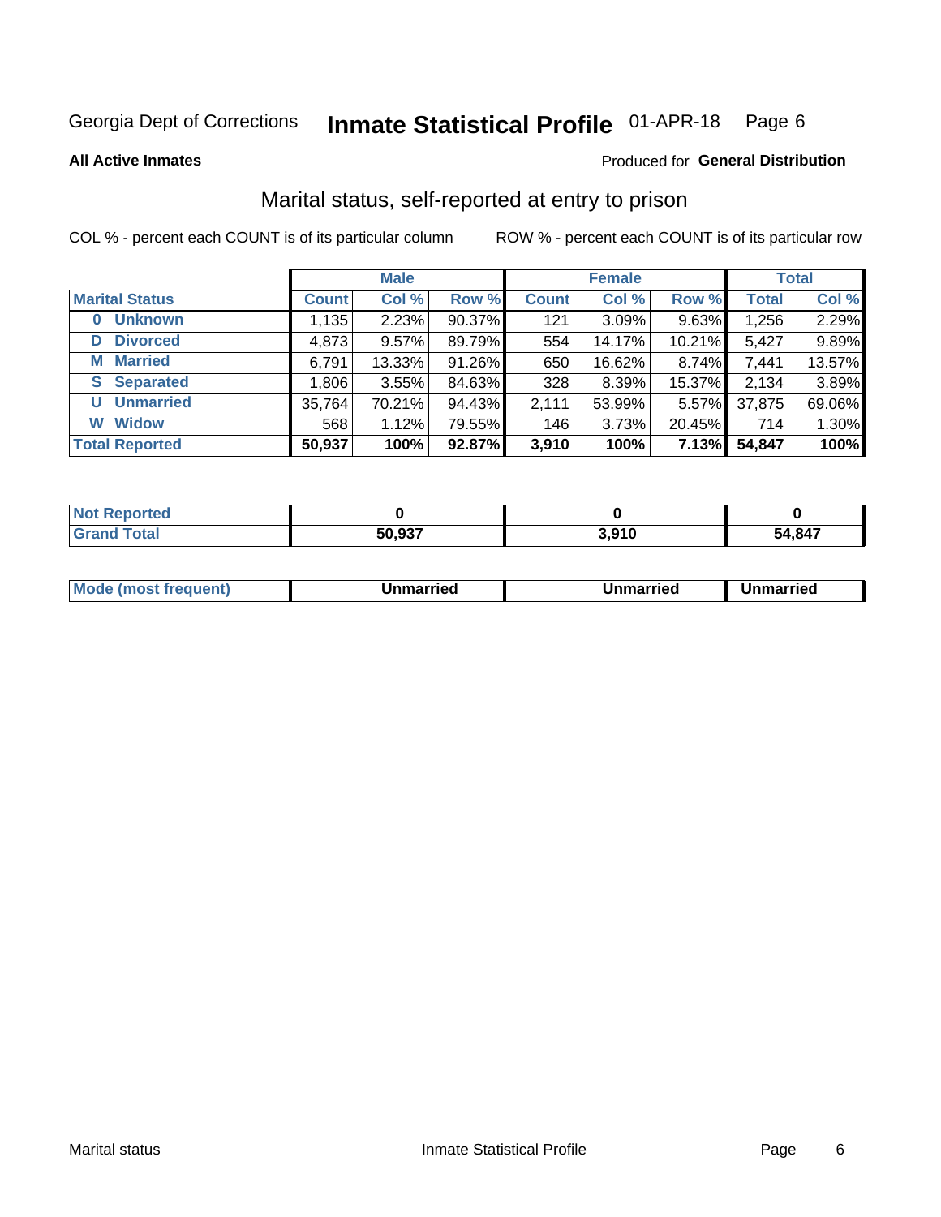Georgia Dept of Corrections **Inmate Statistical Profile** 01-APR-18

**All Active Inmates**

Produced for **General Distribution**

## Marital status, self-reported at entry to prison

COL % - percent each COUNT is of its particular column

ROW % - percent each COUNT is of its particular row

| | Male | | | Female | | | Total | |
|---|---|---|---|---|---|---|---|---|
| **Marital Status** | **Count** | **Col %** | **Row %** | **Count** | **Col %** | **Row %** | **Total** | **Col %** |
| **0 Unknown** | 1,135 | 2.23% | 90.37% | 121 | 3.09% | 9.63% | 1,256 | 2.29% |
| **D Divorced** | 4,873 | 9.57% | 89.79% | 554 | 14.17% | 10.21% | 5,427 | 9.89% |
| **M Married** | 6,791 | 13.33% | 91.26% | 650 | 16.62% | 8.74% | 7,441 | 13.57% |
| **S Separated** | 1,806 | 3.55% | 84.63% | 328 | 8.39% | 15.37% | 2,134 | 3.89% |
| **U Unmarried** | 35,764 | 70.21% | 94.43% | 2,111 | 53.99% | 5.57% | 37,875 | 69.06% |
| **W Widow** | 568 | 1.12% | 79.55% | 146 | 3.73% | 20.45% | 714 | 1.30% |
| **Total Reported** | **50,937** | **100%** | **92.87%** | **3,910** | **100%** | **7.13%** | **54,847** | **100%** |

| | Male | Female | Total |
|---|---|---|---|
| **Not Reported** | **0** | **0** | **0** |
| **Grand Total** | **50,937** | **3,910** | **54,847** |

| | Male | Female | Total |
|---|---|---|---|
| **Mode (most frequent)** | **Unmarried** | **Unmarried** | **Unmarried** |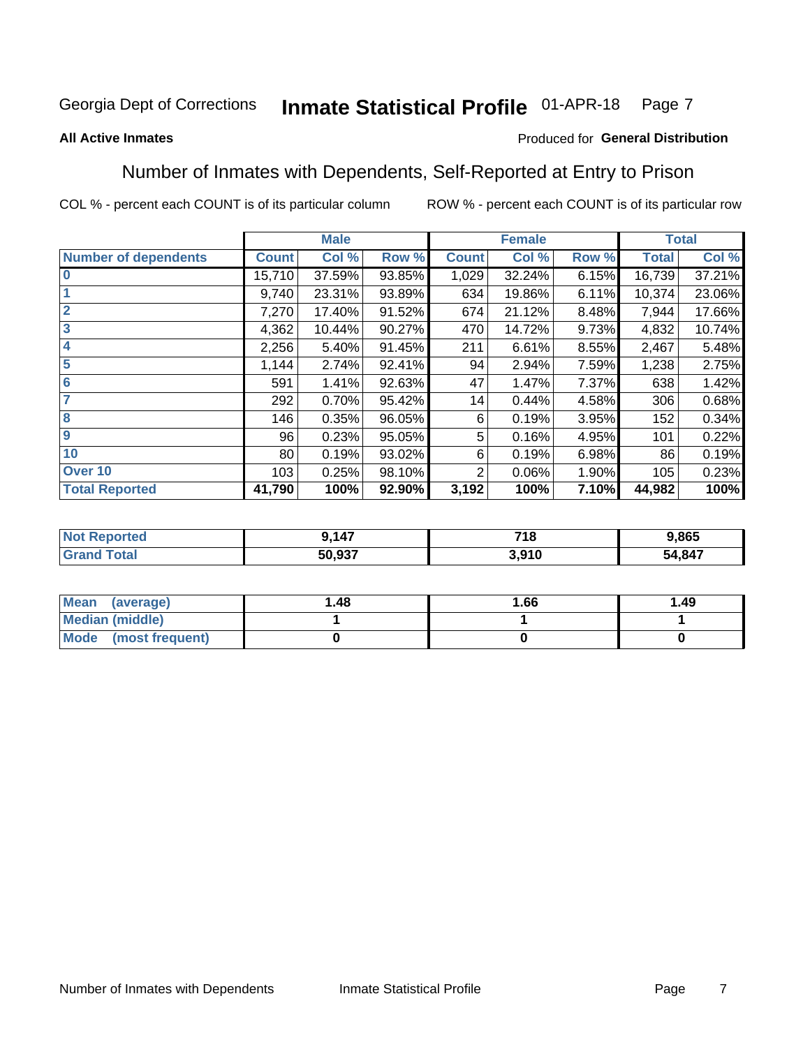Georgia Dept of Corrections **Inmate Statistical Profile** 01-APR-18

**All Active Inmates**

Produced for **General Distribution**

## Number of Inmates with Dependents, Self-Reported at Entry to Prison

COL % - percent each COUNT is of its particular column ROW % - percent each COUNT is of its particular row

| | Male | | | Female | | | Total | |
|---|---|---|---|---|---|---|---|---|
| **Number of dependents** | **Count** | **Col %** | **Row %** | **Count** | **Col %** | **Row %** | **Total** | **Col %** |
| **0** | 15,710 | 37.59% | 93.85% | 1,029 | 32.24% | 6.15% | 16,739 | 37.21% |
| **1** | 9,740 | 23.31% | 93.89% | 634 | 19.86% | 6.11% | 10,374 | 23.06% |
| **2** | 7,270 | 17.40% | 91.52% | 674 | 21.12% | 8.48% | 7,944 | 17.66% |
| **3** | 4,362 | 10.44% | 90.27% | 470 | 14.72% | 9.73% | 4,832 | 10.74% |
| **4** | 2,256 | 5.40% | 91.45% | 211 | 6.61% | 8.55% | 2,467 | 5.48% |
| **5** | 1,144 | 2.74% | 92.41% | 94 | 2.94% | 7.59% | 1,238 | 2.75% |
| **6** | 591 | 1.41% | 92.63% | 47 | 1.47% | 7.37% | 638 | 1.42% |
| **7** | 292 | 0.70% | 95.42% | 14 | 0.44% | 4.58% | 306 | 0.68% |
| **8** | 146 | 0.35% | 96.05% | 6 | 0.19% | 3.95% | 152 | 0.34% |
| **9** | 96 | 0.23% | 95.05% | 5 | 0.16% | 4.95% | 101 | 0.22% |
| **10** | 80 | 0.19% | 93.02% | 6 | 0.19% | 6.98% | 86 | 0.19% |
| **Over 10** | 103 | 0.25% | 98.10% | 2 | 0.06% | 1.90% | 105 | 0.23% |
| **Total Reported** | **41,790** | **100%** | **92.90%** | **3,192** | **100%** | **7.10%** | **44,982** | **100%** |

| | Male | Female | Total |
|---|---|---|---|
| **Not Reported** | **9,147** | **718** | **9,865** |
| **Grand Total** | **50,937** | **3,910** | **54,847** |

| | Male | Female | Total |
|---|---|---|---|
| **Mean (average)** | **1.48** | **1.66** | **1.49** |
| **Median (middle)** | **1** | **1** | **1** |
| **Mode (most frequent)** | **0** | **0** | **0** |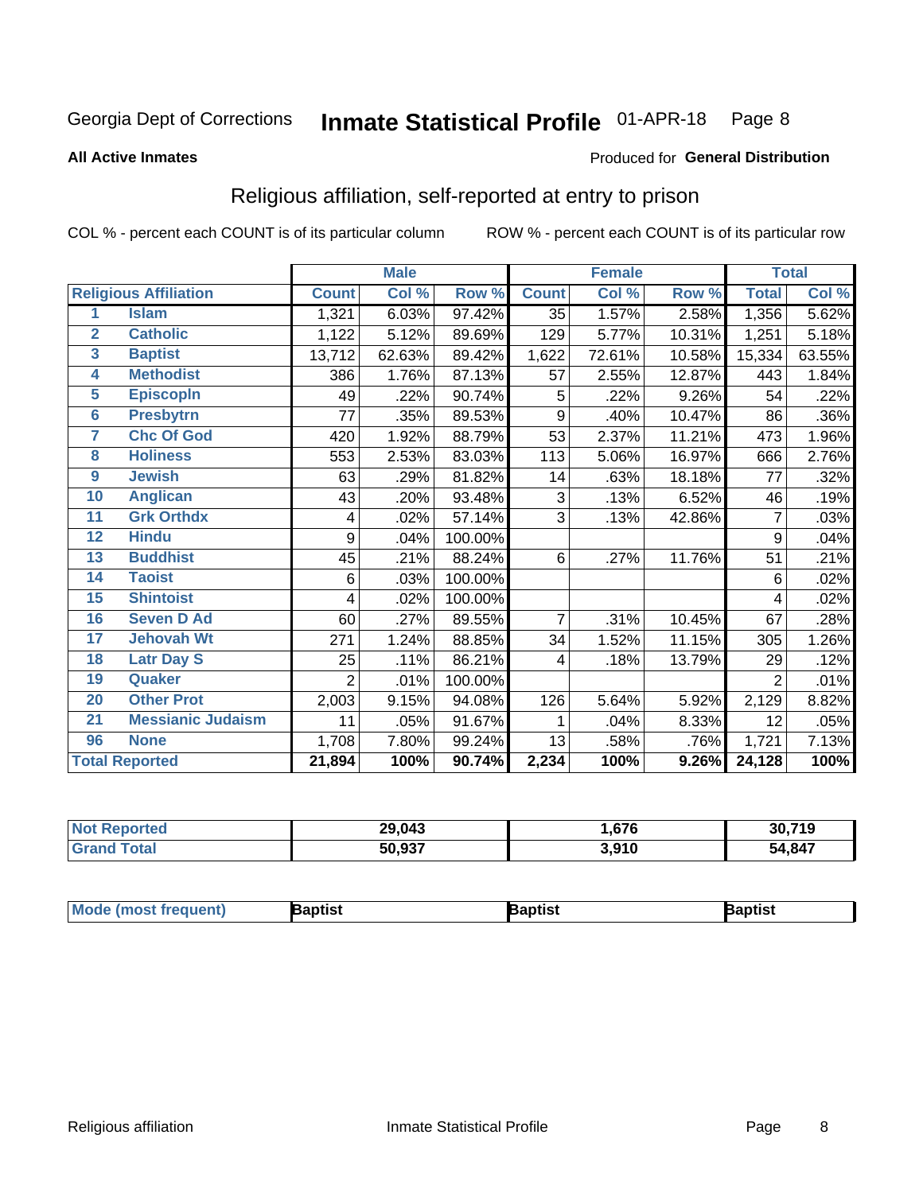Georgia Dept of Corrections **Inmate Statistical Profile** 01-APR-18

**All Active Inmates**

Produced for **General Distribution**

## Religious affiliation, self-reported at entry to prison

COL % - percent each COUNT is of its particular column        ROW % - percent each COUNT is of its particular row

| Religious Affiliation | | Male | | | Female | | | Total | |
|---|---|---|---|---|---|---|---|---|---|
| | | Count | Col % | Row % | Count | Col % | Row % | Total | Col % |
| 1 | Islam | 1,321 | 6.03% | 97.42% | 35 | 1.57% | 2.58% | 1,356 | 5.62% |
| 2 | Catholic | 1,122 | 5.12% | 89.69% | 129 | 5.77% | 10.31% | 1,251 | 5.18% |
| 3 | Baptist | 13,712 | 62.63% | 89.42% | 1,622 | 72.61% | 10.58% | 15,334 | 63.55% |
| 4 | Methodist | 386 | 1.76% | 87.13% | 57 | 2.55% | 12.87% | 443 | 1.84% |
| 5 | Episcopln | 49 | .22% | 90.74% | 5 | .22% | 9.26% | 54 | .22% |
| 6 | Presbytrn | 77 | .35% | 89.53% | 9 | .40% | 10.47% | 86 | .36% |
| 7 | Chc Of God | 420 | 1.92% | 88.79% | 53 | 2.37% | 11.21% | 473 | 1.96% |
| 8 | Holiness | 553 | 2.53% | 83.03% | 113 | 5.06% | 16.97% | 666 | 2.76% |
| 9 | Jewish | 63 | .29% | 81.82% | 14 | .63% | 18.18% | 77 | .32% |
| 10 | Anglican | 43 | .20% | 93.48% | 3 | .13% | 6.52% | 46 | .19% |
| 11 | Grk Orthdx | 4 | .02% | 57.14% | 3 | .13% | 42.86% | 7 | .03% |
| 12 | Hindu | 9 | .04% | 100.00% | | | | 9 | .04% |
| 13 | Buddhist | 45 | .21% | 88.24% | 6 | .27% | 11.76% | 51 | .21% |
| 14 | Taoist | 6 | .03% | 100.00% | | | | 6 | .02% |
| 15 | Shintoist | 4 | .02% | 100.00% | | | | 4 | .02% |
| 16 | Seven D Ad | 60 | .27% | 89.55% | 7 | .31% | 10.45% | 67 | .28% |
| 17 | Jehovah Wt | 271 | 1.24% | 88.85% | 34 | 1.52% | 11.15% | 305 | 1.26% |
| 18 | Latr Day S | 25 | .11% | 86.21% | 4 | .18% | 13.79% | 29 | .12% |
| 19 | Quaker | 2 | .01% | 100.00% | | | | 2 | .01% |
| 20 | Other Prot | 2,003 | 9.15% | 94.08% | 126 | 5.64% | 5.92% | 2,129 | 8.82% |
| 21 | Messianic Judaism | 11 | .05% | 91.67% | 1 | .04% | 8.33% | 12 | .05% |
| 96 | None | 1,708 | 7.80% | 99.24% | 13 | .58% | .76% | 1,721 | 7.13% |
| **Total Reported** | | **21,894** | **100%** | **90.74%** | **2,234** | **100%** | **9.26%** | **24,128** | **100%** |

| | Male | Female | Total |
|---|---|---|---|
| Not Reported | **29,043** | **1,676** | **30,719** |
| Grand Total | **50,937** | **3,910** | **54,847** |

| | Male | Female | Total |
|---|---|---|---|
| Mode (most frequent) | **Baptist** | **Baptist** | **Baptist** |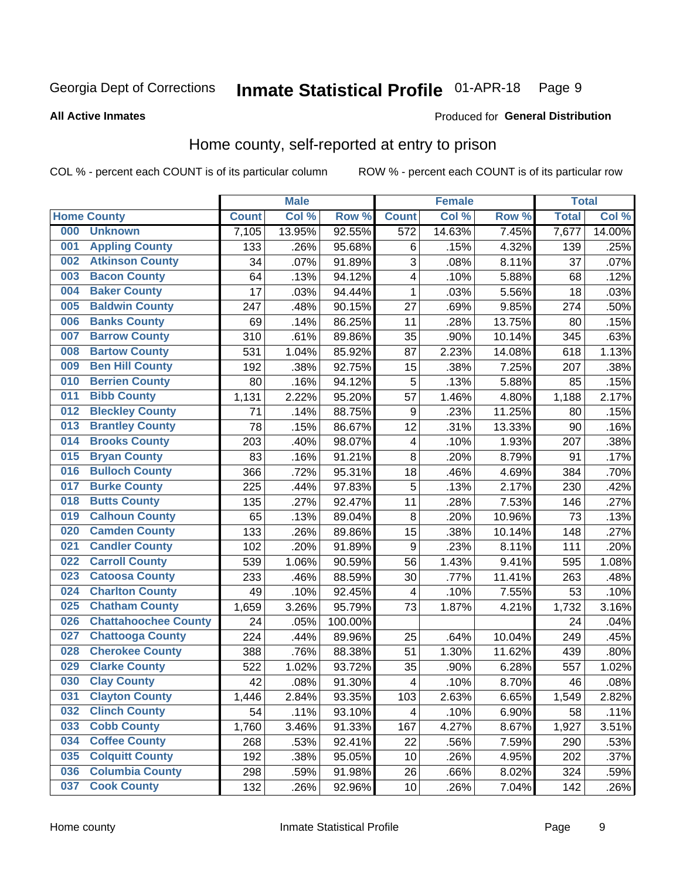Georgia Dept of Corrections **Inmate Statistical Profile** 01-APR-18 Page 9

**All Active Inmates**

Produced for **General Distribution**

## Home county, self-reported at entry to prison

COL % - percent each COUNT is of its particular column ROW % - percent each COUNT is of its particular row

| Home County | | Male | | | Female | | | Total | |
|---|---|---|---|---|---|---|---|---|---|
| | | Count | Col % | Row % | Count | Col % | Row % | Total | Col % |
| 000 | Unknown | 7,105 | 13.95% | 92.55% | 572 | 14.63% | 7.45% | 7,677 | 14.00% |
| 001 | Appling County | 133 | .26% | 95.68% | 6 | .15% | 4.32% | 139 | .25% |
| 002 | Atkinson County | 34 | .07% | 91.89% | 3 | .08% | 8.11% | 37 | .07% |
| 003 | Bacon County | 64 | .13% | 94.12% | 4 | .10% | 5.88% | 68 | .12% |
| 004 | Baker County | 17 | .03% | 94.44% | 1 | .03% | 5.56% | 18 | .03% |
| 005 | Baldwin County | 247 | .48% | 90.15% | 27 | .69% | 9.85% | 274 | .50% |
| 006 | Banks County | 69 | .14% | 86.25% | 11 | .28% | 13.75% | 80 | .15% |
| 007 | Barrow County | 310 | .61% | 89.86% | 35 | .90% | 10.14% | 345 | .63% |
| 008 | Bartow County | 531 | 1.04% | 85.92% | 87 | 2.23% | 14.08% | 618 | 1.13% |
| 009 | Ben Hill County | 192 | .38% | 92.75% | 15 | .38% | 7.25% | 207 | .38% |
| 010 | Berrien County | 80 | .16% | 94.12% | 5 | .13% | 5.88% | 85 | .15% |
| 011 | Bibb County | 1,131 | 2.22% | 95.20% | 57 | 1.46% | 4.80% | 1,188 | 2.17% |
| 012 | Bleckley County | 71 | .14% | 88.75% | 9 | .23% | 11.25% | 80 | .15% |
| 013 | Brantley County | 78 | .15% | 86.67% | 12 | .31% | 13.33% | 90 | .16% |
| 014 | Brooks County | 203 | .40% | 98.07% | 4 | .10% | 1.93% | 207 | .38% |
| 015 | Bryan County | 83 | .16% | 91.21% | 8 | .20% | 8.79% | 91 | .17% |
| 016 | Bulloch County | 366 | .72% | 95.31% | 18 | .46% | 4.69% | 384 | .70% |
| 017 | Burke County | 225 | .44% | 97.83% | 5 | .13% | 2.17% | 230 | .42% |
| 018 | Butts County | 135 | .27% | 92.47% | 11 | .28% | 7.53% | 146 | .27% |
| 019 | Calhoun County | 65 | .13% | 89.04% | 8 | .20% | 10.96% | 73 | .13% |
| 020 | Camden County | 133 | .26% | 89.86% | 15 | .38% | 10.14% | 148 | .27% |
| 021 | Candler County | 102 | .20% | 91.89% | 9 | .23% | 8.11% | 111 | .20% |
| 022 | Carroll County | 539 | 1.06% | 90.59% | 56 | 1.43% | 9.41% | 595 | 1.08% |
| 023 | Catoosa County | 233 | .46% | 88.59% | 30 | .77% | 11.41% | 263 | .48% |
| 024 | Charlton County | 49 | .10% | 92.45% | 4 | .10% | 7.55% | 53 | .10% |
| 025 | Chatham County | 1,659 | 3.26% | 95.79% | 73 | 1.87% | 4.21% | 1,732 | 3.16% |
| 026 | Chattahoochee County | 24 | .05% | 100.00% | | | | 24 | .04% |
| 027 | Chattooga County | 224 | .44% | 89.96% | 25 | .64% | 10.04% | 249 | .45% |
| 028 | Cherokee County | 388 | .76% | 88.38% | 51 | 1.30% | 11.62% | 439 | .80% |
| 029 | Clarke County | 522 | 1.02% | 93.72% | 35 | .90% | 6.28% | 557 | 1.02% |
| 030 | Clay County | 42 | .08% | 91.30% | 4 | .10% | 8.70% | 46 | .08% |
| 031 | Clayton County | 1,446 | 2.84% | 93.35% | 103 | 2.63% | 6.65% | 1,549 | 2.82% |
| 032 | Clinch County | 54 | .11% | 93.10% | 4 | .10% | 6.90% | 58 | .11% |
| 033 | Cobb County | 1,760 | 3.46% | 91.33% | 167 | 4.27% | 8.67% | 1,927 | 3.51% |
| 034 | Coffee County | 268 | .53% | 92.41% | 22 | .56% | 7.59% | 290 | .53% |
| 035 | Colquitt County | 192 | .38% | 95.05% | 10 | .26% | 4.95% | 202 | .37% |
| 036 | Columbia County | 298 | .59% | 91.98% | 26 | .66% | 8.02% | 324 | .59% |
| 037 | Cook County | 132 | .26% | 92.96% | 10 | .26% | 7.04% | 142 | .26% |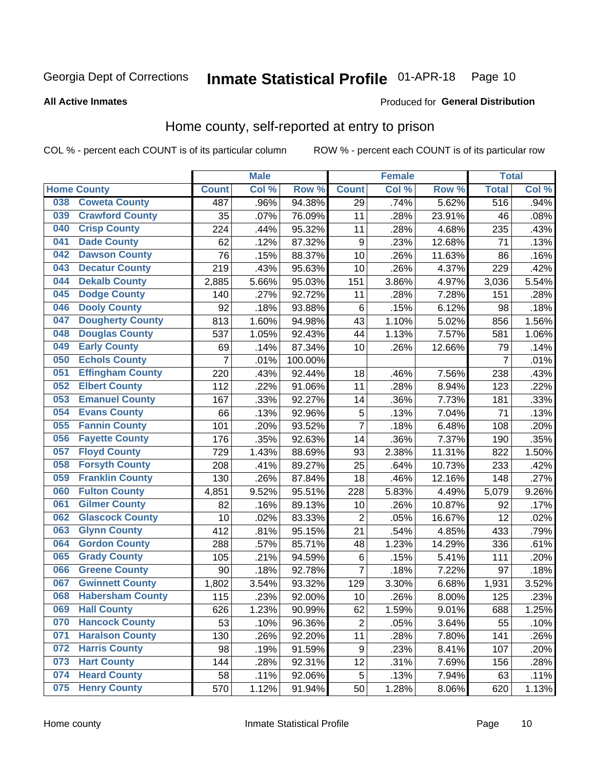Georgia Dept of Corrections **Inmate Statistical Profile** 01-APR-18 Page 10

**All Active Inmates**

Produced for **General Distribution**

## Home county, self-reported at entry to prison

COL % - percent each COUNT is of its particular column ROW % - percent each COUNT is of its particular row

| Home County | | Male | | | Female | | | Total | |
|---|---|---|---|---|---|---|---|---|---|
| | | Count | Col % | Row % | Count | Col % | Row % | Total | Col % |
| 038 | Coweta County | 487 | .96% | 94.38% | 29 | .74% | 5.62% | 516 | .94% |
| 039 | Crawford County | 35 | .07% | 76.09% | 11 | .28% | 23.91% | 46 | .08% |
| 040 | Crisp County | 224 | .44% | 95.32% | 11 | .28% | 4.68% | 235 | .43% |
| 041 | Dade County | 62 | .12% | 87.32% | 9 | .23% | 12.68% | 71 | .13% |
| 042 | Dawson County | 76 | .15% | 88.37% | 10 | .26% | 11.63% | 86 | .16% |
| 043 | Decatur County | 219 | .43% | 95.63% | 10 | .26% | 4.37% | 229 | .42% |
| 044 | Dekalb County | 2,885 | 5.66% | 95.03% | 151 | 3.86% | 4.97% | 3,036 | 5.54% |
| 045 | Dodge County | 140 | .27% | 92.72% | 11 | .28% | 7.28% | 151 | .28% |
| 046 | Dooly County | 92 | .18% | 93.88% | 6 | .15% | 6.12% | 98 | .18% |
| 047 | Dougherty County | 813 | 1.60% | 94.98% | 43 | 1.10% | 5.02% | 856 | 1.56% |
| 048 | Douglas County | 537 | 1.05% | 92.43% | 44 | 1.13% | 7.57% | 581 | 1.06% |
| 049 | Early County | 69 | .14% | 87.34% | 10 | .26% | 12.66% | 79 | .14% |
| 050 | Echols County | 7 | .01% | 100.00% | | | | 7 | .01% |
| 051 | Effingham County | 220 | .43% | 92.44% | 18 | .46% | 7.56% | 238 | .43% |
| 052 | Elbert County | 112 | .22% | 91.06% | 11 | .28% | 8.94% | 123 | .22% |
| 053 | Emanuel County | 167 | .33% | 92.27% | 14 | .36% | 7.73% | 181 | .33% |
| 054 | Evans County | 66 | .13% | 92.96% | 5 | .13% | 7.04% | 71 | .13% |
| 055 | Fannin County | 101 | .20% | 93.52% | 7 | .18% | 6.48% | 108 | .20% |
| 056 | Fayette County | 176 | .35% | 92.63% | 14 | .36% | 7.37% | 190 | .35% |
| 057 | Floyd County | 729 | 1.43% | 88.69% | 93 | 2.38% | 11.31% | 822 | 1.50% |
| 058 | Forsyth County | 208 | .41% | 89.27% | 25 | .64% | 10.73% | 233 | .42% |
| 059 | Franklin County | 130 | .26% | 87.84% | 18 | .46% | 12.16% | 148 | .27% |
| 060 | Fulton County | 4,851 | 9.52% | 95.51% | 228 | 5.83% | 4.49% | 5,079 | 9.26% |
| 061 | Gilmer County | 82 | .16% | 89.13% | 10 | .26% | 10.87% | 92 | .17% |
| 062 | Glascock County | 10 | .02% | 83.33% | 2 | .05% | 16.67% | 12 | .02% |
| 063 | Glynn County | 412 | .81% | 95.15% | 21 | .54% | 4.85% | 433 | .79% |
| 064 | Gordon County | 288 | .57% | 85.71% | 48 | 1.23% | 14.29% | 336 | .61% |
| 065 | Grady County | 105 | .21% | 94.59% | 6 | .15% | 5.41% | 111 | .20% |
| 066 | Greene County | 90 | .18% | 92.78% | 7 | .18% | 7.22% | 97 | .18% |
| 067 | Gwinnett County | 1,802 | 3.54% | 93.32% | 129 | 3.30% | 6.68% | 1,931 | 3.52% |
| 068 | Habersham County | 115 | .23% | 92.00% | 10 | .26% | 8.00% | 125 | .23% |
| 069 | Hall County | 626 | 1.23% | 90.99% | 62 | 1.59% | 9.01% | 688 | 1.25% |
| 070 | Hancock County | 53 | .10% | 96.36% | 2 | .05% | 3.64% | 55 | .10% |
| 071 | Haralson County | 130 | .26% | 92.20% | 11 | .28% | 7.80% | 141 | .26% |
| 072 | Harris County | 98 | .19% | 91.59% | 9 | .23% | 8.41% | 107 | .20% |
| 073 | Hart County | 144 | .28% | 92.31% | 12 | .31% | 7.69% | 156 | .28% |
| 074 | Heard County | 58 | .11% | 92.06% | 5 | .13% | 7.94% | 63 | .11% |
| 075 | Henry County | 570 | 1.12% | 91.94% | 50 | 1.28% | 8.06% | 620 | 1.13% |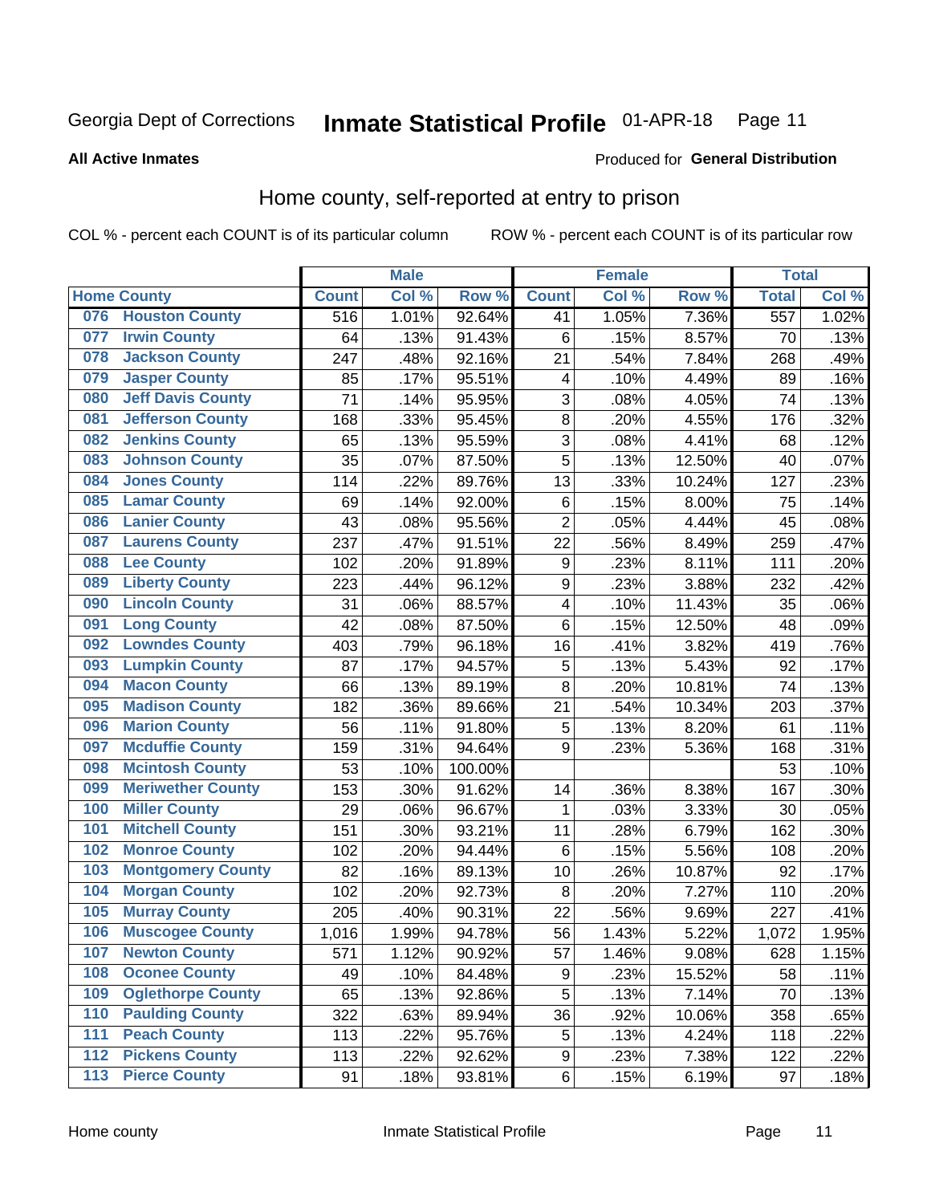Georgia Dept of Corrections **Inmate Statistical Profile** 01-APR-18

**All Active Inmates**

Produced for **General Distribution**

## Home county, self-reported at entry to prison

COL % - percent each COUNT is of its particular column ROW % - percent each COUNT is of its particular row

| Home County | | Male | | | Female | | | Total | |
|---|---|---|---|---|---|---|---|---|---|
| | | Count | Col % | Row % | Count | Col % | Row % | Total | Col % |
| 076 | Houston County | 516 | 1.01% | 92.64% | 41 | 1.05% | 7.36% | 557 | 1.02% |
| 077 | Irwin County | 64 | .13% | 91.43% | 6 | .15% | 8.57% | 70 | .13% |
| 078 | Jackson County | 247 | .48% | 92.16% | 21 | .54% | 7.84% | 268 | .49% |
| 079 | Jasper County | 85 | .17% | 95.51% | 4 | .10% | 4.49% | 89 | .16% |
| 080 | Jeff Davis County | 71 | .14% | 95.95% | 3 | .08% | 4.05% | 74 | .13% |
| 081 | Jefferson County | 168 | .33% | 95.45% | 8 | .20% | 4.55% | 176 | .32% |
| 082 | Jenkins County | 65 | .13% | 95.59% | 3 | .08% | 4.41% | 68 | .12% |
| 083 | Johnson County | 35 | .07% | 87.50% | 5 | .13% | 12.50% | 40 | .07% |
| 084 | Jones County | 114 | .22% | 89.76% | 13 | .33% | 10.24% | 127 | .23% |
| 085 | Lamar County | 69 | .14% | 92.00% | 6 | .15% | 8.00% | 75 | .14% |
| 086 | Lanier County | 43 | .08% | 95.56% | 2 | .05% | 4.44% | 45 | .08% |
| 087 | Laurens County | 237 | .47% | 91.51% | 22 | .56% | 8.49% | 259 | .47% |
| 088 | Lee County | 102 | .20% | 91.89% | 9 | .23% | 8.11% | 111 | .20% |
| 089 | Liberty County | 223 | .44% | 96.12% | 9 | .23% | 3.88% | 232 | .42% |
| 090 | Lincoln County | 31 | .06% | 88.57% | 4 | .10% | 11.43% | 35 | .06% |
| 091 | Long County | 42 | .08% | 87.50% | 6 | .15% | 12.50% | 48 | .09% |
| 092 | Lowndes County | 403 | .79% | 96.18% | 16 | .41% | 3.82% | 419 | .76% |
| 093 | Lumpkin County | 87 | .17% | 94.57% | 5 | .13% | 5.43% | 92 | .17% |
| 094 | Macon County | 66 | .13% | 89.19% | 8 | .20% | 10.81% | 74 | .13% |
| 095 | Madison County | 182 | .36% | 89.66% | 21 | .54% | 10.34% | 203 | .37% |
| 096 | Marion County | 56 | .11% | 91.80% | 5 | .13% | 8.20% | 61 | .11% |
| 097 | Mcduffie County | 159 | .31% | 94.64% | 9 | .23% | 5.36% | 168 | .31% |
| 098 | Mcintosh County | 53 | .10% | 100.00% | | | | 53 | .10% |
| 099 | Meriwether County | 153 | .30% | 91.62% | 14 | .36% | 8.38% | 167 | .30% |
| 100 | Miller County | 29 | .06% | 96.67% | 1 | .03% | 3.33% | 30 | .05% |
| 101 | Mitchell County | 151 | .30% | 93.21% | 11 | .28% | 6.79% | 162 | .30% |
| 102 | Monroe County | 102 | .20% | 94.44% | 6 | .15% | 5.56% | 108 | .20% |
| 103 | Montgomery County | 82 | .16% | 89.13% | 10 | .26% | 10.87% | 92 | .17% |
| 104 | Morgan County | 102 | .20% | 92.73% | 8 | .20% | 7.27% | 110 | .20% |
| 105 | Murray County | 205 | .40% | 90.31% | 22 | .56% | 9.69% | 227 | .41% |
| 106 | Muscogee County | 1,016 | 1.99% | 94.78% | 56 | 1.43% | 5.22% | 1,072 | 1.95% |
| 107 | Newton County | 571 | 1.12% | 90.92% | 57 | 1.46% | 9.08% | 628 | 1.15% |
| 108 | Oconee County | 49 | .10% | 84.48% | 9 | .23% | 15.52% | 58 | .11% |
| 109 | Oglethorpe County | 65 | .13% | 92.86% | 5 | .13% | 7.14% | 70 | .13% |
| 110 | Paulding County | 322 | .63% | 89.94% | 36 | .92% | 10.06% | 358 | .65% |
| 111 | Peach County | 113 | .22% | 95.76% | 5 | .13% | 4.24% | 118 | .22% |
| 112 | Pickens County | 113 | .22% | 92.62% | 9 | .23% | 7.38% | 122 | .22% |
| 113 | Pierce County | 91 | .18% | 93.81% | 6 | .15% | 6.19% | 97 | .18% |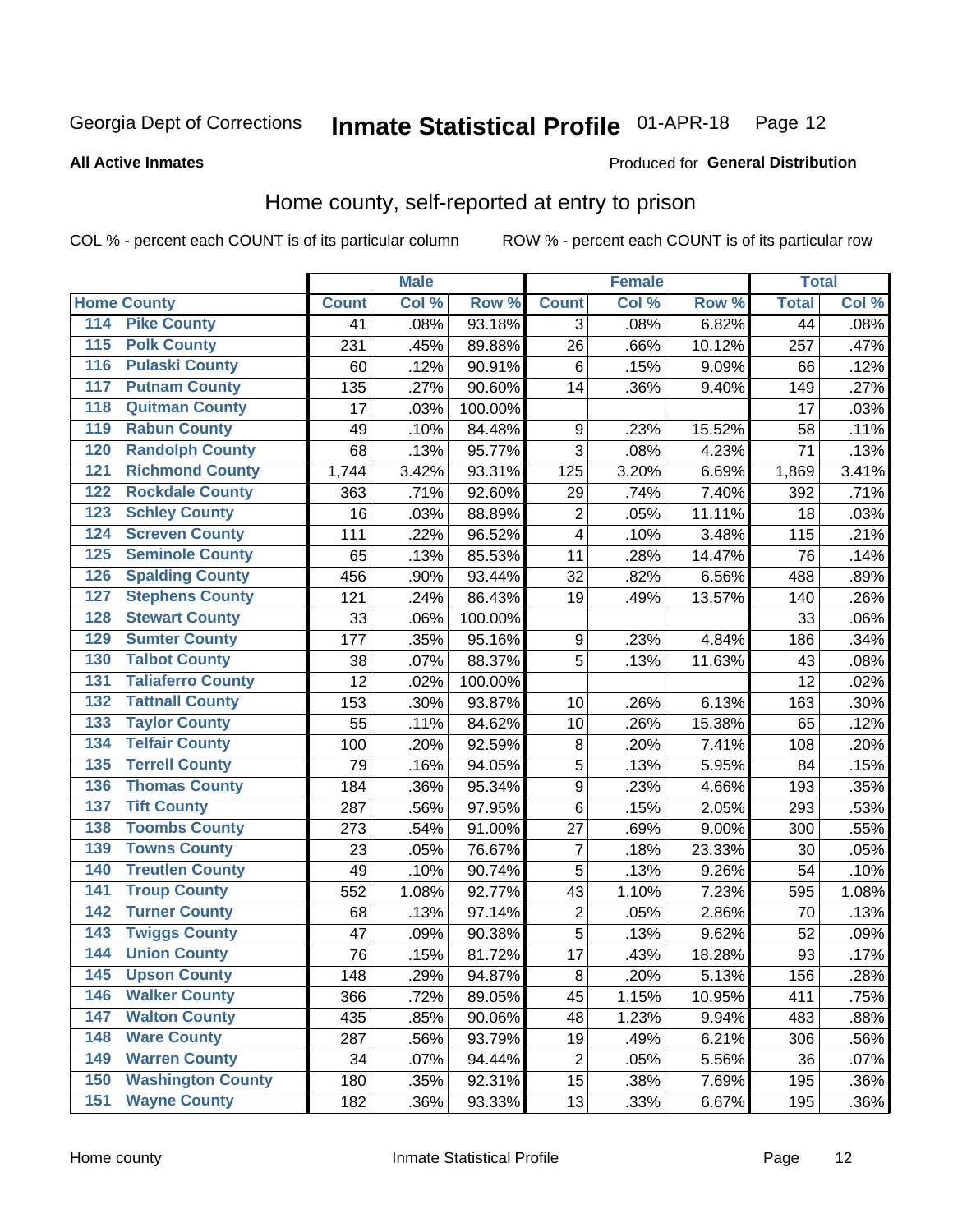Georgia Dept of Corrections **Inmate Statistical Profile** 01-APR-18 Page 12

**All Active Inmates**

Produced for **General Distribution**

## Home county, self-reported at entry to prison

COL % - percent each COUNT is of its particular column ROW % - percent each COUNT is of its particular row

| Home County | | Male | | | Female | | | Total | |
|---|---|---|---|---|---|---|---|---|---|
| | | Count | Col % | Row % | Count | Col % | Row % | Total | Col % |
| 114 | Pike County | 41 | .08% | 93.18% | 3 | .08% | 6.82% | 44 | .08% |
| 115 | Polk County | 231 | .45% | 89.88% | 26 | .66% | 10.12% | 257 | .47% |
| 116 | Pulaski County | 60 | .12% | 90.91% | 6 | .15% | 9.09% | 66 | .12% |
| 117 | Putnam County | 135 | .27% | 90.60% | 14 | .36% | 9.40% | 149 | .27% |
| 118 | Quitman County | 17 | .03% | 100.00% | | | | 17 | .03% |
| 119 | Rabun County | 49 | .10% | 84.48% | 9 | .23% | 15.52% | 58 | .11% |
| 120 | Randolph County | 68 | .13% | 95.77% | 3 | .08% | 4.23% | 71 | .13% |
| 121 | Richmond County | 1,744 | 3.42% | 93.31% | 125 | 3.20% | 6.69% | 1,869 | 3.41% |
| 122 | Rockdale County | 363 | .71% | 92.60% | 29 | .74% | 7.40% | 392 | .71% |
| 123 | Schley County | 16 | .03% | 88.89% | 2 | .05% | 11.11% | 18 | .03% |
| 124 | Screven County | 111 | .22% | 96.52% | 4 | .10% | 3.48% | 115 | .21% |
| 125 | Seminole County | 65 | .13% | 85.53% | 11 | .28% | 14.47% | 76 | .14% |
| 126 | Spalding County | 456 | .90% | 93.44% | 32 | .82% | 6.56% | 488 | .89% |
| 127 | Stephens County | 121 | .24% | 86.43% | 19 | .49% | 13.57% | 140 | .26% |
| 128 | Stewart County | 33 | .06% | 100.00% | | | | 33 | .06% |
| 129 | Sumter County | 177 | .35% | 95.16% | 9 | .23% | 4.84% | 186 | .34% |
| 130 | Talbot County | 38 | .07% | 88.37% | 5 | .13% | 11.63% | 43 | .08% |
| 131 | Taliaferro County | 12 | .02% | 100.00% | | | | 12 | .02% |
| 132 | Tattnall County | 153 | .30% | 93.87% | 10 | .26% | 6.13% | 163 | .30% |
| 133 | Taylor County | 55 | .11% | 84.62% | 10 | .26% | 15.38% | 65 | .12% |
| 134 | Telfair County | 100 | .20% | 92.59% | 8 | .20% | 7.41% | 108 | .20% |
| 135 | Terrell County | 79 | .16% | 94.05% | 5 | .13% | 5.95% | 84 | .15% |
| 136 | Thomas County | 184 | .36% | 95.34% | 9 | .23% | 4.66% | 193 | .35% |
| 137 | Tift County | 287 | .56% | 97.95% | 6 | .15% | 2.05% | 293 | .53% |
| 138 | Toombs County | 273 | .54% | 91.00% | 27 | .69% | 9.00% | 300 | .55% |
| 139 | Towns County | 23 | .05% | 76.67% | 7 | .18% | 23.33% | 30 | .05% |
| 140 | Treutlen County | 49 | .10% | 90.74% | 5 | .13% | 9.26% | 54 | .10% |
| 141 | Troup County | 552 | 1.08% | 92.77% | 43 | 1.10% | 7.23% | 595 | 1.08% |
| 142 | Turner County | 68 | .13% | 97.14% | 2 | .05% | 2.86% | 70 | .13% |
| 143 | Twiggs County | 47 | .09% | 90.38% | 5 | .13% | 9.62% | 52 | .09% |
| 144 | Union County | 76 | .15% | 81.72% | 17 | .43% | 18.28% | 93 | .17% |
| 145 | Upson County | 148 | .29% | 94.87% | 8 | .20% | 5.13% | 156 | .28% |
| 146 | Walker County | 366 | .72% | 89.05% | 45 | 1.15% | 10.95% | 411 | .75% |
| 147 | Walton County | 435 | .85% | 90.06% | 48 | 1.23% | 9.94% | 483 | .88% |
| 148 | Ware County | 287 | .56% | 93.79% | 19 | .49% | 6.21% | 306 | .56% |
| 149 | Warren County | 34 | .07% | 94.44% | 2 | .05% | 5.56% | 36 | .07% |
| 150 | Washington County | 180 | .35% | 92.31% | 15 | .38% | 7.69% | 195 | .36% |
| 151 | Wayne County | 182 | .36% | 93.33% | 13 | .33% | 6.67% | 195 | .36% |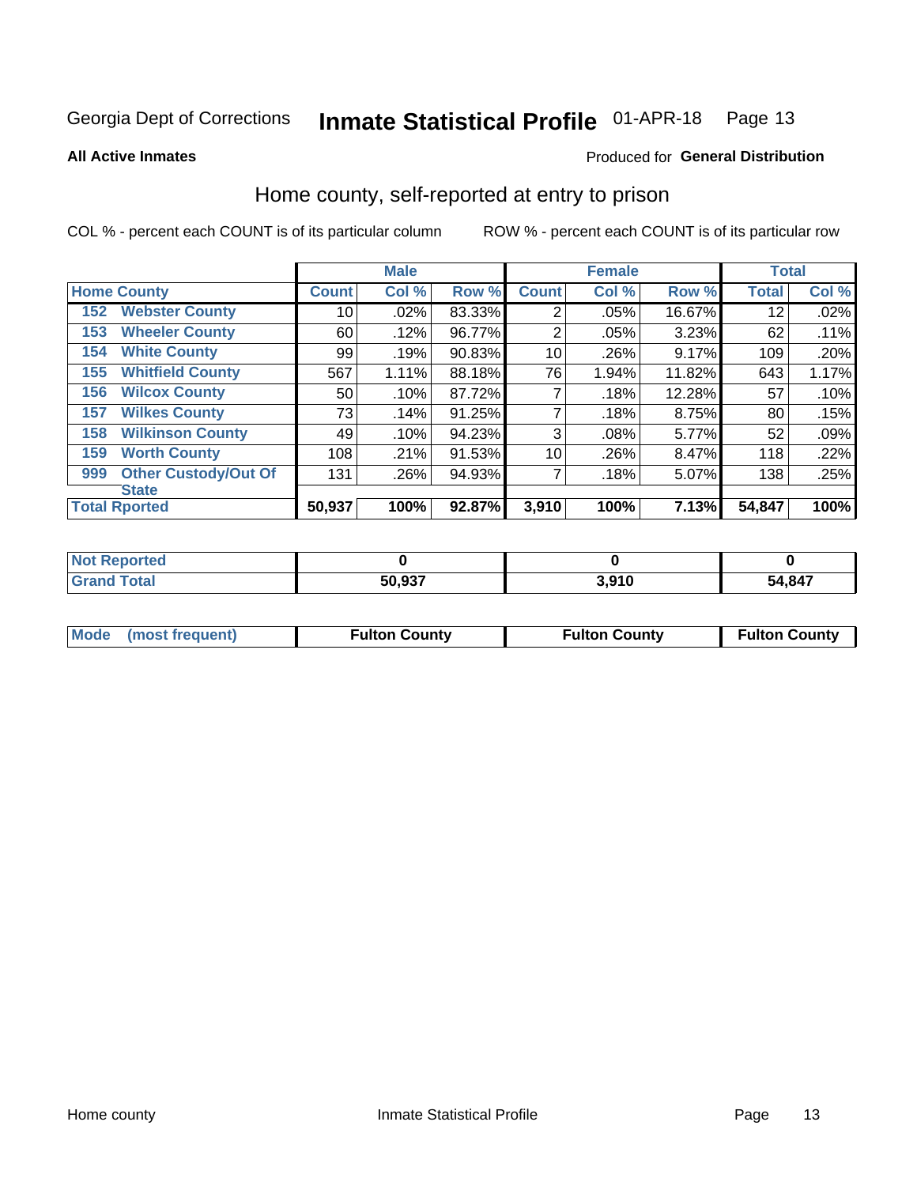Georgia Dept of Corrections **Inmate Statistical Profile** 01-APR-18

**All Active Inmates**

Produced for **General Distribution**

## Home county, self-reported at entry to prison

COL % - percent each COUNT is of its particular column

ROW % - percent each COUNT is of its particular row

| Home County | | Male | | | Female | | | Total | |
|---|---|---|---|---|---|---|---|---|---|
| | | Count | Col % | Row % | Count | Col % | Row % | Total | Col % |
| 152 | Webster County | 10 | .02% | 83.33% | 2 | .05% | 16.67% | 12 | .02% |
| 153 | Wheeler County | 60 | .12% | 96.77% | 2 | .05% | 3.23% | 62 | .11% |
| 154 | White County | 99 | .19% | 90.83% | 10 | .26% | 9.17% | 109 | .20% |
| 155 | Whitfield County | 567 | 1.11% | 88.18% | 76 | 1.94% | 11.82% | 643 | 1.17% |
| 156 | Wilcox County | 50 | .10% | 87.72% | 7 | .18% | 12.28% | 57 | .10% |
| 157 | Wilkes County | 73 | .14% | 91.25% | 7 | .18% | 8.75% | 80 | .15% |
| 158 | Wilkinson County | 49 | .10% | 94.23% | 3 | .08% | 5.77% | 52 | .09% |
| 159 | Worth County | 108 | .21% | 91.53% | 10 | .26% | 8.47% | 118 | .22% |
| 999 | Other Custody/Out Of State | 131 | .26% | 94.93% | 7 | .18% | 5.07% | 138 | .25% |
| **Total Rported** | | **50,937** | **100%** | **92.87%** | **3,910** | **100%** | **7.13%** | **54,847** | **100%** |

| | Male | Female | Total |
|---|---|---|---|
| Not Reported | 0 | 0 | 0 |
| Grand Total | 50,937 | 3,910 | 54,847 |

| | Male | Female | Total |
|---|---|---|---|
| Mode (most frequent) | Fulton County | Fulton County | Fulton County |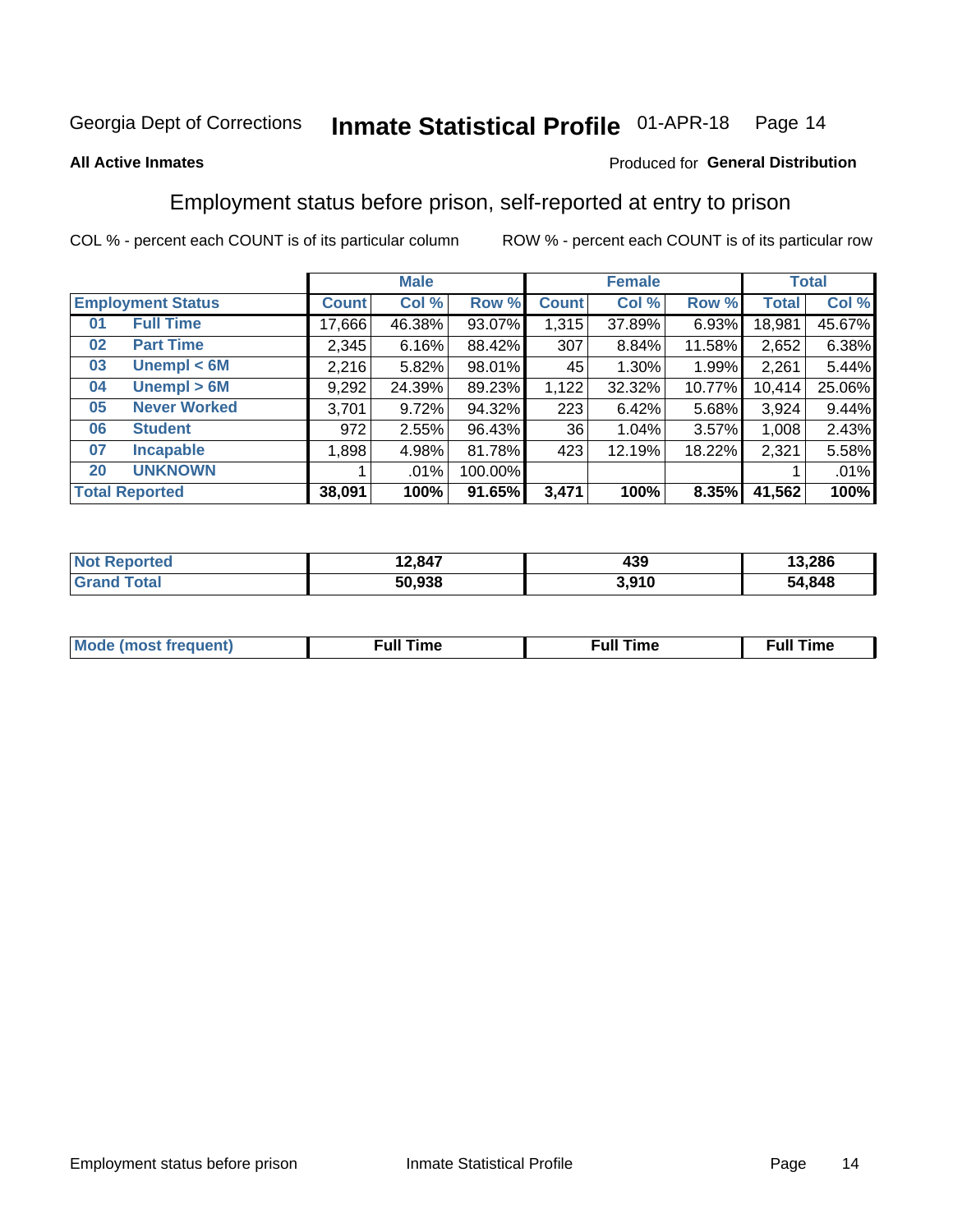Georgia Dept of Corrections **Inmate Statistical Profile** 01-APR-18

**All Active Inmates**

Produced for **General Distribution**

## Employment status before prison, self-reported at entry to prison

COL % - percent each COUNT is of its particular column ROW % - percent each COUNT is of its particular row

| Employment Status | | Male | | | Female | | | Total | |
|---|---|---|---|---|---|---|---|---|---|
| | | Count | Col % | Row % | Count | Col % | Row % | Total | Col % |
| 01 | Full Time | 17,666 | 46.38% | 93.07% | 1,315 | 37.89% | 6.93% | 18,981 | 45.67% |
| 02 | Part Time | 2,345 | 6.16% | 88.42% | 307 | 8.84% | 11.58% | 2,652 | 6.38% |
| 03 | Unempl < 6M | 2,216 | 5.82% | 98.01% | 45 | 1.30% | 1.99% | 2,261 | 5.44% |
| 04 | Unempl > 6M | 9,292 | 24.39% | 89.23% | 1,122 | 32.32% | 10.77% | 10,414 | 25.06% |
| 05 | Never Worked | 3,701 | 9.72% | 94.32% | 223 | 6.42% | 5.68% | 3,924 | 9.44% |
| 06 | Student | 972 | 2.55% | 96.43% | 36 | 1.04% | 3.57% | 1,008 | 2.43% |
| 07 | Incapable | 1,898 | 4.98% | 81.78% | 423 | 12.19% | 18.22% | 2,321 | 5.58% |
| 20 | UNKNOWN | 1 | .01% | 100.00% | | | | 1 | .01% |
| **Total Reported** | | **38,091** | **100%** | **91.65%** | **3,471** | **100%** | **8.35%** | **41,562** | **100%** |

| | Male | Female | Total |
|---|---|---|---|
| Not Reported | **12,847** | **439** | **13,286** |
| Grand Total | **50,938** | **3,910** | **54,848** |

| | Male | Female | Total |
|---|---|---|---|
| Mode (most frequent) | **Full Time** | **Full Time** | **Full Time** |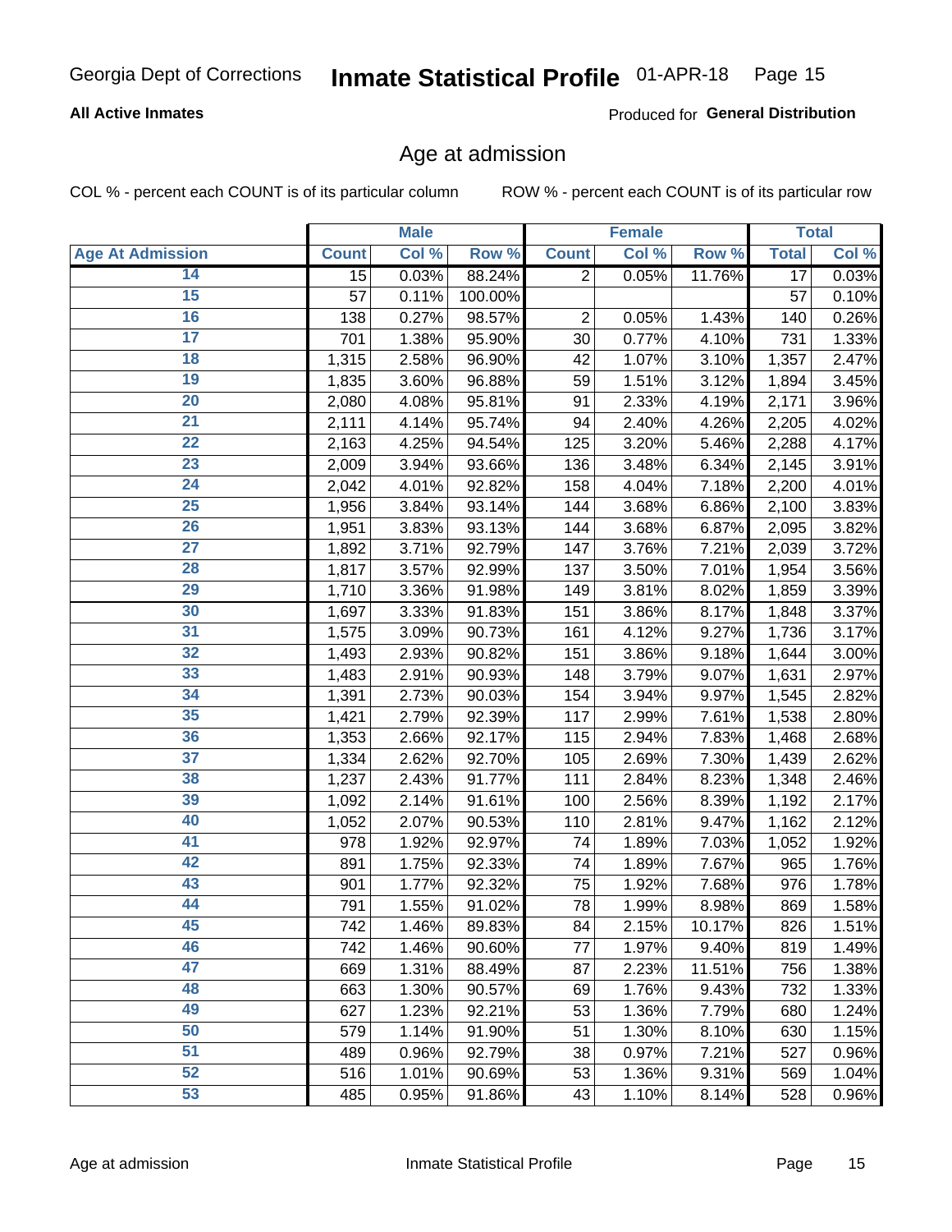Georgia Dept of Corrections **Inmate Statistical Profile** 01-APR-18

**All Active Inmates**

Produced for **General Distribution**

## Age at admission

COL % - percent each COUNT is of its particular column ROW % - percent each COUNT is of its particular row

| | Male | | | Female | | | Total | |
|---|---|---|---|---|---|---|---|---|
| **Age At Admission** | **Count** | **Col %** | **Row %** | **Count** | **Col %** | **Row %** | **Total** | **Col %** |
| 14 | 15 | 0.03% | 88.24% | 2 | 0.05% | 11.76% | 17 | 0.03% |
| 15 | 57 | 0.11% | 100.00% | | | | 57 | 0.10% |
| 16 | 138 | 0.27% | 98.57% | 2 | 0.05% | 1.43% | 140 | 0.26% |
| 17 | 701 | 1.38% | 95.90% | 30 | 0.77% | 4.10% | 731 | 1.33% |
| 18 | 1,315 | 2.58% | 96.90% | 42 | 1.07% | 3.10% | 1,357 | 2.47% |
| 19 | 1,835 | 3.60% | 96.88% | 59 | 1.51% | 3.12% | 1,894 | 3.45% |
| 20 | 2,080 | 4.08% | 95.81% | 91 | 2.33% | 4.19% | 2,171 | 3.96% |
| 21 | 2,111 | 4.14% | 95.74% | 94 | 2.40% | 4.26% | 2,205 | 4.02% |
| 22 | 2,163 | 4.25% | 94.54% | 125 | 3.20% | 5.46% | 2,288 | 4.17% |
| 23 | 2,009 | 3.94% | 93.66% | 136 | 3.48% | 6.34% | 2,145 | 3.91% |
| 24 | 2,042 | 4.01% | 92.82% | 158 | 4.04% | 7.18% | 2,200 | 4.01% |
| 25 | 1,956 | 3.84% | 93.14% | 144 | 3.68% | 6.86% | 2,100 | 3.83% |
| 26 | 1,951 | 3.83% | 93.13% | 144 | 3.68% | 6.87% | 2,095 | 3.82% |
| 27 | 1,892 | 3.71% | 92.79% | 147 | 3.76% | 7.21% | 2,039 | 3.72% |
| 28 | 1,817 | 3.57% | 92.99% | 137 | 3.50% | 7.01% | 1,954 | 3.56% |
| 29 | 1,710 | 3.36% | 91.98% | 149 | 3.81% | 8.02% | 1,859 | 3.39% |
| 30 | 1,697 | 3.33% | 91.83% | 151 | 3.86% | 8.17% | 1,848 | 3.37% |
| 31 | 1,575 | 3.09% | 90.73% | 161 | 4.12% | 9.27% | 1,736 | 3.17% |
| 32 | 1,493 | 2.93% | 90.82% | 151 | 3.86% | 9.18% | 1,644 | 3.00% |
| 33 | 1,483 | 2.91% | 90.93% | 148 | 3.79% | 9.07% | 1,631 | 2.97% |
| 34 | 1,391 | 2.73% | 90.03% | 154 | 3.94% | 9.97% | 1,545 | 2.82% |
| 35 | 1,421 | 2.79% | 92.39% | 117 | 2.99% | 7.61% | 1,538 | 2.80% |
| 36 | 1,353 | 2.66% | 92.17% | 115 | 2.94% | 7.83% | 1,468 | 2.68% |
| 37 | 1,334 | 2.62% | 92.70% | 105 | 2.69% | 7.30% | 1,439 | 2.62% |
| 38 | 1,237 | 2.43% | 91.77% | 111 | 2.84% | 8.23% | 1,348 | 2.46% |
| 39 | 1,092 | 2.14% | 91.61% | 100 | 2.56% | 8.39% | 1,192 | 2.17% |
| 40 | 1,052 | 2.07% | 90.53% | 110 | 2.81% | 9.47% | 1,162 | 2.12% |
| 41 | 978 | 1.92% | 92.97% | 74 | 1.89% | 7.03% | 1,052 | 1.92% |
| 42 | 891 | 1.75% | 92.33% | 74 | 1.89% | 7.67% | 965 | 1.76% |
| 43 | 901 | 1.77% | 92.32% | 75 | 1.92% | 7.68% | 976 | 1.78% |
| 44 | 791 | 1.55% | 91.02% | 78 | 1.99% | 8.98% | 869 | 1.58% |
| 45 | 742 | 1.46% | 89.83% | 84 | 2.15% | 10.17% | 826 | 1.51% |
| 46 | 742 | 1.46% | 90.60% | 77 | 1.97% | 9.40% | 819 | 1.49% |
| 47 | 669 | 1.31% | 88.49% | 87 | 2.23% | 11.51% | 756 | 1.38% |
| 48 | 663 | 1.30% | 90.57% | 69 | 1.76% | 9.43% | 732 | 1.33% |
| 49 | 627 | 1.23% | 92.21% | 53 | 1.36% | 7.79% | 680 | 1.24% |
| 50 | 579 | 1.14% | 91.90% | 51 | 1.30% | 8.10% | 630 | 1.15% |
| 51 | 489 | 0.96% | 92.79% | 38 | 0.97% | 7.21% | 527 | 0.96% |
| 52 | 516 | 1.01% | 90.69% | 53 | 1.36% | 9.31% | 569 | 1.04% |
| 53 | 485 | 0.95% | 91.86% | 43 | 1.10% | 8.14% | 528 | 0.96% |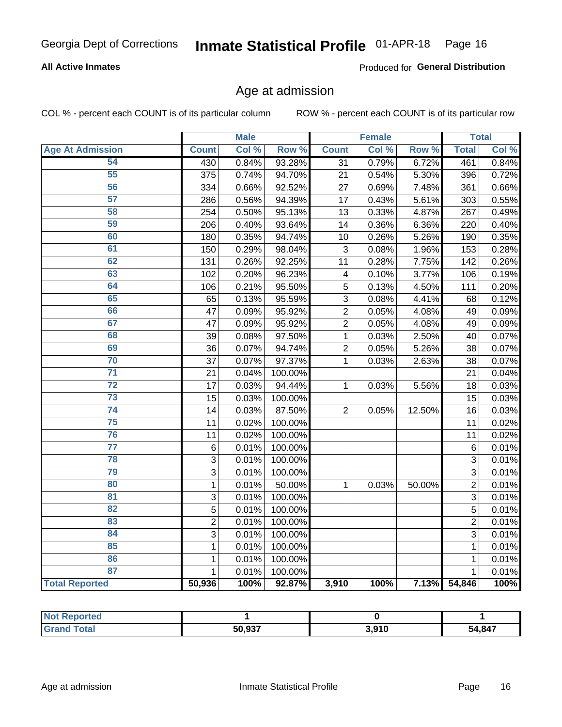Georgia Dept of Corrections **Inmate Statistical Profile** 01-APR-18

**All Active Inmates**

Produced for **General Distribution**

## Age at admission

COL % - percent each COUNT is of its particular column ROW % - percent each COUNT is of its particular row

| | Male | | | Female | | | Total | |
|---|---|---|---|---|---|---|---|---|
| **Age At Admission** | **Count** | **Col %** | **Row %** | **Count** | **Col %** | **Row %** | **Total** | **Col %** |
| 54 | 430 | 0.84% | 93.28% | 31 | 0.79% | 6.72% | 461 | 0.84% |
| 55 | 375 | 0.74% | 94.70% | 21 | 0.54% | 5.30% | 396 | 0.72% |
| 56 | 334 | 0.66% | 92.52% | 27 | 0.69% | 7.48% | 361 | 0.66% |
| 57 | 286 | 0.56% | 94.39% | 17 | 0.43% | 5.61% | 303 | 0.55% |
| 58 | 254 | 0.50% | 95.13% | 13 | 0.33% | 4.87% | 267 | 0.49% |
| 59 | 206 | 0.40% | 93.64% | 14 | 0.36% | 6.36% | 220 | 0.40% |
| 60 | 180 | 0.35% | 94.74% | 10 | 0.26% | 5.26% | 190 | 0.35% |
| 61 | 150 | 0.29% | 98.04% | 3 | 0.08% | 1.96% | 153 | 0.28% |
| 62 | 131 | 0.26% | 92.25% | 11 | 0.28% | 7.75% | 142 | 0.26% |
| 63 | 102 | 0.20% | 96.23% | 4 | 0.10% | 3.77% | 106 | 0.19% |
| 64 | 106 | 0.21% | 95.50% | 5 | 0.13% | 4.50% | 111 | 0.20% |
| 65 | 65 | 0.13% | 95.59% | 3 | 0.08% | 4.41% | 68 | 0.12% |
| 66 | 47 | 0.09% | 95.92% | 2 | 0.05% | 4.08% | 49 | 0.09% |
| 67 | 47 | 0.09% | 95.92% | 2 | 0.05% | 4.08% | 49 | 0.09% |
| 68 | 39 | 0.08% | 97.50% | 1 | 0.03% | 2.50% | 40 | 0.07% |
| 69 | 36 | 0.07% | 94.74% | 2 | 0.05% | 5.26% | 38 | 0.07% |
| 70 | 37 | 0.07% | 97.37% | 1 | 0.03% | 2.63% | 38 | 0.07% |
| 71 | 21 | 0.04% | 100.00% | | | | 21 | 0.04% |
| 72 | 17 | 0.03% | 94.44% | 1 | 0.03% | 5.56% | 18 | 0.03% |
| 73 | 15 | 0.03% | 100.00% | | | | 15 | 0.03% |
| 74 | 14 | 0.03% | 87.50% | 2 | 0.05% | 12.50% | 16 | 0.03% |
| 75 | 11 | 0.02% | 100.00% | | | | 11 | 0.02% |
| 76 | 11 | 0.02% | 100.00% | | | | 11 | 0.02% |
| 77 | 6 | 0.01% | 100.00% | | | | 6 | 0.01% |
| 78 | 3 | 0.01% | 100.00% | | | | 3 | 0.01% |
| 79 | 3 | 0.01% | 100.00% | | | | 3 | 0.01% |
| 80 | 1 | 0.01% | 50.00% | 1 | 0.03% | 50.00% | 2 | 0.01% |
| 81 | 3 | 0.01% | 100.00% | | | | 3 | 0.01% |
| 82 | 5 | 0.01% | 100.00% | | | | 5 | 0.01% |
| 83 | 2 | 0.01% | 100.00% | | | | 2 | 0.01% |
| 84 | 3 | 0.01% | 100.00% | | | | 3 | 0.01% |
| 85 | 1 | 0.01% | 100.00% | | | | 1 | 0.01% |
| 86 | 1 | 0.01% | 100.00% | | | | 1 | 0.01% |
| 87 | 1 | 0.01% | 100.00% | | | | 1 | 0.01% |
| **Total Reported** | **50,936** | **100%** | **92.87%** | **3,910** | **100%** | **7.13%** | **54,846** | **100%** |

| | Male | Female | Total |
|---|---|---|---|
| **Not Reported** | **1** | **0** | **1** |
| **Grand Total** | **50,937** | **3,910** | **54,847** |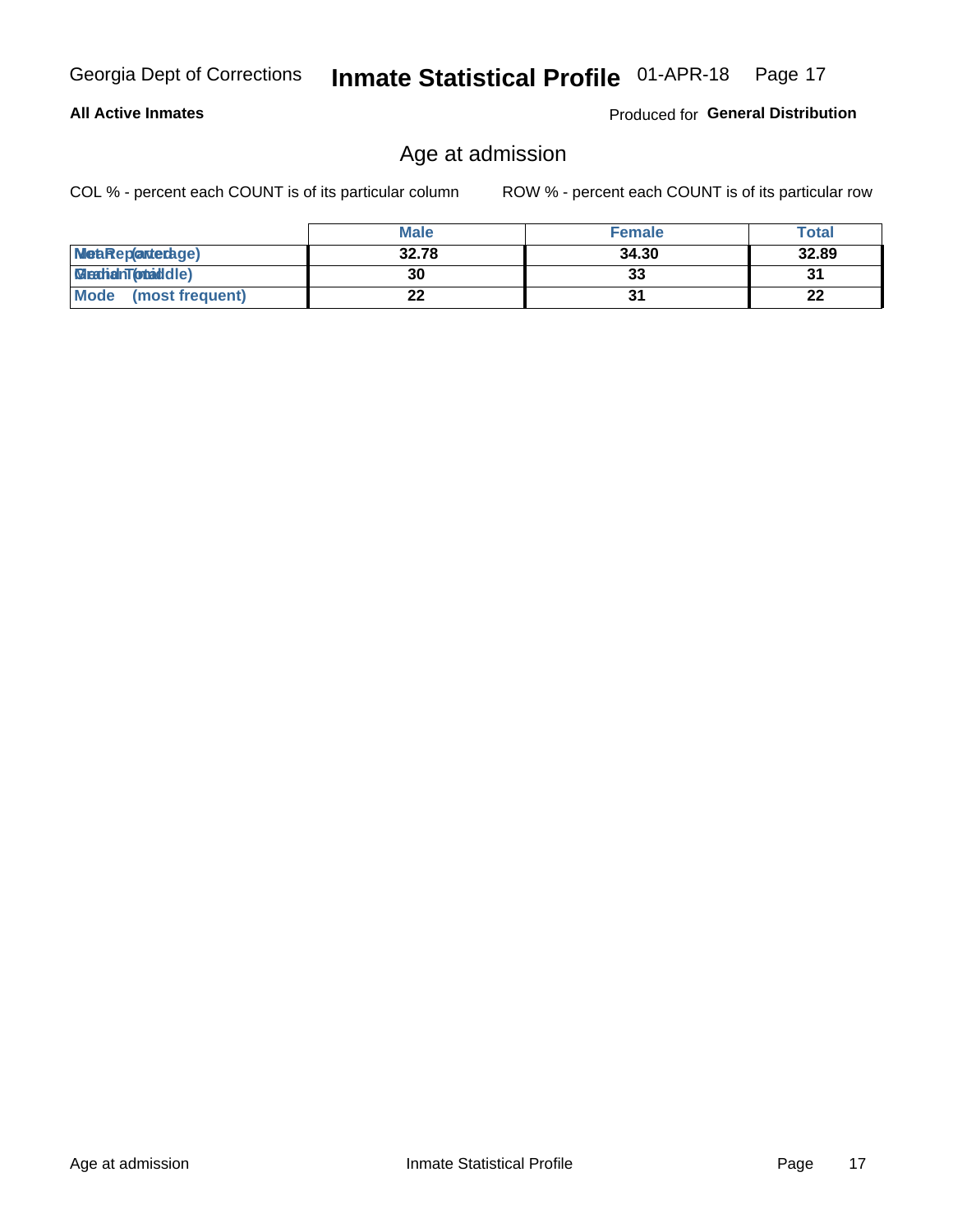Georgia Dept of Corrections **Inmate Statistical Profile** 01-APR-18

**All Active Inmates**

Produced for **General Distribution**

## Age at admission

COL % - percent each COUNT is of its particular column

ROW % - percent each COUNT is of its particular row

| | Male | Female | Total |
|---|---|---|---|
| Mean (average) | 32.78 | 34.30 | 32.89 |
| Median (middle) | 30 | 33 | 31 |
| Mode (most frequent) | 22 | 31 | 22 |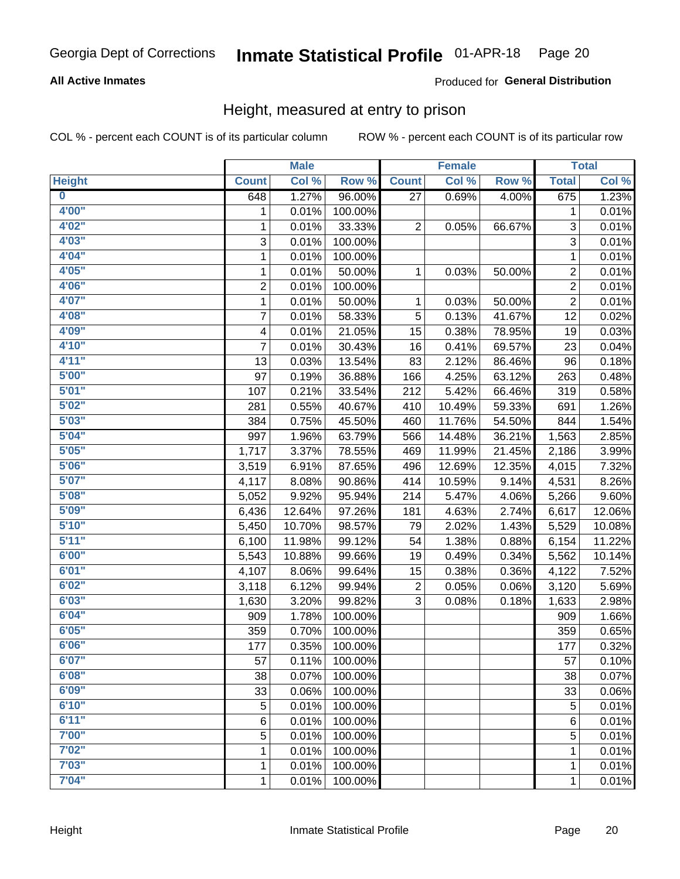Georgia Dept of Corrections **Inmate Statistical Profile** 01-APR-18

**All Active Inmates**

Produced for **General Distribution**

## Height, measured at entry to prison

COL % - percent each COUNT is of its particular column ROW % - percent each COUNT is of its particular row

| Height | Male | | | Female | | | Total | |
|---|---|---|---|---|---|---|---|---|
| | Count | Col % | Row % | Count | Col % | Row % | Total | Col % |
| 0 | 648 | 1.27% | 96.00% | 27 | 0.69% | 4.00% | 675 | 1.23% |
| 4'00" | 1 | 0.01% | 100.00% | | | | 1 | 0.01% |
| 4'02" | 1 | 0.01% | 33.33% | 2 | 0.05% | 66.67% | 3 | 0.01% |
| 4'03" | 3 | 0.01% | 100.00% | | | | 3 | 0.01% |
| 4'04" | 1 | 0.01% | 100.00% | | | | 1 | 0.01% |
| 4'05" | 1 | 0.01% | 50.00% | 1 | 0.03% | 50.00% | 2 | 0.01% |
| 4'06" | 2 | 0.01% | 100.00% | | | | 2 | 0.01% |
| 4'07" | 1 | 0.01% | 50.00% | 1 | 0.03% | 50.00% | 2 | 0.01% |
| 4'08" | 7 | 0.01% | 58.33% | 5 | 0.13% | 41.67% | 12 | 0.02% |
| 4'09" | 4 | 0.01% | 21.05% | 15 | 0.38% | 78.95% | 19 | 0.03% |
| 4'10" | 7 | 0.01% | 30.43% | 16 | 0.41% | 69.57% | 23 | 0.04% |
| 4'11" | 13 | 0.03% | 13.54% | 83 | 2.12% | 86.46% | 96 | 0.18% |
| 5'00" | 97 | 0.19% | 36.88% | 166 | 4.25% | 63.12% | 263 | 0.48% |
| 5'01" | 107 | 0.21% | 33.54% | 212 | 5.42% | 66.46% | 319 | 0.58% |
| 5'02" | 281 | 0.55% | 40.67% | 410 | 10.49% | 59.33% | 691 | 1.26% |
| 5'03" | 384 | 0.75% | 45.50% | 460 | 11.76% | 54.50% | 844 | 1.54% |
| 5'04" | 997 | 1.96% | 63.79% | 566 | 14.48% | 36.21% | 1,563 | 2.85% |
| 5'05" | 1,717 | 3.37% | 78.55% | 469 | 11.99% | 21.45% | 2,186 | 3.99% |
| 5'06" | 3,519 | 6.91% | 87.65% | 496 | 12.69% | 12.35% | 4,015 | 7.32% |
| 5'07" | 4,117 | 8.08% | 90.86% | 414 | 10.59% | 9.14% | 4,531 | 8.26% |
| 5'08" | 5,052 | 9.92% | 95.94% | 214 | 5.47% | 4.06% | 5,266 | 9.60% |
| 5'09" | 6,436 | 12.64% | 97.26% | 181 | 4.63% | 2.74% | 6,617 | 12.06% |
| 5'10" | 5,450 | 10.70% | 98.57% | 79 | 2.02% | 1.43% | 5,529 | 10.08% |
| 5'11" | 6,100 | 11.98% | 99.12% | 54 | 1.38% | 0.88% | 6,154 | 11.22% |
| 6'00" | 5,543 | 10.88% | 99.66% | 19 | 0.49% | 0.34% | 5,562 | 10.14% |
| 6'01" | 4,107 | 8.06% | 99.64% | 15 | 0.38% | 0.36% | 4,122 | 7.52% |
| 6'02" | 3,118 | 6.12% | 99.94% | 2 | 0.05% | 0.06% | 3,120 | 5.69% |
| 6'03" | 1,630 | 3.20% | 99.82% | 3 | 0.08% | 0.18% | 1,633 | 2.98% |
| 6'04" | 909 | 1.78% | 100.00% | | | | 909 | 1.66% |
| 6'05" | 359 | 0.70% | 100.00% | | | | 359 | 0.65% |
| 6'06" | 177 | 0.35% | 100.00% | | | | 177 | 0.32% |
| 6'07" | 57 | 0.11% | 100.00% | | | | 57 | 0.10% |
| 6'08" | 38 | 0.07% | 100.00% | | | | 38 | 0.07% |
| 6'09" | 33 | 0.06% | 100.00% | | | | 33 | 0.06% |
| 6'10" | 5 | 0.01% | 100.00% | | | | 5 | 0.01% |
| 6'11" | 6 | 0.01% | 100.00% | | | | 6 | 0.01% |
| 7'00" | 5 | 0.01% | 100.00% | | | | 5 | 0.01% |
| 7'02" | 1 | 0.01% | 100.00% | | | | 1 | 0.01% |
| 7'03" | 1 | 0.01% | 100.00% | | | | 1 | 0.01% |
| 7'04" | 1 | 0.01% | 100.00% | | | | 1 | 0.01% |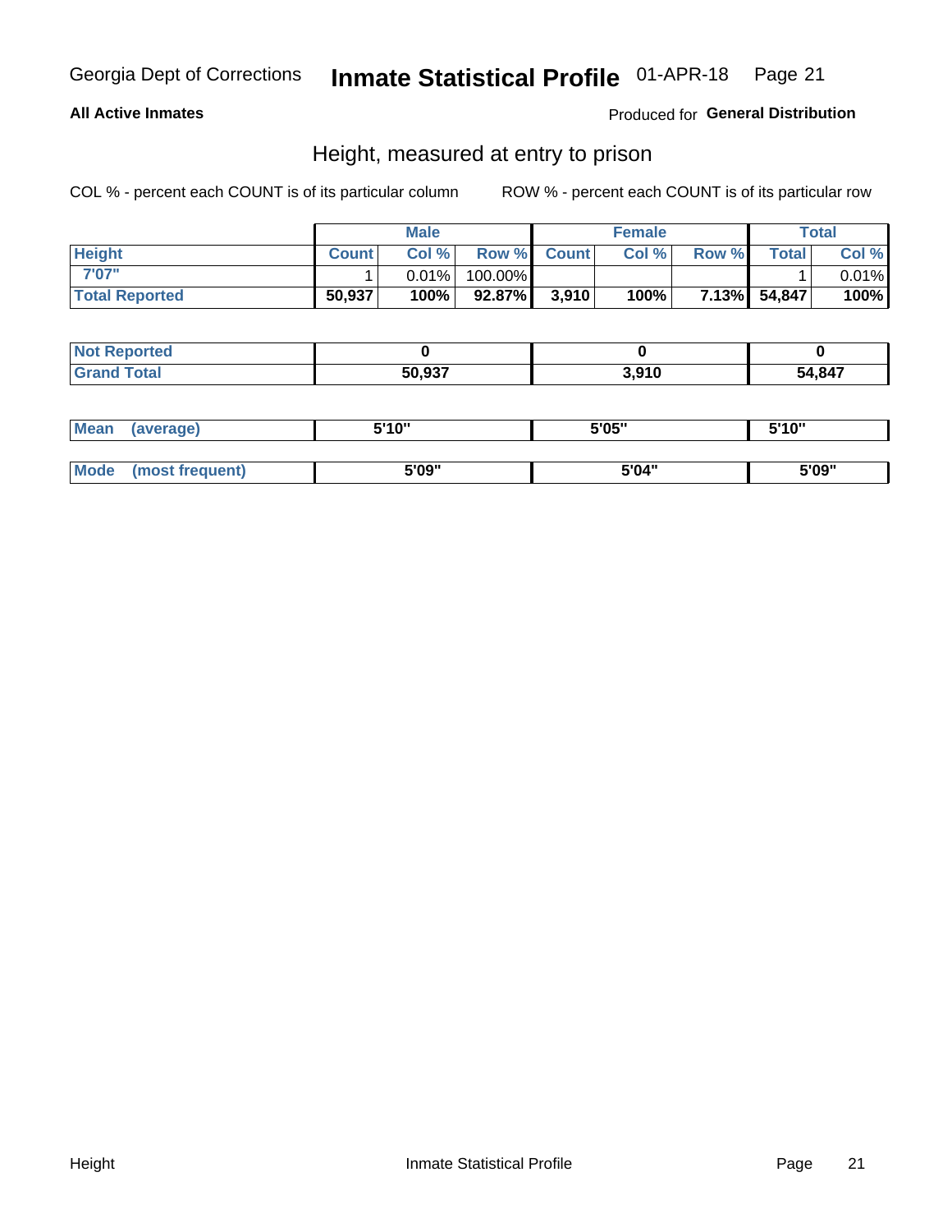Georgia Dept of Corrections **Inmate Statistical Profile** 01-APR-18

**All Active Inmates** Produced for **General Distribution**

## Height, measured at entry to prison

COL % - percent each COUNT is of its particular column ROW % - percent each COUNT is of its particular row

| | Male | | | Female | | | Total | |
|---|---|---|---|---|---|---|---|---|
| Height | Count | Col % | Row % | Count | Col % | Row % | Total | Col % |
| 7'07" | 1 | 0.01% | 100.00% | | | | 1 | 0.01% |
| Total Reported | 50,937 | 100% | 92.87% | 3,910 | 100% | 7.13% | 54,847 | 100% |

| | Male | Female | Total |
|---|---|---|---|
| Not Reported | 0 | 0 | 0 |
| Grand Total | 50,937 | 3,910 | 54,847 |

| | Male | Female | Total |
|---|---|---|---|
| Mean (average) | 5'10" | 5'05" | 5'10" |
| Mode (most frequent) | 5'09" | 5'04" | 5'09" |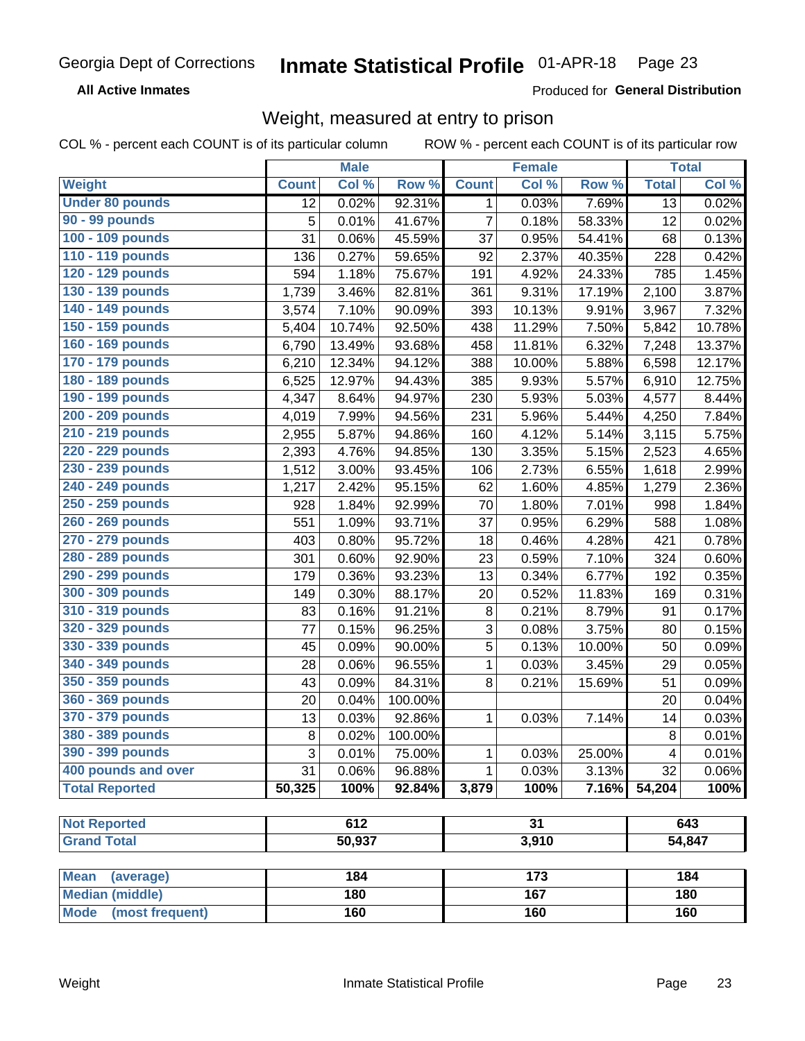Georgia Dept of Corrections

# Inmate Statistical Profile 01-APR-18

**All Active Inmates**

Produced for **General Distribution**

## Weight, measured at entry to prison

COL % - percent each COUNT is of its particular column    ROW % - percent each COUNT is of its particular row

| | Male | | | Female | | | Total | |
|---|---|---|---|---|---|---|---|---|
| **Weight** | **Count** | **Col %** | **Row %** | **Count** | **Col %** | **Row %** | **Total** | **Col %** |
| **Under 80 pounds** | 12 | 0.02% | 92.31% | 1 | 0.03% | 7.69% | 13 | 0.02% |
| **90 - 99 pounds** | 5 | 0.01% | 41.67% | 7 | 0.18% | 58.33% | 12 | 0.02% |
| **100 - 109 pounds** | 31 | 0.06% | 45.59% | 37 | 0.95% | 54.41% | 68 | 0.13% |
| **110 - 119 pounds** | 136 | 0.27% | 59.65% | 92 | 2.37% | 40.35% | 228 | 0.42% |
| **120 - 129 pounds** | 594 | 1.18% | 75.67% | 191 | 4.92% | 24.33% | 785 | 1.45% |
| **130 - 139 pounds** | 1,739 | 3.46% | 82.81% | 361 | 9.31% | 17.19% | 2,100 | 3.87% |
| **140 - 149 pounds** | 3,574 | 7.10% | 90.09% | 393 | 10.13% | 9.91% | 3,967 | 7.32% |
| **150 - 159 pounds** | 5,404 | 10.74% | 92.50% | 438 | 11.29% | 7.50% | 5,842 | 10.78% |
| **160 - 169 pounds** | 6,790 | 13.49% | 93.68% | 458 | 11.81% | 6.32% | 7,248 | 13.37% |
| **170 - 179 pounds** | 6,210 | 12.34% | 94.12% | 388 | 10.00% | 5.88% | 6,598 | 12.17% |
| **180 - 189 pounds** | 6,525 | 12.97% | 94.43% | 385 | 9.93% | 5.57% | 6,910 | 12.75% |
| **190 - 199 pounds** | 4,347 | 8.64% | 94.97% | 230 | 5.93% | 5.03% | 4,577 | 8.44% |
| **200 - 209 pounds** | 4,019 | 7.99% | 94.56% | 231 | 5.96% | 5.44% | 4,250 | 7.84% |
| **210 - 219 pounds** | 2,955 | 5.87% | 94.86% | 160 | 4.12% | 5.14% | 3,115 | 5.75% |
| **220 - 229 pounds** | 2,393 | 4.76% | 94.85% | 130 | 3.35% | 5.15% | 2,523 | 4.65% |
| **230 - 239 pounds** | 1,512 | 3.00% | 93.45% | 106 | 2.73% | 6.55% | 1,618 | 2.99% |
| **240 - 249 pounds** | 1,217 | 2.42% | 95.15% | 62 | 1.60% | 4.85% | 1,279 | 2.36% |
| **250 - 259 pounds** | 928 | 1.84% | 92.99% | 70 | 1.80% | 7.01% | 998 | 1.84% |
| **260 - 269 pounds** | 551 | 1.09% | 93.71% | 37 | 0.95% | 6.29% | 588 | 1.08% |
| **270 - 279 pounds** | 403 | 0.80% | 95.72% | 18 | 0.46% | 4.28% | 421 | 0.78% |
| **280 - 289 pounds** | 301 | 0.60% | 92.90% | 23 | 0.59% | 7.10% | 324 | 0.60% |
| **290 - 299 pounds** | 179 | 0.36% | 93.23% | 13 | 0.34% | 6.77% | 192 | 0.35% |
| **300 - 309 pounds** | 149 | 0.30% | 88.17% | 20 | 0.52% | 11.83% | 169 | 0.31% |
| **310 - 319 pounds** | 83 | 0.16% | 91.21% | 8 | 0.21% | 8.79% | 91 | 0.17% |
| **320 - 329 pounds** | 77 | 0.15% | 96.25% | 3 | 0.08% | 3.75% | 80 | 0.15% |
| **330 - 339 pounds** | 45 | 0.09% | 90.00% | 5 | 0.13% | 10.00% | 50 | 0.09% |
| **340 - 349 pounds** | 28 | 0.06% | 96.55% | 1 | 0.03% | 3.45% | 29 | 0.05% |
| **350 - 359 pounds** | 43 | 0.09% | 84.31% | 8 | 0.21% | 15.69% | 51 | 0.09% |
| **360 - 369 pounds** | 20 | 0.04% | 100.00% | | | | 20 | 0.04% |
| **370 - 379 pounds** | 13 | 0.03% | 92.86% | 1 | 0.03% | 7.14% | 14 | 0.03% |
| **380 - 389 pounds** | 8 | 0.02% | 100.00% | | | | 8 | 0.01% |
| **390 - 399 pounds** | 3 | 0.01% | 75.00% | 1 | 0.03% | 25.00% | 4 | 0.01% |
| **400 pounds and over** | 31 | 0.06% | 96.88% | 1 | 0.03% | 3.13% | 32 | 0.06% |
| **Total Reported** | **50,325** | **100%** | **92.84%** | **3,879** | **100%** | **7.16%** | **54,204** | **100%** |

| | Male | Female | Total |
|---|---|---|---|
| **Not Reported** | **612** | **31** | **643** |
| **Grand Total** | **50,937** | **3,910** | **54,847** |

| | Male | Female | Total |
|---|---|---|---|
| **Mean (average)** | **184** | **173** | **184** |
| **Median (middle)** | **180** | **167** | **180** |
| **Mode (most frequent)** | **160** | **160** | **160** |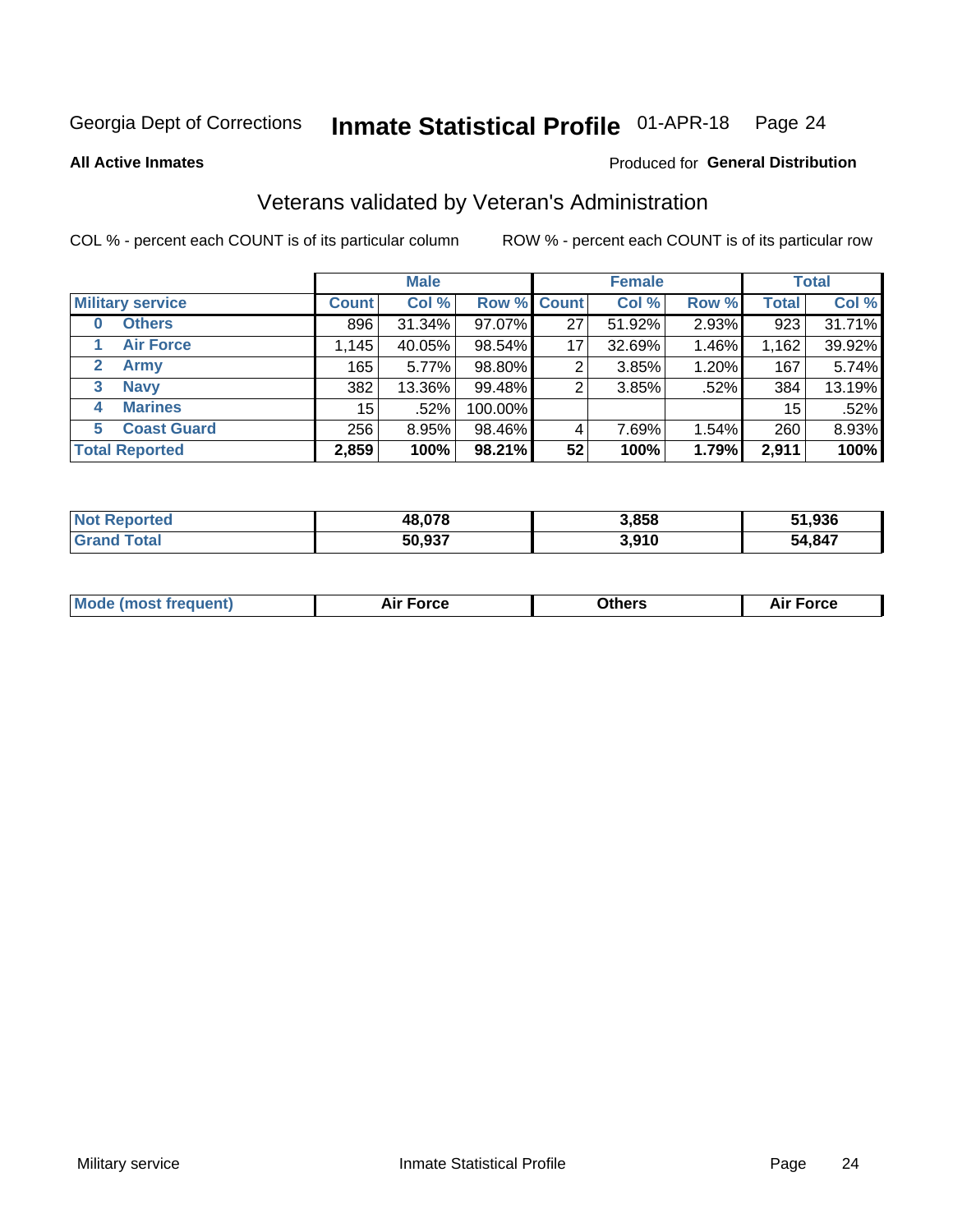Georgia Dept of Corrections **Inmate Statistical Profile** 01-APR-18 Page 24

**All Active Inmates**

Produced for **General Distribution**

## Veterans validated by Veteran's Administration

COL % - percent each COUNT is of its particular column ROW % - percent each COUNT is of its particular row

| | Male | | | Female | | | Total | |
|---|---|---|---|---|---|---|---|---|
| **Military service** | **Count** | **Col %** | **Row %** | **Count** | **Col %** | **Row %** | **Total** | **Col %** |
| **0 Others** | 896 | 31.34% | 97.07% | 27 | 51.92% | 2.93% | 923 | 31.71% |
| **1 Air Force** | 1,145 | 40.05% | 98.54% | 17 | 32.69% | 1.46% | 1,162 | 39.92% |
| **2 Army** | 165 | 5.77% | 98.80% | 2 | 3.85% | 1.20% | 167 | 5.74% |
| **3 Navy** | 382 | 13.36% | 99.48% | 2 | 3.85% | .52% | 384 | 13.19% |
| **4 Marines** | 15 | .52% | 100.00% | | | | 15 | .52% |
| **5 Coast Guard** | 256 | 8.95% | 98.46% | 4 | 7.69% | 1.54% | 260 | 8.93% |
| **Total Reported** | **2,859** | **100%** | **98.21%** | **52** | **100%** | **1.79%** | **2,911** | **100%** |

| | Male | Female | Total |
|---|---|---|---|
| **Not Reported** | **48,078** | **3,858** | **51,936** |
| **Grand Total** | **50,937** | **3,910** | **54,847** |

| | Male | Female | Total |
|---|---|---|---|
| **Mode (most frequent)** | **Air Force** | **Others** | **Air Force** |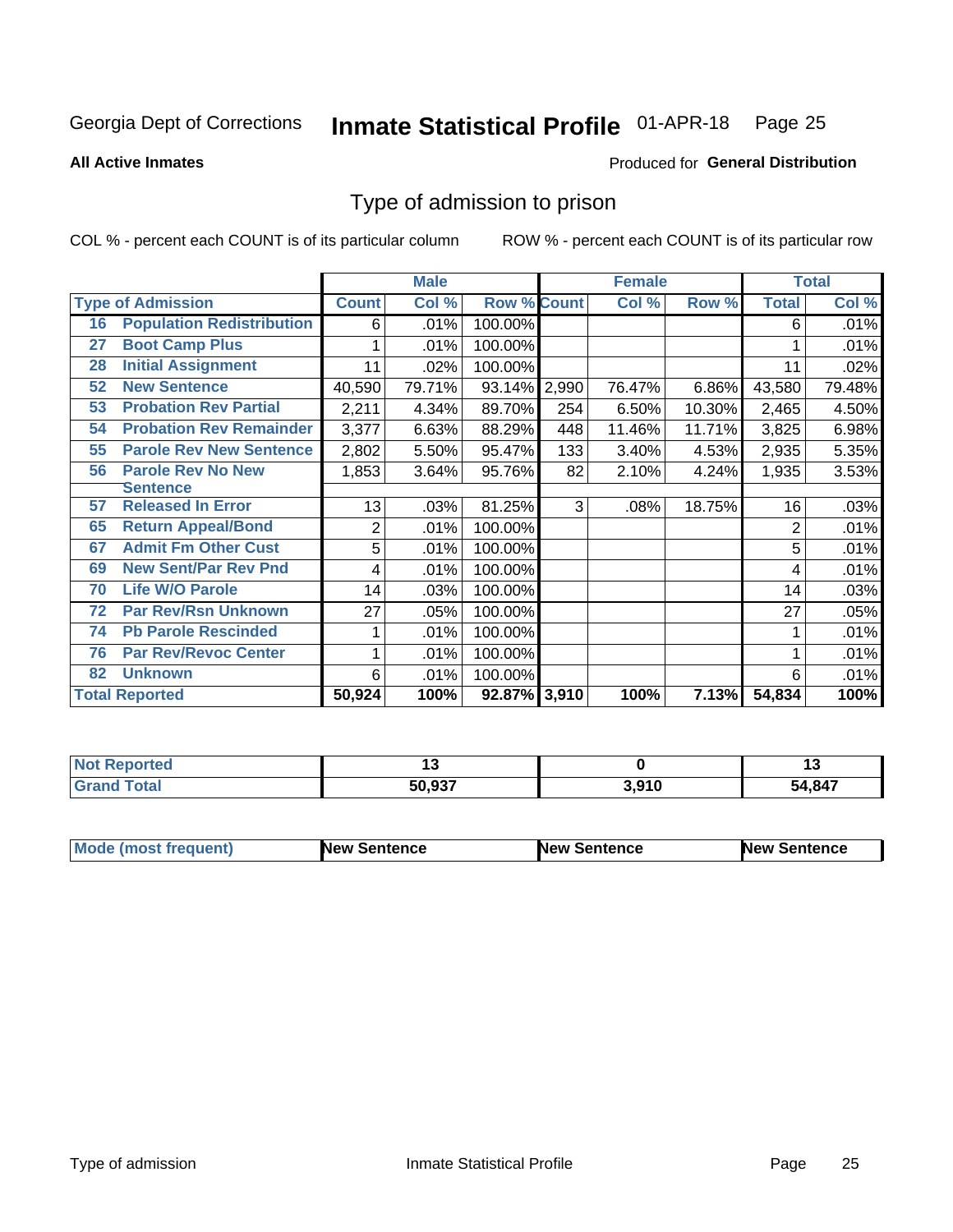Georgia Dept of Corrections **Inmate Statistical Profile** 01-APR-18

**All Active Inmates**

Produced for **General Distribution**

## Type of admission to prison

COL % - percent each COUNT is of its particular column

ROW % - percent each COUNT is of its particular row

| Type of Admission | | Male | | | Female | | | Total | |
|---|---|---|---|---|---|---|---|---|---|
| | | Count | Col % | Row % | Count | Col % | Row % | Total | Col % |
| 16 | Population Redistribution | 6 | .01% | 100.00% | | | | 6 | .01% |
| 27 | Boot Camp Plus | 1 | .01% | 100.00% | | | | 1 | .01% |
| 28 | Initial Assignment | 11 | .02% | 100.00% | | | | 11 | .02% |
| 52 | New Sentence | 40,590 | 79.71% | 93.14% | 2,990 | 76.47% | 6.86% | 43,580 | 79.48% |
| 53 | Probation Rev Partial | 2,211 | 4.34% | 89.70% | 254 | 6.50% | 10.30% | 2,465 | 4.50% |
| 54 | Probation Rev Remainder | 3,377 | 6.63% | 88.29% | 448 | 11.46% | 11.71% | 3,825 | 6.98% |
| 55 | Parole Rev New Sentence | 2,802 | 5.50% | 95.47% | 133 | 3.40% | 4.53% | 2,935 | 5.35% |
| 56 | Parole Rev No New Sentence | 1,853 | 3.64% | 95.76% | 82 | 2.10% | 4.24% | 1,935 | 3.53% |
| 57 | Released In Error | 13 | .03% | 81.25% | 3 | .08% | 18.75% | 16 | .03% |
| 65 | Return Appeal/Bond | 2 | .01% | 100.00% | | | | 2 | .01% |
| 67 | Admit Fm Other Cust | 5 | .01% | 100.00% | | | | 5 | .01% |
| 69 | New Sent/Par Rev Pnd | 4 | .01% | 100.00% | | | | 4 | .01% |
| 70 | Life W/O Parole | 14 | .03% | 100.00% | | | | 14 | .03% |
| 72 | Par Rev/Rsn Unknown | 27 | .05% | 100.00% | | | | 27 | .05% |
| 74 | Pb Parole Rescinded | 1 | .01% | 100.00% | | | | 1 | .01% |
| 76 | Par Rev/Revoc Center | 1 | .01% | 100.00% | | | | 1 | .01% |
| 82 | Unknown | 6 | .01% | 100.00% | | | | 6 | .01% |
| **Total Reported** | | **50,924** | **100%** | **92.87%** | **3,910** | **100%** | **7.13%** | **54,834** | **100%** |

| | Male | Female | Total |
|---|---|---|---|
| Not Reported | 13 | 0 | 13 |
| Grand Total | 50,937 | 3,910 | 54,847 |

| | Male | Female | Total |
|---|---|---|---|
| Mode (most frequent) | New Sentence | New Sentence | New Sentence |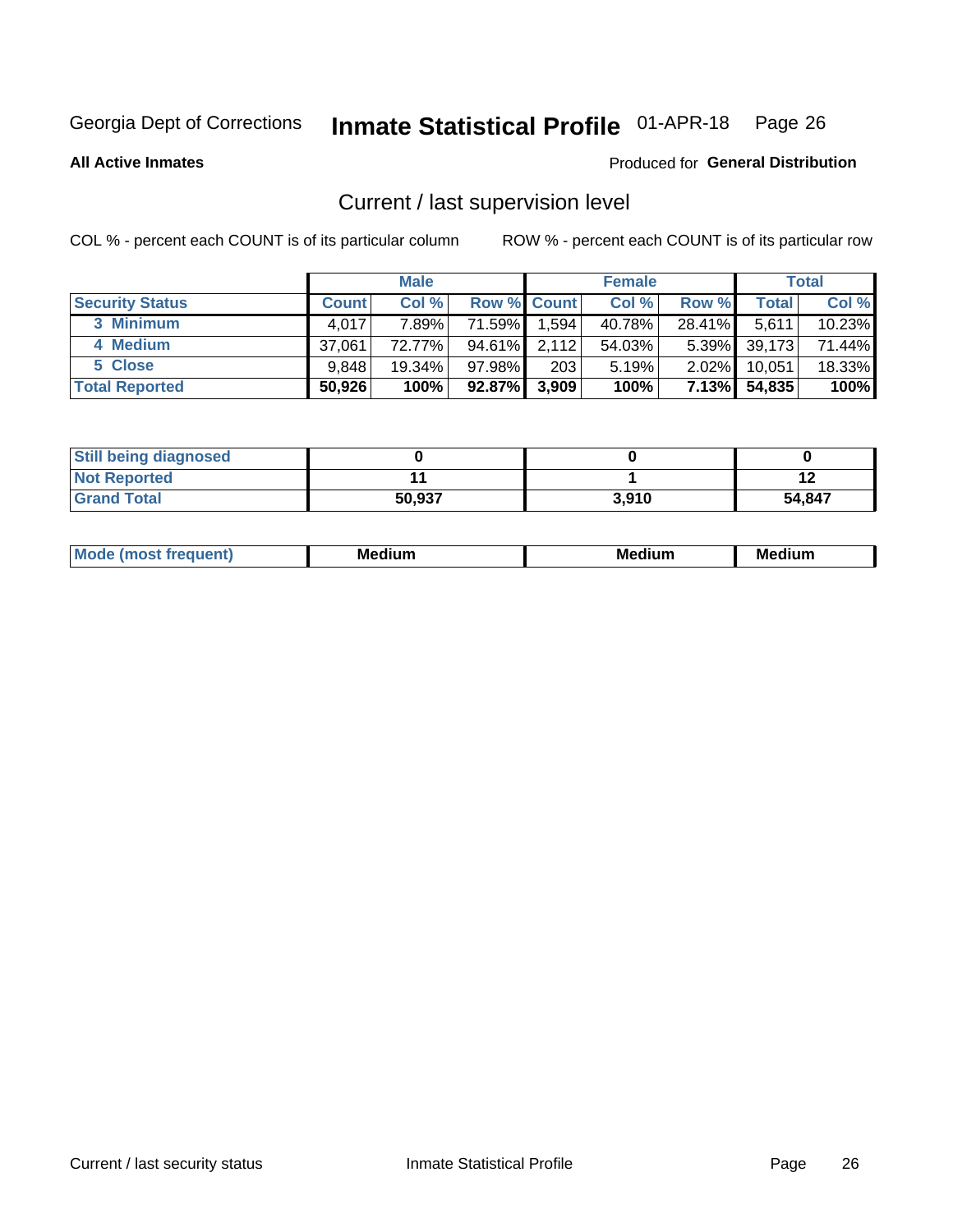Georgia Dept of Corrections **Inmate Statistical Profile** 01-APR-18

**All Active Inmates**

Produced for **General Distribution**

## Current / last supervision level

COL % - percent each COUNT is of its particular column    ROW % - percent each COUNT is of its particular row

| | Male | | | Female | | | Total | |
|---|---|---|---|---|---|---|---|---|
| **Security Status** | **Count** | **Col %** | **Row %** | **Count** | **Col %** | **Row %** | **Total** | **Col %** |
| 3 Minimum | 4,017 | 7.89% | 71.59% | 1,594 | 40.78% | 28.41% | 5,611 | 10.23% |
| 4 Medium | 37,061 | 72.77% | 94.61% | 2,112 | 54.03% | 5.39% | 39,173 | 71.44% |
| 5 Close | 9,848 | 19.34% | 97.98% | 203 | 5.19% | 2.02% | 10,051 | 18.33% |
| **Total Reported** | **50,926** | **100%** | **92.87%** | **3,909** | **100%** | **7.13%** | **54,835** | **100%** |

| | Male | Female | Total |
|---|---|---|---|
| Still being diagnosed | 0 | 0 | 0 |
| Not Reported | 11 | 1 | 12 |
| Grand Total | 50,937 | 3,910 | 54,847 |

| | Male | Female | Total |
|---|---|---|---|
| Mode (most frequent) | Medium | Medium | Medium |

Current / last security status    Inmate Statistical Profile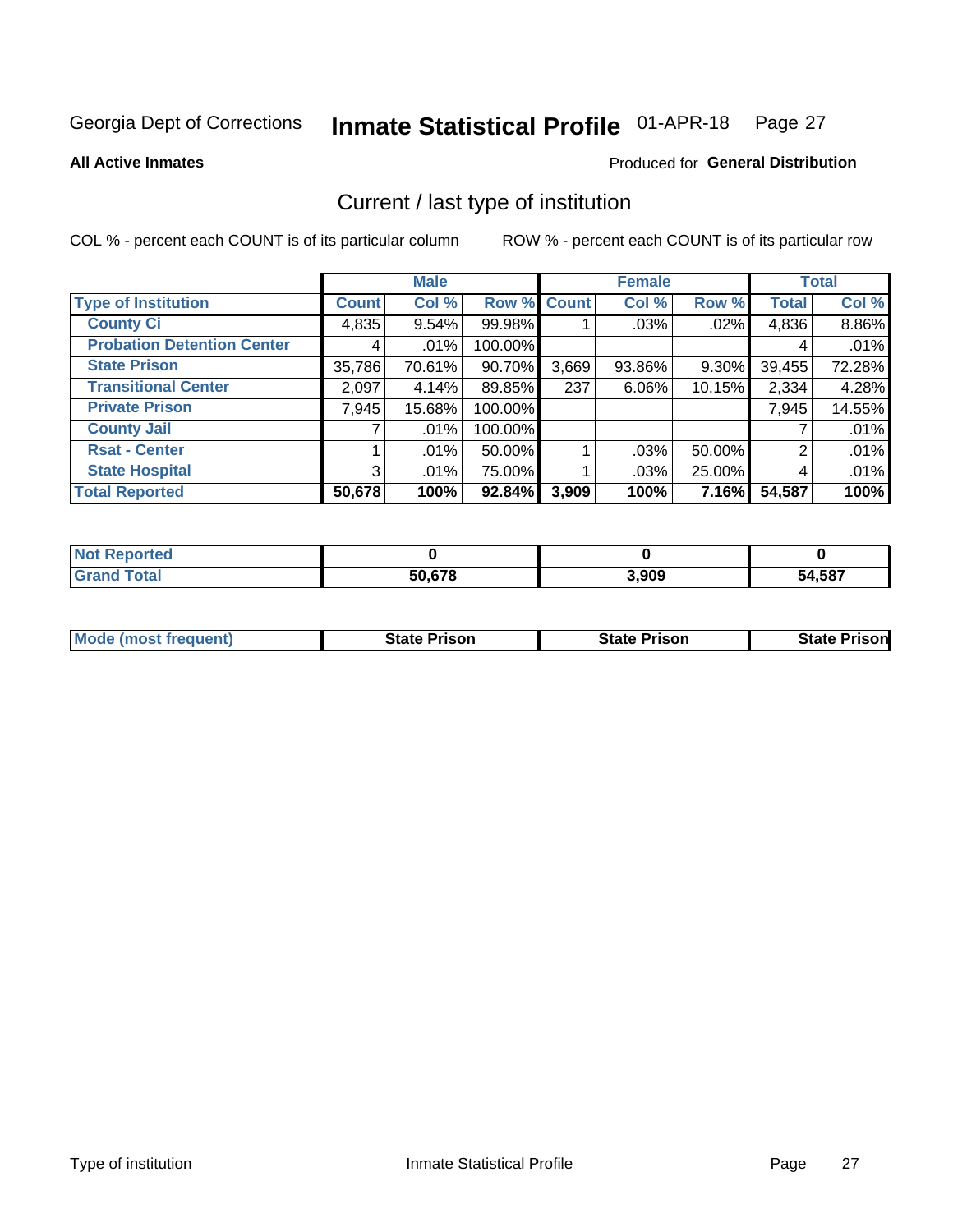Georgia Dept of Corrections **Inmate Statistical Profile** 01-APR-18

**All Active Inmates**

Produced for **General Distribution**

## Current / last type of institution

COL % - percent each COUNT is of its particular column

ROW % - percent each COUNT is of its particular row

| | Male | | | Female | | | Total | |
|---|---|---|---|---|---|---|---|---|
| **Type of Institution** | **Count** | **Col %** | **Row %** | **Count** | **Col %** | **Row %** | **Total** | **Col %** |
| **County Ci** | 4,835 | 9.54% | 99.98% | 1 | .03% | .02% | 4,836 | 8.86% |
| **Probation Detention Center** | 4 | .01% | 100.00% | | | | 4 | .01% |
| **State Prison** | 35,786 | 70.61% | 90.70% | 3,669 | 93.86% | 9.30% | 39,455 | 72.28% |
| **Transitional Center** | 2,097 | 4.14% | 89.85% | 237 | 6.06% | 10.15% | 2,334 | 4.28% |
| **Private Prison** | 7,945 | 15.68% | 100.00% | | | | 7,945 | 14.55% |
| **County Jail** | 7 | .01% | 100.00% | | | | 7 | .01% |
| **Rsat - Center** | 1 | .01% | 50.00% | 1 | .03% | 50.00% | 2 | .01% |
| **State Hospital** | 3 | .01% | 75.00% | 1 | .03% | 25.00% | 4 | .01% |
| **Total Reported** | **50,678** | **100%** | **92.84%** | **3,909** | **100%** | **7.16%** | **54,587** | **100%** |

| | Male | Female | Total |
|---|---|---|---|
| **Not Reported** | **0** | **0** | **0** |
| **Grand Total** | **50,678** | **3,909** | **54,587** |

| | Male | Female | Total |
|---|---|---|---|
| **Mode (most frequent)** | **State Prison** | **State Prison** | **State Prison** |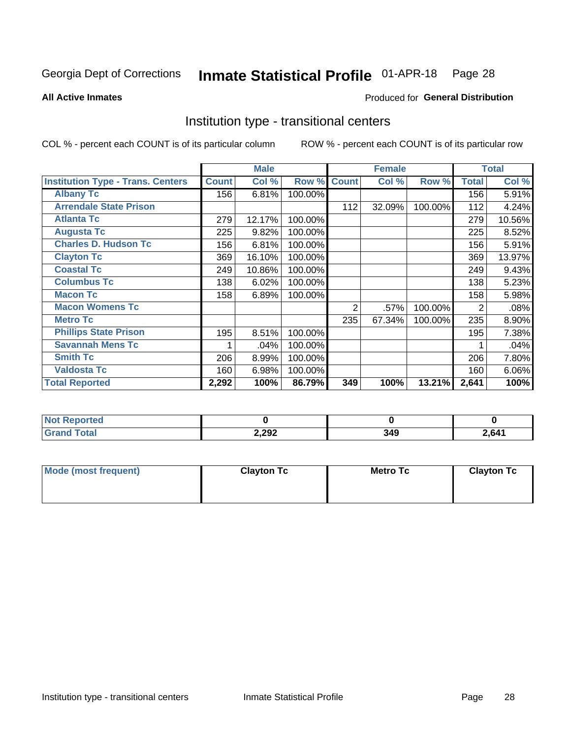Georgia Dept of Corrections **Inmate Statistical Profile** 01-APR-18

**All Active Inmates**

Produced for **General Distribution**

## Institution type - transitional centers

COL % - percent each COUNT is of its particular column

ROW % - percent each COUNT is of its particular row

| | Male | | | Female | | | Total | |
|---|---|---|---|---|---|---|---|---|
| **Institution Type - Trans. Centers** | **Count** | **Col %** | **Row %** | **Count** | **Col %** | **Row %** | **Total** | **Col %** |
| **Albany Tc** | 156 | 6.81% | 100.00% | | | | 156 | 5.91% |
| **Arrendale State Prison** | | | | 112 | 32.09% | 100.00% | 112 | 4.24% |
| **Atlanta Tc** | 279 | 12.17% | 100.00% | | | | 279 | 10.56% |
| **Augusta Tc** | 225 | 9.82% | 100.00% | | | | 225 | 8.52% |
| **Charles D. Hudson Tc** | 156 | 6.81% | 100.00% | | | | 156 | 5.91% |
| **Clayton Tc** | 369 | 16.10% | 100.00% | | | | 369 | 13.97% |
| **Coastal Tc** | 249 | 10.86% | 100.00% | | | | 249 | 9.43% |
| **Columbus Tc** | 138 | 6.02% | 100.00% | | | | 138 | 5.23% |
| **Macon Tc** | 158 | 6.89% | 100.00% | | | | 158 | 5.98% |
| **Macon Womens Tc** | | | | 2 | .57% | 100.00% | 2 | .08% |
| **Metro Tc** | | | | 235 | 67.34% | 100.00% | 235 | 8.90% |
| **Phillips State Prison** | 195 | 8.51% | 100.00% | | | | 195 | 7.38% |
| **Savannah Mens Tc** | 1 | .04% | 100.00% | | | | 1 | .04% |
| **Smith Tc** | 206 | 8.99% | 100.00% | | | | 206 | 7.80% |
| **Valdosta Tc** | 160 | 6.98% | 100.00% | | | | 160 | 6.06% |
| **Total Reported** | **2,292** | **100%** | **86.79%** | **349** | **100%** | **13.21%** | **2,641** | **100%** |

| | Male | Female | Total |
|---|---|---|---|
| **Not Reported** | **0** | **0** | **0** |
| **Grand Total** | **2,292** | **349** | **2,641** |

| | Male | Female | Total |
|---|---|---|---|
| **Mode (most frequent)** | **Clayton Tc** | **Metro Tc** | **Clayton Tc** |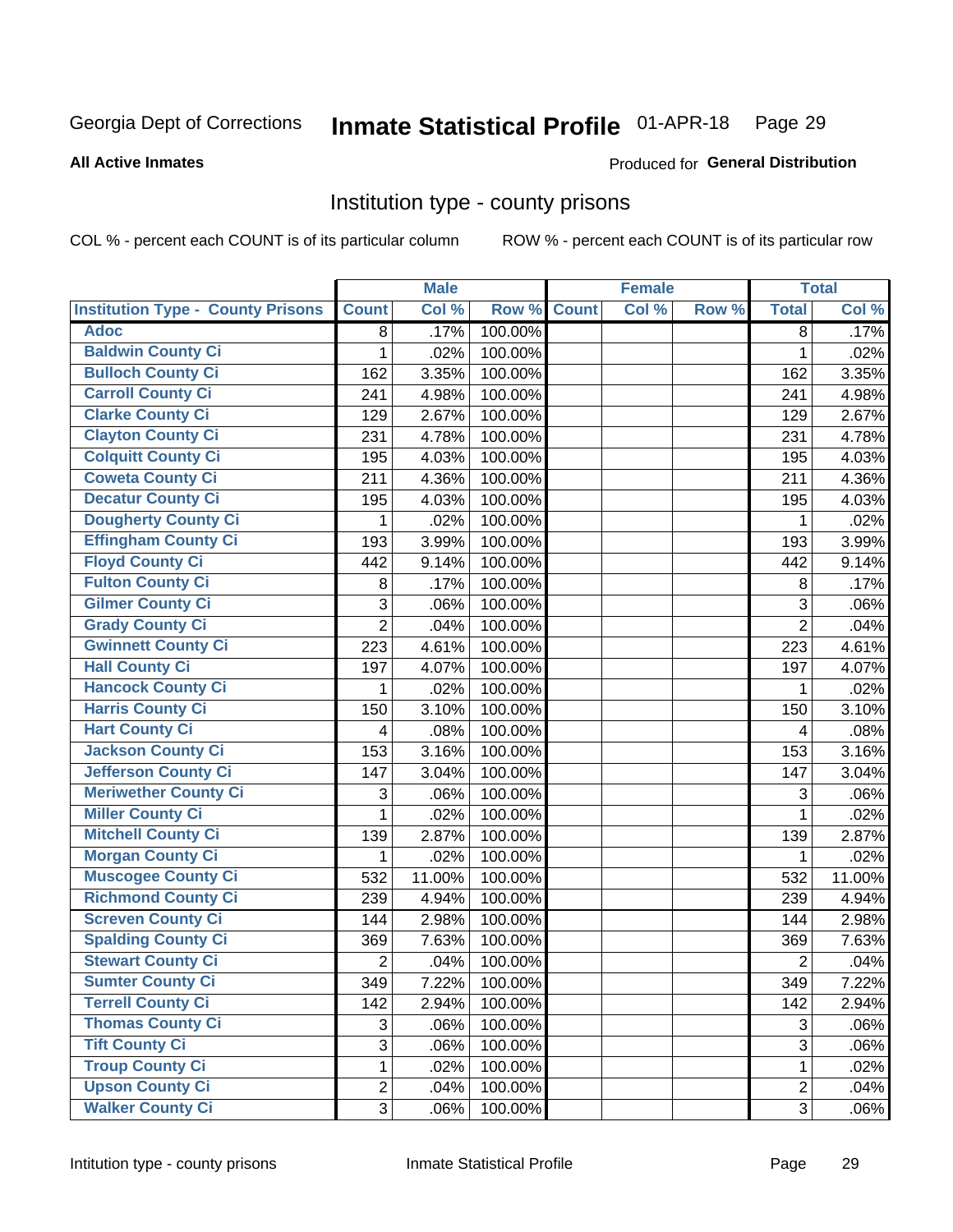Georgia Dept of Corrections **Inmate Statistical Profile** 01-APR-18

**All Active Inmates**

Produced for **General Distribution**

## Institution type - county prisons

COL % - percent each COUNT is of its particular column ROW % - percent each COUNT is of its particular row

| Institution Type - County Prisons | Male | | | Female | | | Total | |
|---|---|---|---|---|---|---|---|---|
| | Count | Col % | Row % | Count | Col % | Row % | Total | Col % |
| Adoc | 8 | .17% | 100.00% | | | | 8 | .17% |
| Baldwin County Ci | 1 | .02% | 100.00% | | | | 1 | .02% |
| Bulloch County Ci | 162 | 3.35% | 100.00% | | | | 162 | 3.35% |
| Carroll County Ci | 241 | 4.98% | 100.00% | | | | 241 | 4.98% |
| Clarke County Ci | 129 | 2.67% | 100.00% | | | | 129 | 2.67% |
| Clayton County Ci | 231 | 4.78% | 100.00% | | | | 231 | 4.78% |
| Colquitt County Ci | 195 | 4.03% | 100.00% | | | | 195 | 4.03% |
| Coweta County Ci | 211 | 4.36% | 100.00% | | | | 211 | 4.36% |
| Decatur County Ci | 195 | 4.03% | 100.00% | | | | 195 | 4.03% |
| Dougherty County Ci | 1 | .02% | 100.00% | | | | 1 | .02% |
| Effingham County Ci | 193 | 3.99% | 100.00% | | | | 193 | 3.99% |
| Floyd County Ci | 442 | 9.14% | 100.00% | | | | 442 | 9.14% |
| Fulton County Ci | 8 | .17% | 100.00% | | | | 8 | .17% |
| Gilmer County Ci | 3 | .06% | 100.00% | | | | 3 | .06% |
| Grady County Ci | 2 | .04% | 100.00% | | | | 2 | .04% |
| Gwinnett County Ci | 223 | 4.61% | 100.00% | | | | 223 | 4.61% |
| Hall County Ci | 197 | 4.07% | 100.00% | | | | 197 | 4.07% |
| Hancock County Ci | 1 | .02% | 100.00% | | | | 1 | .02% |
| Harris County Ci | 150 | 3.10% | 100.00% | | | | 150 | 3.10% |
| Hart County Ci | 4 | .08% | 100.00% | | | | 4 | .08% |
| Jackson County Ci | 153 | 3.16% | 100.00% | | | | 153 | 3.16% |
| Jefferson County Ci | 147 | 3.04% | 100.00% | | | | 147 | 3.04% |
| Meriwether County Ci | 3 | .06% | 100.00% | | | | 3 | .06% |
| Miller County Ci | 1 | .02% | 100.00% | | | | 1 | .02% |
| Mitchell County Ci | 139 | 2.87% | 100.00% | | | | 139 | 2.87% |
| Morgan County Ci | 1 | .02% | 100.00% | | | | 1 | .02% |
| Muscogee County Ci | 532 | 11.00% | 100.00% | | | | 532 | 11.00% |
| Richmond County Ci | 239 | 4.94% | 100.00% | | | | 239 | 4.94% |
| Screven County Ci | 144 | 2.98% | 100.00% | | | | 144 | 2.98% |
| Spalding County Ci | 369 | 7.63% | 100.00% | | | | 369 | 7.63% |
| Stewart County Ci | 2 | .04% | 100.00% | | | | 2 | .04% |
| Sumter County Ci | 349 | 7.22% | 100.00% | | | | 349 | 7.22% |
| Terrell County Ci | 142 | 2.94% | 100.00% | | | | 142 | 2.94% |
| Thomas County Ci | 3 | .06% | 100.00% | | | | 3 | .06% |
| Tift County Ci | 3 | .06% | 100.00% | | | | 3 | .06% |
| Troup County Ci | 1 | .02% | 100.00% | | | | 1 | .02% |
| Upson County Ci | 2 | .04% | 100.00% | | | | 2 | .04% |
| Walker County Ci | 3 | .06% | 100.00% | | | | 3 | .06% |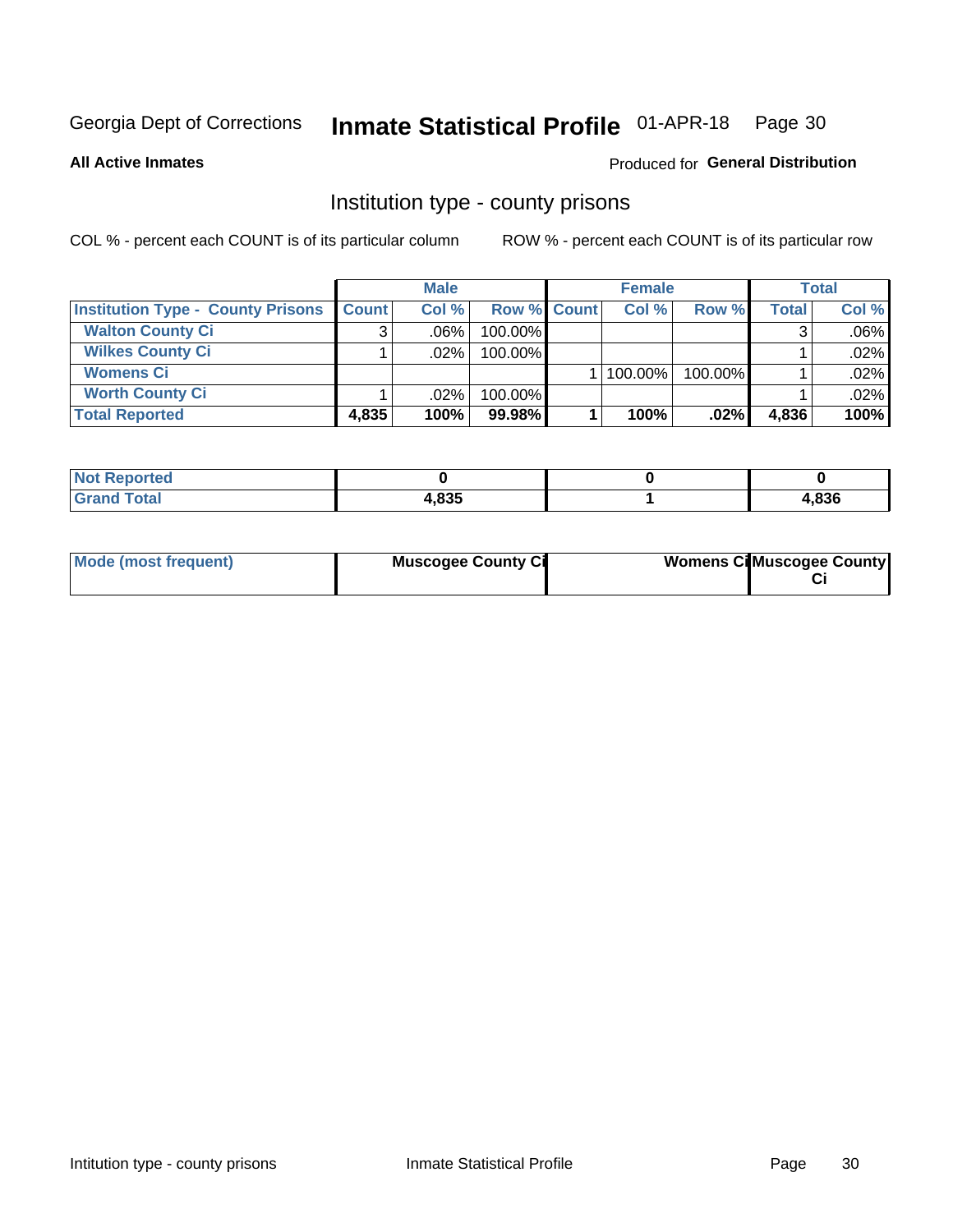Georgia Dept of Corrections **Inmate Statistical Profile** 01-APR-18 Page 30

**All Active Inmates**

Produced for **General Distribution**

## Institution type - county prisons

COL % - percent each COUNT is of its particular column    ROW % - percent each COUNT is of its particular row

| | Male | | | Female | | | Total | |
|---|---|---|---|---|---|---|---|---|
| **Institution Type - County Prisons** | **Count** | **Col %** | **Row %** | **Count** | **Col %** | **Row %** | **Total** | **Col %** |
| **Walton County Ci** | 3 | .06% | 100.00% | | | | 3 | .06% |
| **Wilkes County Ci** | 1 | .02% | 100.00% | | | | 1 | .02% |
| **Womens Ci** | | | | 1 | 100.00% | 100.00% | 1 | .02% |
| **Worth County Ci** | 1 | .02% | 100.00% | | | | 1 | .02% |
| **Total Reported** | **4,835** | **100%** | **99.98%** | **1** | **100%** | **.02%** | **4,836** | **100%** |

| | Male | Female | Total |
|---|---|---|---|
| **Not Reported** | **0** | **0** | **0** |
| **Grand Total** | **4,835** | **1** | **4,836** |

| | Male | Female | Total |
|---|---|---|---|
| **Mode (most frequent)** | **Muscogee County Ci** | **Womens Ci** | **Muscogee County Ci** |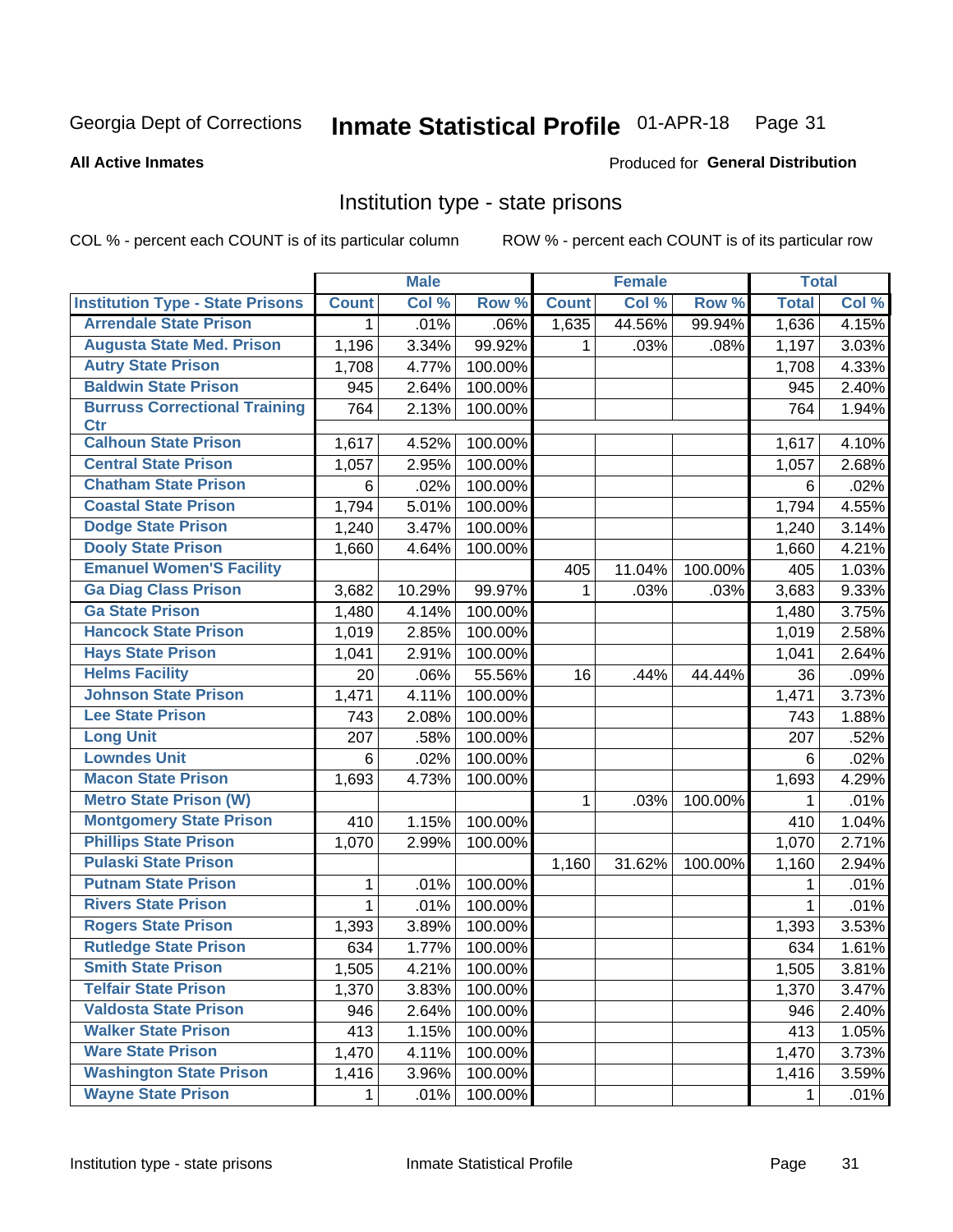Georgia Dept of Corrections **Inmate Statistical Profile** 01-APR-18

**All Active Inmates**

Produced for **General Distribution**

## Institution type - state prisons

COL % - percent each COUNT is of its particular column

ROW % - percent each COUNT is of its particular row

| | Male | | | Female | | | Total | |
|---|---|---|---|---|---|---|---|---|
| **Institution Type - State Prisons** | **Count** | **Col %** | **Row %** | **Count** | **Col %** | **Row %** | **Total** | **Col %** |
| Arrendale State Prison | 1 | .01% | .06% | 1,635 | 44.56% | 99.94% | 1,636 | 4.15% |
| Augusta State Med. Prison | 1,196 | 3.34% | 99.92% | 1 | .03% | .08% | 1,197 | 3.03% |
| Autry State Prison | 1,708 | 4.77% | 100.00% | | | | 1,708 | 4.33% |
| Baldwin State Prison | 945 | 2.64% | 100.00% | | | | 945 | 2.40% |
| Burruss Correctional Training Ctr | 764 | 2.13% | 100.00% | | | | 764 | 1.94% |
| Calhoun State Prison | 1,617 | 4.52% | 100.00% | | | | 1,617 | 4.10% |
| Central State Prison | 1,057 | 2.95% | 100.00% | | | | 1,057 | 2.68% |
| Chatham State Prison | 6 | .02% | 100.00% | | | | 6 | .02% |
| Coastal State Prison | 1,794 | 5.01% | 100.00% | | | | 1,794 | 4.55% |
| Dodge State Prison | 1,240 | 3.47% | 100.00% | | | | 1,240 | 3.14% |
| Dooly State Prison | 1,660 | 4.64% | 100.00% | | | | 1,660 | 4.21% |
| Emanuel Women'S Facility | | | | 405 | 11.04% | 100.00% | 405 | 1.03% |
| Ga Diag Class Prison | 3,682 | 10.29% | 99.97% | 1 | .03% | .03% | 3,683 | 9.33% |
| Ga State Prison | 1,480 | 4.14% | 100.00% | | | | 1,480 | 3.75% |
| Hancock State Prison | 1,019 | 2.85% | 100.00% | | | | 1,019 | 2.58% |
| Hays State Prison | 1,041 | 2.91% | 100.00% | | | | 1,041 | 2.64% |
| Helms Facility | 20 | .06% | 55.56% | 16 | .44% | 44.44% | 36 | .09% |
| Johnson State Prison | 1,471 | 4.11% | 100.00% | | | | 1,471 | 3.73% |
| Lee State Prison | 743 | 2.08% | 100.00% | | | | 743 | 1.88% |
| Long Unit | 207 | .58% | 100.00% | | | | 207 | .52% |
| Lowndes Unit | 6 | .02% | 100.00% | | | | 6 | .02% |
| Macon State Prison | 1,693 | 4.73% | 100.00% | | | | 1,693 | 4.29% |
| Metro State Prison (W) | | | | 1 | .03% | 100.00% | 1 | .01% |
| Montgomery State Prison | 410 | 1.15% | 100.00% | | | | 410 | 1.04% |
| Phillips State Prison | 1,070 | 2.99% | 100.00% | | | | 1,070 | 2.71% |
| Pulaski State Prison | | | | 1,160 | 31.62% | 100.00% | 1,160 | 2.94% |
| Putnam State Prison | 1 | .01% | 100.00% | | | | 1 | .01% |
| Rivers State Prison | 1 | .01% | 100.00% | | | | 1 | .01% |
| Rogers State Prison | 1,393 | 3.89% | 100.00% | | | | 1,393 | 3.53% |
| Rutledge State Prison | 634 | 1.77% | 100.00% | | | | 634 | 1.61% |
| Smith State Prison | 1,505 | 4.21% | 100.00% | | | | 1,505 | 3.81% |
| Telfair State Prison | 1,370 | 3.83% | 100.00% | | | | 1,370 | 3.47% |
| Valdosta State Prison | 946 | 2.64% | 100.00% | | | | 946 | 2.40% |
| Walker State Prison | 413 | 1.15% | 100.00% | | | | 413 | 1.05% |
| Ware State Prison | 1,470 | 4.11% | 100.00% | | | | 1,470 | 3.73% |
| Washington State Prison | 1,416 | 3.96% | 100.00% | | | | 1,416 | 3.59% |
| Wayne State Prison | 1 | .01% | 100.00% | | | | 1 | .01% |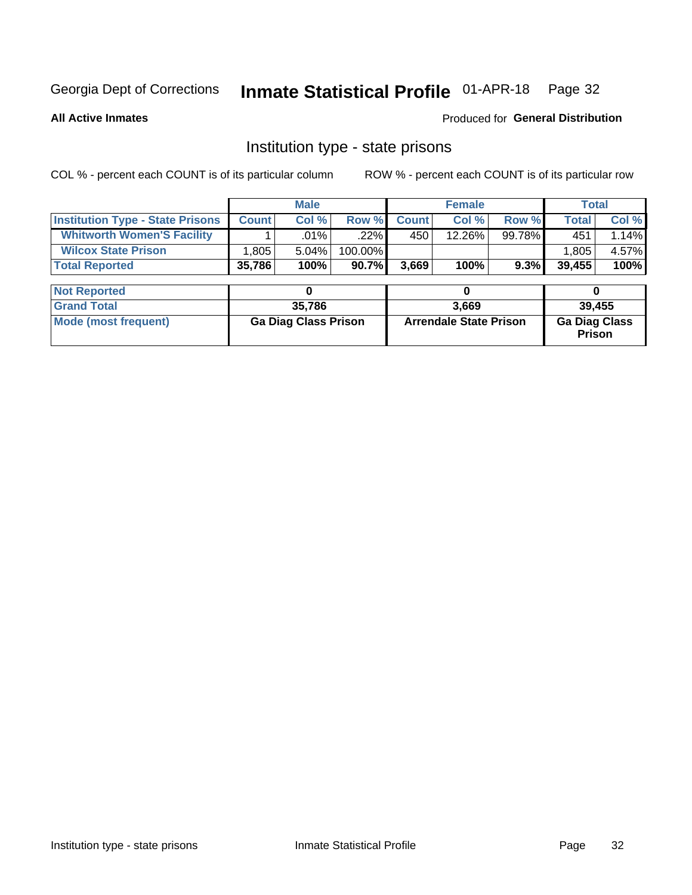Georgia Dept of Corrections **Inmate Statistical Profile** 01-APR-18

**All Active Inmates** Produced for **General Distribution**

## Institution type - state prisons

COL % - percent each COUNT is of its particular column ROW % - percent each COUNT is of its particular row

| | Male | | | Female | | | Total | |
|---|---|---|---|---|---|---|---|---|
| **Institution Type - State Prisons** | **Count** | **Col %** | **Row %** | **Count** | **Col %** | **Row %** | **Total** | **Col %** |
| **Whitworth Women'S Facility** | 1 | .01% | .22% | 450 | 12.26% | 99.78% | 451 | 1.14% |
| **Wilcox State Prison** | 1,805 | 5.04% | 100.00% | | | | 1,805 | 4.57% |
| **Total Reported** | **35,786** | **100%** | **90.7%** | **3,669** | **100%** | **9.3%** | **39,455** | **100%** |

| | Male | Female | Total |
|---|---|---|---|
| **Not Reported** | **0** | **0** | **0** |
| **Grand Total** | **35,786** | **3,669** | **39,455** |
| **Mode (most frequent)** | **Ga Diag Class Prison** | **Arrendale State Prison** | **Ga Diag Class Prison** |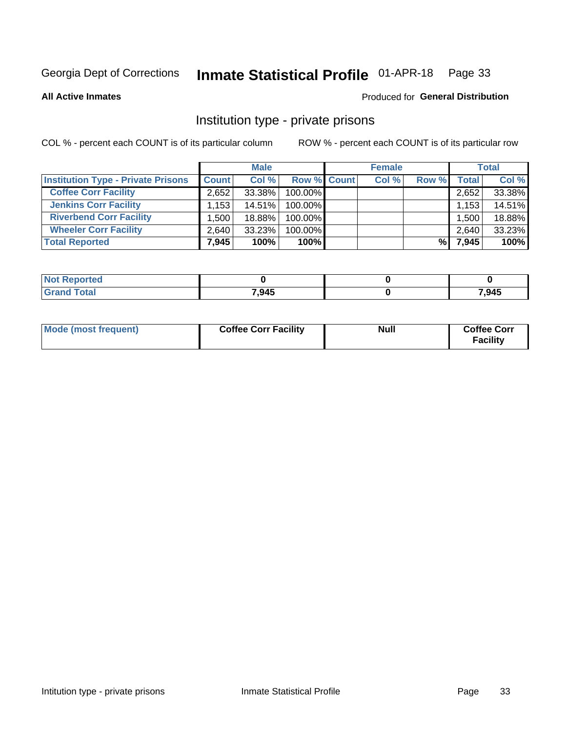Georgia Dept of Corrections **Inmate Statistical Profile** 01-APR-18

**All Active Inmates**

Produced for **General Distribution**

## Institution type - private prisons

COL % - percent each COUNT is of its particular column

ROW % - percent each COUNT is of its particular row

| | Male | | | Female | | | Total | |
|---|---|---|---|---|---|---|---|---|
| **Institution Type - Private Prisons** | **Count** | **Col %** | **Row %** | **Count** | **Col %** | **Row %** | **Total** | **Col %** |
| **Coffee Corr Facility** | 2,652 | 33.38% | 100.00% | | | | 2,652 | 33.38% |
| **Jenkins Corr Facility** | 1,153 | 14.51% | 100.00% | | | | 1,153 | 14.51% |
| **Riverbend Corr Facility** | 1,500 | 18.88% | 100.00% | | | | 1,500 | 18.88% |
| **Wheeler Corr Facility** | 2,640 | 33.23% | 100.00% | | | | 2,640 | 33.23% |
| **Total Reported** | **7,945** | **100%** | **100%** | | | **%** | **7,945** | **100%** |

| | Male | Female | Total |
|---|---|---|---|
| **Not Reported** | **0** | **0** | **0** |
| **Grand Total** | **7,945** | **0** | **7,945** |

| | Male | Female | Total |
|---|---|---|---|
| **Mode (most frequent)** | **Coffee Corr Facility** | **Null** | **Coffee Corr Facility** |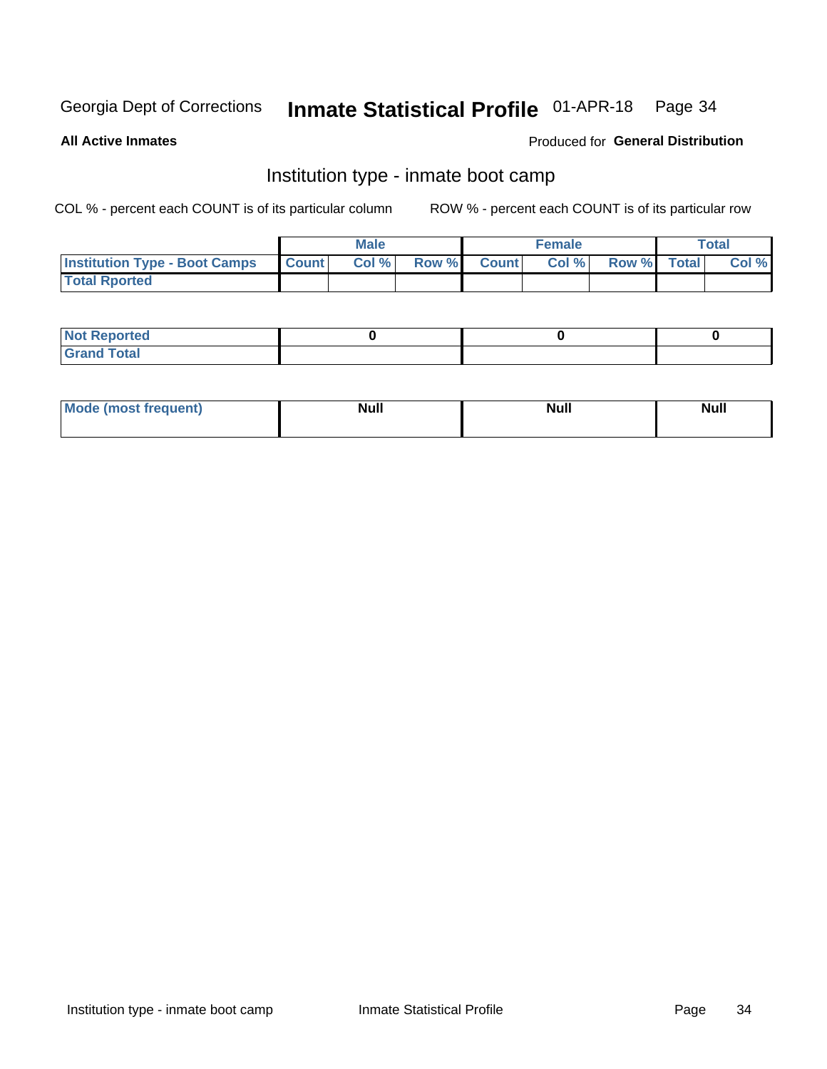Georgia Dept of Corrections **Inmate Statistical Profile** 01-APR-18

**All Active Inmates**

Produced for **General Distribution**

## Institution type - inmate boot camp

COL % - percent each COUNT is of its particular column

ROW % - percent each COUNT is of its particular row

| | Male | | | Female | | | Total | |
|---|---|---|---|---|---|---|---|---|
| **Institution Type - Boot Camps** | **Count** | **Col %** | **Row %** | **Count** | **Col %** | **Row %** | **Total** | **Col %** |
| **Total Rported** | | | | | | | | |

| | Male | Female | Total |
|---|---|---|---|
| **Not Reported** | 0 | 0 | 0 |
| **Grand Total** | | | |

| | Male | Female | Total |
|---|---|---|---|
| **Mode (most frequent)** | Null | Null | Null |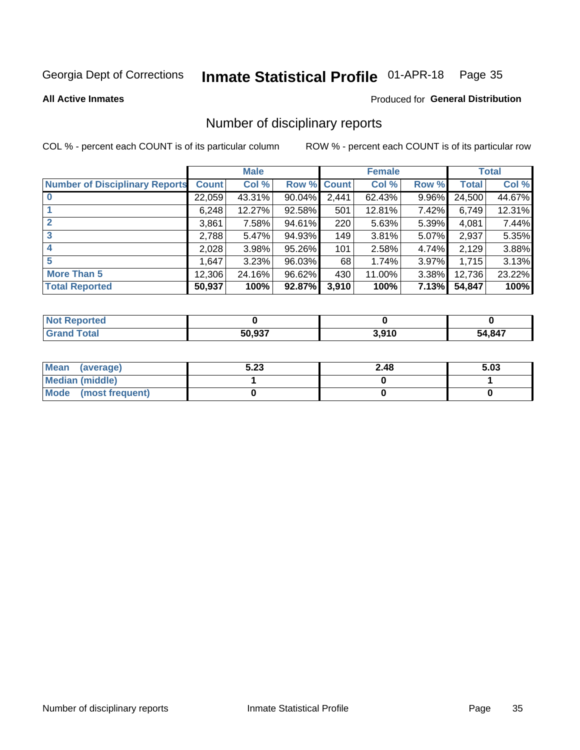Georgia Dept of Corrections **Inmate Statistical Profile** 01-APR-18

**All Active Inmates**

Produced for **General Distribution**

# Number of disciplinary reports

COL % - percent each COUNT is of its particular column

ROW % - percent each COUNT is of its particular row

| Number of Disciplinary Reports | Male | | | Female | | | Total | |
|---|---|---|---|---|---|---|---|---|
| | Count | Col % | Row % | Count | Col % | Row % | Total | Col % |
| 0 | 22,059 | 43.31% | 90.04% | 2,441 | 62.43% | 9.96% | 24,500 | 44.67% |
| 1 | 6,248 | 12.27% | 92.58% | 501 | 12.81% | 7.42% | 6,749 | 12.31% |
| 2 | 3,861 | 7.58% | 94.61% | 220 | 5.63% | 5.39% | 4,081 | 7.44% |
| 3 | 2,788 | 5.47% | 94.93% | 149 | 3.81% | 5.07% | 2,937 | 5.35% |
| 4 | 2,028 | 3.98% | 95.26% | 101 | 2.58% | 4.74% | 2,129 | 3.88% |
| 5 | 1,647 | 3.23% | 96.03% | 68 | 1.74% | 3.97% | 1,715 | 3.13% |
| More Than 5 | 12,306 | 24.16% | 96.62% | 430 | 11.00% | 3.38% | 12,736 | 23.22% |
| **Total Reported** | **50,937** | **100%** | **92.87%** | **3,910** | **100%** | **7.13%** | **54,847** | **100%** |

| | Male | Female | Total |
|---|---|---|---|
| Not Reported | 0 | 0 | 0 |
| Grand Total | 50,937 | 3,910 | 54,847 |

| | Male | Female | Total |
|---|---|---|---|
| Mean (average) | 5.23 | 2.48 | 5.03 |
| Median (middle) | 1 | 0 | 1 |
| Mode (most frequent) | 0 | 0 | 0 |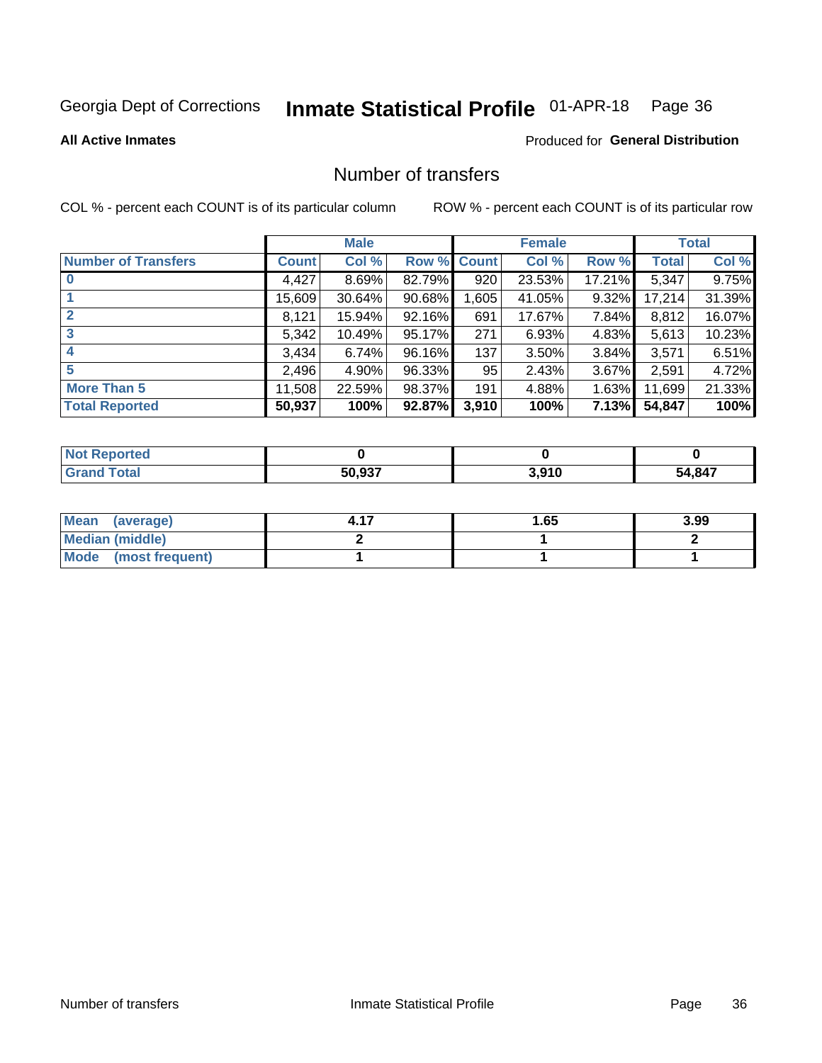Georgia Dept of Corrections **Inmate Statistical Profile** 01-APR-18

**All Active Inmates**

Produced for **General Distribution**

## Number of transfers

COL % - percent each COUNT is of its particular column

ROW % - percent each COUNT is of its particular row

| | Male | | | Female | | | Total | |
|---|---|---|---|---|---|---|---|---|
| **Number of Transfers** | **Count** | **Col %** | **Row %** | **Count** | **Col %** | **Row %** | **Total** | **Col %** |
| **0** | 4,427 | 8.69% | 82.79% | 920 | 23.53% | 17.21% | 5,347 | 9.75% |
| **1** | 15,609 | 30.64% | 90.68% | 1,605 | 41.05% | 9.32% | 17,214 | 31.39% |
| **2** | 8,121 | 15.94% | 92.16% | 691 | 17.67% | 7.84% | 8,812 | 16.07% |
| **3** | 5,342 | 10.49% | 95.17% | 271 | 6.93% | 4.83% | 5,613 | 10.23% |
| **4** | 3,434 | 6.74% | 96.16% | 137 | 3.50% | 3.84% | 3,571 | 6.51% |
| **5** | 2,496 | 4.90% | 96.33% | 95 | 2.43% | 3.67% | 2,591 | 4.72% |
| **More Than 5** | 11,508 | 22.59% | 98.37% | 191 | 4.88% | 1.63% | 11,699 | 21.33% |
| **Total Reported** | **50,937** | **100%** | **92.87%** | **3,910** | **100%** | **7.13%** | **54,847** | **100%** |

| | Male | Female | Total |
|---|---|---|---|
| **Not Reported** | **0** | **0** | **0** |
| **Grand Total** | **50,937** | **3,910** | **54,847** |

| | Male | Female | Total |
|---|---|---|---|
| **Mean (average)** | **4.17** | **1.65** | **3.99** |
| **Median (middle)** | **2** | **1** | **2** |
| **Mode (most frequent)** | **1** | **1** | **1** |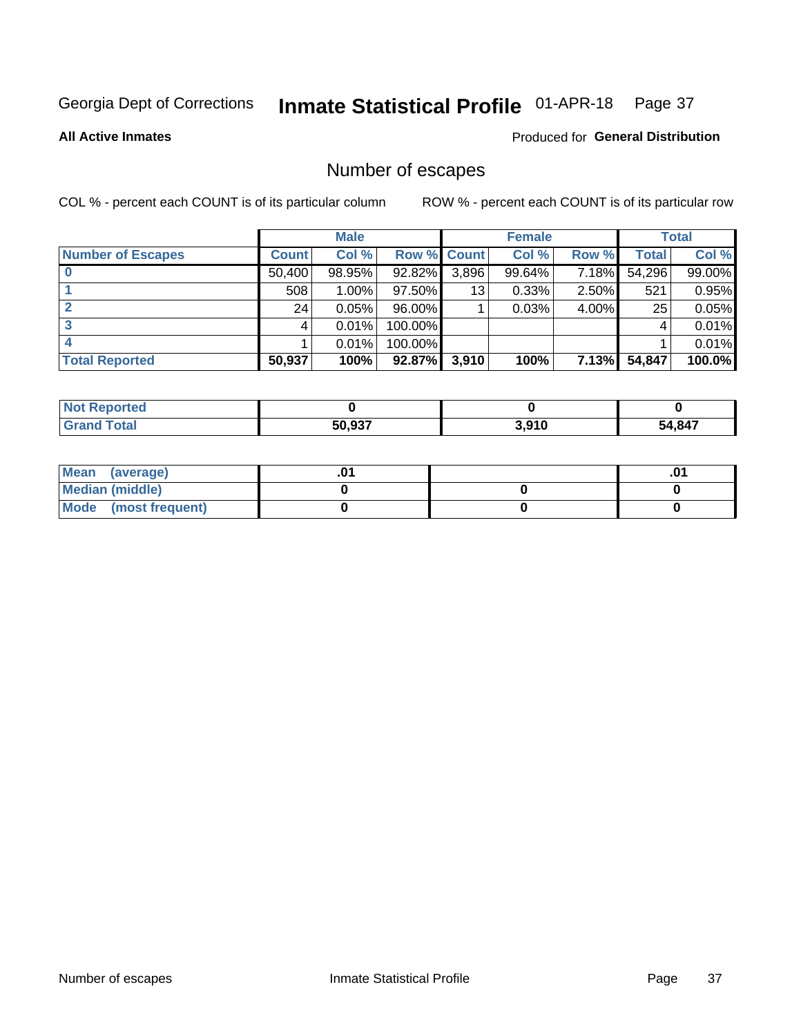Georgia Dept of Corrections **Inmate Statistical Profile** 01-APR-18

**All Active Inmates**

Produced for **General Distribution**

## Number of escapes

COL % - percent each COUNT is of its particular column ROW % - percent each COUNT is of its particular row

| | Male | | | Female | | | Total | |
|---|---|---|---|---|---|---|---|---|
| **Number of Escapes** | **Count** | **Col %** | **Row %** | **Count** | **Col %** | **Row %** | **Total** | **Col %** |
| **0** | 50,400 | 98.95% | 92.82% | 3,896 | 99.64% | 7.18% | 54,296 | 99.00% |
| **1** | 508 | 1.00% | 97.50% | 13 | 0.33% | 2.50% | 521 | 0.95% |
| **2** | 24 | 0.05% | 96.00% | 1 | 0.03% | 4.00% | 25 | 0.05% |
| **3** | 4 | 0.01% | 100.00% | | | | 4 | 0.01% |
| **4** | 1 | 0.01% | 100.00% | | | | 1 | 0.01% |
| **Total Reported** | **50,937** | **100%** | **92.87%** | **3,910** | **100%** | **7.13%** | **54,847** | **100.0%** |

| | Male | Female | Total |
|---|---|---|---|
| **Not Reported** | **0** | **0** | **0** |
| **Grand Total** | **50,937** | **3,910** | **54,847** |

| | Male | Female | Total |
|---|---|---|---|
| **Mean (average)** | **.01** | | **.01** |
| **Median (middle)** | **0** | **0** | **0** |
| **Mode (most frequent)** | **0** | **0** | **0** |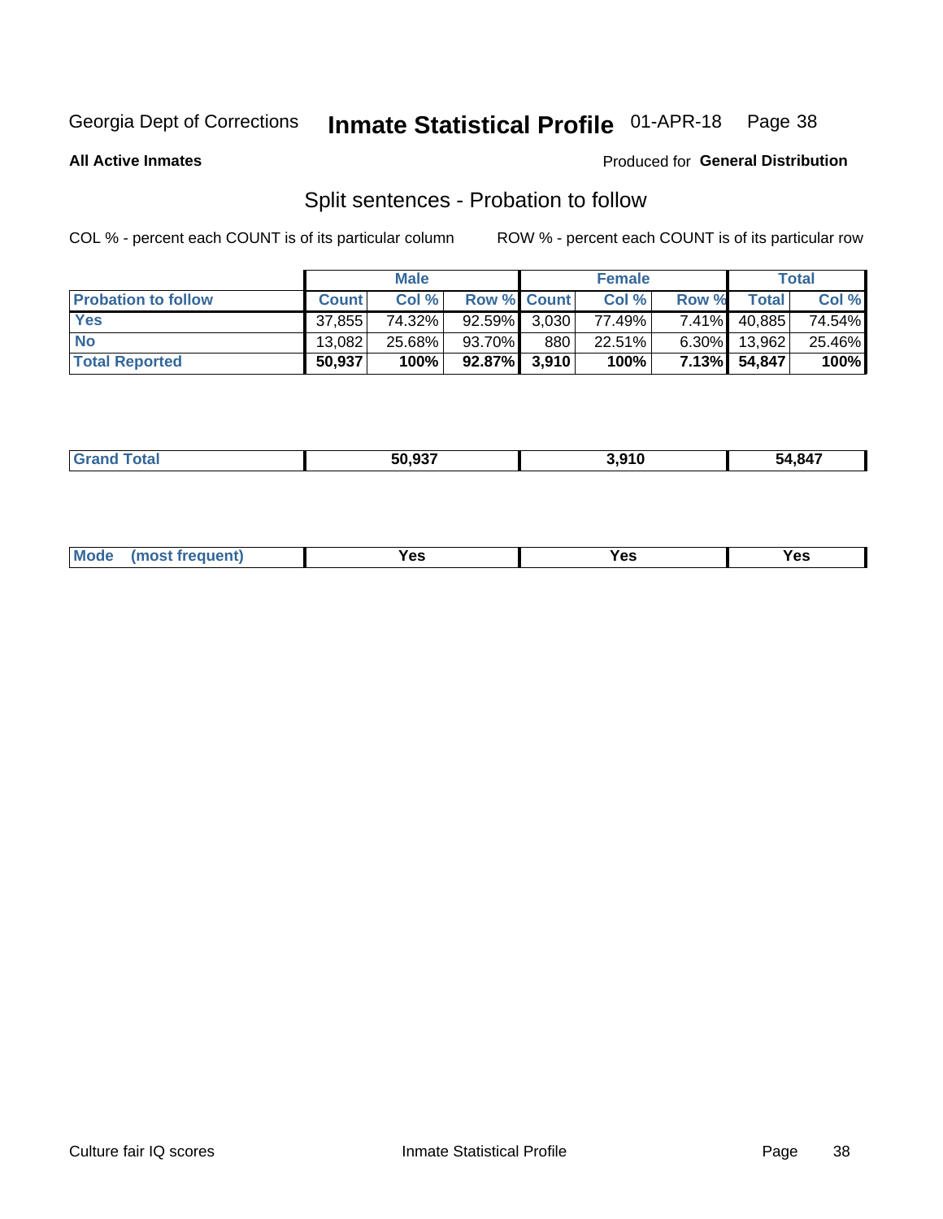Georgia Dept of Corrections **Inmate Statistical Profile** 01-APR-18

**All Active Inmates**

Produced for **General Distribution**

## Split sentences - Probation to follow

COL % - percent each COUNT is of its particular column

ROW % - percent each COUNT is of its particular row

| | Male | | | Female | | | Total | |
|---|---|---|---|---|---|---|---|---|
| Probation to follow | Count | Col % | Row % | Count | Col % | Row % | Total | Col % |
| Yes | 37,855 | 74.32% | 92.59% | 3,030 | 77.49% | 7.41% | 40,885 | 74.54% |
| No | 13,082 | 25.68% | 93.70% | 880 | 22.51% | 6.30% | 13,962 | 25.46% |
| **Total Reported** | **50,937** | **100%** | **92.87%** | **3,910** | **100%** | **7.13%** | **54,847** | **100%** |

| Grand Total | 50,937 | 3,910 | 54,847 |
|---|---|---|---|

| Mode (most frequent) | Yes | Yes | Yes |
|---|---|---|---|

Culture fair IQ scores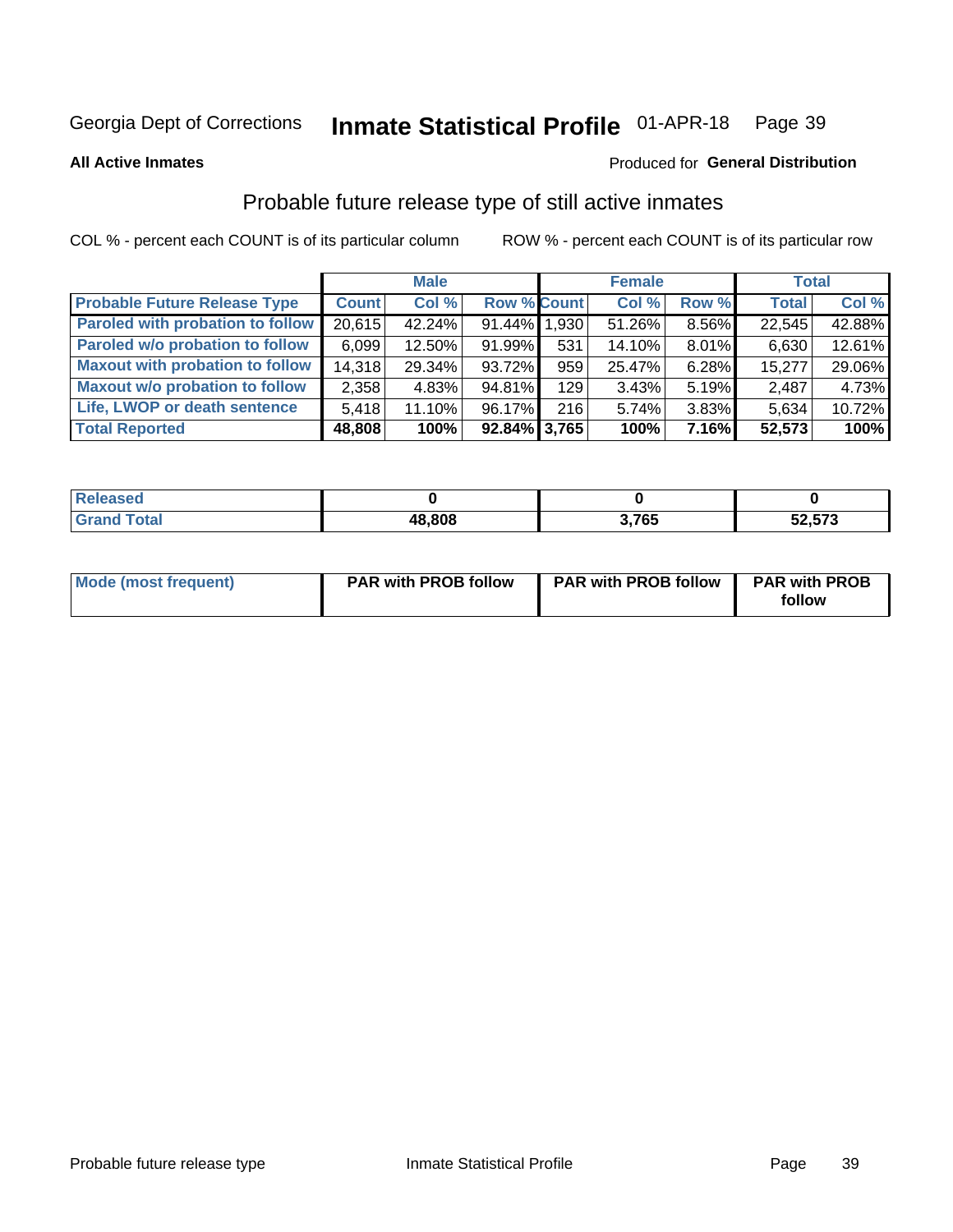Georgia Dept of Corrections **Inmate Statistical Profile** 01-APR-18

**All Active Inmates**

Produced for **General Distribution**

## Probable future release type of still active inmates

COL % - percent each COUNT is of its particular column

ROW % - percent each COUNT is of its particular row

| | Male | | | Female | | | Total | |
|---|---|---|---|---|---|---|---|---|
| **Probable Future Release Type** | **Count** | **Col %** | **Row %** | **Count** | **Col %** | **Row %** | **Total** | **Col %** |
| Paroled with probation to follow | 20,615 | 42.24% | 91.44% | 1,930 | 51.26% | 8.56% | 22,545 | 42.88% |
| Paroled w/o probation to follow | 6,099 | 12.50% | 91.99% | 531 | 14.10% | 8.01% | 6,630 | 12.61% |
| Maxout with probation to follow | 14,318 | 29.34% | 93.72% | 959 | 25.47% | 6.28% | 15,277 | 29.06% |
| Maxout w/o probation to follow | 2,358 | 4.83% | 94.81% | 129 | 3.43% | 5.19% | 2,487 | 4.73% |
| Life, LWOP or death sentence | 5,418 | 11.10% | 96.17% | 216 | 5.74% | 3.83% | 5,634 | 10.72% |
| **Total Reported** | **48,808** | **100%** | **92.84%** | **3,765** | **100%** | **7.16%** | **52,573** | **100%** |

| | Male | Female | Total |
|---|---|---|---|
| Released | 0 | 0 | 0 |
| Grand Total | 48,808 | 3,765 | 52,573 |

| | Male | Female | Total |
|---|---|---|---|
| Mode (most frequent) | PAR with PROB follow | PAR with PROB follow | PAR with PROB follow |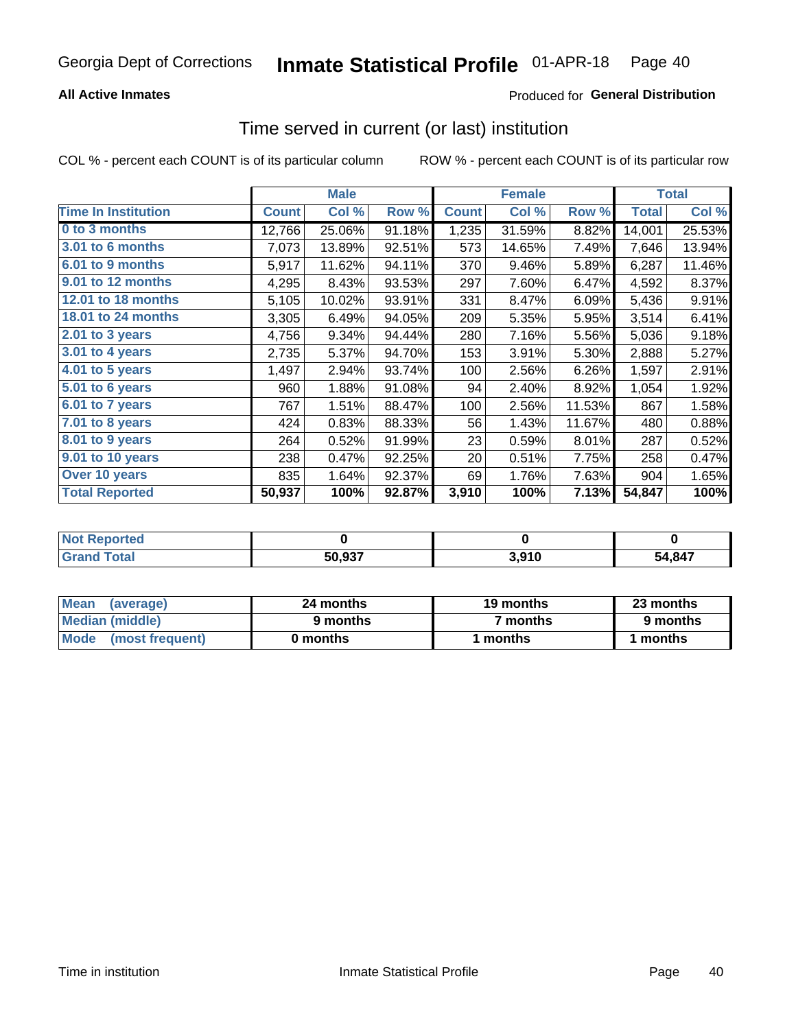Georgia Dept of Corrections **Inmate Statistical Profile** 01-APR-18

**All Active Inmates**

Produced for **General Distribution**

## Time served in current (or last) institution

COL % - percent each COUNT is of its particular column

ROW % - percent each COUNT is of its particular row

| | Male | | | Female | | | Total | |
|---|---|---|---|---|---|---|---|---|
| **Time In Institution** | **Count** | **Col %** | **Row %** | **Count** | **Col %** | **Row %** | **Total** | **Col %** |
| **0 to 3 months** | 12,766 | 25.06% | 91.18% | 1,235 | 31.59% | 8.82% | 14,001 | 25.53% |
| **3.01 to 6 months** | 7,073 | 13.89% | 92.51% | 573 | 14.65% | 7.49% | 7,646 | 13.94% |
| **6.01 to 9 months** | 5,917 | 11.62% | 94.11% | 370 | 9.46% | 5.89% | 6,287 | 11.46% |
| **9.01 to 12 months** | 4,295 | 8.43% | 93.53% | 297 | 7.60% | 6.47% | 4,592 | 8.37% |
| **12.01 to 18 months** | 5,105 | 10.02% | 93.91% | 331 | 8.47% | 6.09% | 5,436 | 9.91% |
| **18.01 to 24 months** | 3,305 | 6.49% | 94.05% | 209 | 5.35% | 5.95% | 3,514 | 6.41% |
| **2.01 to 3 years** | 4,756 | 9.34% | 94.44% | 280 | 7.16% | 5.56% | 5,036 | 9.18% |
| **3.01 to 4 years** | 2,735 | 5.37% | 94.70% | 153 | 3.91% | 5.30% | 2,888 | 5.27% |
| **4.01 to 5 years** | 1,497 | 2.94% | 93.74% | 100 | 2.56% | 6.26% | 1,597 | 2.91% |
| **5.01 to 6 years** | 960 | 1.88% | 91.08% | 94 | 2.40% | 8.92% | 1,054 | 1.92% |
| **6.01 to 7 years** | 767 | 1.51% | 88.47% | 100 | 2.56% | 11.53% | 867 | 1.58% |
| **7.01 to 8 years** | 424 | 0.83% | 88.33% | 56 | 1.43% | 11.67% | 480 | 0.88% |
| **8.01 to 9 years** | 264 | 0.52% | 91.99% | 23 | 0.59% | 8.01% | 287 | 0.52% |
| **9.01 to 10 years** | 238 | 0.47% | 92.25% | 20 | 0.51% | 7.75% | 258 | 0.47% |
| **Over 10 years** | 835 | 1.64% | 92.37% | 69 | 1.76% | 7.63% | 904 | 1.65% |
| **Total Reported** | **50,937** | **100%** | **92.87%** | **3,910** | **100%** | **7.13%** | **54,847** | **100%** |

| | Male | Female | Total |
|---|---|---|---|
| **Not Reported** | **0** | **0** | **0** |
| **Grand Total** | **50,937** | **3,910** | **54,847** |

| | Male | Female | Total |
|---|---|---|---|
| **Mean (average)** | **24 months** | **19 months** | **23 months** |
| **Median (middle)** | **9 months** | **7 months** | **9 months** |
| **Mode (most frequent)** | **0 months** | **1 months** | **1 months** |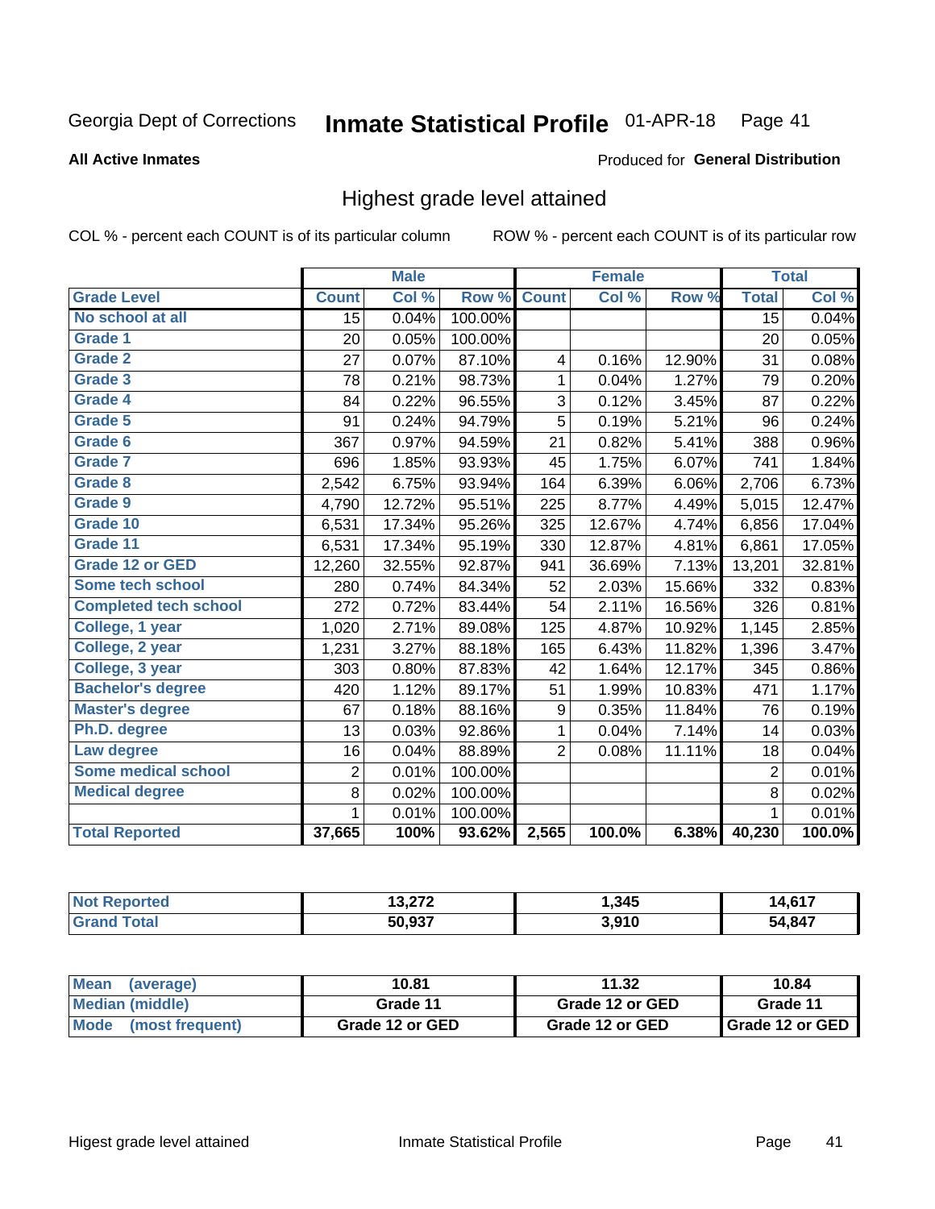Georgia Dept of Corrections **Inmate Statistical Profile** 01-APR-18

**All Active Inmates**

Produced for **General Distribution**

## Highest grade level attained

COL % - percent each COUNT is of its particular column ROW % - percent each COUNT is of its particular row

| | Male | | | Female | | | Total | |
|---|---|---|---|---|---|---|---|---|
| **Grade Level** | **Count** | **Col %** | **Row %** | **Count** | **Col %** | **Row %** | **Total** | **Col %** |
| **No school at all** | 15 | 0.04% | 100.00% | | | | 15 | 0.04% |
| **Grade 1** | 20 | 0.05% | 100.00% | | | | 20 | 0.05% |
| **Grade 2** | 27 | 0.07% | 87.10% | 4 | 0.16% | 12.90% | 31 | 0.08% |
| **Grade 3** | 78 | 0.21% | 98.73% | 1 | 0.04% | 1.27% | 79 | 0.20% |
| **Grade 4** | 84 | 0.22% | 96.55% | 3 | 0.12% | 3.45% | 87 | 0.22% |
| **Grade 5** | 91 | 0.24% | 94.79% | 5 | 0.19% | 5.21% | 96 | 0.24% |
| **Grade 6** | 367 | 0.97% | 94.59% | 21 | 0.82% | 5.41% | 388 | 0.96% |
| **Grade 7** | 696 | 1.85% | 93.93% | 45 | 1.75% | 6.07% | 741 | 1.84% |
| **Grade 8** | 2,542 | 6.75% | 93.94% | 164 | 6.39% | 6.06% | 2,706 | 6.73% |
| **Grade 9** | 4,790 | 12.72% | 95.51% | 225 | 8.77% | 4.49% | 5,015 | 12.47% |
| **Grade 10** | 6,531 | 17.34% | 95.26% | 325 | 12.67% | 4.74% | 6,856 | 17.04% |
| **Grade 11** | 6,531 | 17.34% | 95.19% | 330 | 12.87% | 4.81% | 6,861 | 17.05% |
| **Grade 12 or GED** | 12,260 | 32.55% | 92.87% | 941 | 36.69% | 7.13% | 13,201 | 32.81% |
| **Some tech school** | 280 | 0.74% | 84.34% | 52 | 2.03% | 15.66% | 332 | 0.83% |
| **Completed tech school** | 272 | 0.72% | 83.44% | 54 | 2.11% | 16.56% | 326 | 0.81% |
| **College, 1 year** | 1,020 | 2.71% | 89.08% | 125 | 4.87% | 10.92% | 1,145 | 2.85% |
| **College, 2 year** | 1,231 | 3.27% | 88.18% | 165 | 6.43% | 11.82% | 1,396 | 3.47% |
| **College, 3 year** | 303 | 0.80% | 87.83% | 42 | 1.64% | 12.17% | 345 | 0.86% |
| **Bachelor's degree** | 420 | 1.12% | 89.17% | 51 | 1.99% | 10.83% | 471 | 1.17% |
| **Master's degree** | 67 | 0.18% | 88.16% | 9 | 0.35% | 11.84% | 76 | 0.19% |
| **Ph.D. degree** | 13 | 0.03% | 92.86% | 1 | 0.04% | 7.14% | 14 | 0.03% |
| **Law degree** | 16 | 0.04% | 88.89% | 2 | 0.08% | 11.11% | 18 | 0.04% |
| **Some medical school** | 2 | 0.01% | 100.00% | | | | 2 | 0.01% |
| **Medical degree** | 8 | 0.02% | 100.00% | | | | 8 | 0.02% |
| | 1 | 0.01% | 100.00% | | | | 1 | 0.01% |
| **Total Reported** | **37,665** | **100%** | **93.62%** | **2,565** | **100.0%** | **6.38%** | **40,230** | **100.0%** |

| | Male | Female | Total |
|---|---|---|---|
| **Not Reported** | **13,272** | **1,345** | **14,617** |
| **Grand Total** | **50,937** | **3,910** | **54,847** |

| | Male | Female | Total |
|---|---|---|---|
| **Mean (average)** | **10.81** | **11.32** | **10.84** |
| **Median (middle)** | **Grade 11** | **Grade 12 or GED** | **Grade 11** |
| **Mode (most frequent)** | **Grade 12 or GED** | **Grade 12 or GED** | **Grade 12 or GED** |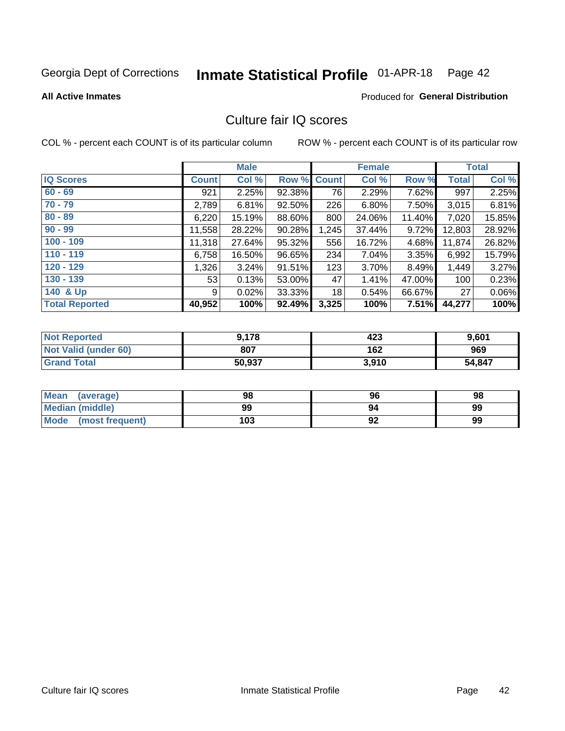Georgia Dept of Corrections **Inmate Statistical Profile** 01-APR-18

**All Active Inmates**

Produced for **General Distribution**

## Culture fair IQ scores

COL % - percent each COUNT is of its particular column

ROW % - percent each COUNT is of its particular row

| | Male | | | Female | | | Total | |
|---|---|---|---|---|---|---|---|---|
| IQ Scores | Count | Col % | Row % | Count | Col % | Row % | Total | Col % |
| 60 - 69 | 921 | 2.25% | 92.38% | 76 | 2.29% | 7.62% | 997 | 2.25% |
| 70 - 79 | 2,789 | 6.81% | 92.50% | 226 | 6.80% | 7.50% | 3,015 | 6.81% |
| 80 - 89 | 6,220 | 15.19% | 88.60% | 800 | 24.06% | 11.40% | 7,020 | 15.85% |
| 90 - 99 | 11,558 | 28.22% | 90.28% | 1,245 | 37.44% | 9.72% | 12,803 | 28.92% |
| 100 - 109 | 11,318 | 27.64% | 95.32% | 556 | 16.72% | 4.68% | 11,874 | 26.82% |
| 110 - 119 | 6,758 | 16.50% | 96.65% | 234 | 7.04% | 3.35% | 6,992 | 15.79% |
| 120 - 129 | 1,326 | 3.24% | 91.51% | 123 | 3.70% | 8.49% | 1,449 | 3.27% |
| 130 - 139 | 53 | 0.13% | 53.00% | 47 | 1.41% | 47.00% | 100 | 0.23% |
| 140 & Up | 9 | 0.02% | 33.33% | 18 | 0.54% | 66.67% | 27 | 0.06% |
| **Total Reported** | **40,952** | **100%** | **92.49%** | **3,325** | **100%** | **7.51%** | **44,277** | **100%** |

| | Male | Female | Total |
|---|---|---|---|
| Not Reported | 9,178 | 423 | 9,601 |
| Not Valid (under 60) | 807 | 162 | 969 |
| Grand Total | 50,937 | 3,910 | 54,847 |

| | Male | Female | Total |
|---|---|---|---|
| Mean (average) | 98 | 96 | 98 |
| Median (middle) | 99 | 94 | 99 |
| Mode (most frequent) | 103 | 92 | 99 |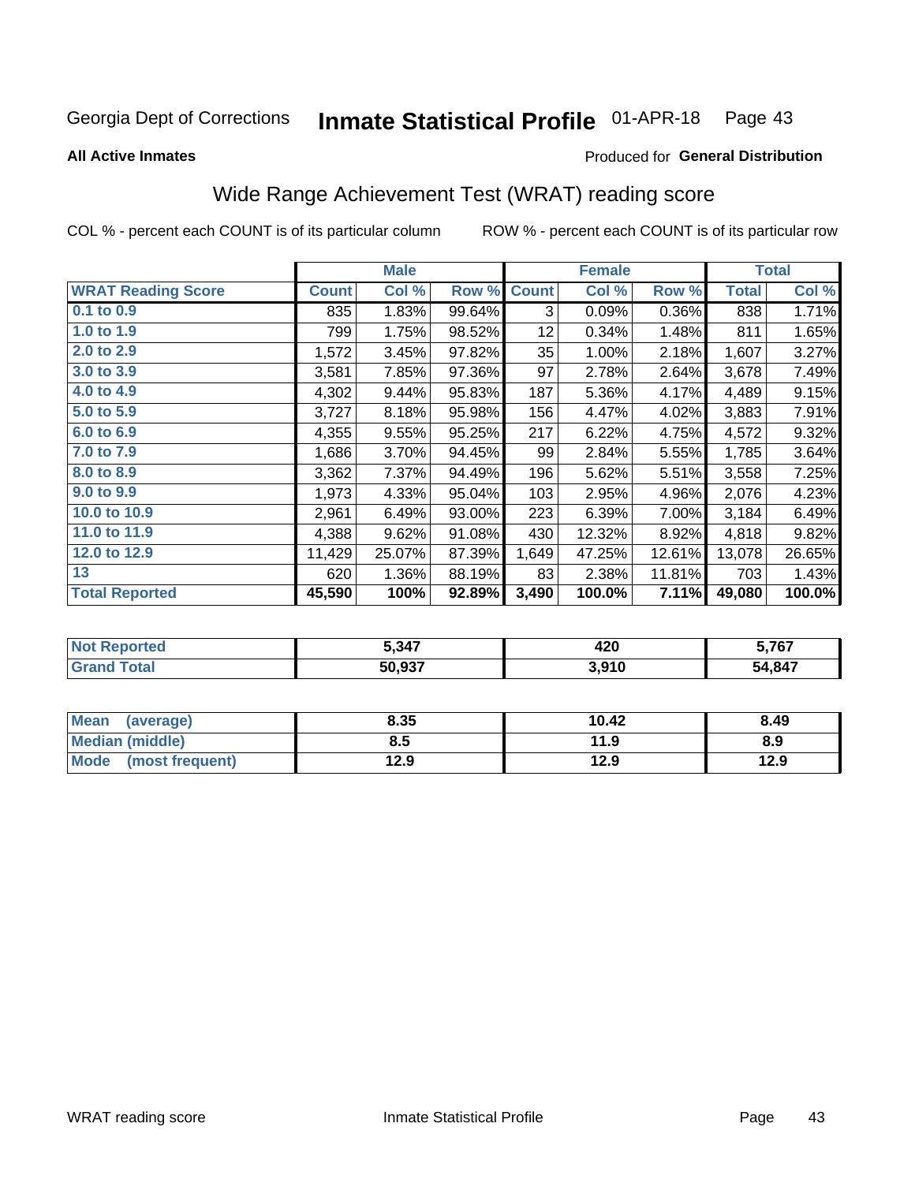Georgia Dept of Corrections **Inmate Statistical Profile** 01-APR-18

**All Active Inmates**

Produced for **General Distribution**

## Wide Range Achievement Test (WRAT) reading score

COL % - percent each COUNT is of its particular column ROW % - percent each COUNT is of its particular row

| | Male | | | Female | | | Total | |
|---|---|---|---|---|---|---|---|---|
| **WRAT Reading Score** | **Count** | **Col %** | **Row %** | **Count** | **Col %** | **Row %** | **Total** | **Col %** |
| **0.1 to 0.9** | 835 | 1.83% | 99.64% | 3 | 0.09% | 0.36% | 838 | 1.71% |
| **1.0 to 1.9** | 799 | 1.75% | 98.52% | 12 | 0.34% | 1.48% | 811 | 1.65% |
| **2.0 to 2.9** | 1,572 | 3.45% | 97.82% | 35 | 1.00% | 2.18% | 1,607 | 3.27% |
| **3.0 to 3.9** | 3,581 | 7.85% | 97.36% | 97 | 2.78% | 2.64% | 3,678 | 7.49% |
| **4.0 to 4.9** | 4,302 | 9.44% | 95.83% | 187 | 5.36% | 4.17% | 4,489 | 9.15% |
| **5.0 to 5.9** | 3,727 | 8.18% | 95.98% | 156 | 4.47% | 4.02% | 3,883 | 7.91% |
| **6.0 to 6.9** | 4,355 | 9.55% | 95.25% | 217 | 6.22% | 4.75% | 4,572 | 9.32% |
| **7.0 to 7.9** | 1,686 | 3.70% | 94.45% | 99 | 2.84% | 5.55% | 1,785 | 3.64% |
| **8.0 to 8.9** | 3,362 | 7.37% | 94.49% | 196 | 5.62% | 5.51% | 3,558 | 7.25% |
| **9.0 to 9.9** | 1,973 | 4.33% | 95.04% | 103 | 2.95% | 4.96% | 2,076 | 4.23% |
| **10.0 to 10.9** | 2,961 | 6.49% | 93.00% | 223 | 6.39% | 7.00% | 3,184 | 6.49% |
| **11.0 to 11.9** | 4,388 | 9.62% | 91.08% | 430 | 12.32% | 8.92% | 4,818 | 9.82% |
| **12.0 to 12.9** | 11,429 | 25.07% | 87.39% | 1,649 | 47.25% | 12.61% | 13,078 | 26.65% |
| **13** | 620 | 1.36% | 88.19% | 83 | 2.38% | 11.81% | 703 | 1.43% |
| **Total Reported** | **45,590** | **100%** | **92.89%** | **3,490** | **100.0%** | **7.11%** | **49,080** | **100.0%** |

| | Male | Female | Total |
|---|---|---|---|
| **Not Reported** | **5,347** | **420** | **5,767** |
| **Grand Total** | **50,937** | **3,910** | **54,847** |

| | Male | Female | Total |
|---|---|---|---|
| **Mean (average)** | **8.35** | **10.42** | **8.49** |
| **Median (middle)** | **8.5** | **11.9** | **8.9** |
| **Mode (most frequent)** | **12.9** | **12.9** | **12.9** |

WRAT reading score Inmate Statistical Profile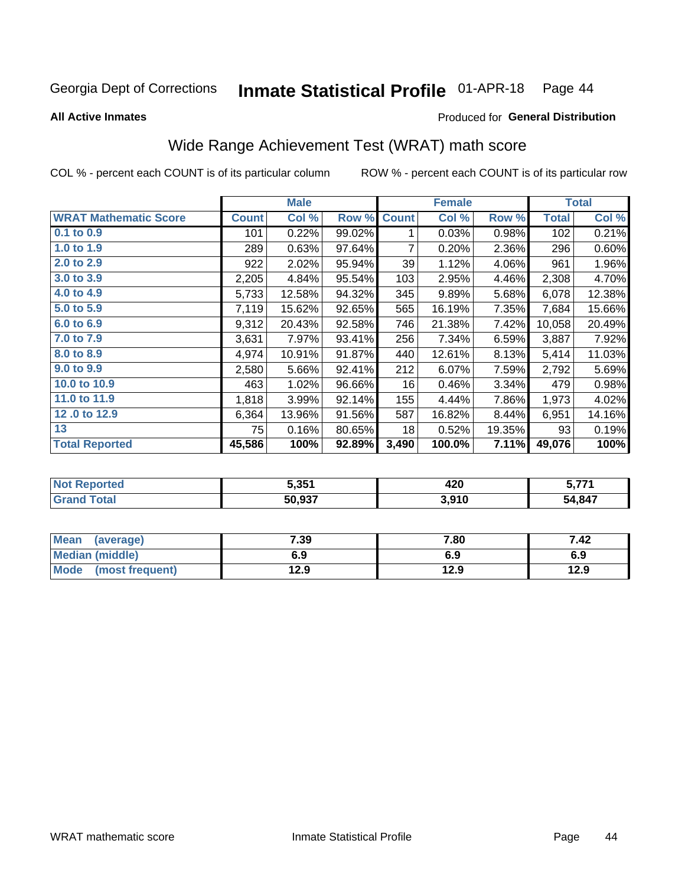Georgia Dept of Corrections **Inmate Statistical Profile** 01-APR-18

**All Active Inmates**

Produced for **General Distribution**

## Wide Range Achievement Test (WRAT) math score

COL % - percent each COUNT is of its particular column ROW % - percent each COUNT is of its particular row

| | Male | | | Female | | | Total | |
|---|---|---|---|---|---|---|---|---|
| **WRAT Mathematic Score** | **Count** | **Col %** | **Row %** | **Count** | **Col %** | **Row %** | **Total** | **Col %** |
| 0.1 to 0.9 | 101 | 0.22% | 99.02% | 1 | 0.03% | 0.98% | 102 | 0.21% |
| 1.0 to 1.9 | 289 | 0.63% | 97.64% | 7 | 0.20% | 2.36% | 296 | 0.60% |
| 2.0 to 2.9 | 922 | 2.02% | 95.94% | 39 | 1.12% | 4.06% | 961 | 1.96% |
| 3.0 to 3.9 | 2,205 | 4.84% | 95.54% | 103 | 2.95% | 4.46% | 2,308 | 4.70% |
| 4.0 to 4.9 | 5,733 | 12.58% | 94.32% | 345 | 9.89% | 5.68% | 6,078 | 12.38% |
| 5.0 to 5.9 | 7,119 | 15.62% | 92.65% | 565 | 16.19% | 7.35% | 7,684 | 15.66% |
| 6.0 to 6.9 | 9,312 | 20.43% | 92.58% | 746 | 21.38% | 7.42% | 10,058 | 20.49% |
| 7.0 to 7.9 | 3,631 | 7.97% | 93.41% | 256 | 7.34% | 6.59% | 3,887 | 7.92% |
| 8.0 to 8.9 | 4,974 | 10.91% | 91.87% | 440 | 12.61% | 8.13% | 5,414 | 11.03% |
| 9.0 to 9.9 | 2,580 | 5.66% | 92.41% | 212 | 6.07% | 7.59% | 2,792 | 5.69% |
| 10.0 to 10.9 | 463 | 1.02% | 96.66% | 16 | 0.46% | 3.34% | 479 | 0.98% |
| 11.0 to 11.9 | 1,818 | 3.99% | 92.14% | 155 | 4.44% | 7.86% | 1,973 | 4.02% |
| 12 .0 to 12.9 | 6,364 | 13.96% | 91.56% | 587 | 16.82% | 8.44% | 6,951 | 14.16% |
| 13 | 75 | 0.16% | 80.65% | 18 | 0.52% | 19.35% | 93 | 0.19% |
| **Total Reported** | **45,586** | **100%** | **92.89%** | **3,490** | **100.0%** | **7.11%** | **49,076** | **100%** |

| | Male | Female | Total |
|---|---|---|---|
| Not Reported | 5,351 | 420 | 5,771 |
| Grand Total | 50,937 | 3,910 | 54,847 |

| | Male | Female | Total |
|---|---|---|---|
| Mean (average) | 7.39 | 7.80 | 7.42 |
| Median (middle) | 6.9 | 6.9 | 6.9 |
| Mode (most frequent) | 12.9 | 12.9 | 12.9 |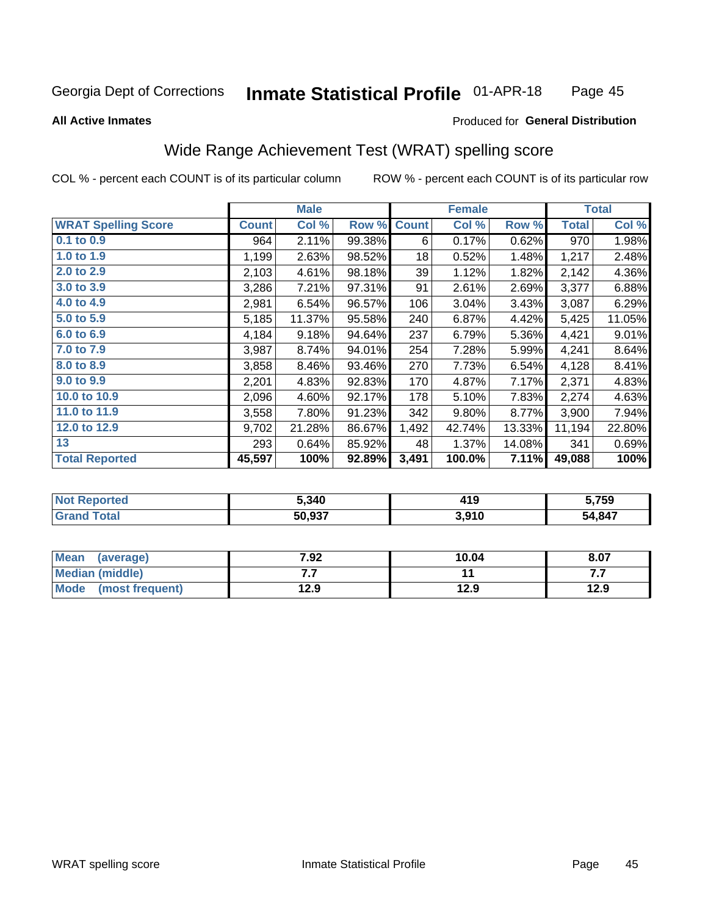Georgia Dept of Corrections **Inmate Statistical Profile** 01-APR-18

**All Active Inmates** Produced for **General Distribution**

## Wide Range Achievement Test (WRAT) spelling score

COL % - percent each COUNT is of its particular column ROW % - percent each COUNT is of its particular row

| | Male | | | Female | | | Total | |
|---|---|---|---|---|---|---|---|---|
| **WRAT Spelling Score** | **Count** | **Col %** | **Row %** | **Count** | **Col %** | **Row %** | **Total** | **Col %** |
| **0.1 to 0.9** | 964 | 2.11% | 99.38% | 6 | 0.17% | 0.62% | 970 | 1.98% |
| **1.0 to 1.9** | 1,199 | 2.63% | 98.52% | 18 | 0.52% | 1.48% | 1,217 | 2.48% |
| **2.0 to 2.9** | 2,103 | 4.61% | 98.18% | 39 | 1.12% | 1.82% | 2,142 | 4.36% |
| **3.0 to 3.9** | 3,286 | 7.21% | 97.31% | 91 | 2.61% | 2.69% | 3,377 | 6.88% |
| **4.0 to 4.9** | 2,981 | 6.54% | 96.57% | 106 | 3.04% | 3.43% | 3,087 | 6.29% |
| **5.0 to 5.9** | 5,185 | 11.37% | 95.58% | 240 | 6.87% | 4.42% | 5,425 | 11.05% |
| **6.0 to 6.9** | 4,184 | 9.18% | 94.64% | 237 | 6.79% | 5.36% | 4,421 | 9.01% |
| **7.0 to 7.9** | 3,987 | 8.74% | 94.01% | 254 | 7.28% | 5.99% | 4,241 | 8.64% |
| **8.0 to 8.9** | 3,858 | 8.46% | 93.46% | 270 | 7.73% | 6.54% | 4,128 | 8.41% |
| **9.0 to 9.9** | 2,201 | 4.83% | 92.83% | 170 | 4.87% | 7.17% | 2,371 | 4.83% |
| **10.0 to 10.9** | 2,096 | 4.60% | 92.17% | 178 | 5.10% | 7.83% | 2,274 | 4.63% |
| **11.0 to 11.9** | 3,558 | 7.80% | 91.23% | 342 | 9.80% | 8.77% | 3,900 | 7.94% |
| **12.0 to 12.9** | 9,702 | 21.28% | 86.67% | 1,492 | 42.74% | 13.33% | 11,194 | 22.80% |
| **13** | 293 | 0.64% | 85.92% | 48 | 1.37% | 14.08% | 341 | 0.69% |
| **Total Reported** | **45,597** | **100%** | **92.89%** | **3,491** | **100.0%** | **7.11%** | **49,088** | **100%** |

| | Male | Female | Total |
|---|---|---|---|
| **Not Reported** | **5,340** | **419** | **5,759** |
| **Grand Total** | **50,937** | **3,910** | **54,847** |

| | Male | Female | Total |
|---|---|---|---|
| **Mean (average)** | **7.92** | **10.04** | **8.07** |
| **Median (middle)** | **7.7** | **11** | **7.7** |
| **Mode (most frequent)** | **12.9** | **12.9** | **12.9** |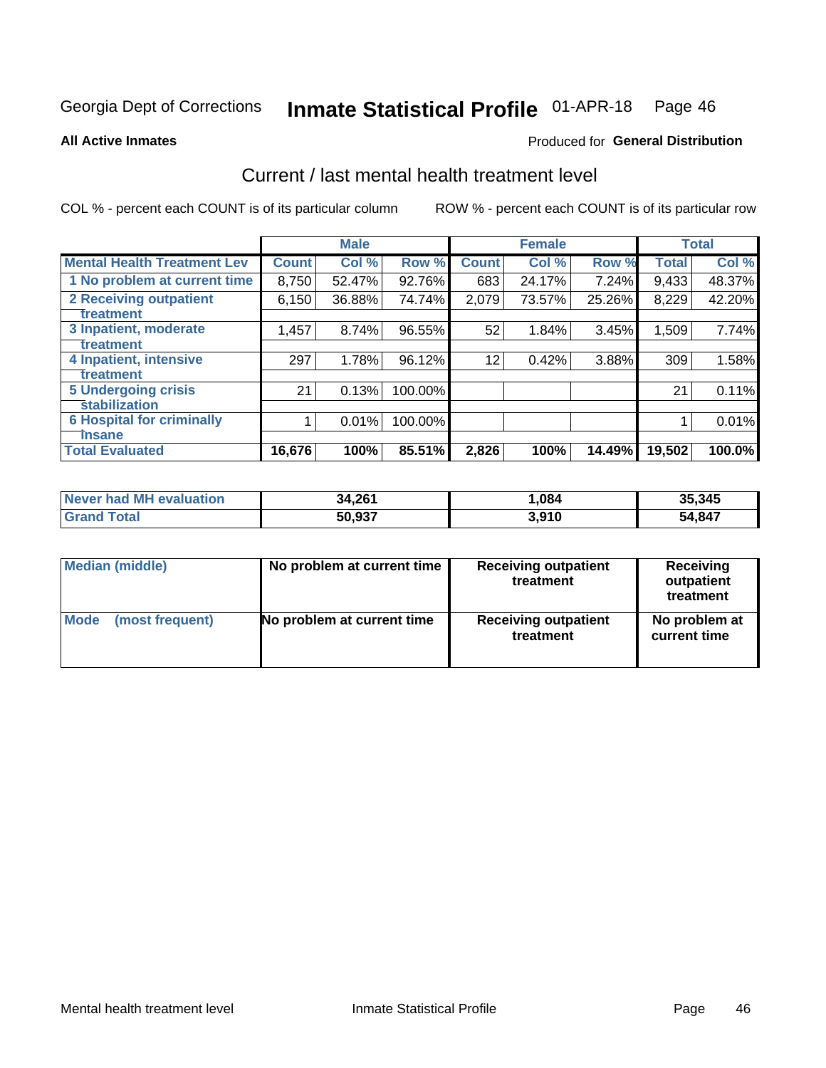Georgia Dept of Corrections **Inmate Statistical Profile** 01-APR-18

**All Active Inmates**

Produced for **General Distribution**

## Current / last mental health treatment level

COL % - percent each COUNT is of its particular column ROW % - percent each COUNT is of its particular row

| | Male | | | Female | | | Total | |
|---|---|---|---|---|---|---|---|---|
| **Mental Health Treatment Lev** | **Count** | **Col %** | **Row %** | **Count** | **Col %** | **Row %** | **Total** | **Col %** |
| 1 No problem at current time | 8,750 | 52.47% | 92.76% | 683 | 24.17% | 7.24% | 9,433 | 48.37% |
| 2 Receiving outpatient treatment | 6,150 | 36.88% | 74.74% | 2,079 | 73.57% | 25.26% | 8,229 | 42.20% |
| 3 Inpatient, moderate treatment | 1,457 | 8.74% | 96.55% | 52 | 1.84% | 3.45% | 1,509 | 7.74% |
| 4 Inpatient, intensive treatment | 297 | 1.78% | 96.12% | 12 | 0.42% | 3.88% | 309 | 1.58% |
| 5 Undergoing crisis stabilization | 21 | 0.13% | 100.00% | | | | 21 | 0.11% |
| 6 Hospital for criminally insane | 1 | 0.01% | 100.00% | | | | 1 | 0.01% |
| **Total Evaluated** | **16,676** | **100%** | **85.51%** | **2,826** | **100%** | **14.49%** | **19,502** | **100.0%** |

| | Male | Female | Total |
|---|---|---|---|
| **Never had MH evaluation** | **34,261** | **1,084** | **35,345** |
| **Grand Total** | **50,937** | **3,910** | **54,847** |

| | Male | Female | Total |
|---|---|---|---|
| **Median (middle)** | **No problem at current time** | **Receiving outpatient treatment** | **Receiving outpatient treatment** |
| **Mode (most frequent)** | **No problem at current time** | **Receiving outpatient treatment** | **No problem at current time** |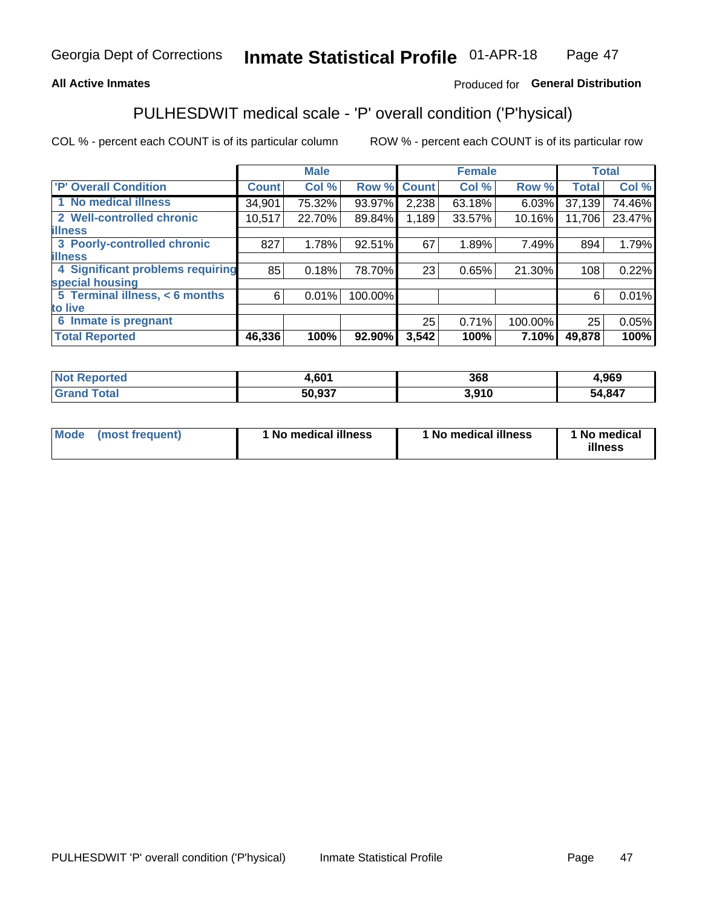**All Active Inmates** Produced for **General Distribution**

## PULHESDWIT medical scale - 'P' overall condition ('P'hysical)

COL % - percent each COUNT is of its particular column ROW % - percent each COUNT is of its particular row

| 'P' Overall Condition | Male | | | Female | | | Total | |
|---|---|---|---|---|---|---|---|---|
| | Count | Col % | Row % | Count | Col % | Row % | Total | Col % |
| 1 No medical illness | 34,901 | 75.32% | 93.97% | 2,238 | 63.18% | 6.03% | 37,139 | 74.46% |
| 2 Well-controlled chronic illness | 10,517 | 22.70% | 89.84% | 1,189 | 33.57% | 10.16% | 11,706 | 23.47% |
| 3 Poorly-controlled chronic illness | 827 | 1.78% | 92.51% | 67 | 1.89% | 7.49% | 894 | 1.79% |
| 4 Significant problems requiring special housing | 85 | 0.18% | 78.70% | 23 | 0.65% | 21.30% | 108 | 0.22% |
| 5 Terminal illness, < 6 months to live | 6 | 0.01% | 100.00% | | | | 6 | 0.01% |
| 6 Inmate is pregnant | | | | 25 | 0.71% | 100.00% | 25 | 0.05% |
| **Total Reported** | **46,336** | **100%** | **92.90%** | **3,542** | **100%** | **7.10%** | **49,878** | **100%** |

| | Male | Female | Total |
|---|---|---|---|
| Not Reported | 4,601 | 368 | 4,969 |
| Grand Total | 50,937 | 3,910 | 54,847 |

| | Male | Female | Total |
|---|---|---|---|
| Mode (most frequent) | 1 No medical illness | 1 No medical illness | 1 No medical illness |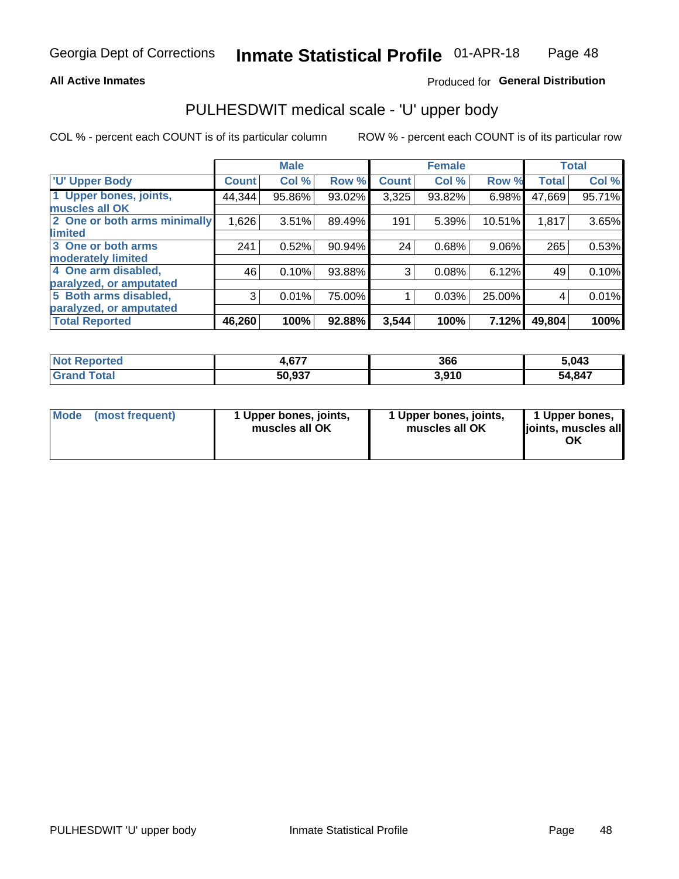Georgia Dept of Corrections **Inmate Statistical Profile** 01-APR-18

**All Active Inmates**

Produced for **General Distribution**

## PULHESDWIT medical scale - 'U' upper body

COL % - percent each COUNT is of its particular column ROW % - percent each COUNT is of its particular row

| | Male | | | Female | | | Total | |
|---|---|---|---|---|---|---|---|---|
| 'U' Upper Body | Count | Col % | Row % | Count | Col % | Row % | Total | Col % |
| 1 Upper bones, joints, muscles all OK | 44,344 | 95.86% | 93.02% | 3,325 | 93.82% | 6.98% | 47,669 | 95.71% |
| 2 One or both arms minimally limited | 1,626 | 3.51% | 89.49% | 191 | 5.39% | 10.51% | 1,817 | 3.65% |
| 3 One or both arms moderately limited | 241 | 0.52% | 90.94% | 24 | 0.68% | 9.06% | 265 | 0.53% |
| 4 One arm disabled, paralyzed, or amputated | 46 | 0.10% | 93.88% | 3 | 0.08% | 6.12% | 49 | 0.10% |
| 5 Both arms disabled, paralyzed, or amputated | 3 | 0.01% | 75.00% | 1 | 0.03% | 25.00% | 4 | 0.01% |
| **Total Reported** | **46,260** | **100%** | **92.88%** | **3,544** | **100%** | **7.12%** | **49,804** | **100%** |

| | Male | Female | Total |
|---|---|---|---|
| **Not Reported** | **4,677** | **366** | **5,043** |
| **Grand Total** | **50,937** | **3,910** | **54,847** |

| | Male | Female | Total |
|---|---|---|---|
| **Mode (most frequent)** | **1 Upper bones, joints, muscles all OK** | **1 Upper bones, joints, muscles all OK** | **1 Upper bones, joints, muscles all OK** |

PULHESDWIT 'U' upper body Inmate Statistical Profile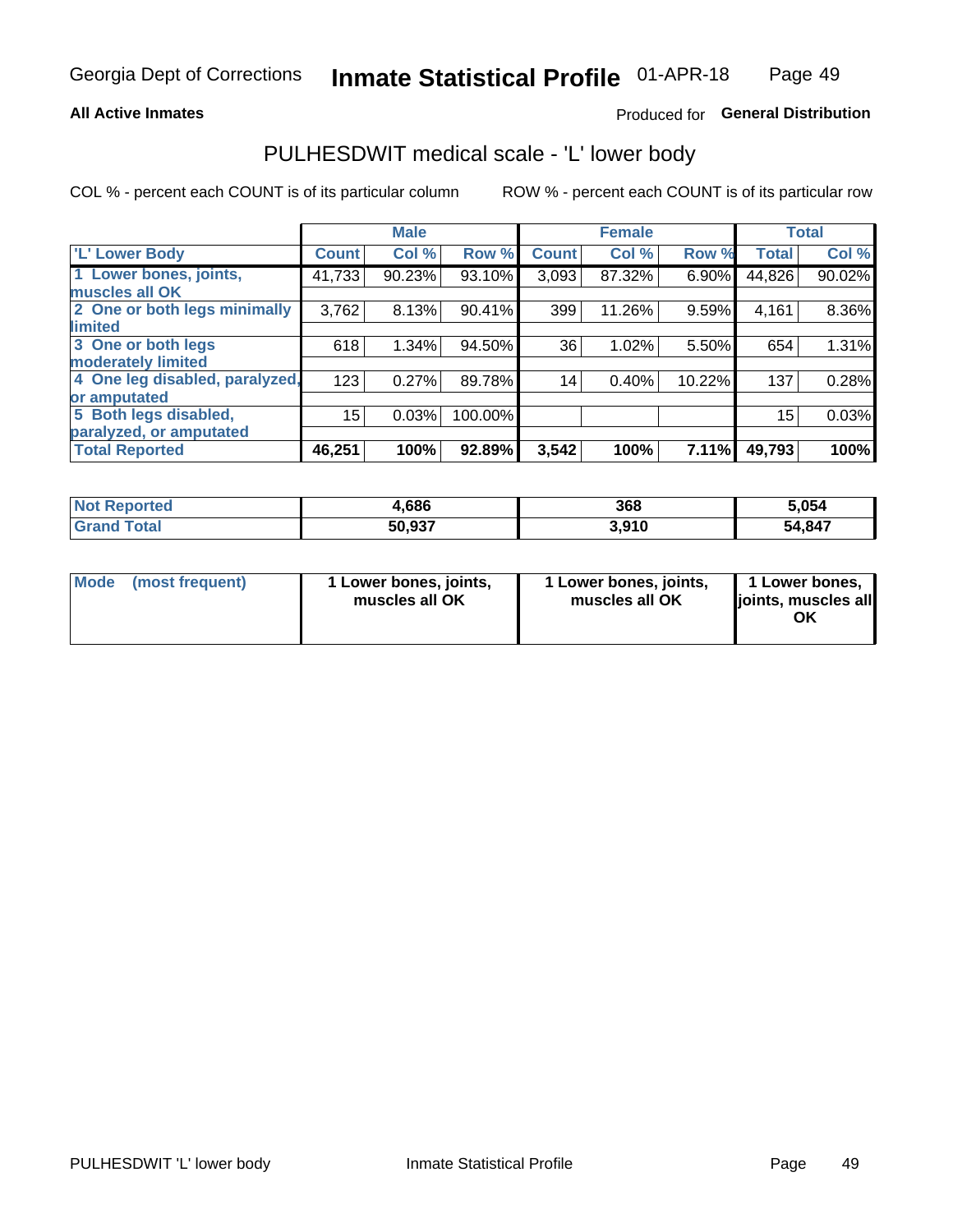Georgia Dept of Corrections **Inmate Statistical Profile** 01-APR-18

**All Active Inmates**

Produced for **General Distribution**

## PULHESDWIT medical scale - 'L' lower body

COL % - percent each COUNT is of its particular column

ROW % - percent each COUNT is of its particular row

| | Male | | | Female | | | Total | |
|---|---|---|---|---|---|---|---|---|
| 'L' Lower Body | Count | Col % | Row % | Count | Col % | Row % | Total | Col % |
| 1 Lower bones, joints, muscles all OK | 41,733 | 90.23% | 93.10% | 3,093 | 87.32% | 6.90% | 44,826 | 90.02% |
| 2 One or both legs minimally limited | 3,762 | 8.13% | 90.41% | 399 | 11.26% | 9.59% | 4,161 | 8.36% |
| 3 One or both legs moderately limited | 618 | 1.34% | 94.50% | 36 | 1.02% | 5.50% | 654 | 1.31% |
| 4 One leg disabled, paralyzed, or amputated | 123 | 0.27% | 89.78% | 14 | 0.40% | 10.22% | 137 | 0.28% |
| 5 Both legs disabled, paralyzed, or amputated | 15 | 0.03% | 100.00% | | | | 15 | 0.03% |
| **Total Reported** | **46,251** | **100%** | **92.89%** | **3,542** | **100%** | **7.11%** | **49,793** | **100%** |

| | Male | Female | Total |
|---|---|---|---|
| Not Reported | 4,686 | 368 | 5,054 |
| Grand Total | 50,937 | 3,910 | 54,847 |

| | Male | Female | Total |
|---|---|---|---|
| Mode (most frequent) | 1 Lower bones, joints, muscles all OK | 1 Lower bones, joints, muscles all OK | 1 Lower bones, joints, muscles all OK |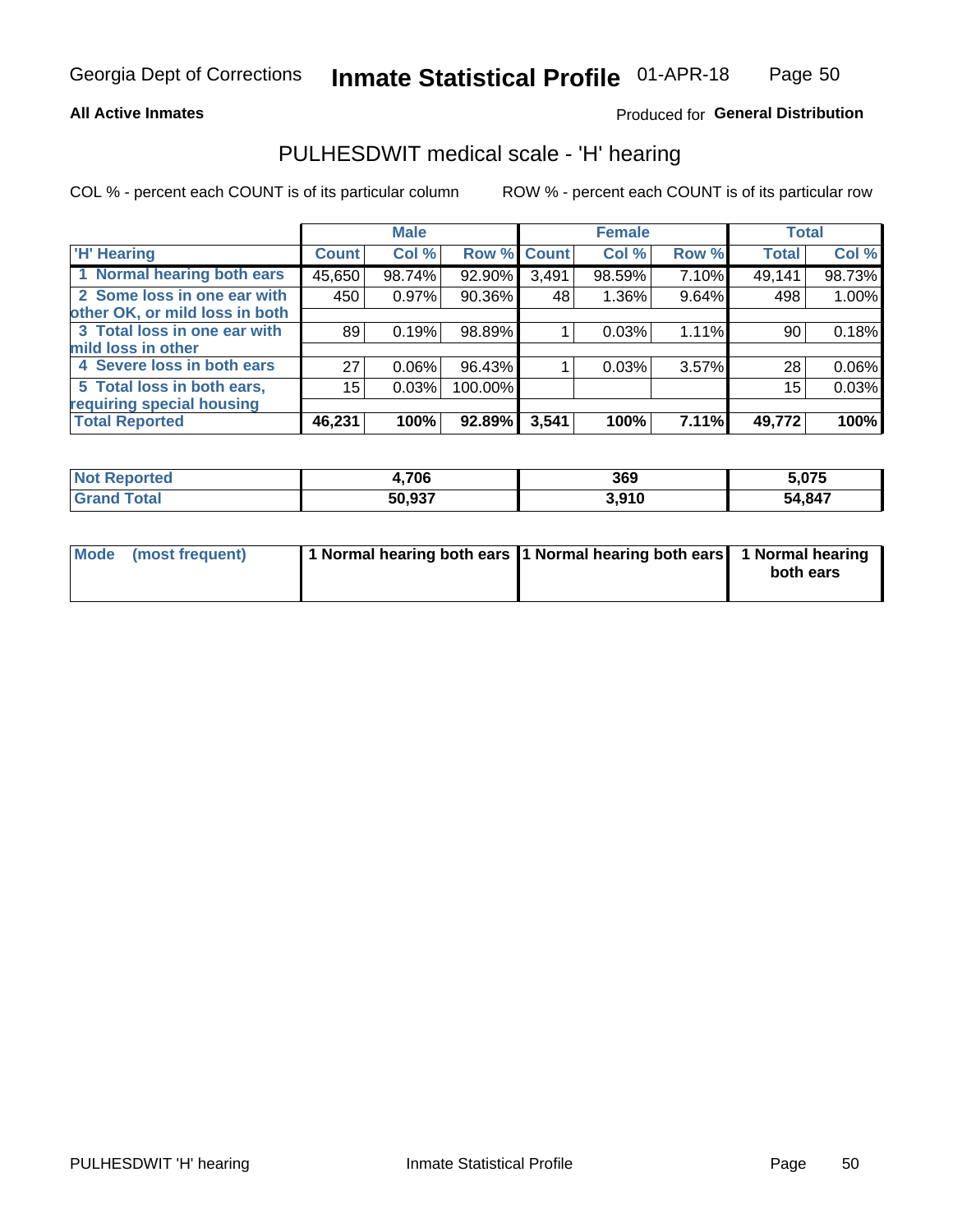Georgia Dept of Corrections **Inmate Statistical Profile** 01-APR-18

**All Active Inmates**

Produced for **General Distribution**

## PULHESDWIT medical scale - 'H' hearing

COL % - percent each COUNT is of its particular column ROW % - percent each COUNT is of its particular row

| | Male | | | Female | | | Total | |
|---|---|---|---|---|---|---|---|---|
| 'H' Hearing | Count | Col % | Row % | Count | Col % | Row % | Total | Col % |
| 1 Normal hearing both ears | 45,650 | 98.74% | 92.90% | 3,491 | 98.59% | 7.10% | 49,141 | 98.73% |
| 2 Some loss in one ear with other OK, or mild loss in both | 450 | 0.97% | 90.36% | 48 | 1.36% | 9.64% | 498 | 1.00% |
| 3 Total loss in one ear with mild loss in other | 89 | 0.19% | 98.89% | 1 | 0.03% | 1.11% | 90 | 0.18% |
| 4 Severe loss in both ears | 27 | 0.06% | 96.43% | 1 | 0.03% | 3.57% | 28 | 0.06% |
| 5 Total loss in both ears, requiring special housing | 15 | 0.03% | 100.00% | | | | 15 | 0.03% |
| **Total Reported** | **46,231** | **100%** | **92.89%** | **3,541** | **100%** | **7.11%** | **49,772** | **100%** |

| | Male | Female | Total |
|---|---|---|---|
| Not Reported | 4,706 | 369 | 5,075 |
| Grand Total | 50,937 | 3,910 | 54,847 |

| | Male | Female | Total |
|---|---|---|---|
| Mode (most frequent) | 1 Normal hearing both ears | 1 Normal hearing both ears | 1 Normal hearing both ears |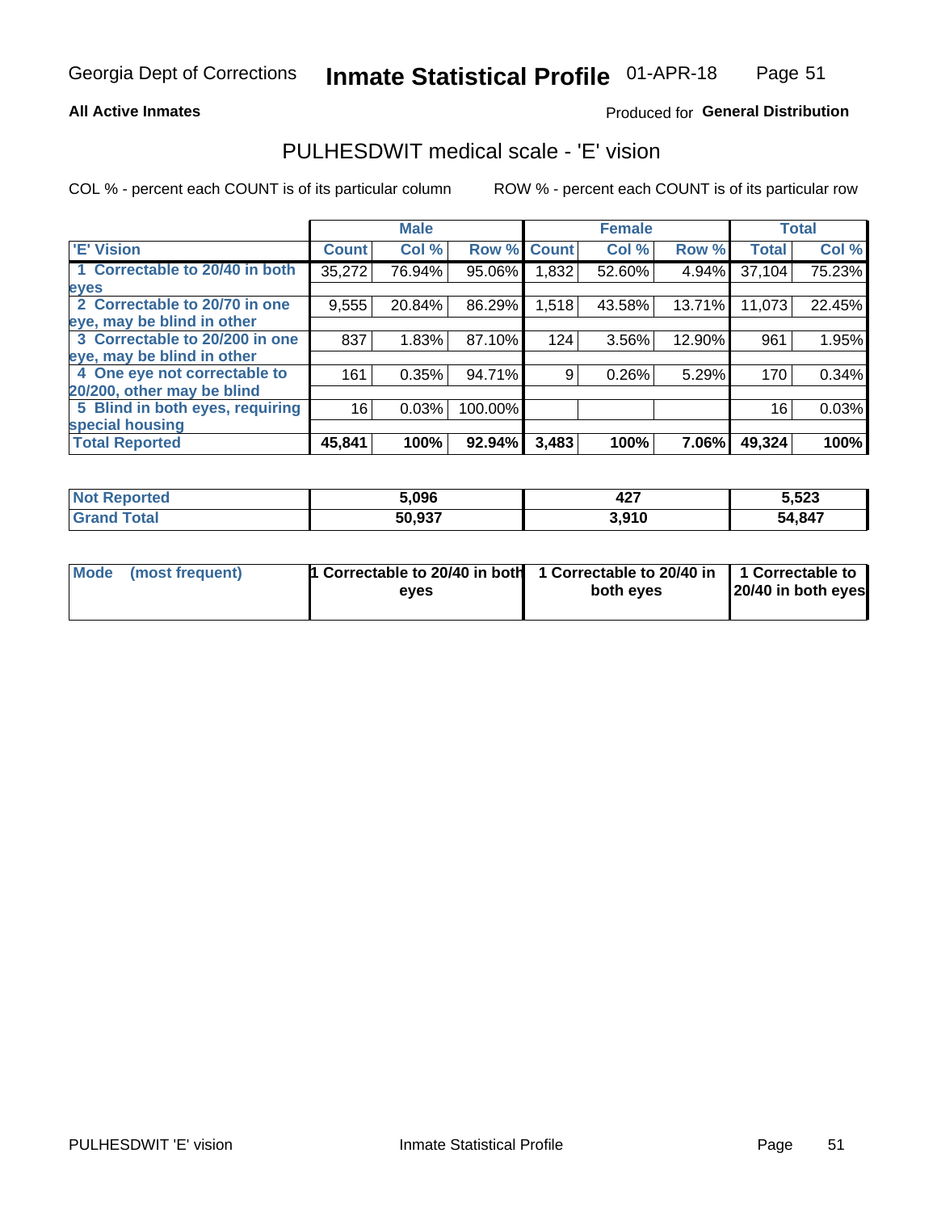Georgia Dept of Corrections **Inmate Statistical Profile** 01-APR-18

**All Active Inmates**

Produced for **General Distribution**

## PULHESDWIT medical scale - 'E' vision

COL % - percent each COUNT is of its particular column ROW % - percent each COUNT is of its particular row

| | Male | | | Female | | | Total | |
|---|---|---|---|---|---|---|---|---|
| 'E' Vision | Count | Col % | Row % | Count | Col % | Row % | Total | Col % |
| 1 Correctable to 20/40 in both eyes | 35,272 | 76.94% | 95.06% | 1,832 | 52.60% | 4.94% | 37,104 | 75.23% |
| 2 Correctable to 20/70 in one eye, may be blind in other | 9,555 | 20.84% | 86.29% | 1,518 | 43.58% | 13.71% | 11,073 | 22.45% |
| 3 Correctable to 20/200 in one eye, may be blind in other | 837 | 1.83% | 87.10% | 124 | 3.56% | 12.90% | 961 | 1.95% |
| 4 One eye not correctable to 20/200, other may be blind | 161 | 0.35% | 94.71% | 9 | 0.26% | 5.29% | 170 | 0.34% |
| 5 Blind in both eyes, requiring special housing | 16 | 0.03% | 100.00% | | | | 16 | 0.03% |
| **Total Reported** | **45,841** | **100%** | **92.94%** | **3,483** | **100%** | **7.06%** | **49,324** | **100%** |

| | Male | Female | Total |
|---|---|---|---|
| **Not Reported** | **5,096** | **427** | **5,523** |
| **Grand Total** | **50,937** | **3,910** | **54,847** |

| | Male | Female | Total |
|---|---|---|---|
| **Mode (most frequent)** | **1 Correctable to 20/40 in both eyes** | **1 Correctable to 20/40 in both eyes** | **1 Correctable to 20/40 in both eyes** |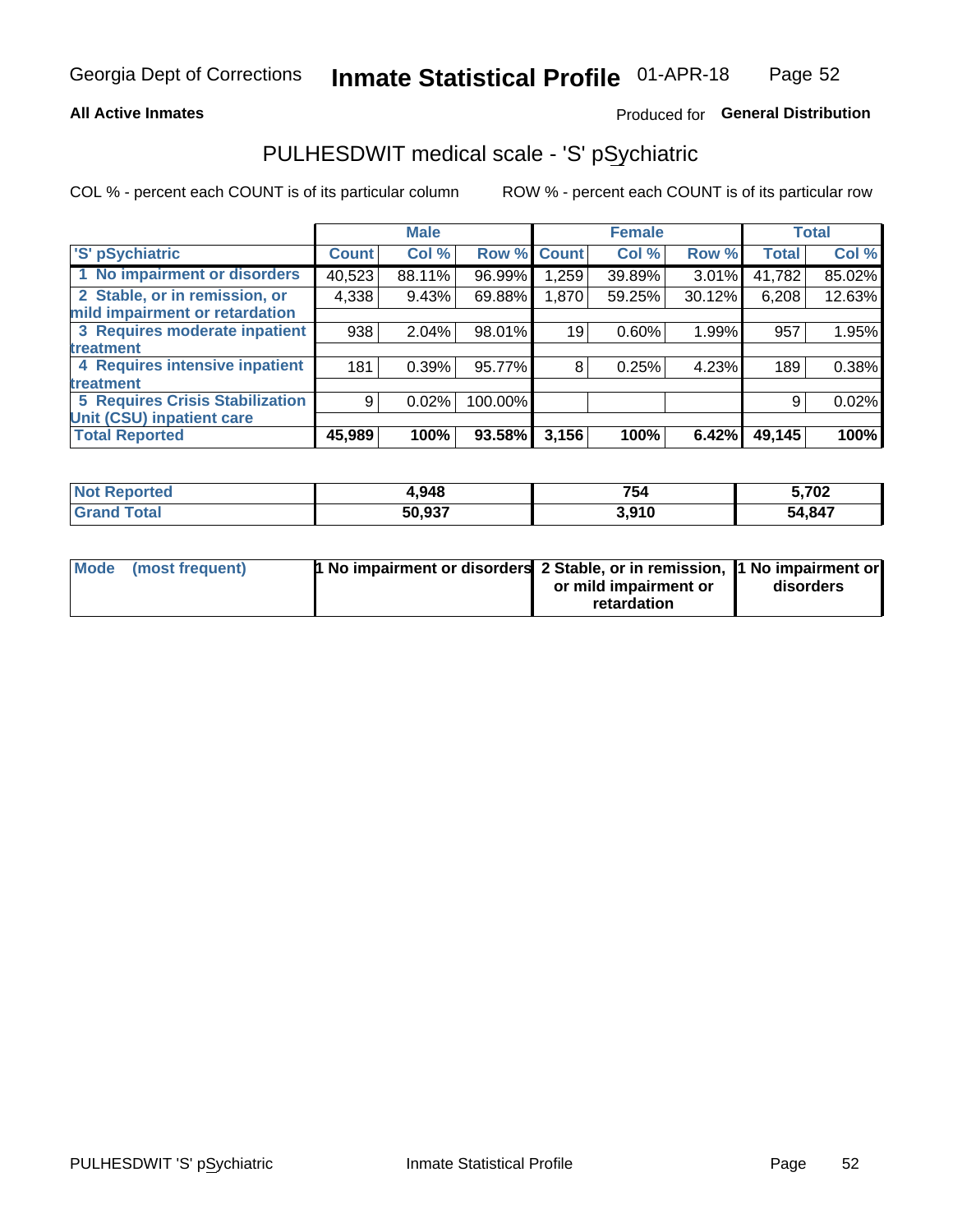Georgia Dept of Corrections **Inmate Statistical Profile** 01-APR-18

**All Active Inmates**

Produced for **General Distribution**

## PULHESDWIT medical scale - 'S' pSychiatric

COL % - percent each COUNT is of its particular column

ROW % - percent each COUNT is of its particular row

| | Male | | | Female | | | Total | |
|---|---|---|---|---|---|---|---|---|
| 'S' pSychiatric | Count | Col % | Row % | Count | Col % | Row % | Total | Col % |
| 1 No impairment or disorders | 40,523 | 88.11% | 96.99% | 1,259 | 39.89% | 3.01% | 41,782 | 85.02% |
| 2 Stable, or in remission, or mild impairment or retardation | 4,338 | 9.43% | 69.88% | 1,870 | 59.25% | 30.12% | 6,208 | 12.63% |
| 3 Requires moderate inpatient treatment | 938 | 2.04% | 98.01% | 19 | 0.60% | 1.99% | 957 | 1.95% |
| 4 Requires intensive inpatient treatment | 181 | 0.39% | 95.77% | 8 | 0.25% | 4.23% | 189 | 0.38% |
| 5 Requires Crisis Stabilization Unit (CSU) inpatient care | 9 | 0.02% | 100.00% | | | | 9 | 0.02% |
| **Total Reported** | **45,989** | **100%** | **93.58%** | **3,156** | **100%** | **6.42%** | **49,145** | **100%** |

| | Male | Female | Total |
|---|---|---|---|
| Not Reported | 4,948 | 754 | 5,702 |
| Grand Total | 50,937 | 3,910 | 54,847 |

| | Male | Female | Total |
|---|---|---|---|
| Mode (most frequent) | 1 No impairment or disorders | 2 Stable, or in remission, or mild impairment or retardation | 1 No impairment or disorders |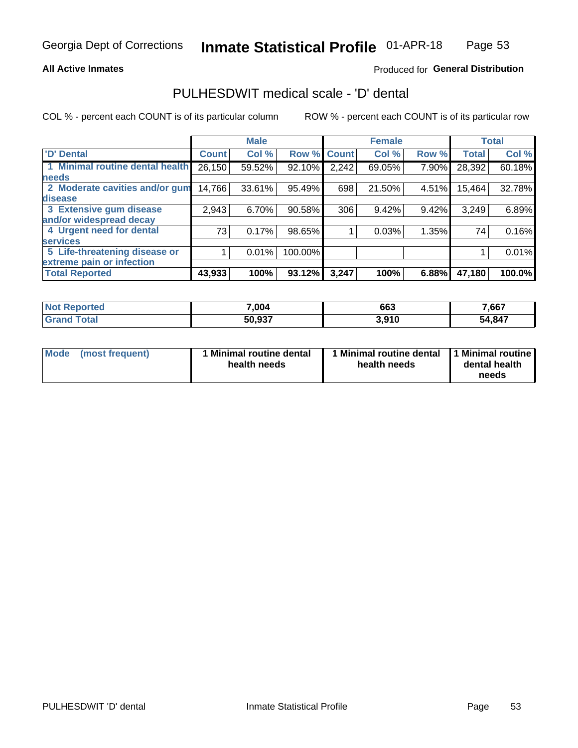Georgia Dept of Corrections **Inmate Statistical Profile** 01-APR-18

**All Active Inmates**

Produced for **General Distribution**

## PULHESDWIT medical scale - 'D' dental

COL % - percent each COUNT is of its particular column ROW % - percent each COUNT is of its particular row

| | Male | | | Female | | | Total | |
|---|---|---|---|---|---|---|---|---|
| 'D' Dental | Count | Col % | Row % | Count | Col % | Row % | Total | Col % |
| 1 Minimal routine dental health needs | 26,150 | 59.52% | 92.10% | 2,242 | 69.05% | 7.90% | 28,392 | 60.18% |
| 2 Moderate cavities and/or gum disease | 14,766 | 33.61% | 95.49% | 698 | 21.50% | 4.51% | 15,464 | 32.78% |
| 3 Extensive gum disease and/or widespread decay | 2,943 | 6.70% | 90.58% | 306 | 9.42% | 9.42% | 3,249 | 6.89% |
| 4 Urgent need for dental services | 73 | 0.17% | 98.65% | 1 | 0.03% | 1.35% | 74 | 0.16% |
| 5 Life-threatening disease or extreme pain or infection | 1 | 0.01% | 100.00% | | | | 1 | 0.01% |
| **Total Reported** | **43,933** | **100%** | **93.12%** | **3,247** | **100%** | **6.88%** | **47,180** | **100.0%** |

| | Male | Female | Total |
|---|---|---|---|
| **Not Reported** | **7,004** | **663** | **7,667** |
| **Grand Total** | **50,937** | **3,910** | **54,847** |

| Mode (most frequent) | 1 Minimal routine dental health needs | 1 Minimal routine dental health needs | 1 Minimal routine dental health needs |
|---|---|---|---|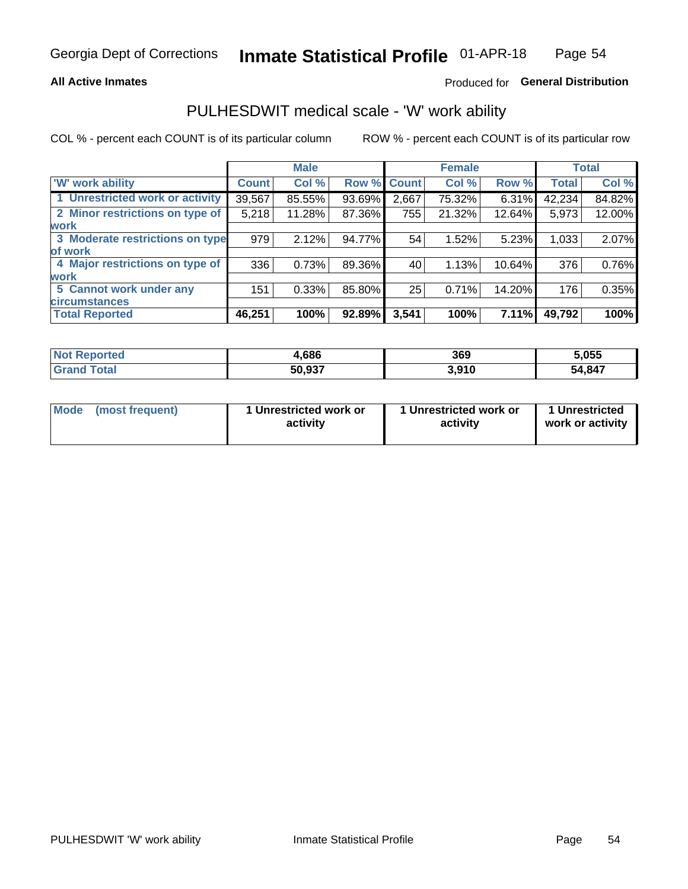Georgia Dept of Corrections **Inmate Statistical Profile** 01-APR-18

**All Active Inmates**

Produced for **General Distribution**

## PULHESDWIT medical scale - 'W' work ability

COL % - percent each COUNT is of its particular column

ROW % - percent each COUNT is of its particular row

| | Male | | | Female | | | Total | |
|---|---|---|---|---|---|---|---|---|
| 'W' work ability | Count | Col % | Row % | Count | Col % | Row % | Total | Col % |
| 1 Unrestricted work or activity | 39,567 | 85.55% | 93.69% | 2,667 | 75.32% | 6.31% | 42,234 | 84.82% |
| 2 Minor restrictions on type of work | 5,218 | 11.28% | 87.36% | 755 | 21.32% | 12.64% | 5,973 | 12.00% |
| 3 Moderate restrictions on type of work | 979 | 2.12% | 94.77% | 54 | 1.52% | 5.23% | 1,033 | 2.07% |
| 4 Major restrictions on type of work | 336 | 0.73% | 89.36% | 40 | 1.13% | 10.64% | 376 | 0.76% |
| 5 Cannot work under any circumstances | 151 | 0.33% | 85.80% | 25 | 0.71% | 14.20% | 176 | 0.35% |
| **Total Reported** | **46,251** | **100%** | **92.89%** | **3,541** | **100%** | **7.11%** | **49,792** | **100%** |

| | Male | Female | Total |
|---|---|---|---|
| Not Reported | 4,686 | 369 | 5,055 |
| Grand Total | 50,937 | 3,910 | 54,847 |

| | Male | Female | Total |
|---|---|---|---|
| Mode (most frequent) | 1 Unrestricted work or activity | 1 Unrestricted work or activity | 1 Unrestricted work or activity |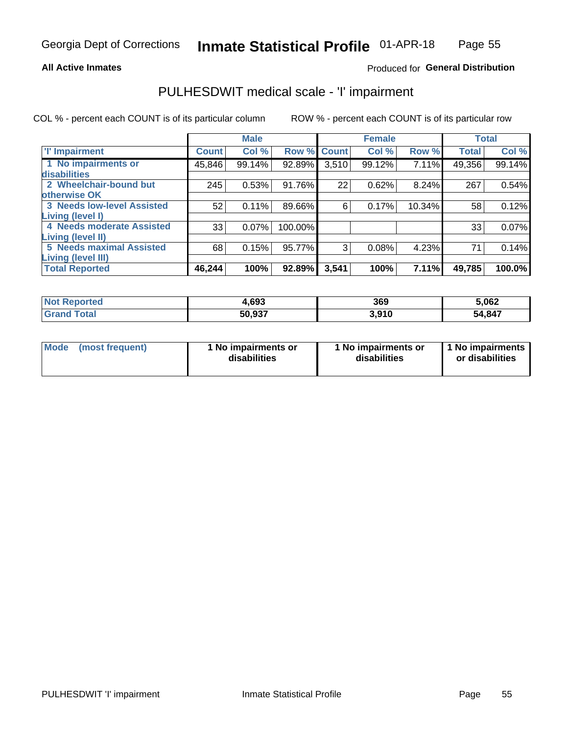Georgia Dept of Corrections **Inmate Statistical Profile** 01-APR-18

**All Active Inmates**

Produced for **General Distribution**

## PULHESDWIT medical scale - 'I' impairment

COL % - percent each COUNT is of its particular column ROW % - percent each COUNT is of its particular row

| | Male | | | Female | | | Total | |
|---|---|---|---|---|---|---|---|---|
| 'I' Impairment | Count | Col % | Row % | Count | Col % | Row % | Total | Col % |
| 1 No impairments or disabilities | 45,846 | 99.14% | 92.89% | 3,510 | 99.12% | 7.11% | 49,356 | 99.14% |
| 2 Wheelchair-bound but otherwise OK | 245 | 0.53% | 91.76% | 22 | 0.62% | 8.24% | 267 | 0.54% |
| 3 Needs low-level Assisted Living (level I) | 52 | 0.11% | 89.66% | 6 | 0.17% | 10.34% | 58 | 0.12% |
| 4 Needs moderate Assisted Living (level II) | 33 | 0.07% | 100.00% | | | | 33 | 0.07% |
| 5 Needs maximal Assisted Living (level III) | 68 | 0.15% | 95.77% | 3 | 0.08% | 4.23% | 71 | 0.14% |
| **Total Reported** | **46,244** | **100%** | **92.89%** | **3,541** | **100%** | **7.11%** | **49,785** | **100.0%** |

| | Male | Female | Total |
|---|---|---|---|
| Not Reported | 4,693 | 369 | 5,062 |
| Grand Total | 50,937 | 3,910 | 54,847 |

| | Male | Female | Total |
|---|---|---|---|
| Mode (most frequent) | 1 No impairments or disabilities | 1 No impairments or disabilities | 1 No impairments or disabilities |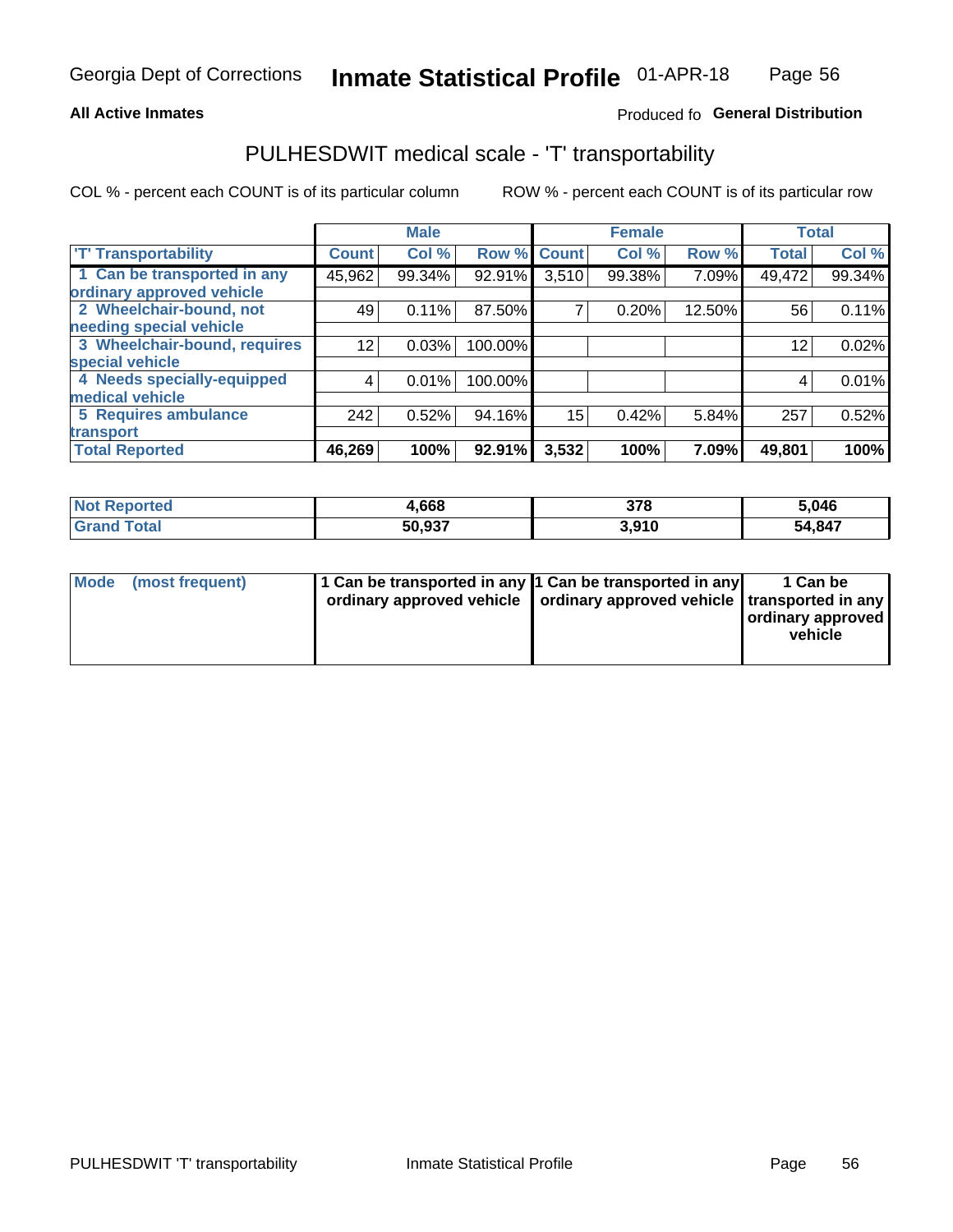**All Active Inmates**

Produced fo **General Distribution**

## PULHESDWIT medical scale - 'T' transportability

COL % - percent each COUNT is of its particular column

ROW % - percent each COUNT is of its particular row

| | Male | | | Female | | | Total | |
|---|---|---|---|---|---|---|---|---|
| 'T' Transportability | Count | Col % | Row % | Count | Col % | Row % | Total | Col % |
| 1 Can be transported in any ordinary approved vehicle | 45,962 | 99.34% | 92.91% | 3,510 | 99.38% | 7.09% | 49,472 | 99.34% |
| 2 Wheelchair-bound, not needing special vehicle | 49 | 0.11% | 87.50% | 7 | 0.20% | 12.50% | 56 | 0.11% |
| 3 Wheelchair-bound, requires special vehicle | 12 | 0.03% | 100.00% | | | | 12 | 0.02% |
| 4 Needs specially-equipped medical vehicle | 4 | 0.01% | 100.00% | | | | 4 | 0.01% |
| 5 Requires ambulance transport | 242 | 0.52% | 94.16% | 15 | 0.42% | 5.84% | 257 | 0.52% |
| **Total Reported** | **46,269** | **100%** | **92.91%** | **3,532** | **100%** | **7.09%** | **49,801** | **100%** |

| | Male | Female | Total |
|---|---|---|---|
| **Not Reported** | **4,668** | **378** | **5,046** |
| **Grand Total** | **50,937** | **3,910** | **54,847** |

| | Male | Female | Total |
|---|---|---|---|
| **Mode (most frequent)** | **1 Can be transported in any ordinary approved vehicle** | **1 Can be transported in any ordinary approved vehicle** | **1 Can be transported in any ordinary approved vehicle** |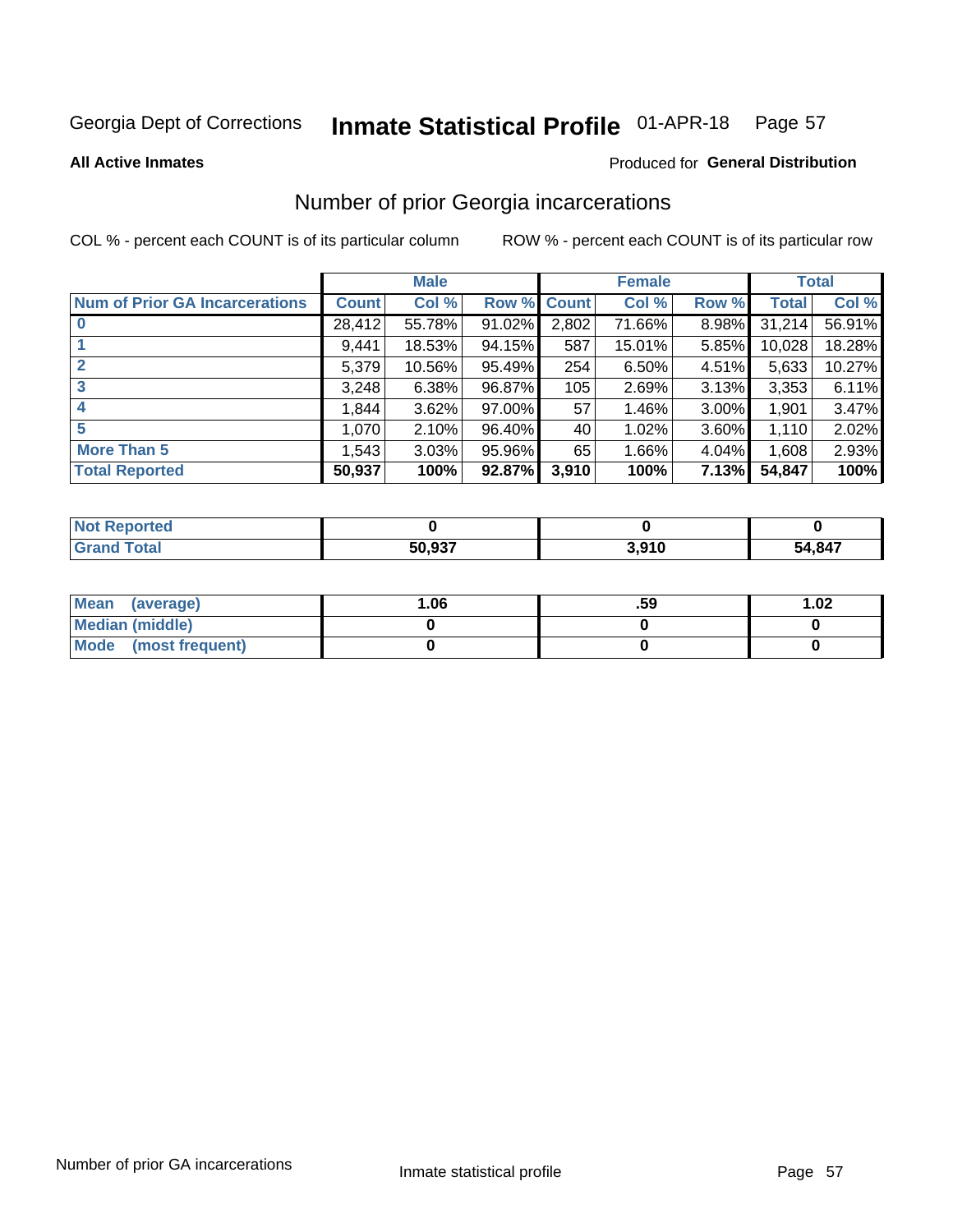Georgia Dept of Corrections **Inmate Statistical Profile** 01-APR-18

**All Active Inmates**

Produced for **General Distribution**

## Number of prior Georgia incarcerations

COL % - percent each COUNT is of its particular column ROW % - percent each COUNT is of its particular row

| | Male | | | Female | | | Total | |
|---|---|---|---|---|---|---|---|---|
| **Num of Prior GA Incarcerations** | **Count** | **Col %** | **Row %** | **Count** | **Col %** | **Row %** | **Total** | **Col %** |
| **0** | 28,412 | 55.78% | 91.02% | 2,802 | 71.66% | 8.98% | 31,214 | 56.91% |
| **1** | 9,441 | 18.53% | 94.15% | 587 | 15.01% | 5.85% | 10,028 | 18.28% |
| **2** | 5,379 | 10.56% | 95.49% | 254 | 6.50% | 4.51% | 5,633 | 10.27% |
| **3** | 3,248 | 6.38% | 96.87% | 105 | 2.69% | 3.13% | 3,353 | 6.11% |
| **4** | 1,844 | 3.62% | 97.00% | 57 | 1.46% | 3.00% | 1,901 | 3.47% |
| **5** | 1,070 | 2.10% | 96.40% | 40 | 1.02% | 3.60% | 1,110 | 2.02% |
| **More Than 5** | 1,543 | 3.03% | 95.96% | 65 | 1.66% | 4.04% | 1,608 | 2.93% |
| **Total Reported** | **50,937** | **100%** | **92.87%** | **3,910** | **100%** | **7.13%** | **54,847** | **100%** |

| | Male | Female | Total |
|---|---|---|---|
| **Not Reported** | **0** | **0** | **0** |
| **Grand Total** | **50,937** | **3,910** | **54,847** |

| | Male | Female | Total |
|---|---|---|---|
| **Mean (average)** | **1.06** | **.59** | **1.02** |
| **Median (middle)** | **0** | **0** | **0** |
| **Mode (most frequent)** | **0** | **0** | **0** |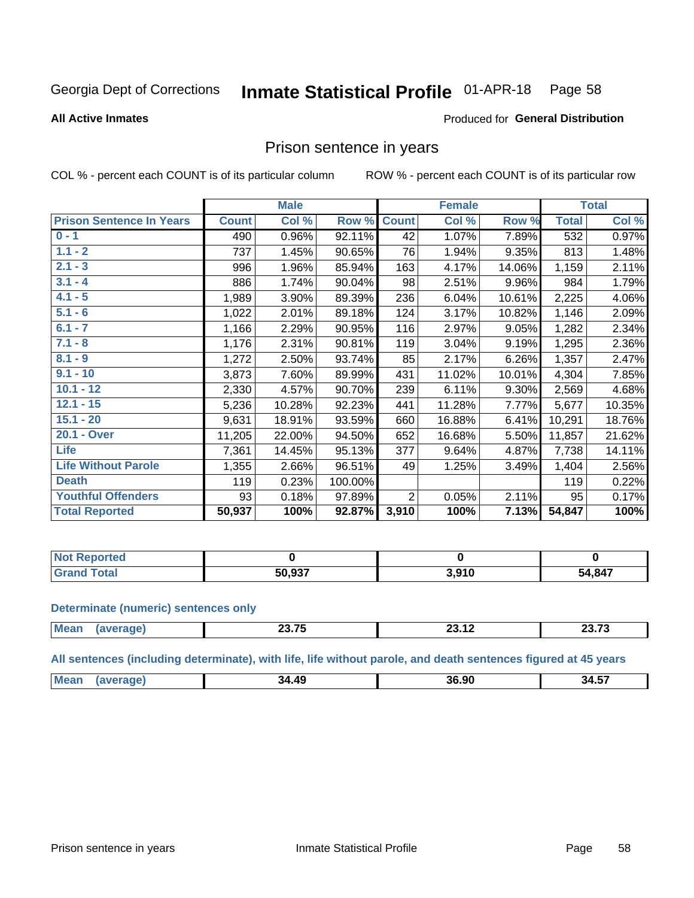Georgia Dept of Corrections **Inmate Statistical Profile** 01-APR-18 Page 58

**All Active Inmates**

Produced for **General Distribution**

## Prison sentence in years

COL % - percent each COUNT is of its particular column     ROW % - percent each COUNT is of its particular row

| | Male | | | Female | | | Total | |
|---|---|---|---|---|---|---|---|---|
| **Prison Sentence In Years** | **Count** | **Col %** | **Row %** | **Count** | **Col %** | **Row %** | **Total** | **Col %** |
| **0 - 1** | 490 | 0.96% | 92.11% | 42 | 1.07% | 7.89% | 532 | 0.97% |
| **1.1 - 2** | 737 | 1.45% | 90.65% | 76 | 1.94% | 9.35% | 813 | 1.48% |
| **2.1 - 3** | 996 | 1.96% | 85.94% | 163 | 4.17% | 14.06% | 1,159 | 2.11% |
| **3.1 - 4** | 886 | 1.74% | 90.04% | 98 | 2.51% | 9.96% | 984 | 1.79% |
| **4.1 - 5** | 1,989 | 3.90% | 89.39% | 236 | 6.04% | 10.61% | 2,225 | 4.06% |
| **5.1 - 6** | 1,022 | 2.01% | 89.18% | 124 | 3.17% | 10.82% | 1,146 | 2.09% |
| **6.1 - 7** | 1,166 | 2.29% | 90.95% | 116 | 2.97% | 9.05% | 1,282 | 2.34% |
| **7.1 - 8** | 1,176 | 2.31% | 90.81% | 119 | 3.04% | 9.19% | 1,295 | 2.36% |
| **8.1 - 9** | 1,272 | 2.50% | 93.74% | 85 | 2.17% | 6.26% | 1,357 | 2.47% |
| **9.1 - 10** | 3,873 | 7.60% | 89.99% | 431 | 11.02% | 10.01% | 4,304 | 7.85% |
| **10.1 - 12** | 2,330 | 4.57% | 90.70% | 239 | 6.11% | 9.30% | 2,569 | 4.68% |
| **12.1 - 15** | 5,236 | 10.28% | 92.23% | 441 | 11.28% | 7.77% | 5,677 | 10.35% |
| **15.1 - 20** | 9,631 | 18.91% | 93.59% | 660 | 16.88% | 6.41% | 10,291 | 18.76% |
| **20.1 - Over** | 11,205 | 22.00% | 94.50% | 652 | 16.68% | 5.50% | 11,857 | 21.62% |
| **Life** | 7,361 | 14.45% | 95.13% | 377 | 9.64% | 4.87% | 7,738 | 14.11% |
| **Life Without Parole** | 1,355 | 2.66% | 96.51% | 49 | 1.25% | 3.49% | 1,404 | 2.56% |
| **Death** | 119 | 0.23% | 100.00% | | | | 119 | 0.22% |
| **Youthful Offenders** | 93 | 0.18% | 97.89% | 2 | 0.05% | 2.11% | 95 | 0.17% |
| **Total Reported** | **50,937** | **100%** | **92.87%** | **3,910** | **100%** | **7.13%** | **54,847** | **100%** |

| | Male | Female | Total |
|---|---|---|---|
| **Not Reported** | **0** | **0** | **0** |
| **Grand Total** | **50,937** | **3,910** | **54,847** |

**Determinate (numeric) sentences only**

| | Male | Female | Total |
|---|---|---|---|
| **Mean (average)** | **23.75** | **23.12** | **23.73** |

**All sentences (including determinate), with life, life without parole, and death sentences figured at 45 years**

| | Male | Female | Total |
|---|---|---|---|
| **Mean (average)** | **34.49** | **36.90** | **34.57** |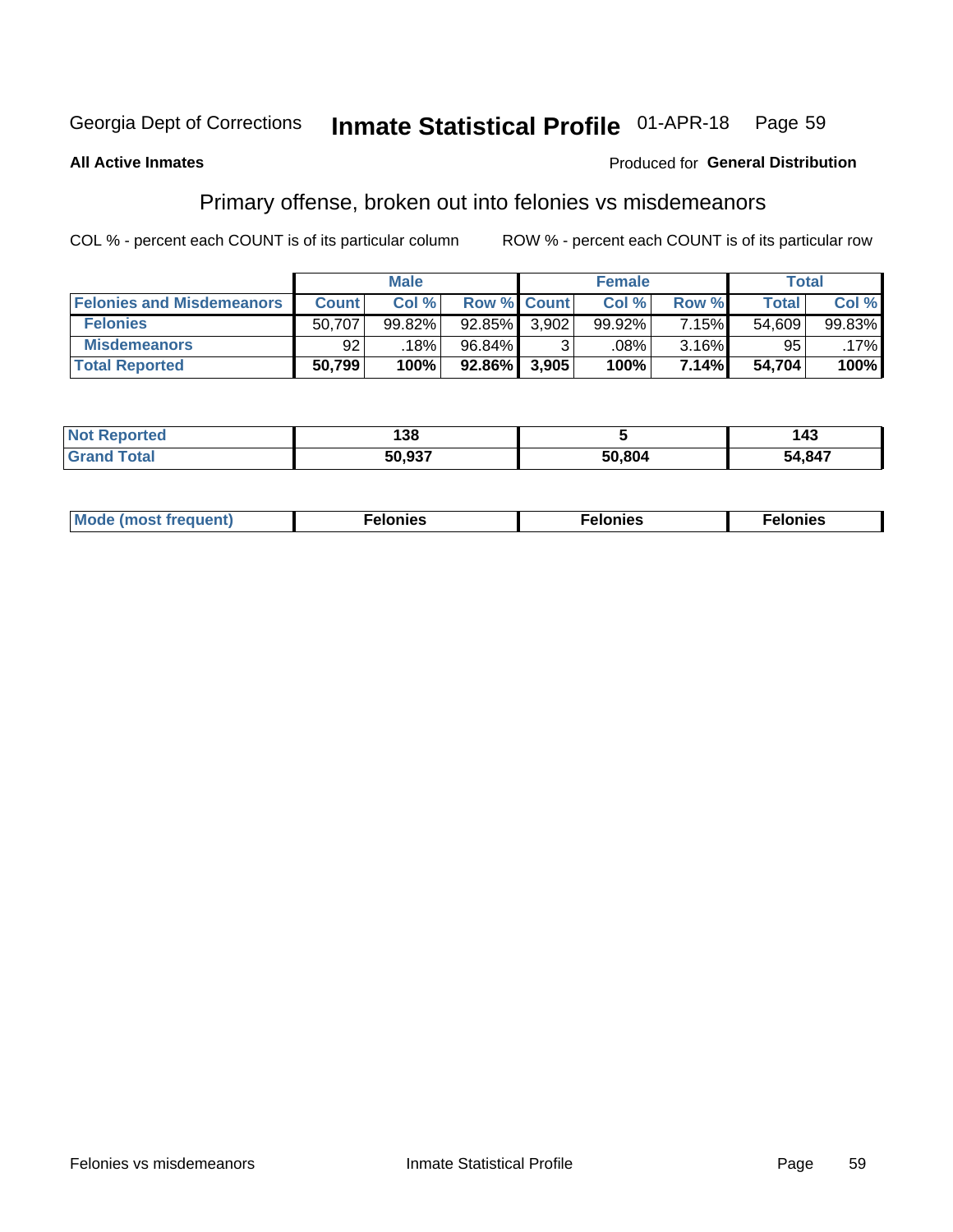Georgia Dept of Corrections **Inmate Statistical Profile** 01-APR-18

**All Active Inmates**

Produced for **General Distribution**

## Primary offense, broken out into felonies vs misdemeanors

COL % - percent each COUNT is of its particular column

ROW % - percent each COUNT is of its particular row

| | Male | | | Female | | | Total | |
|---|---|---|---|---|---|---|---|---|
| **Felonies and Misdemeanors** | **Count** | **Col %** | **Row %** | **Count** | **Col %** | **Row %** | **Total** | **Col %** |
| **Felonies** | 50,707 | 99.82% | 92.85% | 3,902 | 99.92% | 7.15% | 54,609 | 99.83% |
| **Misdemeanors** | 92 | .18% | 96.84% | 3 | .08% | 3.16% | 95 | .17% |
| **Total Reported** | **50,799** | **100%** | **92.86%** | **3,905** | **100%** | **7.14%** | **54,704** | **100%** |

| | Male | Female | Total |
|---|---|---|---|
| **Not Reported** | **138** | **5** | **143** |
| **Grand Total** | **50,937** | **50,804** | **54,847** |

| | Male | Female | Total |
|---|---|---|---|
| **Mode (most frequent)** | **Felonies** | **Felonies** | **Felonies** |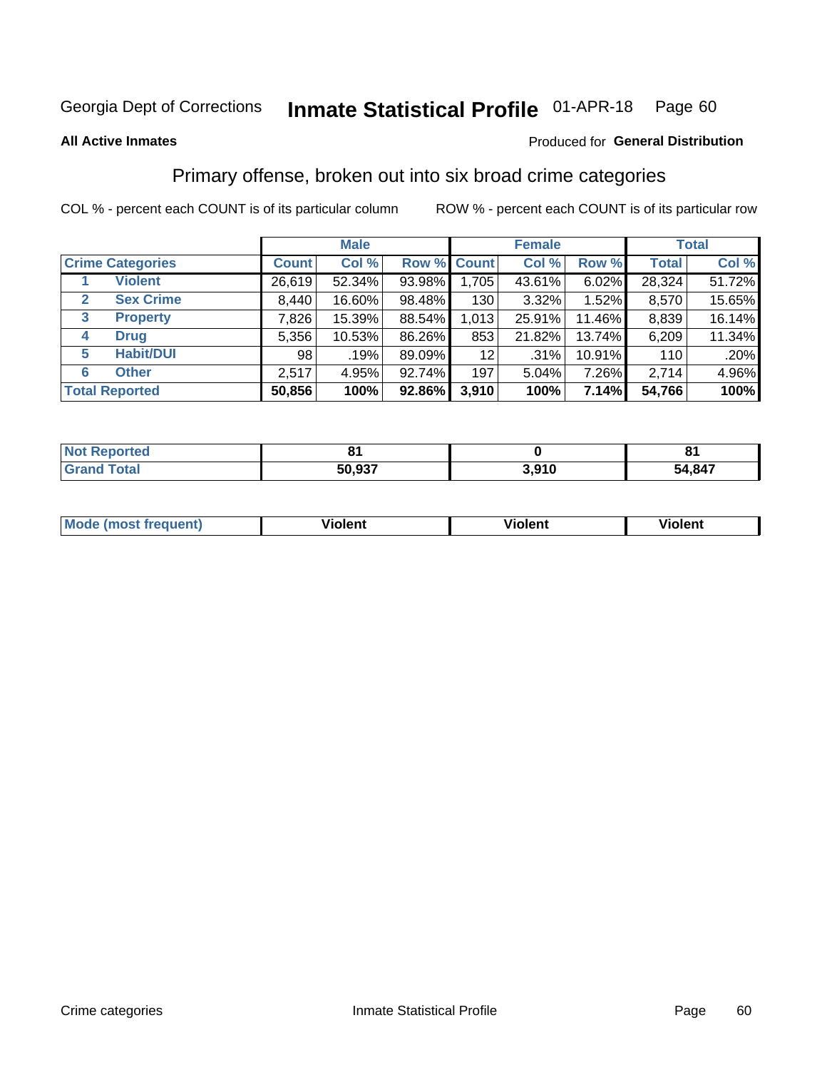Georgia Dept of Corrections **Inmate Statistical Profile** 01-APR-18

**All Active Inmates**

Produced for **General Distribution**

## Primary offense, broken out into six broad crime categories

COL % - percent each COUNT is of its particular column ROW % - percent each COUNT is of its particular row

| | | Male | | | Female | | | Total | |
|---|---|---|---|---|---|---|---|---|---|
| **Crime Categories** | | **Count** | **Col %** | **Row %** | **Count** | **Col %** | **Row %** | **Total** | **Col %** |
| 1 | **Violent** | 26,619 | 52.34% | 93.98% | 1,705 | 43.61% | 6.02% | 28,324 | 51.72% |
| 2 | **Sex Crime** | 8,440 | 16.60% | 98.48% | 130 | 3.32% | 1.52% | 8,570 | 15.65% |
| 3 | **Property** | 7,826 | 15.39% | 88.54% | 1,013 | 25.91% | 11.46% | 8,839 | 16.14% |
| 4 | **Drug** | 5,356 | 10.53% | 86.26% | 853 | 21.82% | 13.74% | 6,209 | 11.34% |
| 5 | **Habit/DUI** | 98 | .19% | 89.09% | 12 | .31% | 10.91% | 110 | .20% |
| 6 | **Other** | 2,517 | 4.95% | 92.74% | 197 | 5.04% | 7.26% | 2,714 | 4.96% |
| **Total Reported** | | **50,856** | **100%** | **92.86%** | **3,910** | **100%** | **7.14%** | **54,766** | **100%** |

| | Male | Female | Total |
|---|---|---|---|
| **Not Reported** | **81** | **0** | **81** |
| **Grand Total** | **50,937** | **3,910** | **54,847** |

| | Male | Female | Total |
|---|---|---|---|
| **Mode (most frequent)** | **Violent** | **Violent** | **Violent** |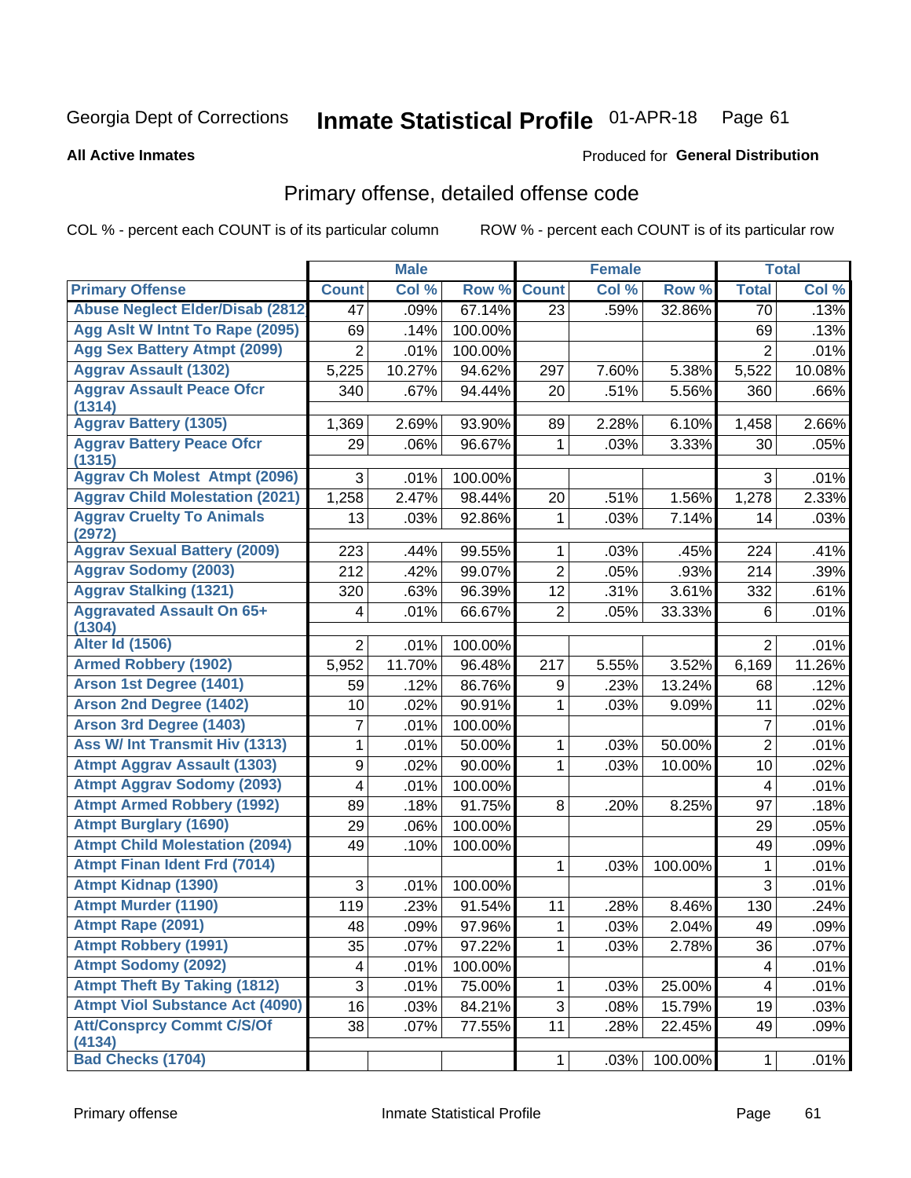Georgia Dept of Corrections **Inmate Statistical Profile** 01-APR-18

**All Active Inmates**

Produced for **General Distribution**

## Primary offense, detailed offense code

COL % - percent each COUNT is of its particular column ROW % - percent each COUNT is of its particular row

| | Male | | | Female | | | Total | |
|---|---|---|---|---|---|---|---|---|
| **Primary Offense** | **Count** | **Col %** | **Row %** | **Count** | **Col %** | **Row %** | **Total** | **Col %** |
| Abuse Neglect Elder/Disab (2812 | 47 | .09% | 67.14% | 23 | .59% | 32.86% | 70 | .13% |
| Agg Aslt W Intnt To Rape (2095) | 69 | .14% | 100.00% | | | | 69 | .13% |
| Agg Sex Battery Atmpt (2099) | 2 | .01% | 100.00% | | | | 2 | .01% |
| Aggrav Assault (1302) | 5,225 | 10.27% | 94.62% | 297 | 7.60% | 5.38% | 5,522 | 10.08% |
| Aggrav Assault Peace Ofcr (1314) | 340 | .67% | 94.44% | 20 | .51% | 5.56% | 360 | .66% |
| Aggrav Battery (1305) | 1,369 | 2.69% | 93.90% | 89 | 2.28% | 6.10% | 1,458 | 2.66% |
| Aggrav Battery Peace Ofcr (1315) | 29 | .06% | 96.67% | 1 | .03% | 3.33% | 30 | .05% |
| Aggrav Ch Molest Atmpt (2096) | 3 | .01% | 100.00% | | | | 3 | .01% |
| Aggrav Child Molestation (2021) | 1,258 | 2.47% | 98.44% | 20 | .51% | 1.56% | 1,278 | 2.33% |
| Aggrav Cruelty To Animals (2972) | 13 | .03% | 92.86% | 1 | .03% | 7.14% | 14 | .03% |
| Aggrav Sexual Battery (2009) | 223 | .44% | 99.55% | 1 | .03% | .45% | 224 | .41% |
| Aggrav Sodomy (2003) | 212 | .42% | 99.07% | 2 | .05% | .93% | 214 | .39% |
| Aggrav Stalking (1321) | 320 | .63% | 96.39% | 12 | .31% | 3.61% | 332 | .61% |
| Aggravated Assault On 65+ (1304) | 4 | .01% | 66.67% | 2 | .05% | 33.33% | 6 | .01% |
| Alter Id (1506) | 2 | .01% | 100.00% | | | | 2 | .01% |
| Armed Robbery (1902) | 5,952 | 11.70% | 96.48% | 217 | 5.55% | 3.52% | 6,169 | 11.26% |
| Arson 1st Degree (1401) | 59 | .12% | 86.76% | 9 | .23% | 13.24% | 68 | .12% |
| Arson 2nd Degree (1402) | 10 | .02% | 90.91% | 1 | .03% | 9.09% | 11 | .02% |
| Arson 3rd Degree (1403) | 7 | .01% | 100.00% | | | | 7 | .01% |
| Ass W/ Int Transmit Hiv (1313) | 1 | .01% | 50.00% | 1 | .03% | 50.00% | 2 | .01% |
| Atmpt Aggrav Assault (1303) | 9 | .02% | 90.00% | 1 | .03% | 10.00% | 10 | .02% |
| Atmpt Aggrav Sodomy (2093) | 4 | .01% | 100.00% | | | | 4 | .01% |
| Atmpt Armed Robbery (1992) | 89 | .18% | 91.75% | 8 | .20% | 8.25% | 97 | .18% |
| Atmpt Burglary (1690) | 29 | .06% | 100.00% | | | | 29 | .05% |
| Atmpt Child Molestation (2094) | 49 | .10% | 100.00% | | | | 49 | .09% |
| Atmpt Finan Ident Frd (7014) | | | | 1 | .03% | 100.00% | 1 | .01% |
| Atmpt Kidnap (1390) | 3 | .01% | 100.00% | | | | 3 | .01% |
| Atmpt Murder (1190) | 119 | .23% | 91.54% | 11 | .28% | 8.46% | 130 | .24% |
| Atmpt Rape (2091) | 48 | .09% | 97.96% | 1 | .03% | 2.04% | 49 | .09% |
| Atmpt Robbery (1991) | 35 | .07% | 97.22% | 1 | .03% | 2.78% | 36 | .07% |
| Atmpt Sodomy (2092) | 4 | .01% | 100.00% | | | | 4 | .01% |
| Atmpt Theft By Taking (1812) | 3 | .01% | 75.00% | 1 | .03% | 25.00% | 4 | .01% |
| Atmpt Viol Substance Act (4090) | 16 | .03% | 84.21% | 3 | .08% | 15.79% | 19 | .03% |
| Att/Consprcy Commt C/S/Of (4134) | 38 | .07% | 77.55% | 11 | .28% | 22.45% | 49 | .09% |
| Bad Checks (1704) | | | | 1 | .03% | 100.00% | 1 | .01% |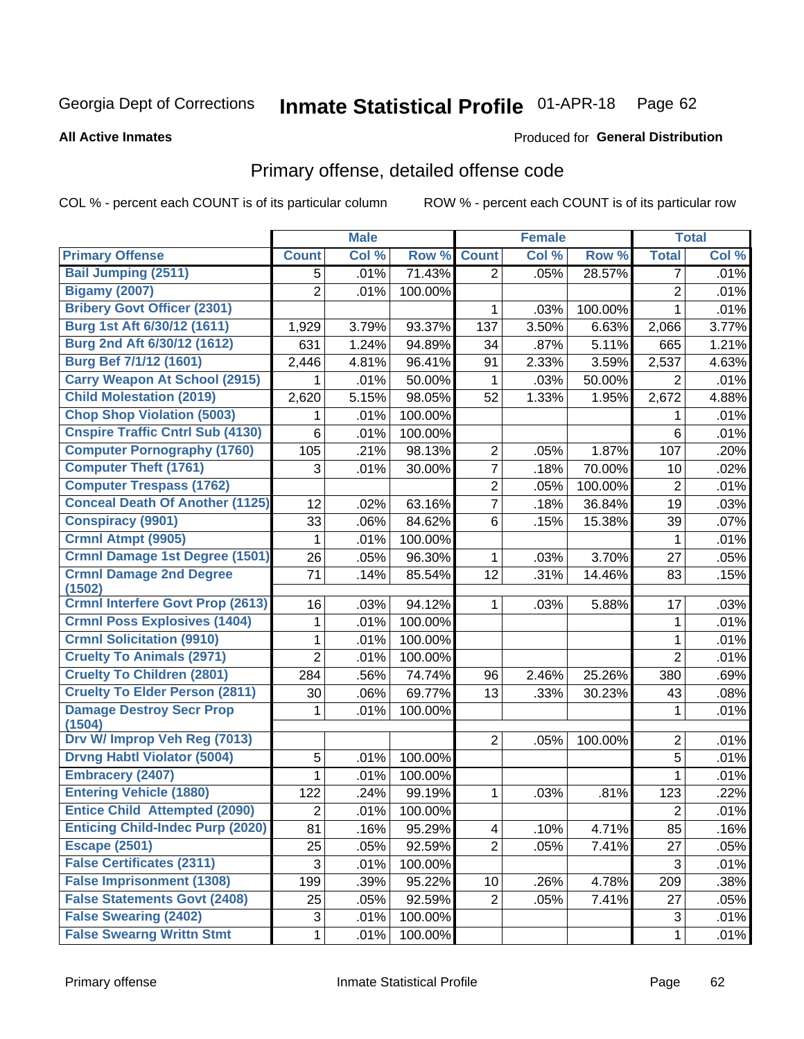Georgia Dept of Corrections **Inmate Statistical Profile** 01-APR-18 Page 62

**All Active Inmates**

Produced for **General Distribution**

## Primary offense, detailed offense code

COL % - percent each COUNT is of its particular column ROW % - percent each COUNT is of its particular row

| | Male | | | Female | | | Total | |
|---|---|---|---|---|---|---|---|---|
| **Primary Offense** | **Count** | **Col %** | **Row %** | **Count** | **Col %** | **Row %** | **Total** | **Col %** |
| Bail Jumping (2511) | 5 | .01% | 71.43% | 2 | .05% | 28.57% | 7 | .01% |
| Bigamy (2007) | 2 | .01% | 100.00% | | | | 2 | .01% |
| Bribery Govt Officer (2301) | | | | 1 | .03% | 100.00% | 1 | .01% |
| Burg 1st Aft 6/30/12 (1611) | 1,929 | 3.79% | 93.37% | 137 | 3.50% | 6.63% | 2,066 | 3.77% |
| Burg 2nd Aft 6/30/12 (1612) | 631 | 1.24% | 94.89% | 34 | .87% | 5.11% | 665 | 1.21% |
| Burg Bef 7/1/12 (1601) | 2,446 | 4.81% | 96.41% | 91 | 2.33% | 3.59% | 2,537 | 4.63% |
| Carry Weapon At School (2915) | 1 | .01% | 50.00% | 1 | .03% | 50.00% | 2 | .01% |
| Child Molestation (2019) | 2,620 | 5.15% | 98.05% | 52 | 1.33% | 1.95% | 2,672 | 4.88% |
| Chop Shop Violation (5003) | 1 | .01% | 100.00% | | | | 1 | .01% |
| Cnspire Traffic Cntrl Sub (4130) | 6 | .01% | 100.00% | | | | 6 | .01% |
| Computer Pornography (1760) | 105 | .21% | 98.13% | 2 | .05% | 1.87% | 107 | .20% |
| Computer Theft (1761) | 3 | .01% | 30.00% | 7 | .18% | 70.00% | 10 | .02% |
| Computer Trespass (1762) | | | | 2 | .05% | 100.00% | 2 | .01% |
| Conceal Death Of Another (1125) | 12 | .02% | 63.16% | 7 | .18% | 36.84% | 19 | .03% |
| Conspiracy (9901) | 33 | .06% | 84.62% | 6 | .15% | 15.38% | 39 | .07% |
| Crmnl Atmpt (9905) | 1 | .01% | 100.00% | | | | 1 | .01% |
| Crmnl Damage 1st Degree (1501) | 26 | .05% | 96.30% | 1 | .03% | 3.70% | 27 | .05% |
| Crmnl Damage 2nd Degree (1502) | 71 | .14% | 85.54% | 12 | .31% | 14.46% | 83 | .15% |
| Crmnl Interfere Govt Prop (2613) | 16 | .03% | 94.12% | 1 | .03% | 5.88% | 17 | .03% |
| Crmnl Poss Explosives (1404) | 1 | .01% | 100.00% | | | | 1 | .01% |
| Crmnl Solicitation (9910) | 1 | .01% | 100.00% | | | | 1 | .01% |
| Cruelty To Animals (2971) | 2 | .01% | 100.00% | | | | 2 | .01% |
| Cruelty To Children (2801) | 284 | .56% | 74.74% | 96 | 2.46% | 25.26% | 380 | .69% |
| Cruelty To Elder Person (2811) | 30 | .06% | 69.77% | 13 | .33% | 30.23% | 43 | .08% |
| Damage Destroy Secr Prop (1504) | 1 | .01% | 100.00% | | | | 1 | .01% |
| Drv W/ Improp Veh Reg (7013) | | | | 2 | .05% | 100.00% | 2 | .01% |
| Drvng Habtl Violator (5004) | 5 | .01% | 100.00% | | | | 5 | .01% |
| Embracery (2407) | 1 | .01% | 100.00% | | | | 1 | .01% |
| Entering Vehicle (1880) | 122 | .24% | 99.19% | 1 | .03% | .81% | 123 | .22% |
| Entice Child Attempted (2090) | 2 | .01% | 100.00% | | | | 2 | .01% |
| Enticing Child-Indec Purp (2020) | 81 | .16% | 95.29% | 4 | .10% | 4.71% | 85 | .16% |
| Escape (2501) | 25 | .05% | 92.59% | 2 | .05% | 7.41% | 27 | .05% |
| False Certificates (2311) | 3 | .01% | 100.00% | | | | 3 | .01% |
| False Imprisonment (1308) | 199 | .39% | 95.22% | 10 | .26% | 4.78% | 209 | .38% |
| False Statements Govt (2408) | 25 | .05% | 92.59% | 2 | .05% | 7.41% | 27 | .05% |
| False Swearing (2402) | 3 | .01% | 100.00% | | | | 3 | .01% |
| False Swearng Writtn Stmt | 1 | .01% | 100.00% | | | | 1 | .01% |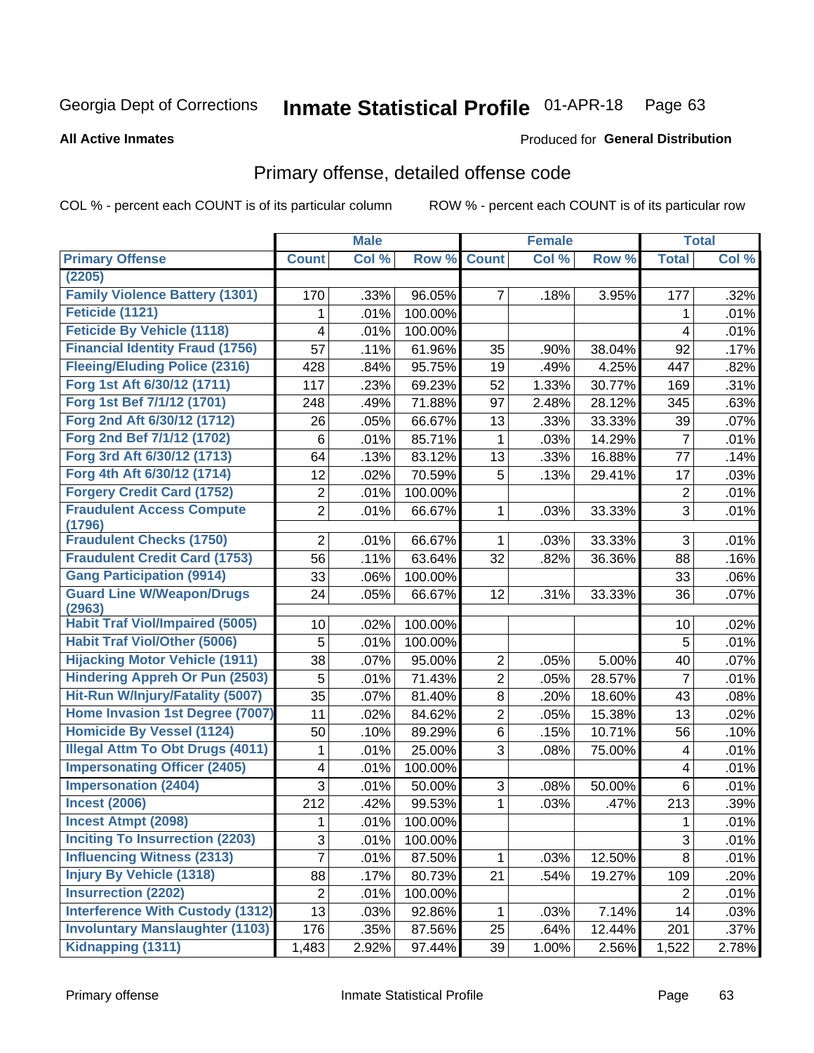Georgia Dept of Corrections **Inmate Statistical Profile** 01-APR-18

**All Active Inmates**

Produced for **General Distribution**

## Primary offense, detailed offense code

COL % - percent each COUNT is of its particular column

ROW % - percent each COUNT is of its particular row

| | Male | | | Female | | | Total | |
|---|---|---|---|---|---|---|---|---|
| **Primary Offense** | **Count** | **Col %** | **Row %** | **Count** | **Col %** | **Row %** | **Total** | **Col %** |
| (2205) | | | | | | | | |
| Family Violence Battery (1301) | 170 | .33% | 96.05% | 7 | .18% | 3.95% | 177 | .32% |
| Feticide (1121) | 1 | .01% | 100.00% | | | | 1 | .01% |
| Feticide By Vehicle (1118) | 4 | .01% | 100.00% | | | | 4 | .01% |
| Financial Identity Fraud (1756) | 57 | .11% | 61.96% | 35 | .90% | 38.04% | 92 | .17% |
| Fleeing/Eluding Police (2316) | 428 | .84% | 95.75% | 19 | .49% | 4.25% | 447 | .82% |
| Forg 1st Aft 6/30/12 (1711) | 117 | .23% | 69.23% | 52 | 1.33% | 30.77% | 169 | .31% |
| Forg 1st Bef 7/1/12 (1701) | 248 | .49% | 71.88% | 97 | 2.48% | 28.12% | 345 | .63% |
| Forg 2nd Aft 6/30/12 (1712) | 26 | .05% | 66.67% | 13 | .33% | 33.33% | 39 | .07% |
| Forg 2nd Bef 7/1/12 (1702) | 6 | .01% | 85.71% | 1 | .03% | 14.29% | 7 | .01% |
| Forg 3rd Aft 6/30/12 (1713) | 64 | .13% | 83.12% | 13 | .33% | 16.88% | 77 | .14% |
| Forg 4th Aft 6/30/12 (1714) | 12 | .02% | 70.59% | 5 | .13% | 29.41% | 17 | .03% |
| Forgery Credit Card (1752) | 2 | .01% | 100.00% | | | | 2 | .01% |
| Fraudulent Access Compute (1796) | 2 | .01% | 66.67% | 1 | .03% | 33.33% | 3 | .01% |
| Fraudulent Checks (1750) | 2 | .01% | 66.67% | 1 | .03% | 33.33% | 3 | .01% |
| Fraudulent Credit Card (1753) | 56 | .11% | 63.64% | 32 | .82% | 36.36% | 88 | .16% |
| Gang Participation (9914) | 33 | .06% | 100.00% | | | | 33 | .06% |
| Guard Line W/Weapon/Drugs (2963) | 24 | .05% | 66.67% | 12 | .31% | 33.33% | 36 | .07% |
| Habit Traf Viol/Impaired (5005) | 10 | .02% | 100.00% | | | | 10 | .02% |
| Habit Traf Viol/Other (5006) | 5 | .01% | 100.00% | | | | 5 | .01% |
| Hijacking Motor Vehicle (1911) | 38 | .07% | 95.00% | 2 | .05% | 5.00% | 40 | .07% |
| Hindering Appreh Or Pun (2503) | 5 | .01% | 71.43% | 2 | .05% | 28.57% | 7 | .01% |
| Hit-Run W/Injury/Fatality (5007) | 35 | .07% | 81.40% | 8 | .20% | 18.60% | 43 | .08% |
| Home Invasion 1st Degree (7007) | 11 | .02% | 84.62% | 2 | .05% | 15.38% | 13 | .02% |
| Homicide By Vessel (1124) | 50 | .10% | 89.29% | 6 | .15% | 10.71% | 56 | .10% |
| Illegal Attm To Obt Drugs (4011) | 1 | .01% | 25.00% | 3 | .08% | 75.00% | 4 | .01% |
| Impersonating Officer (2405) | 4 | .01% | 100.00% | | | | 4 | .01% |
| Impersonation (2404) | 3 | .01% | 50.00% | 3 | .08% | 50.00% | 6 | .01% |
| Incest (2006) | 212 | .42% | 99.53% | 1 | .03% | .47% | 213 | .39% |
| Incest Atmpt (2098) | 1 | .01% | 100.00% | | | | 1 | .01% |
| Inciting To Insurrection (2203) | 3 | .01% | 100.00% | | | | 3 | .01% |
| Influencing Witness (2313) | 7 | .01% | 87.50% | 1 | .03% | 12.50% | 8 | .01% |
| Injury By Vehicle (1318) | 88 | .17% | 80.73% | 21 | .54% | 19.27% | 109 | .20% |
| Insurrection (2202) | 2 | .01% | 100.00% | | | | 2 | .01% |
| Interference With Custody (1312) | 13 | .03% | 92.86% | 1 | .03% | 7.14% | 14 | .03% |
| Involuntary Manslaughter (1103) | 176 | .35% | 87.56% | 25 | .64% | 12.44% | 201 | .37% |
| Kidnapping (1311) | 1,483 | 2.92% | 97.44% | 39 | 1.00% | 2.56% | 1,522 | 2.78% |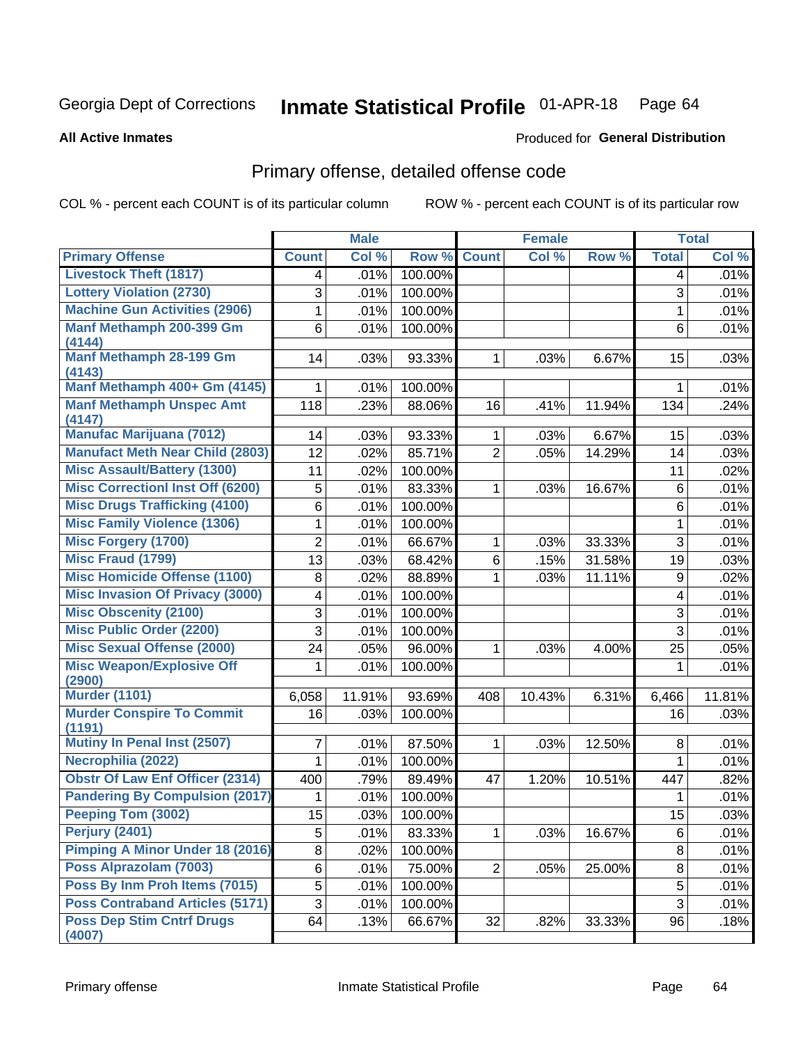Georgia Dept of Corrections **Inmate Statistical Profile** 01-APR-18

**All Active Inmates**

Produced for **General Distribution**

## Primary offense, detailed offense code

COL % - percent each COUNT is of its particular column ROW % - percent each COUNT is of its particular row

| Primary Offense | Male | | | Female | | | Total | |
|---|---|---|---|---|---|---|---|---|
| | Count | Col % | Row % | Count | Col % | Row % | Total | Col % |
| Livestock Theft (1817) | 4 | .01% | 100.00% | | | | 4 | .01% |
| Lottery Violation (2730) | 3 | .01% | 100.00% | | | | 3 | .01% |
| Machine Gun Activities (2906) | 1 | .01% | 100.00% | | | | 1 | .01% |
| Manf Methamph 200-399 Gm (4144) | 6 | .01% | 100.00% | | | | 6 | .01% |
| Manf Methamph 28-199 Gm (4143) | 14 | .03% | 93.33% | 1 | .03% | 6.67% | 15 | .03% |
| Manf Methamph 400+ Gm (4145) | 1 | .01% | 100.00% | | | | 1 | .01% |
| Manf Methamph Unspec Amt (4147) | 118 | .23% | 88.06% | 16 | .41% | 11.94% | 134 | .24% |
| Manufac Marijuana (7012) | 14 | .03% | 93.33% | 1 | .03% | 6.67% | 15 | .03% |
| Manufact Meth Near Child (2803) | 12 | .02% | 85.71% | 2 | .05% | 14.29% | 14 | .03% |
| Misc Assault/Battery (1300) | 11 | .02% | 100.00% | | | | 11 | .02% |
| Misc Correctionl Inst Off (6200) | 5 | .01% | 83.33% | 1 | .03% | 16.67% | 6 | .01% |
| Misc Drugs Trafficking (4100) | 6 | .01% | 100.00% | | | | 6 | .01% |
| Misc Family Violence (1306) | 1 | .01% | 100.00% | | | | 1 | .01% |
| Misc Forgery (1700) | 2 | .01% | 66.67% | 1 | .03% | 33.33% | 3 | .01% |
| Misc Fraud (1799) | 13 | .03% | 68.42% | 6 | .15% | 31.58% | 19 | .03% |
| Misc Homicide Offense (1100) | 8 | .02% | 88.89% | 1 | .03% | 11.11% | 9 | .02% |
| Misc Invasion Of Privacy (3000) | 4 | .01% | 100.00% | | | | 4 | .01% |
| Misc Obscenity (2100) | 3 | .01% | 100.00% | | | | 3 | .01% |
| Misc Public Order (2200) | 3 | .01% | 100.00% | | | | 3 | .01% |
| Misc Sexual Offense (2000) | 24 | .05% | 96.00% | 1 | .03% | 4.00% | 25 | .05% |
| Misc Weapon/Explosive Off (2900) | 1 | .01% | 100.00% | | | | 1 | .01% |
| Murder (1101) | 6,058 | 11.91% | 93.69% | 408 | 10.43% | 6.31% | 6,466 | 11.81% |
| Murder Conspire To Commit (1191) | 16 | .03% | 100.00% | | | | 16 | .03% |
| Mutiny In Penal Inst (2507) | 7 | .01% | 87.50% | 1 | .03% | 12.50% | 8 | .01% |
| Necrophilia (2022) | 1 | .01% | 100.00% | | | | 1 | .01% |
| Obstr Of Law Enf Officer (2314) | 400 | .79% | 89.49% | 47 | 1.20% | 10.51% | 447 | .82% |
| Pandering By Compulsion (2017) | 1 | .01% | 100.00% | | | | 1 | .01% |
| Peeping Tom (3002) | 15 | .03% | 100.00% | | | | 15 | .03% |
| Perjury (2401) | 5 | .01% | 83.33% | 1 | .03% | 16.67% | 6 | .01% |
| Pimping A Minor Under 18 (2016) | 8 | .02% | 100.00% | | | | 8 | .01% |
| Poss Alprazolam (7003) | 6 | .01% | 75.00% | 2 | .05% | 25.00% | 8 | .01% |
| Poss By Inm Proh Items (7015) | 5 | .01% | 100.00% | | | | 5 | .01% |
| Poss Contraband Articles (5171) | 3 | .01% | 100.00% | | | | 3 | .01% |
| Poss Dep Stim Cntrf Drugs (4007) | 64 | .13% | 66.67% | 32 | .82% | 33.33% | 96 | .18% |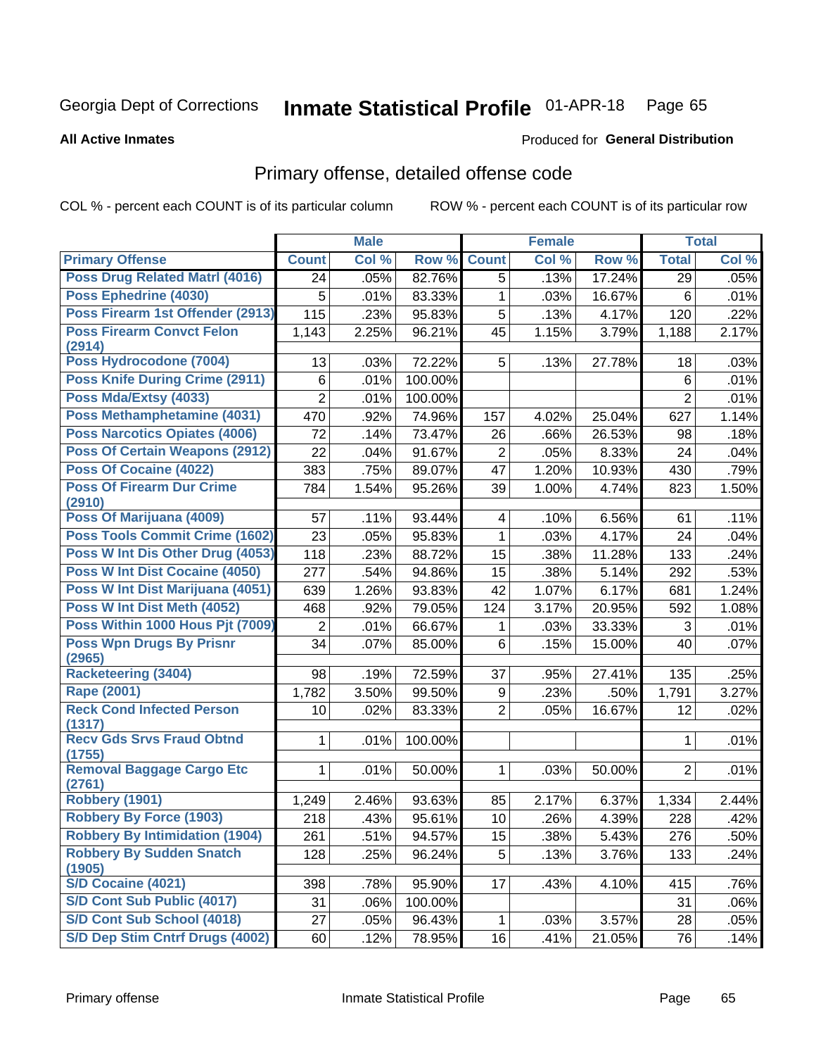Georgia Dept of Corrections **Inmate Statistical Profile** 01-APR-18

**All Active Inmates**

Produced for **General Distribution**

## Primary offense, detailed offense code

COL % - percent each COUNT is of its particular column

ROW % - percent each COUNT is of its particular row

| | Male | | | Female | | | Total | |
|---|---|---|---|---|---|---|---|---|
| **Primary Offense** | **Count** | **Col %** | **Row %** | **Count** | **Col %** | **Row %** | **Total** | **Col %** |
| **Poss Drug Related Matrl (4016)** | 24 | .05% | 82.76% | 5 | .13% | 17.24% | 29 | .05% |
| **Poss Ephedrine (4030)** | 5 | .01% | 83.33% | 1 | .03% | 16.67% | 6 | .01% |
| **Poss Firearm 1st Offender (2913)** | 115 | .23% | 95.83% | 5 | .13% | 4.17% | 120 | .22% |
| **Poss Firearm Convct Felon (2914)** | 1,143 | 2.25% | 96.21% | 45 | 1.15% | 3.79% | 1,188 | 2.17% |
| **Poss Hydrocodone (7004)** | 13 | .03% | 72.22% | 5 | .13% | 27.78% | 18 | .03% |
| **Poss Knife During Crime (2911)** | 6 | .01% | 100.00% | | | | 6 | .01% |
| **Poss Mda/Extsy (4033)** | 2 | .01% | 100.00% | | | | 2 | .01% |
| **Poss Methamphetamine (4031)** | 470 | .92% | 74.96% | 157 | 4.02% | 25.04% | 627 | 1.14% |
| **Poss Narcotics Opiates (4006)** | 72 | .14% | 73.47% | 26 | .66% | 26.53% | 98 | .18% |
| **Poss Of Certain Weapons (2912)** | 22 | .04% | 91.67% | 2 | .05% | 8.33% | 24 | .04% |
| **Poss Of Cocaine (4022)** | 383 | .75% | 89.07% | 47 | 1.20% | 10.93% | 430 | .79% |
| **Poss Of Firearm Dur Crime (2910)** | 784 | 1.54% | 95.26% | 39 | 1.00% | 4.74% | 823 | 1.50% |
| **Poss Of Marijuana (4009)** | 57 | .11% | 93.44% | 4 | .10% | 6.56% | 61 | .11% |
| **Poss Tools Commit Crime (1602)** | 23 | .05% | 95.83% | 1 | .03% | 4.17% | 24 | .04% |
| **Poss W Int Dis Other Drug (4053)** | 118 | .23% | 88.72% | 15 | .38% | 11.28% | 133 | .24% |
| **Poss W Int Dist Cocaine (4050)** | 277 | .54% | 94.86% | 15 | .38% | 5.14% | 292 | .53% |
| **Poss W Int Dist Marijuana (4051)** | 639 | 1.26% | 93.83% | 42 | 1.07% | 6.17% | 681 | 1.24% |
| **Poss W Int Dist Meth (4052)** | 468 | .92% | 79.05% | 124 | 3.17% | 20.95% | 592 | 1.08% |
| **Poss Within 1000 Hous Pjt (7009)** | 2 | .01% | 66.67% | 1 | .03% | 33.33% | 3 | .01% |
| **Poss Wpn Drugs By Prisnr (2965)** | 34 | .07% | 85.00% | 6 | .15% | 15.00% | 40 | .07% |
| **Racketeering (3404)** | 98 | .19% | 72.59% | 37 | .95% | 27.41% | 135 | .25% |
| **Rape (2001)** | 1,782 | 3.50% | 99.50% | 9 | .23% | .50% | 1,791 | 3.27% |
| **Reck Cond Infected Person (1317)** | 10 | .02% | 83.33% | 2 | .05% | 16.67% | 12 | .02% |
| **Recv Gds Srvs Fraud Obtnd (1755)** | 1 | .01% | 100.00% | | | | 1 | .01% |
| **Removal Baggage Cargo Etc (2761)** | 1 | .01% | 50.00% | 1 | .03% | 50.00% | 2 | .01% |
| **Robbery (1901)** | 1,249 | 2.46% | 93.63% | 85 | 2.17% | 6.37% | 1,334 | 2.44% |
| **Robbery By Force (1903)** | 218 | .43% | 95.61% | 10 | .26% | 4.39% | 228 | .42% |
| **Robbery By Intimidation (1904)** | 261 | .51% | 94.57% | 15 | .38% | 5.43% | 276 | .50% |
| **Robbery By Sudden Snatch (1905)** | 128 | .25% | 96.24% | 5 | .13% | 3.76% | 133 | .24% |
| **S/D Cocaine (4021)** | 398 | .78% | 95.90% | 17 | .43% | 4.10% | 415 | .76% |
| **S/D Cont Sub Public (4017)** | 31 | .06% | 100.00% | | | | 31 | .06% |
| **S/D Cont Sub School (4018)** | 27 | .05% | 96.43% | 1 | .03% | 3.57% | 28 | .05% |
| **S/D Dep Stim Cntrf Drugs (4002)** | 60 | .12% | 78.95% | 16 | .41% | 21.05% | 76 | .14% |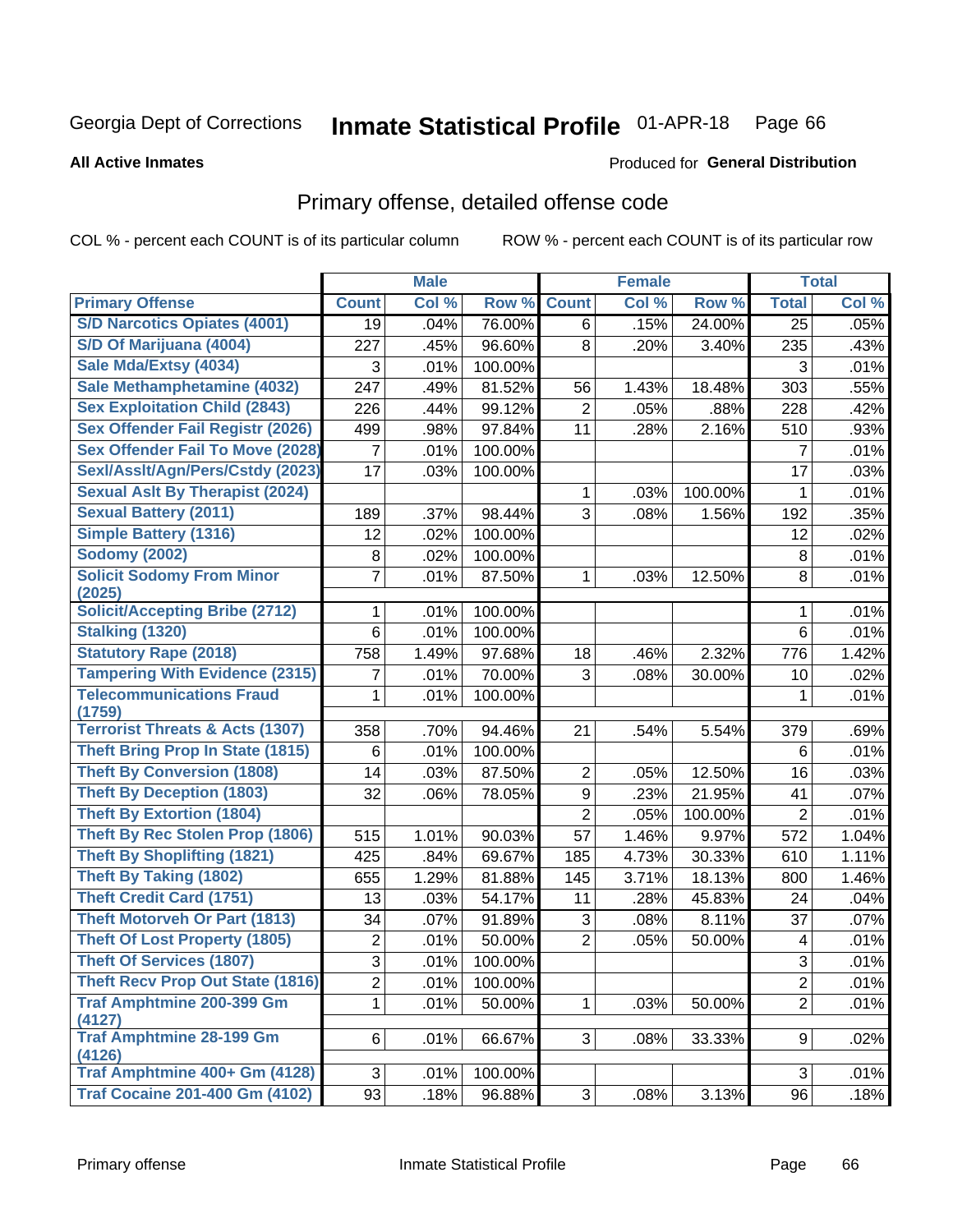Georgia Dept of Corrections **Inmate Statistical Profile** 01-APR-18

**All Active Inmates**

Produced for **General Distribution**

## Primary offense, detailed offense code

COL % - percent each COUNT is of its particular column    ROW % - percent each COUNT is of its particular row

| | Male | | | Female | | | Total | |
|---|---|---|---|---|---|---|---|---|
| **Primary Offense** | **Count** | **Col %** | **Row %** | **Count** | **Col %** | **Row %** | **Total** | **Col %** |
| S/D Narcotics Opiates (4001) | 19 | .04% | 76.00% | 6 | .15% | 24.00% | 25 | .05% |
| S/D Of Marijuana (4004) | 227 | .45% | 96.60% | 8 | .20% | 3.40% | 235 | .43% |
| Sale Mda/Extsy (4034) | 3 | .01% | 100.00% | | | | 3 | .01% |
| Sale Methamphetamine (4032) | 247 | .49% | 81.52% | 56 | 1.43% | 18.48% | 303 | .55% |
| Sex Exploitation Child (2843) | 226 | .44% | 99.12% | 2 | .05% | .88% | 228 | .42% |
| Sex Offender Fail Registr (2026) | 499 | .98% | 97.84% | 11 | .28% | 2.16% | 510 | .93% |
| Sex Offender Fail To Move (2028) | 7 | .01% | 100.00% | | | | 7 | .01% |
| Sexl/Asslt/Agn/Pers/Cstdy (2023) | 17 | .03% | 100.00% | | | | 17 | .03% |
| Sexual Aslt By Therapist (2024) | | | | 1 | .03% | 100.00% | 1 | .01% |
| Sexual Battery (2011) | 189 | .37% | 98.44% | 3 | .08% | 1.56% | 192 | .35% |
| Simple Battery (1316) | 12 | .02% | 100.00% | | | | 12 | .02% |
| Sodomy (2002) | 8 | .02% | 100.00% | | | | 8 | .01% |
| Solicit Sodomy From Minor (2025) | 7 | .01% | 87.50% | 1 | .03% | 12.50% | 8 | .01% |
| Solicit/Accepting Bribe (2712) | 1 | .01% | 100.00% | | | | 1 | .01% |
| Stalking (1320) | 6 | .01% | 100.00% | | | | 6 | .01% |
| Statutory Rape (2018) | 758 | 1.49% | 97.68% | 18 | .46% | 2.32% | 776 | 1.42% |
| Tampering With Evidence (2315) | 7 | .01% | 70.00% | 3 | .08% | 30.00% | 10 | .02% |
| Telecommunications Fraud (1759) | 1 | .01% | 100.00% | | | | 1 | .01% |
| Terrorist Threats & Acts (1307) | 358 | .70% | 94.46% | 21 | .54% | 5.54% | 379 | .69% |
| Theft Bring Prop In State (1815) | 6 | .01% | 100.00% | | | | 6 | .01% |
| Theft By Conversion (1808) | 14 | .03% | 87.50% | 2 | .05% | 12.50% | 16 | .03% |
| Theft By Deception (1803) | 32 | .06% | 78.05% | 9 | .23% | 21.95% | 41 | .07% |
| Theft By Extortion (1804) | | | | 2 | .05% | 100.00% | 2 | .01% |
| Theft By Rec Stolen Prop (1806) | 515 | 1.01% | 90.03% | 57 | 1.46% | 9.97% | 572 | 1.04% |
| Theft By Shoplifting (1821) | 425 | .84% | 69.67% | 185 | 4.73% | 30.33% | 610 | 1.11% |
| Theft By Taking (1802) | 655 | 1.29% | 81.88% | 145 | 3.71% | 18.13% | 800 | 1.46% |
| Theft Credit Card (1751) | 13 | .03% | 54.17% | 11 | .28% | 45.83% | 24 | .04% |
| Theft Motorveh Or Part (1813) | 34 | .07% | 91.89% | 3 | .08% | 8.11% | 37 | .07% |
| Theft Of Lost Property (1805) | 2 | .01% | 50.00% | 2 | .05% | 50.00% | 4 | .01% |
| Theft Of Services (1807) | 3 | .01% | 100.00% | | | | 3 | .01% |
| Theft Recv Prop Out State (1816) | 2 | .01% | 100.00% | | | | 2 | .01% |
| Traf Amphtmine 200-399 Gm (4127) | 1 | .01% | 50.00% | 1 | .03% | 50.00% | 2 | .01% |
| Traf Amphtmine 28-199 Gm (4126) | 6 | .01% | 66.67% | 3 | .08% | 33.33% | 9 | .02% |
| Traf Amphtmine 400+ Gm (4128) | 3 | .01% | 100.00% | | | | 3 | .01% |
| Traf Cocaine 201-400 Gm (4102) | 93 | .18% | 96.88% | 3 | .08% | 3.13% | 96 | .18% |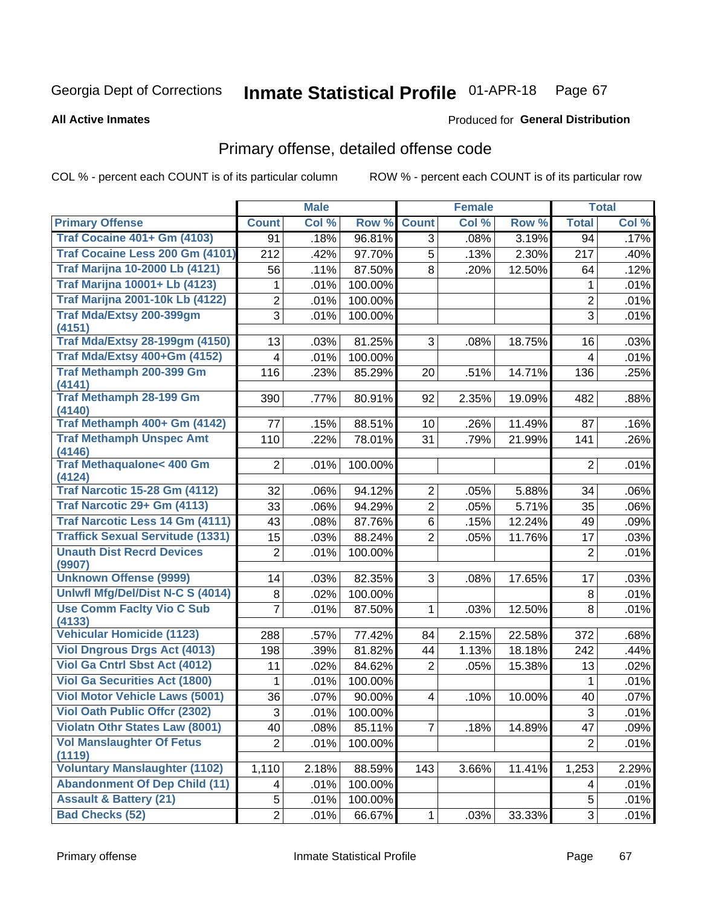Georgia Dept of Corrections **Inmate Statistical Profile** 01-APR-18 Page 67

**All Active Inmates**

Produced for **General Distribution**

## Primary offense, detailed offense code

COL % - percent each COUNT is of its particular column ROW % - percent each COUNT is of its particular row

| | Male | | | Female | | | Total | |
|---|---|---|---|---|---|---|---|---|
| **Primary Offense** | **Count** | **Col %** | **Row %** | **Count** | **Col %** | **Row %** | **Total** | **Col %** |
| Traf Cocaine 401+ Gm (4103) | 91 | .18% | 96.81% | 3 | .08% | 3.19% | 94 | .17% |
| Traf Cocaine Less 200 Gm (4101) | 212 | .42% | 97.70% | 5 | .13% | 2.30% | 217 | .40% |
| Traf Marijna 10-2000 Lb (4121) | 56 | .11% | 87.50% | 8 | .20% | 12.50% | 64 | .12% |
| Traf Marijna 10001+ Lb (4123) | 1 | .01% | 100.00% | | | | 1 | .01% |
| Traf Marijna 2001-10k Lb (4122) | 2 | .01% | 100.00% | | | | 2 | .01% |
| Traf Mda/Extsy 200-399gm (4151) | 3 | .01% | 100.00% | | | | 3 | .01% |
| Traf Mda/Extsy 28-199gm (4150) | 13 | .03% | 81.25% | 3 | .08% | 18.75% | 16 | .03% |
| Traf Mda/Extsy 400+Gm (4152) | 4 | .01% | 100.00% | | | | 4 | .01% |
| Traf Methamph 200-399 Gm (4141) | 116 | .23% | 85.29% | 20 | .51% | 14.71% | 136 | .25% |
| Traf Methamph 28-199 Gm (4140) | 390 | .77% | 80.91% | 92 | 2.35% | 19.09% | 482 | .88% |
| Traf Methamph 400+ Gm (4142) | 77 | .15% | 88.51% | 10 | .26% | 11.49% | 87 | .16% |
| Traf Methamph Unspec Amt (4146) | 110 | .22% | 78.01% | 31 | .79% | 21.99% | 141 | .26% |
| Traf Methaqualone< 400 Gm (4124) | 2 | .01% | 100.00% | | | | 2 | .01% |
| Traf Narcotic 15-28 Gm (4112) | 32 | .06% | 94.12% | 2 | .05% | 5.88% | 34 | .06% |
| Traf Narcotic 29+ Gm (4113) | 33 | .06% | 94.29% | 2 | .05% | 5.71% | 35 | .06% |
| Traf Narcotic Less 14 Gm (4111) | 43 | .08% | 87.76% | 6 | .15% | 12.24% | 49 | .09% |
| Traffick Sexual Servitude (1331) | 15 | .03% | 88.24% | 2 | .05% | 11.76% | 17 | .03% |
| Unauth Dist Recrd Devices (9907) | 2 | .01% | 100.00% | | | | 2 | .01% |
| Unknown Offense (9999) | 14 | .03% | 82.35% | 3 | .08% | 17.65% | 17 | .03% |
| Unlwfl Mfg/Del/Dist N-C S (4014) | 8 | .02% | 100.00% | | | | 8 | .01% |
| Use Comm Faclty Vio C Sub (4133) | 7 | .01% | 87.50% | 1 | .03% | 12.50% | 8 | .01% |
| Vehicular Homicide (1123) | 288 | .57% | 77.42% | 84 | 2.15% | 22.58% | 372 | .68% |
| Viol Dngrous Drgs Act (4013) | 198 | .39% | 81.82% | 44 | 1.13% | 18.18% | 242 | .44% |
| Viol Ga Cntrl Sbst Act (4012) | 11 | .02% | 84.62% | 2 | .05% | 15.38% | 13 | .02% |
| Viol Ga Securities Act (1800) | 1 | .01% | 100.00% | | | | 1 | .01% |
| Viol Motor Vehicle Laws (5001) | 36 | .07% | 90.00% | 4 | .10% | 10.00% | 40 | .07% |
| Viol Oath Public Offcr (2302) | 3 | .01% | 100.00% | | | | 3 | .01% |
| Violatn Othr States Law (8001) | 40 | .08% | 85.11% | 7 | .18% | 14.89% | 47 | .09% |
| Vol Manslaughter Of Fetus (1119) | 2 | .01% | 100.00% | | | | 2 | .01% |
| Voluntary Manslaughter (1102) | 1,110 | 2.18% | 88.59% | 143 | 3.66% | 11.41% | 1,253 | 2.29% |
| Abandonment Of Dep Child (11) | 4 | .01% | 100.00% | | | | 4 | .01% |
| Assault & Battery (21) | 5 | .01% | 100.00% | | | | 5 | .01% |
| Bad Checks (52) | 2 | .01% | 66.67% | 1 | .03% | 33.33% | 3 | .01% |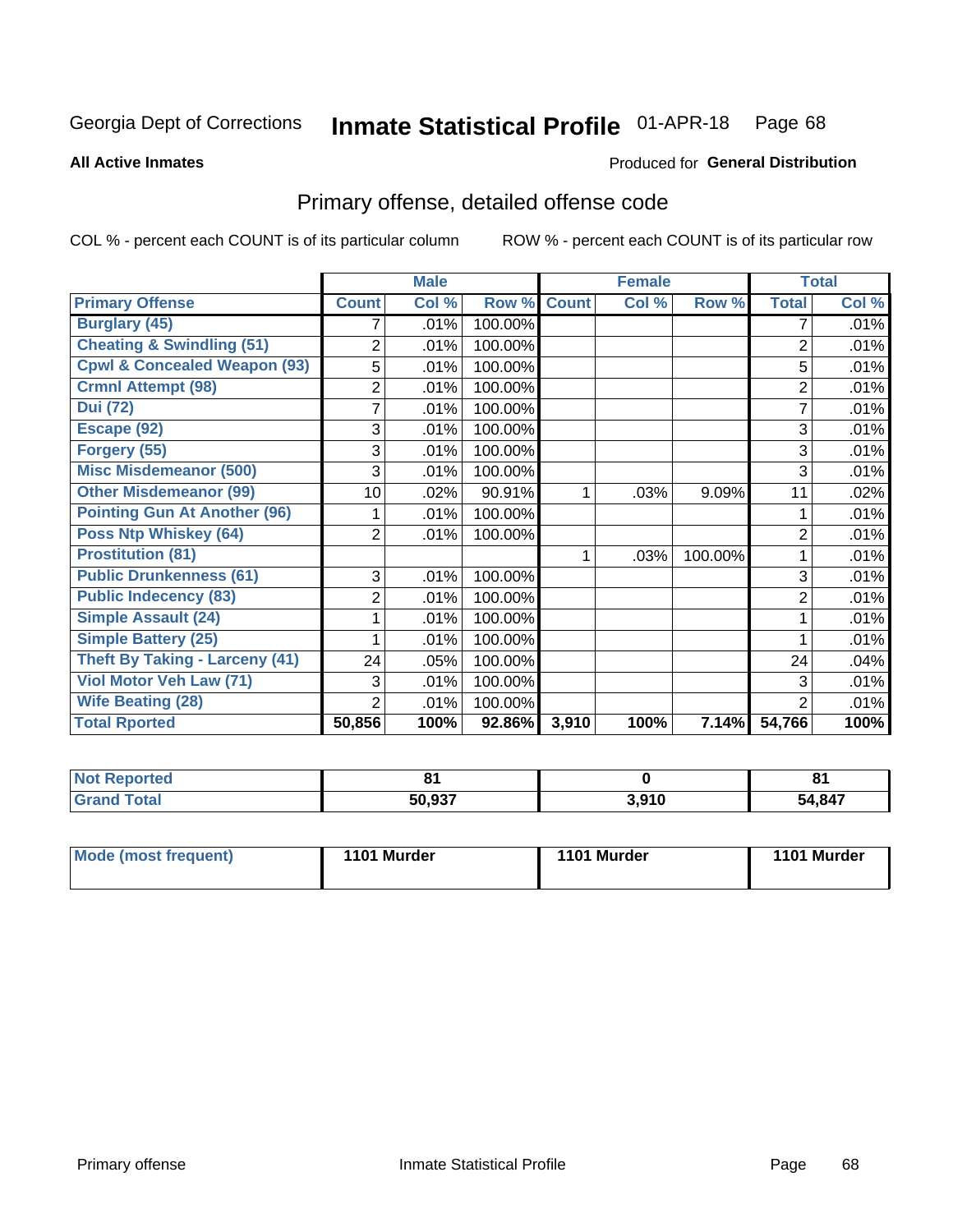Georgia Dept of Corrections **Inmate Statistical Profile** 01-APR-18

**All Active Inmates**

Produced for **General Distribution**

## Primary offense, detailed offense code

COL % - percent each COUNT is of its particular column ROW % - percent each COUNT is of its particular row

| | Male | | | Female | | | Total | |
|---|---|---|---|---|---|---|---|---|
| **Primary Offense** | **Count** | **Col %** | **Row %** | **Count** | **Col %** | **Row %** | **Total** | **Col %** |
| **Burglary (45)** | 7 | .01% | 100.00% | | | | 7 | .01% |
| **Cheating & Swindling (51)** | 2 | .01% | 100.00% | | | | 2 | .01% |
| **Cpwl & Concealed Weapon (93)** | 5 | .01% | 100.00% | | | | 5 | .01% |
| **Crmnl Attempt (98)** | 2 | .01% | 100.00% | | | | 2 | .01% |
| **Dui (72)** | 7 | .01% | 100.00% | | | | 7 | .01% |
| **Escape (92)** | 3 | .01% | 100.00% | | | | 3 | .01% |
| **Forgery (55)** | 3 | .01% | 100.00% | | | | 3 | .01% |
| **Misc Misdemeanor (500)** | 3 | .01% | 100.00% | | | | 3 | .01% |
| **Other Misdemeanor (99)** | 10 | .02% | 90.91% | 1 | .03% | 9.09% | 11 | .02% |
| **Pointing Gun At Another (96)** | 1 | .01% | 100.00% | | | | 1 | .01% |
| **Poss Ntp Whiskey (64)** | 2 | .01% | 100.00% | | | | 2 | .01% |
| **Prostitution (81)** | | | | 1 | .03% | 100.00% | 1 | .01% |
| **Public Drunkenness (61)** | 3 | .01% | 100.00% | | | | 3 | .01% |
| **Public Indecency (83)** | 2 | .01% | 100.00% | | | | 2 | .01% |
| **Simple Assault (24)** | 1 | .01% | 100.00% | | | | 1 | .01% |
| **Simple Battery (25)** | 1 | .01% | 100.00% | | | | 1 | .01% |
| **Theft By Taking - Larceny (41)** | 24 | .05% | 100.00% | | | | 24 | .04% |
| **Viol Motor Veh Law (71)** | 3 | .01% | 100.00% | | | | 3 | .01% |
| **Wife Beating (28)** | 2 | .01% | 100.00% | | | | 2 | .01% |
| **Total Rported** | **50,856** | **100%** | **92.86%** | **3,910** | **100%** | **7.14%** | **54,766** | **100%** |

| | Male | Female | Total |
|---|---|---|---|
| **Not Reported** | **81** | **0** | **81** |
| **Grand Total** | **50,937** | **3,910** | **54,847** |

| | Male | Female | Total |
|---|---|---|---|
| **Mode (most frequent)** | **1101 Murder** | **1101 Murder** | **1101 Murder** |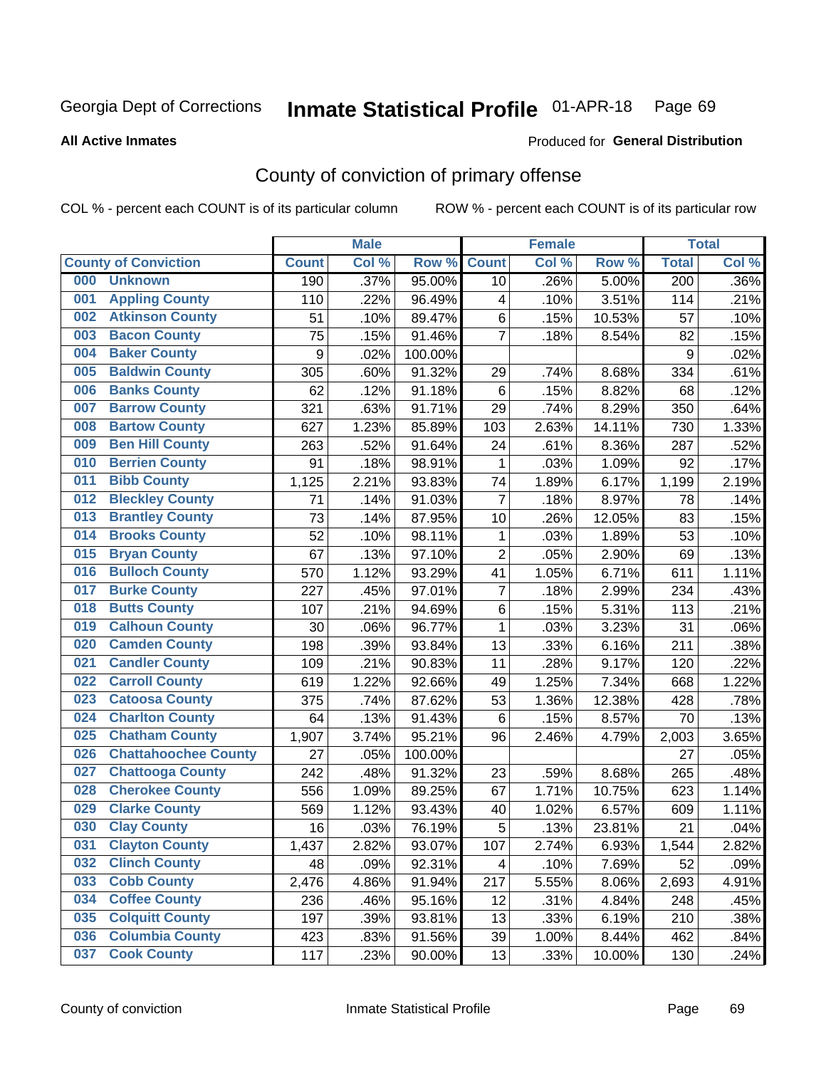Georgia Dept of Corrections **Inmate Statistical Profile** 01-APR-18

**All Active Inmates**

Produced for **General Distribution**

## County of conviction of primary offense

COL % - percent each COUNT is of its particular column ROW % - percent each COUNT is of its particular row

| | | Male | | | Female | | | Total | |
|---|---|---|---|---|---|---|---|---|---|
| **County of Conviction** | | **Count** | **Col %** | **Row %** | **Count** | **Col %** | **Row %** | **Total** | **Col %** |
| 000 | Unknown | 190 | .37% | 95.00% | 10 | .26% | 5.00% | 200 | .36% |
| 001 | Appling County | 110 | .22% | 96.49% | 4 | .10% | 3.51% | 114 | .21% |
| 002 | Atkinson County | 51 | .10% | 89.47% | 6 | .15% | 10.53% | 57 | .10% |
| 003 | Bacon County | 75 | .15% | 91.46% | 7 | .18% | 8.54% | 82 | .15% |
| 004 | Baker County | 9 | .02% | 100.00% | | | | 9 | .02% |
| 005 | Baldwin County | 305 | .60% | 91.32% | 29 | .74% | 8.68% | 334 | .61% |
| 006 | Banks County | 62 | .12% | 91.18% | 6 | .15% | 8.82% | 68 | .12% |
| 007 | Barrow County | 321 | .63% | 91.71% | 29 | .74% | 8.29% | 350 | .64% |
| 008 | Bartow County | 627 | 1.23% | 85.89% | 103 | 2.63% | 14.11% | 730 | 1.33% |
| 009 | Ben Hill County | 263 | .52% | 91.64% | 24 | .61% | 8.36% | 287 | .52% |
| 010 | Berrien County | 91 | .18% | 98.91% | 1 | .03% | 1.09% | 92 | .17% |
| 011 | Bibb County | 1,125 | 2.21% | 93.83% | 74 | 1.89% | 6.17% | 1,199 | 2.19% |
| 012 | Bleckley County | 71 | .14% | 91.03% | 7 | .18% | 8.97% | 78 | .14% |
| 013 | Brantley County | 73 | .14% | 87.95% | 10 | .26% | 12.05% | 83 | .15% |
| 014 | Brooks County | 52 | .10% | 98.11% | 1 | .03% | 1.89% | 53 | .10% |
| 015 | Bryan County | 67 | .13% | 97.10% | 2 | .05% | 2.90% | 69 | .13% |
| 016 | Bulloch County | 570 | 1.12% | 93.29% | 41 | 1.05% | 6.71% | 611 | 1.11% |
| 017 | Burke County | 227 | .45% | 97.01% | 7 | .18% | 2.99% | 234 | .43% |
| 018 | Butts County | 107 | .21% | 94.69% | 6 | .15% | 5.31% | 113 | .21% |
| 019 | Calhoun County | 30 | .06% | 96.77% | 1 | .03% | 3.23% | 31 | .06% |
| 020 | Camden County | 198 | .39% | 93.84% | 13 | .33% | 6.16% | 211 | .38% |
| 021 | Candler County | 109 | .21% | 90.83% | 11 | .28% | 9.17% | 120 | .22% |
| 022 | Carroll County | 619 | 1.22% | 92.66% | 49 | 1.25% | 7.34% | 668 | 1.22% |
| 023 | Catoosa County | 375 | .74% | 87.62% | 53 | 1.36% | 12.38% | 428 | .78% |
| 024 | Charlton County | 64 | .13% | 91.43% | 6 | .15% | 8.57% | 70 | .13% |
| 025 | Chatham County | 1,907 | 3.74% | 95.21% | 96 | 2.46% | 4.79% | 2,003 | 3.65% |
| 026 | Chattahoochee County | 27 | .05% | 100.00% | | | | 27 | .05% |
| 027 | Chattooga County | 242 | .48% | 91.32% | 23 | .59% | 8.68% | 265 | .48% |
| 028 | Cherokee County | 556 | 1.09% | 89.25% | 67 | 1.71% | 10.75% | 623 | 1.14% |
| 029 | Clarke County | 569 | 1.12% | 93.43% | 40 | 1.02% | 6.57% | 609 | 1.11% |
| 030 | Clay County | 16 | .03% | 76.19% | 5 | .13% | 23.81% | 21 | .04% |
| 031 | Clayton County | 1,437 | 2.82% | 93.07% | 107 | 2.74% | 6.93% | 1,544 | 2.82% |
| 032 | Clinch County | 48 | .09% | 92.31% | 4 | .10% | 7.69% | 52 | .09% |
| 033 | Cobb County | 2,476 | 4.86% | 91.94% | 217 | 5.55% | 8.06% | 2,693 | 4.91% |
| 034 | Coffee County | 236 | .46% | 95.16% | 12 | .31% | 4.84% | 248 | .45% |
| 035 | Colquitt County | 197 | .39% | 93.81% | 13 | .33% | 6.19% | 210 | .38% |
| 036 | Columbia County | 423 | .83% | 91.56% | 39 | 1.00% | 8.44% | 462 | .84% |
| 037 | Cook County | 117 | .23% | 90.00% | 13 | .33% | 10.00% | 130 | .24% |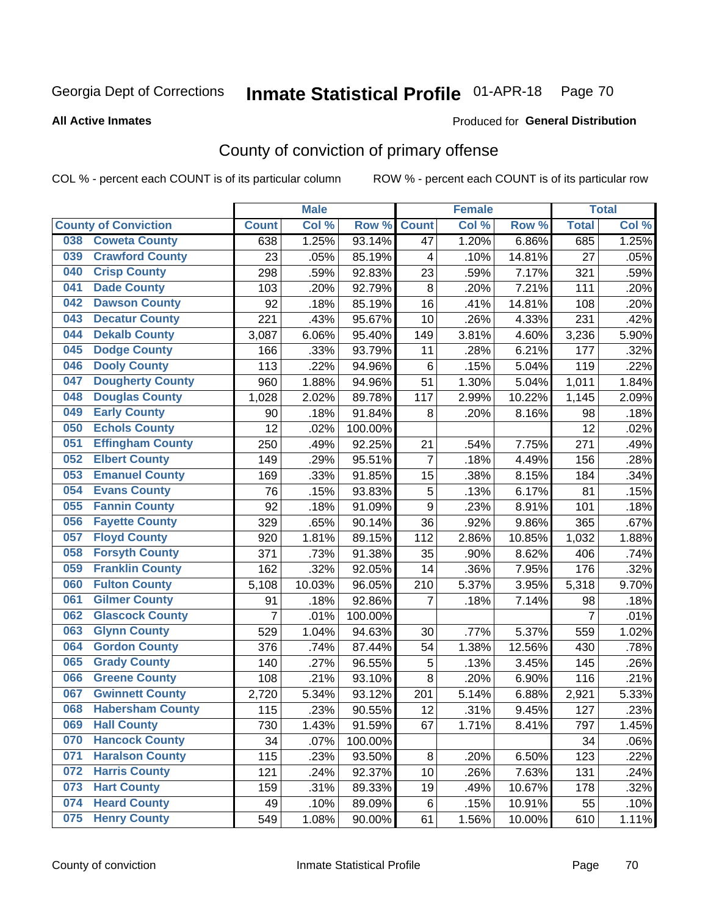Georgia Dept of Corrections **Inmate Statistical Profile** 01-APR-18 Page 70

**All Active Inmates**

Produced for **General Distribution**

# County of conviction of primary offense

COL % - percent each COUNT is of its particular column ROW % - percent each COUNT is of its particular row

| County of Conviction | | Male | | | Female | | | Total | |
|---|---|---|---|---|---|---|---|---|---|
| | | Count | Col % | Row % | Count | Col % | Row % | Total | Col % |
| 038 | Coweta County | 638 | 1.25% | 93.14% | 47 | 1.20% | 6.86% | 685 | 1.25% |
| 039 | Crawford County | 23 | .05% | 85.19% | 4 | .10% | 14.81% | 27 | .05% |
| 040 | Crisp County | 298 | .59% | 92.83% | 23 | .59% | 7.17% | 321 | .59% |
| 041 | Dade County | 103 | .20% | 92.79% | 8 | .20% | 7.21% | 111 | .20% |
| 042 | Dawson County | 92 | .18% | 85.19% | 16 | .41% | 14.81% | 108 | .20% |
| 043 | Decatur County | 221 | .43% | 95.67% | 10 | .26% | 4.33% | 231 | .42% |
| 044 | Dekalb County | 3,087 | 6.06% | 95.40% | 149 | 3.81% | 4.60% | 3,236 | 5.90% |
| 045 | Dodge County | 166 | .33% | 93.79% | 11 | .28% | 6.21% | 177 | .32% |
| 046 | Dooly County | 113 | .22% | 94.96% | 6 | .15% | 5.04% | 119 | .22% |
| 047 | Dougherty County | 960 | 1.88% | 94.96% | 51 | 1.30% | 5.04% | 1,011 | 1.84% |
| 048 | Douglas County | 1,028 | 2.02% | 89.78% | 117 | 2.99% | 10.22% | 1,145 | 2.09% |
| 049 | Early County | 90 | .18% | 91.84% | 8 | .20% | 8.16% | 98 | .18% |
| 050 | Echols County | 12 | .02% | 100.00% | | | | 12 | .02% |
| 051 | Effingham County | 250 | .49% | 92.25% | 21 | .54% | 7.75% | 271 | .49% |
| 052 | Elbert County | 149 | .29% | 95.51% | 7 | .18% | 4.49% | 156 | .28% |
| 053 | Emanuel County | 169 | .33% | 91.85% | 15 | .38% | 8.15% | 184 | .34% |
| 054 | Evans County | 76 | .15% | 93.83% | 5 | .13% | 6.17% | 81 | .15% |
| 055 | Fannin County | 92 | .18% | 91.09% | 9 | .23% | 8.91% | 101 | .18% |
| 056 | Fayette County | 329 | .65% | 90.14% | 36 | .92% | 9.86% | 365 | .67% |
| 057 | Floyd County | 920 | 1.81% | 89.15% | 112 | 2.86% | 10.85% | 1,032 | 1.88% |
| 058 | Forsyth County | 371 | .73% | 91.38% | 35 | .90% | 8.62% | 406 | .74% |
| 059 | Franklin County | 162 | .32% | 92.05% | 14 | .36% | 7.95% | 176 | .32% |
| 060 | Fulton County | 5,108 | 10.03% | 96.05% | 210 | 5.37% | 3.95% | 5,318 | 9.70% |
| 061 | Gilmer County | 91 | .18% | 92.86% | 7 | .18% | 7.14% | 98 | .18% |
| 062 | Glascock County | 7 | .01% | 100.00% | | | | 7 | .01% |
| 063 | Glynn County | 529 | 1.04% | 94.63% | 30 | .77% | 5.37% | 559 | 1.02% |
| 064 | Gordon County | 376 | .74% | 87.44% | 54 | 1.38% | 12.56% | 430 | .78% |
| 065 | Grady County | 140 | .27% | 96.55% | 5 | .13% | 3.45% | 145 | .26% |
| 066 | Greene County | 108 | .21% | 93.10% | 8 | .20% | 6.90% | 116 | .21% |
| 067 | Gwinnett County | 2,720 | 5.34% | 93.12% | 201 | 5.14% | 6.88% | 2,921 | 5.33% |
| 068 | Habersham County | 115 | .23% | 90.55% | 12 | .31% | 9.45% | 127 | .23% |
| 069 | Hall County | 730 | 1.43% | 91.59% | 67 | 1.71% | 8.41% | 797 | 1.45% |
| 070 | Hancock County | 34 | .07% | 100.00% | | | | 34 | .06% |
| 071 | Haralson County | 115 | .23% | 93.50% | 8 | .20% | 6.50% | 123 | .22% |
| 072 | Harris County | 121 | .24% | 92.37% | 10 | .26% | 7.63% | 131 | .24% |
| 073 | Hart County | 159 | .31% | 89.33% | 19 | .49% | 10.67% | 178 | .32% |
| 074 | Heard County | 49 | .10% | 89.09% | 6 | .15% | 10.91% | 55 | .10% |
| 075 | Henry County | 549 | 1.08% | 90.00% | 61 | 1.56% | 10.00% | 610 | 1.11% |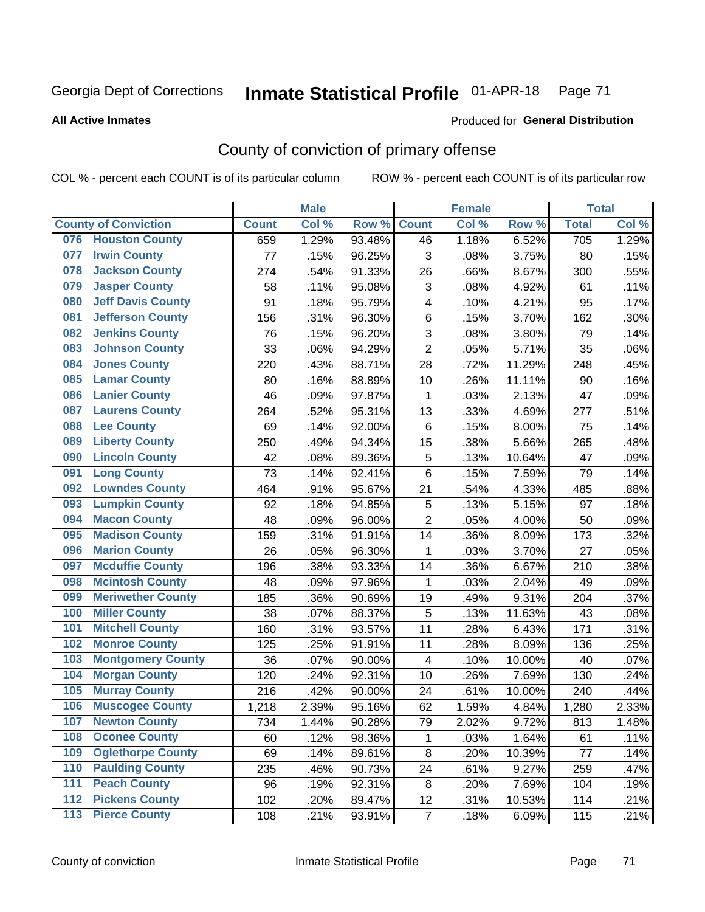Georgia Dept of Corrections **Inmate Statistical Profile** 01-APR-18

**All Active Inmates**

Produced for **General Distribution**

## County of conviction of primary offense

COL % - percent each COUNT is of its particular column ROW % - percent each COUNT is of its particular row

| County of Conviction | Male | | | Female | | | Total | |
|---|---|---|---|---|---|---|---|---|
| | Count | Col % | Row % | Count | Col % | Row % | Total | Col % |
| 076 Houston County | 659 | 1.29% | 93.48% | 46 | 1.18% | 6.52% | 705 | 1.29% |
| 077 Irwin County | 77 | .15% | 96.25% | 3 | .08% | 3.75% | 80 | .15% |
| 078 Jackson County | 274 | .54% | 91.33% | 26 | .66% | 8.67% | 300 | .55% |
| 079 Jasper County | 58 | .11% | 95.08% | 3 | .08% | 4.92% | 61 | .11% |
| 080 Jeff Davis County | 91 | .18% | 95.79% | 4 | .10% | 4.21% | 95 | .17% |
| 081 Jefferson County | 156 | .31% | 96.30% | 6 | .15% | 3.70% | 162 | .30% |
| 082 Jenkins County | 76 | .15% | 96.20% | 3 | .08% | 3.80% | 79 | .14% |
| 083 Johnson County | 33 | .06% | 94.29% | 2 | .05% | 5.71% | 35 | .06% |
| 084 Jones County | 220 | .43% | 88.71% | 28 | .72% | 11.29% | 248 | .45% |
| 085 Lamar County | 80 | .16% | 88.89% | 10 | .26% | 11.11% | 90 | .16% |
| 086 Lanier County | 46 | .09% | 97.87% | 1 | .03% | 2.13% | 47 | .09% |
| 087 Laurens County | 264 | .52% | 95.31% | 13 | .33% | 4.69% | 277 | .51% |
| 088 Lee County | 69 | .14% | 92.00% | 6 | .15% | 8.00% | 75 | .14% |
| 089 Liberty County | 250 | .49% | 94.34% | 15 | .38% | 5.66% | 265 | .48% |
| 090 Lincoln County | 42 | .08% | 89.36% | 5 | .13% | 10.64% | 47 | .09% |
| 091 Long County | 73 | .14% | 92.41% | 6 | .15% | 7.59% | 79 | .14% |
| 092 Lowndes County | 464 | .91% | 95.67% | 21 | .54% | 4.33% | 485 | .88% |
| 093 Lumpkin County | 92 | .18% | 94.85% | 5 | .13% | 5.15% | 97 | .18% |
| 094 Macon County | 48 | .09% | 96.00% | 2 | .05% | 4.00% | 50 | .09% |
| 095 Madison County | 159 | .31% | 91.91% | 14 | .36% | 8.09% | 173 | .32% |
| 096 Marion County | 26 | .05% | 96.30% | 1 | .03% | 3.70% | 27 | .05% |
| 097 Mcduffie County | 196 | .38% | 93.33% | 14 | .36% | 6.67% | 210 | .38% |
| 098 Mcintosh County | 48 | .09% | 97.96% | 1 | .03% | 2.04% | 49 | .09% |
| 099 Meriwether County | 185 | .36% | 90.69% | 19 | .49% | 9.31% | 204 | .37% |
| 100 Miller County | 38 | .07% | 88.37% | 5 | .13% | 11.63% | 43 | .08% |
| 101 Mitchell County | 160 | .31% | 93.57% | 11 | .28% | 6.43% | 171 | .31% |
| 102 Monroe County | 125 | .25% | 91.91% | 11 | .28% | 8.09% | 136 | .25% |
| 103 Montgomery County | 36 | .07% | 90.00% | 4 | .10% | 10.00% | 40 | .07% |
| 104 Morgan County | 120 | .24% | 92.31% | 10 | .26% | 7.69% | 130 | .24% |
| 105 Murray County | 216 | .42% | 90.00% | 24 | .61% | 10.00% | 240 | .44% |
| 106 Muscogee County | 1,218 | 2.39% | 95.16% | 62 | 1.59% | 4.84% | 1,280 | 2.33% |
| 107 Newton County | 734 | 1.44% | 90.28% | 79 | 2.02% | 9.72% | 813 | 1.48% |
| 108 Oconee County | 60 | .12% | 98.36% | 1 | .03% | 1.64% | 61 | .11% |
| 109 Oglethorpe County | 69 | .14% | 89.61% | 8 | .20% | 10.39% | 77 | .14% |
| 110 Paulding County | 235 | .46% | 90.73% | 24 | .61% | 9.27% | 259 | .47% |
| 111 Peach County | 96 | .19% | 92.31% | 8 | .20% | 7.69% | 104 | .19% |
| 112 Pickens County | 102 | .20% | 89.47% | 12 | .31% | 10.53% | 114 | .21% |
| 113 Pierce County | 108 | .21% | 93.91% | 7 | .18% | 6.09% | 115 | .21% |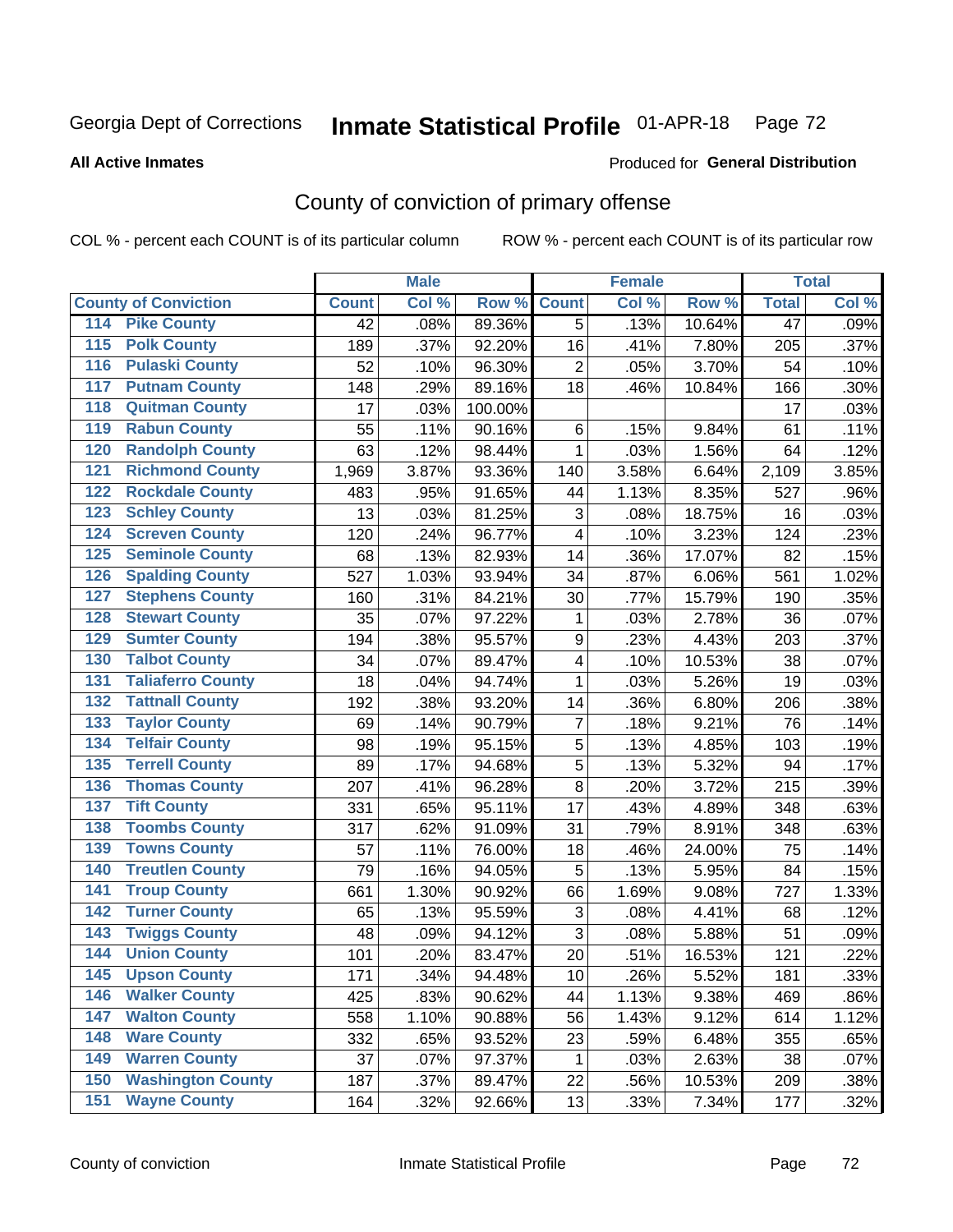Georgia Dept of Corrections **Inmate Statistical Profile** 01-APR-18

**All Active Inmates**

Produced for **General Distribution**

## County of conviction of primary offense

COL % - percent each COUNT is of its particular column ROW % - percent each COUNT is of its particular row

| County of Conviction | Male | | | Female | | | Total | |
|---|---|---|---|---|---|---|---|---|
| | Count | Col % | Row % | Count | Col % | Row % | Total | Col % |
| 114 Pike County | 42 | .08% | 89.36% | 5 | .13% | 10.64% | 47 | .09% |
| 115 Polk County | 189 | .37% | 92.20% | 16 | .41% | 7.80% | 205 | .37% |
| 116 Pulaski County | 52 | .10% | 96.30% | 2 | .05% | 3.70% | 54 | .10% |
| 117 Putnam County | 148 | .29% | 89.16% | 18 | .46% | 10.84% | 166 | .30% |
| 118 Quitman County | 17 | .03% | 100.00% | | | | 17 | .03% |
| 119 Rabun County | 55 | .11% | 90.16% | 6 | .15% | 9.84% | 61 | .11% |
| 120 Randolph County | 63 | .12% | 98.44% | 1 | .03% | 1.56% | 64 | .12% |
| 121 Richmond County | 1,969 | 3.87% | 93.36% | 140 | 3.58% | 6.64% | 2,109 | 3.85% |
| 122 Rockdale County | 483 | .95% | 91.65% | 44 | 1.13% | 8.35% | 527 | .96% |
| 123 Schley County | 13 | .03% | 81.25% | 3 | .08% | 18.75% | 16 | .03% |
| 124 Screven County | 120 | .24% | 96.77% | 4 | .10% | 3.23% | 124 | .23% |
| 125 Seminole County | 68 | .13% | 82.93% | 14 | .36% | 17.07% | 82 | .15% |
| 126 Spalding County | 527 | 1.03% | 93.94% | 34 | .87% | 6.06% | 561 | 1.02% |
| 127 Stephens County | 160 | .31% | 84.21% | 30 | .77% | 15.79% | 190 | .35% |
| 128 Stewart County | 35 | .07% | 97.22% | 1 | .03% | 2.78% | 36 | .07% |
| 129 Sumter County | 194 | .38% | 95.57% | 9 | .23% | 4.43% | 203 | .37% |
| 130 Talbot County | 34 | .07% | 89.47% | 4 | .10% | 10.53% | 38 | .07% |
| 131 Taliaferro County | 18 | .04% | 94.74% | 1 | .03% | 5.26% | 19 | .03% |
| 132 Tattnall County | 192 | .38% | 93.20% | 14 | .36% | 6.80% | 206 | .38% |
| 133 Taylor County | 69 | .14% | 90.79% | 7 | .18% | 9.21% | 76 | .14% |
| 134 Telfair County | 98 | .19% | 95.15% | 5 | .13% | 4.85% | 103 | .19% |
| 135 Terrell County | 89 | .17% | 94.68% | 5 | .13% | 5.32% | 94 | .17% |
| 136 Thomas County | 207 | .41% | 96.28% | 8 | .20% | 3.72% | 215 | .39% |
| 137 Tift County | 331 | .65% | 95.11% | 17 | .43% | 4.89% | 348 | .63% |
| 138 Toombs County | 317 | .62% | 91.09% | 31 | .79% | 8.91% | 348 | .63% |
| 139 Towns County | 57 | .11% | 76.00% | 18 | .46% | 24.00% | 75 | .14% |
| 140 Treutlen County | 79 | .16% | 94.05% | 5 | .13% | 5.95% | 84 | .15% |
| 141 Troup County | 661 | 1.30% | 90.92% | 66 | 1.69% | 9.08% | 727 | 1.33% |
| 142 Turner County | 65 | .13% | 95.59% | 3 | .08% | 4.41% | 68 | .12% |
| 143 Twiggs County | 48 | .09% | 94.12% | 3 | .08% | 5.88% | 51 | .09% |
| 144 Union County | 101 | .20% | 83.47% | 20 | .51% | 16.53% | 121 | .22% |
| 145 Upson County | 171 | .34% | 94.48% | 10 | .26% | 5.52% | 181 | .33% |
| 146 Walker County | 425 | .83% | 90.62% | 44 | 1.13% | 9.38% | 469 | .86% |
| 147 Walton County | 558 | 1.10% | 90.88% | 56 | 1.43% | 9.12% | 614 | 1.12% |
| 148 Ware County | 332 | .65% | 93.52% | 23 | .59% | 6.48% | 355 | .65% |
| 149 Warren County | 37 | .07% | 97.37% | 1 | .03% | 2.63% | 38 | .07% |
| 150 Washington County | 187 | .37% | 89.47% | 22 | .56% | 10.53% | 209 | .38% |
| 151 Wayne County | 164 | .32% | 92.66% | 13 | .33% | 7.34% | 177 | .32% |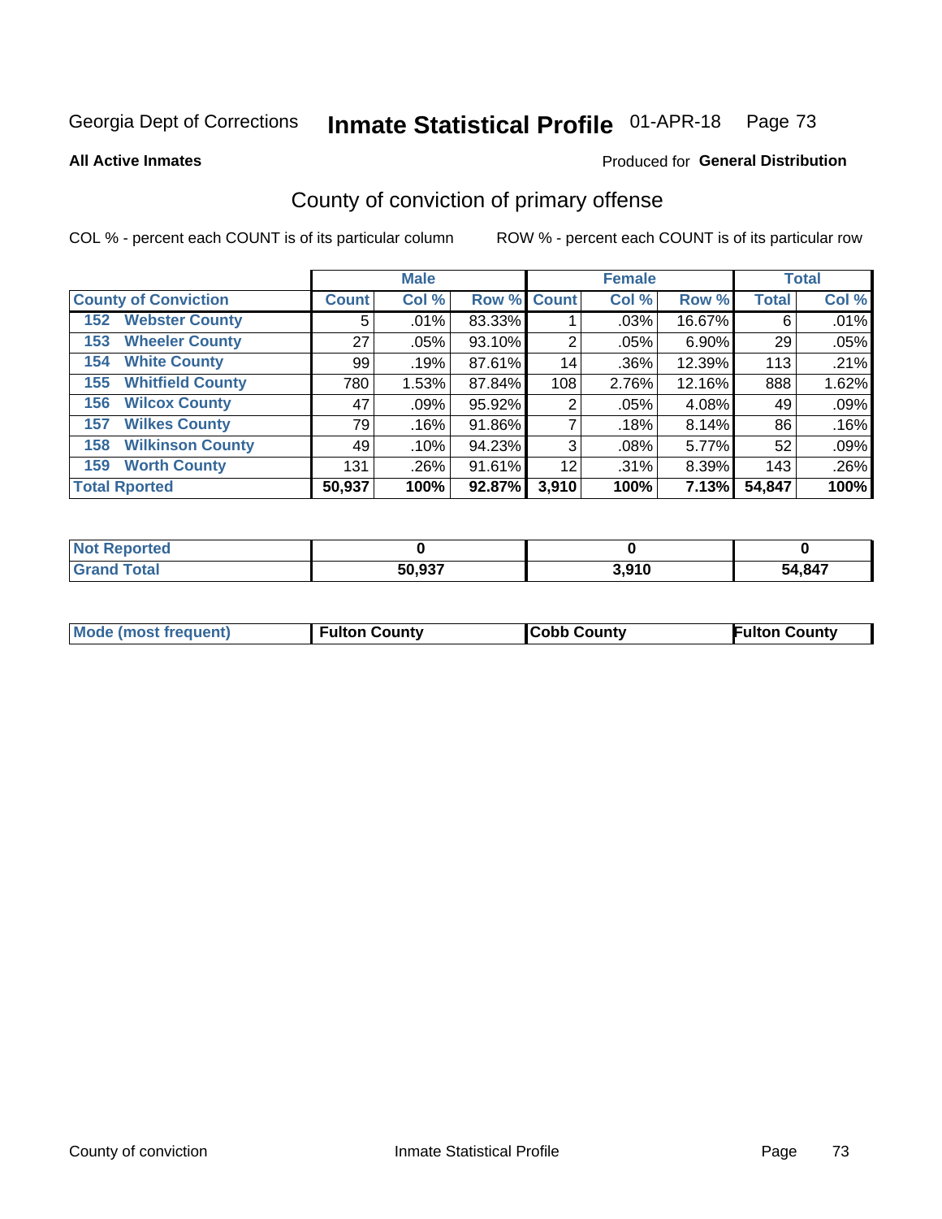Georgia Dept of Corrections **Inmate Statistical Profile** 01-APR-18 Page 73

**All Active Inmates**

Produced for **General Distribution**

## County of conviction of primary offense

COL % - percent each COUNT is of its particular column ROW % - percent each COUNT is of its particular row

| County of Conviction | Male | | | Female | | | Total | |
|---|---|---|---|---|---|---|---|---|
| | Count | Col % | Row % | Count | Col % | Row % | Total | Col % |
| 152 Webster County | 5 | .01% | 83.33% | 1 | .03% | 16.67% | 6 | .01% |
| 153 Wheeler County | 27 | .05% | 93.10% | 2 | .05% | 6.90% | 29 | .05% |
| 154 White County | 99 | .19% | 87.61% | 14 | .36% | 12.39% | 113 | .21% |
| 155 Whitfield County | 780 | 1.53% | 87.84% | 108 | 2.76% | 12.16% | 888 | 1.62% |
| 156 Wilcox County | 47 | .09% | 95.92% | 2 | .05% | 4.08% | 49 | .09% |
| 157 Wilkes County | 79 | .16% | 91.86% | 7 | .18% | 8.14% | 86 | .16% |
| 158 Wilkinson County | 49 | .10% | 94.23% | 3 | .08% | 5.77% | 52 | .09% |
| 159 Worth County | 131 | .26% | 91.61% | 12 | .31% | 8.39% | 143 | .26% |
| **Total Rported** | **50,937** | **100%** | **92.87%** | **3,910** | **100%** | **7.13%** | **54,847** | **100%** |

| | Male | Female | Total |
|---|---|---|---|
| Not Reported | **0** | **0** | **0** |
| Grand Total | **50,937** | **3,910** | **54,847** |

| | Male | Female | Total |
|---|---|---|---|
| Mode (most frequent) | **Fulton County** | **Cobb County** | **Fulton County** |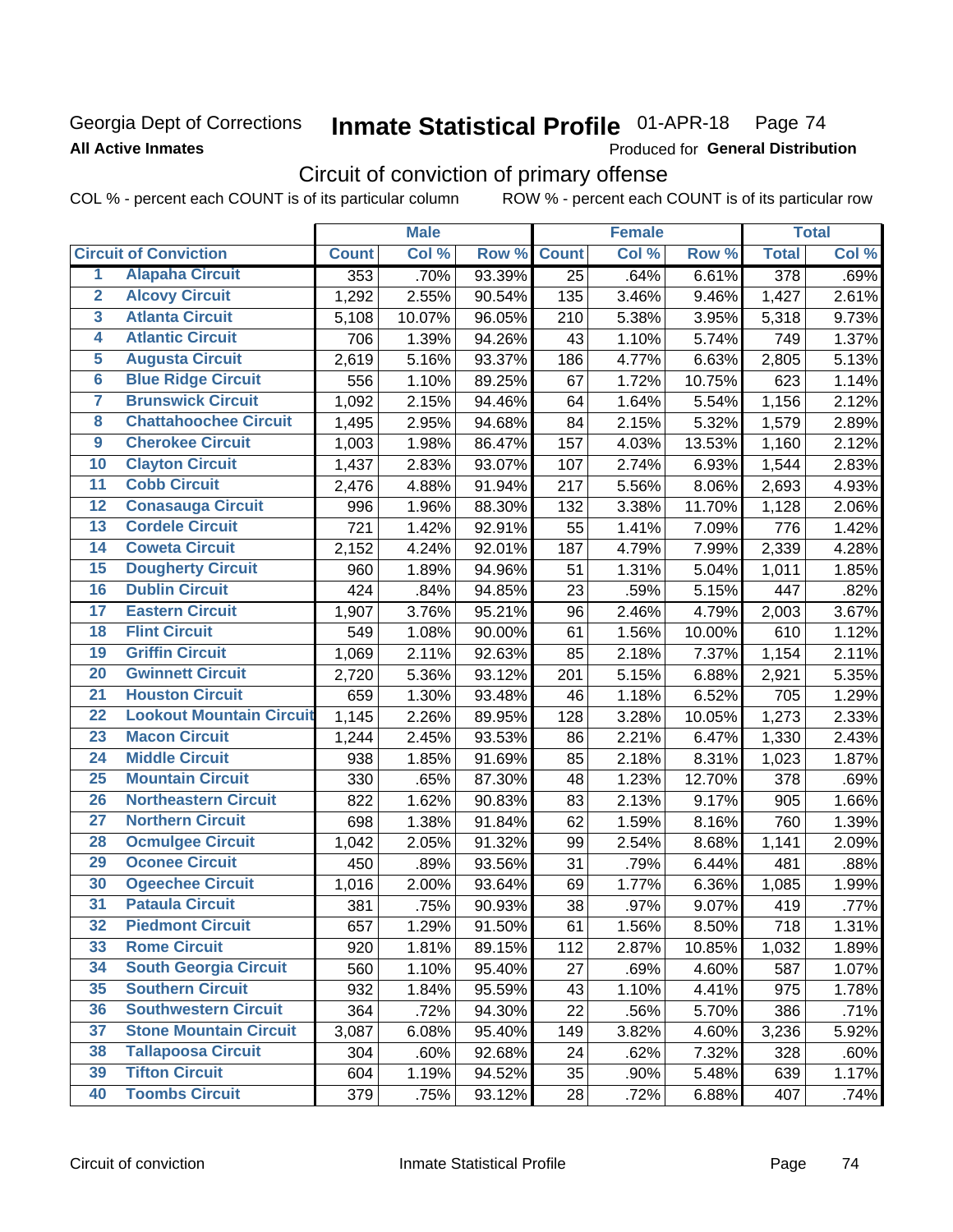Georgia Dept of Corrections

**All Active Inmates**

# Inmate Statistical Profile 01-APR-18

Produced for **General Distribution**

## Circuit of conviction of primary offense

COL % - percent each COUNT is of its particular column ROW % - percent each COUNT is of its particular row

| | Circuit of Conviction | Male | | | Female | | | Total | |
|---|---|---|---|---|---|---|---|---|---|
| | | Count | Col % | Row % | Count | Col % | Row % | Total | Col % |
| 1 | Alapaha Circuit | 353 | .70% | 93.39% | 25 | .64% | 6.61% | 378 | .69% |
| 2 | Alcovy Circuit | 1,292 | 2.55% | 90.54% | 135 | 3.46% | 9.46% | 1,427 | 2.61% |
| 3 | Atlanta Circuit | 5,108 | 10.07% | 96.05% | 210 | 5.38% | 3.95% | 5,318 | 9.73% |
| 4 | Atlantic Circuit | 706 | 1.39% | 94.26% | 43 | 1.10% | 5.74% | 749 | 1.37% |
| 5 | Augusta Circuit | 2,619 | 5.16% | 93.37% | 186 | 4.77% | 6.63% | 2,805 | 5.13% |
| 6 | Blue Ridge Circuit | 556 | 1.10% | 89.25% | 67 | 1.72% | 10.75% | 623 | 1.14% |
| 7 | Brunswick Circuit | 1,092 | 2.15% | 94.46% | 64 | 1.64% | 5.54% | 1,156 | 2.12% |
| 8 | Chattahoochee Circuit | 1,495 | 2.95% | 94.68% | 84 | 2.15% | 5.32% | 1,579 | 2.89% |
| 9 | Cherokee Circuit | 1,003 | 1.98% | 86.47% | 157 | 4.03% | 13.53% | 1,160 | 2.12% |
| 10 | Clayton Circuit | 1,437 | 2.83% | 93.07% | 107 | 2.74% | 6.93% | 1,544 | 2.83% |
| 11 | Cobb Circuit | 2,476 | 4.88% | 91.94% | 217 | 5.56% | 8.06% | 2,693 | 4.93% |
| 12 | Conasauga Circuit | 996 | 1.96% | 88.30% | 132 | 3.38% | 11.70% | 1,128 | 2.06% |
| 13 | Cordele Circuit | 721 | 1.42% | 92.91% | 55 | 1.41% | 7.09% | 776 | 1.42% |
| 14 | Coweta Circuit | 2,152 | 4.24% | 92.01% | 187 | 4.79% | 7.99% | 2,339 | 4.28% |
| 15 | Dougherty Circuit | 960 | 1.89% | 94.96% | 51 | 1.31% | 5.04% | 1,011 | 1.85% |
| 16 | Dublin Circuit | 424 | .84% | 94.85% | 23 | .59% | 5.15% | 447 | .82% |
| 17 | Eastern Circuit | 1,907 | 3.76% | 95.21% | 96 | 2.46% | 4.79% | 2,003 | 3.67% |
| 18 | Flint Circuit | 549 | 1.08% | 90.00% | 61 | 1.56% | 10.00% | 610 | 1.12% |
| 19 | Griffin Circuit | 1,069 | 2.11% | 92.63% | 85 | 2.18% | 7.37% | 1,154 | 2.11% |
| 20 | Gwinnett Circuit | 2,720 | 5.36% | 93.12% | 201 | 5.15% | 6.88% | 2,921 | 5.35% |
| 21 | Houston Circuit | 659 | 1.30% | 93.48% | 46 | 1.18% | 6.52% | 705 | 1.29% |
| 22 | Lookout Mountain Circuit | 1,145 | 2.26% | 89.95% | 128 | 3.28% | 10.05% | 1,273 | 2.33% |
| 23 | Macon Circuit | 1,244 | 2.45% | 93.53% | 86 | 2.21% | 6.47% | 1,330 | 2.43% |
| 24 | Middle Circuit | 938 | 1.85% | 91.69% | 85 | 2.18% | 8.31% | 1,023 | 1.87% |
| 25 | Mountain Circuit | 330 | .65% | 87.30% | 48 | 1.23% | 12.70% | 378 | .69% |
| 26 | Northeastern Circuit | 822 | 1.62% | 90.83% | 83 | 2.13% | 9.17% | 905 | 1.66% |
| 27 | Northern Circuit | 698 | 1.38% | 91.84% | 62 | 1.59% | 8.16% | 760 | 1.39% |
| 28 | Ocmulgee Circuit | 1,042 | 2.05% | 91.32% | 99 | 2.54% | 8.68% | 1,141 | 2.09% |
| 29 | Oconee Circuit | 450 | .89% | 93.56% | 31 | .79% | 6.44% | 481 | .88% |
| 30 | Ogeechee Circuit | 1,016 | 2.00% | 93.64% | 69 | 1.77% | 6.36% | 1,085 | 1.99% |
| 31 | Pataula Circuit | 381 | .75% | 90.93% | 38 | .97% | 9.07% | 419 | .77% |
| 32 | Piedmont Circuit | 657 | 1.29% | 91.50% | 61 | 1.56% | 8.50% | 718 | 1.31% |
| 33 | Rome Circuit | 920 | 1.81% | 89.15% | 112 | 2.87% | 10.85% | 1,032 | 1.89% |
| 34 | South Georgia Circuit | 560 | 1.10% | 95.40% | 27 | .69% | 4.60% | 587 | 1.07% |
| 35 | Southern Circuit | 932 | 1.84% | 95.59% | 43 | 1.10% | 4.41% | 975 | 1.78% |
| 36 | Southwestern Circuit | 364 | .72% | 94.30% | 22 | .56% | 5.70% | 386 | .71% |
| 37 | Stone Mountain Circuit | 3,087 | 6.08% | 95.40% | 149 | 3.82% | 4.60% | 3,236 | 5.92% |
| 38 | Tallapoosa Circuit | 304 | .60% | 92.68% | 24 | .62% | 7.32% | 328 | .60% |
| 39 | Tifton Circuit | 604 | 1.19% | 94.52% | 35 | .90% | 5.48% | 639 | 1.17% |
| 40 | Toombs Circuit | 379 | .75% | 93.12% | 28 | .72% | 6.88% | 407 | .74% |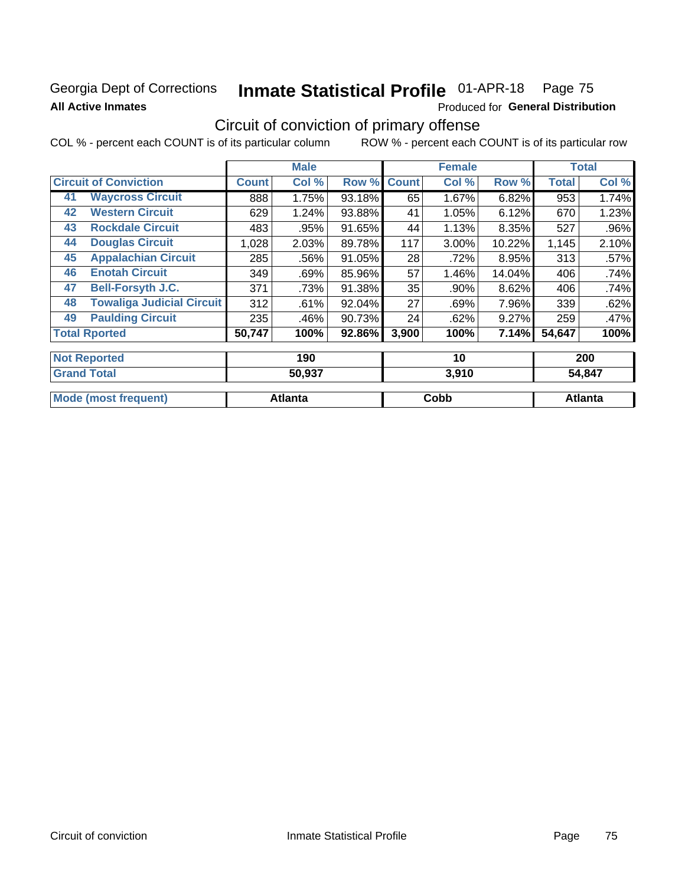Georgia Dept of Corrections **Inmate Statistical Profile** 01-APR-18 Page 75

**All Active Inmates**

Produced for **General Distribution**

## Circuit of conviction of primary offense

COL % - percent each COUNT is of its particular column    ROW % - percent each COUNT is of its particular row

| Circuit of Conviction | | Male | | | Female | | | Total | |
|---|---|---|---|---|---|---|---|---|---|
| | | Count | Col % | Row % | Count | Col % | Row % | Total | Col % |
| 41 | Waycross Circuit | 888 | 1.75% | 93.18% | 65 | 1.67% | 6.82% | 953 | 1.74% |
| 42 | Western Circuit | 629 | 1.24% | 93.88% | 41 | 1.05% | 6.12% | 670 | 1.23% |
| 43 | Rockdale Circuit | 483 | .95% | 91.65% | 44 | 1.13% | 8.35% | 527 | .96% |
| 44 | Douglas Circuit | 1,028 | 2.03% | 89.78% | 117 | 3.00% | 10.22% | 1,145 | 2.10% |
| 45 | Appalachian Circuit | 285 | .56% | 91.05% | 28 | .72% | 8.95% | 313 | .57% |
| 46 | Enotah Circuit | 349 | .69% | 85.96% | 57 | 1.46% | 14.04% | 406 | .74% |
| 47 | Bell-Forsyth J.C. | 371 | .73% | 91.38% | 35 | .90% | 8.62% | 406 | .74% |
| 48 | Towaliga Judicial Circuit | 312 | .61% | 92.04% | 27 | .69% | 7.96% | 339 | .62% |
| 49 | Paulding Circuit | 235 | .46% | 90.73% | 24 | .62% | 9.27% | 259 | .47% |
| Total Rported | | 50,747 | 100% | 92.86% | 3,900 | 100% | 7.14% | 54,647 | 100% |
| Not Reported | | 190 | | | 10 | | | 200 | |
| Grand Total | | 50,937 | | | 3,910 | | | 54,847 | |
| Mode (most frequent) | | Atlanta | | | Cobb | | | Atlanta | |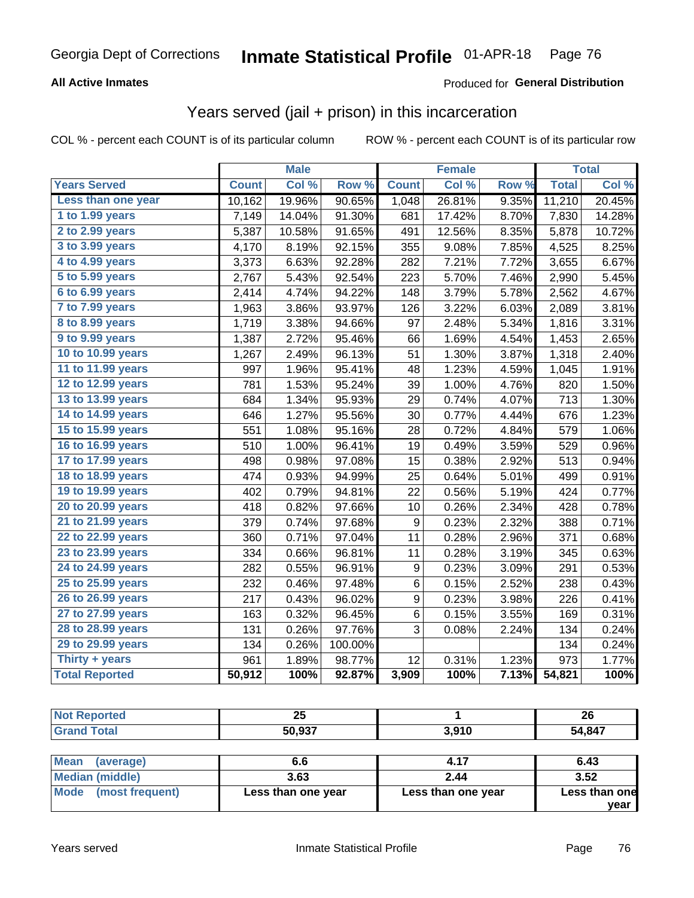Georgia Dept of Corrections **Inmate Statistical Profile** 01-APR-18

**All Active Inmates**

Produced for **General Distribution**

## Years served (jail + prison) in this incarceration

COL % - percent each COUNT is of its particular column

ROW % - percent each COUNT is of its particular row

| | Male | | | Female | | | Total | |
|---|---|---|---|---|---|---|---|---|
| Years Served | Count | Col % | Row % | Count | Col % | Row % | Total | Col % |
| Less than one year | 10,162 | 19.96% | 90.65% | 1,048 | 26.81% | 9.35% | 11,210 | 20.45% |
| 1 to 1.99 years | 7,149 | 14.04% | 91.30% | 681 | 17.42% | 8.70% | 7,830 | 14.28% |
| 2 to 2.99 years | 5,387 | 10.58% | 91.65% | 491 | 12.56% | 8.35% | 5,878 | 10.72% |
| 3 to 3.99 years | 4,170 | 8.19% | 92.15% | 355 | 9.08% | 7.85% | 4,525 | 8.25% |
| 4 to 4.99 years | 3,373 | 6.63% | 92.28% | 282 | 7.21% | 7.72% | 3,655 | 6.67% |
| 5 to 5.99 years | 2,767 | 5.43% | 92.54% | 223 | 5.70% | 7.46% | 2,990 | 5.45% |
| 6 to 6.99 years | 2,414 | 4.74% | 94.22% | 148 | 3.79% | 5.78% | 2,562 | 4.67% |
| 7 to 7.99 years | 1,963 | 3.86% | 93.97% | 126 | 3.22% | 6.03% | 2,089 | 3.81% |
| 8 to 8.99 years | 1,719 | 3.38% | 94.66% | 97 | 2.48% | 5.34% | 1,816 | 3.31% |
| 9 to 9.99 years | 1,387 | 2.72% | 95.46% | 66 | 1.69% | 4.54% | 1,453 | 2.65% |
| 10 to 10.99 years | 1,267 | 2.49% | 96.13% | 51 | 1.30% | 3.87% | 1,318 | 2.40% |
| 11 to 11.99 years | 997 | 1.96% | 95.41% | 48 | 1.23% | 4.59% | 1,045 | 1.91% |
| 12 to 12.99 years | 781 | 1.53% | 95.24% | 39 | 1.00% | 4.76% | 820 | 1.50% |
| 13 to 13.99 years | 684 | 1.34% | 95.93% | 29 | 0.74% | 4.07% | 713 | 1.30% |
| 14 to 14.99 years | 646 | 1.27% | 95.56% | 30 | 0.77% | 4.44% | 676 | 1.23% |
| 15 to 15.99 years | 551 | 1.08% | 95.16% | 28 | 0.72% | 4.84% | 579 | 1.06% |
| 16 to 16.99 years | 510 | 1.00% | 96.41% | 19 | 0.49% | 3.59% | 529 | 0.96% |
| 17 to 17.99 years | 498 | 0.98% | 97.08% | 15 | 0.38% | 2.92% | 513 | 0.94% |
| 18 to 18.99 years | 474 | 0.93% | 94.99% | 25 | 0.64% | 5.01% | 499 | 0.91% |
| 19 to 19.99 years | 402 | 0.79% | 94.81% | 22 | 0.56% | 5.19% | 424 | 0.77% |
| 20 to 20.99 years | 418 | 0.82% | 97.66% | 10 | 0.26% | 2.34% | 428 | 0.78% |
| 21 to 21.99 years | 379 | 0.74% | 97.68% | 9 | 0.23% | 2.32% | 388 | 0.71% |
| 22 to 22.99 years | 360 | 0.71% | 97.04% | 11 | 0.28% | 2.96% | 371 | 0.68% |
| 23 to 23.99 years | 334 | 0.66% | 96.81% | 11 | 0.28% | 3.19% | 345 | 0.63% |
| 24 to 24.99 years | 282 | 0.55% | 96.91% | 9 | 0.23% | 3.09% | 291 | 0.53% |
| 25 to 25.99 years | 232 | 0.46% | 97.48% | 6 | 0.15% | 2.52% | 238 | 0.43% |
| 26 to 26.99 years | 217 | 0.43% | 96.02% | 9 | 0.23% | 3.98% | 226 | 0.41% |
| 27 to 27.99 years | 163 | 0.32% | 96.45% | 6 | 0.15% | 3.55% | 169 | 0.31% |
| 28 to 28.99 years | 131 | 0.26% | 97.76% | 3 | 0.08% | 2.24% | 134 | 0.24% |
| 29 to 29.99 years | 134 | 0.26% | 100.00% | | | | 134 | 0.24% |
| Thirty + years | 961 | 1.89% | 98.77% | 12 | 0.31% | 1.23% | 973 | 1.77% |
| **Total Reported** | **50,912** | **100%** | **92.87%** | **3,909** | **100%** | **7.13%** | **54,821** | **100%** |

| | Male | Female | Total |
|---|---|---|---|
| Not Reported | **25** | **1** | **26** |
| Grand Total | **50,937** | **3,910** | **54,847** |

| | Male | Female | Total |
|---|---|---|---|
| Mean (average) | **6.6** | **4.17** | **6.43** |
| Median (middle) | **3.63** | **2.44** | **3.52** |
| Mode (most frequent) | **Less than one year** | **Less than one year** | **Less than one year** |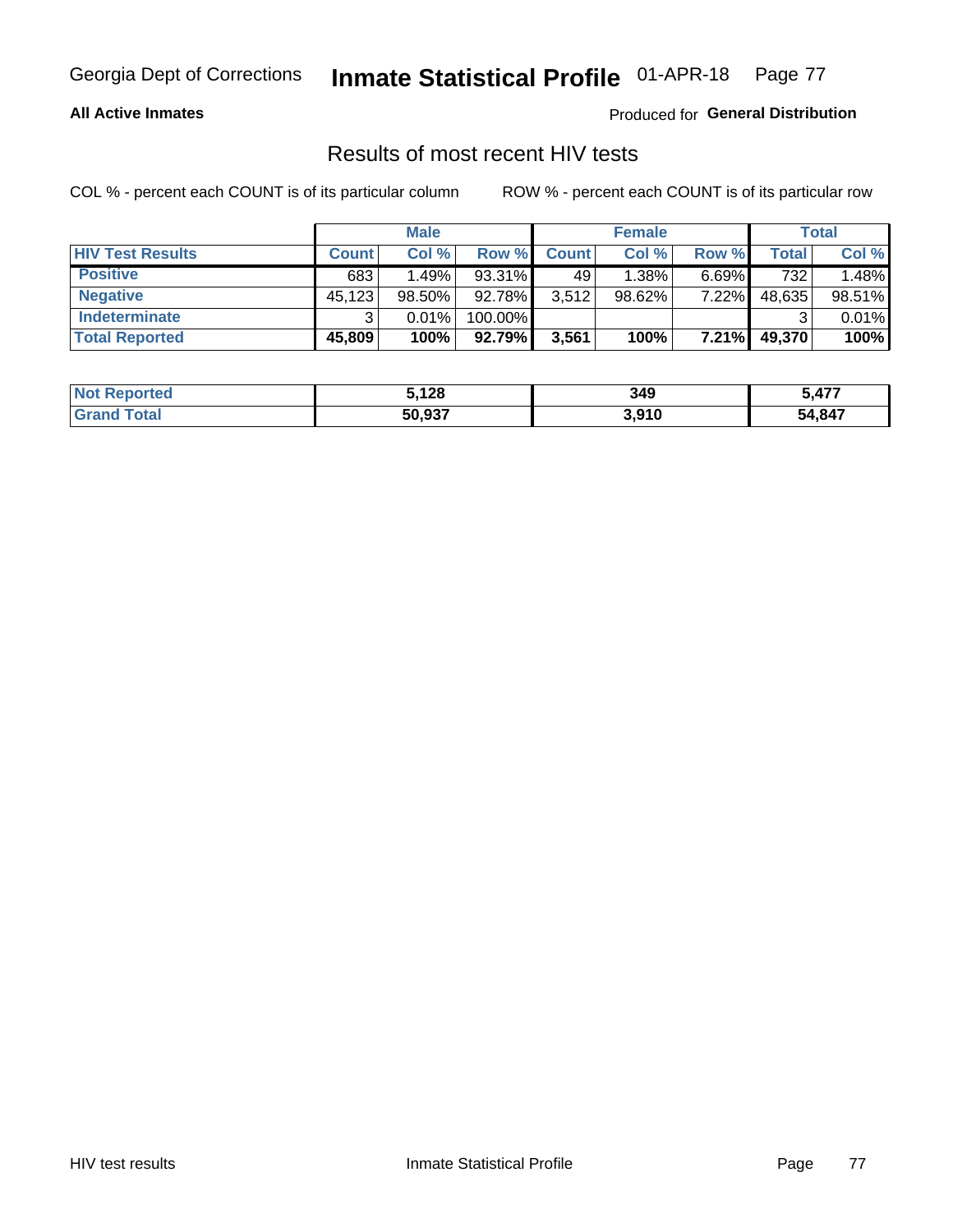Georgia Dept of Corrections **Inmate Statistical Profile** 01-APR-18

**All Active Inmates**

Produced for **General Distribution**

## Results of most recent HIV tests

COL % - percent each COUNT is of its particular column

ROW % - percent each COUNT is of its particular row

| | Male | | | Female | | | Total | |
|---|---|---|---|---|---|---|---|---|
| **HIV Test Results** | **Count** | **Col %** | **Row %** | **Count** | **Col %** | **Row %** | **Total** | **Col %** |
| **Positive** | 683 | 1.49% | 93.31% | 49 | 1.38% | 6.69% | 732 | 1.48% |
| **Negative** | 45,123 | 98.50% | 92.78% | 3,512 | 98.62% | 7.22% | 48,635 | 98.51% |
| **Indeterminate** | 3 | 0.01% | 100.00% | | | | 3 | 0.01% |
| **Total Reported** | **45,809** | **100%** | **92.79%** | **3,561** | **100%** | **7.21%** | **49,370** | **100%** |

| | Male | Female | Total |
|---|---|---|---|
| **Not Reported** | **5,128** | **349** | **5,477** |
| **Grand Total** | **50,937** | **3,910** | **54,847** |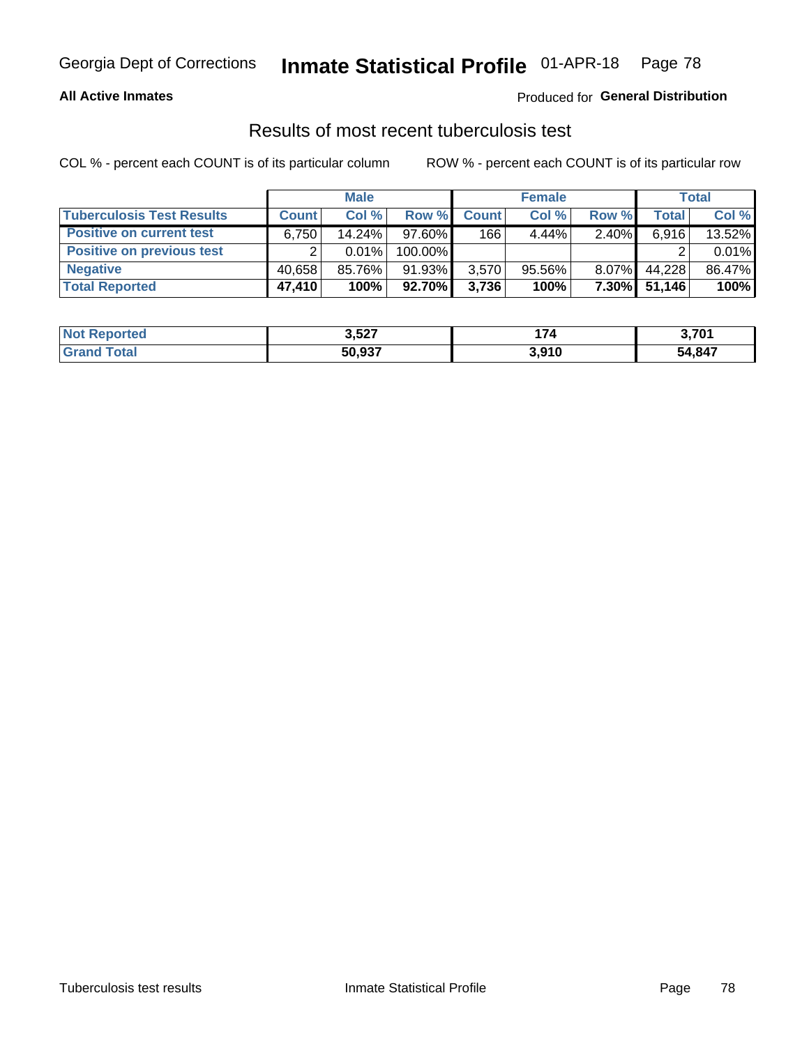Georgia Dept of Corrections **Inmate Statistical Profile** 01-APR-18

**All Active Inmates**

Produced for **General Distribution**

## Results of most recent tuberculosis test

COL % - percent each COUNT is of its particular column

ROW % - percent each COUNT is of its particular row

| | Male | | | Female | | | Total | |
|---|---|---|---|---|---|---|---|---|
| **Tuberculosis Test Results** | **Count** | **Col %** | **Row %** | **Count** | **Col %** | **Row %** | **Total** | **Col %** |
| **Positive on current test** | 6,750 | 14.24% | 97.60% | 166 | 4.44% | 2.40% | 6,916 | 13.52% |
| **Positive on previous test** | 2 | 0.01% | 100.00% | | | | 2 | 0.01% |
| **Negative** | 40,658 | 85.76% | 91.93% | 3,570 | 95.56% | 8.07% | 44,228 | 86.47% |
| **Total Reported** | **47,410** | **100%** | **92.70%** | **3,736** | **100%** | **7.30%** | **51,146** | **100%** |

| | Male | Female | Total |
|---|---|---|---|
| **Not Reported** | **3,527** | **174** | **3,701** |
| **Grand Total** | **50,937** | **3,910** | **54,847** |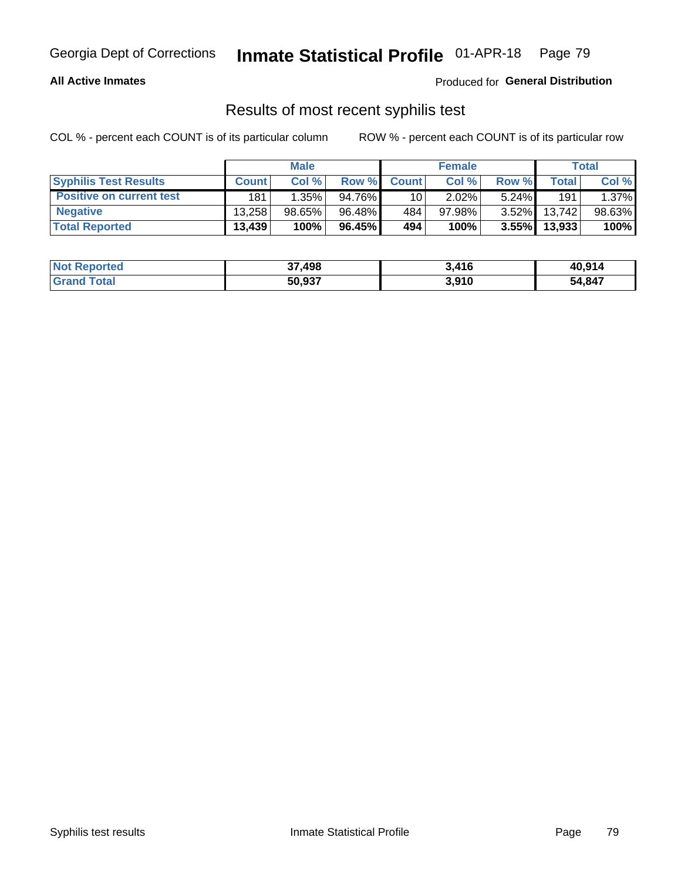Georgia Dept of Corrections **Inmate Statistical Profile** 01-APR-18

**All Active Inmates** Produced for **General Distribution**

## Results of most recent syphilis test

COL % - percent each COUNT is of its particular column    ROW % - percent each COUNT is of its particular row

| | Male | | | Female | | | Total | |
|---|---|---|---|---|---|---|---|---|
| **Syphilis Test Results** | **Count** | **Col %** | **Row %** | **Count** | **Col %** | **Row %** | **Total** | **Col %** |
| **Positive on current test** | 181 | 1.35% | 94.76% | 10 | 2.02% | 5.24% | 191 | 1.37% |
| **Negative** | 13,258 | 98.65% | 96.48% | 484 | 97.98% | 3.52% | 13,742 | 98.63% |
| **Total Reported** | **13,439** | **100%** | **96.45%** | **494** | **100%** | **3.55%** | **13,933** | **100%** |

| | Male | Female | Total |
|---|---|---|---|
| **Not Reported** | **37,498** | **3,416** | **40,914** |
| **Grand Total** | **50,937** | **3,910** | **54,847** |

Syphilis test results    Inmate Statistical Profile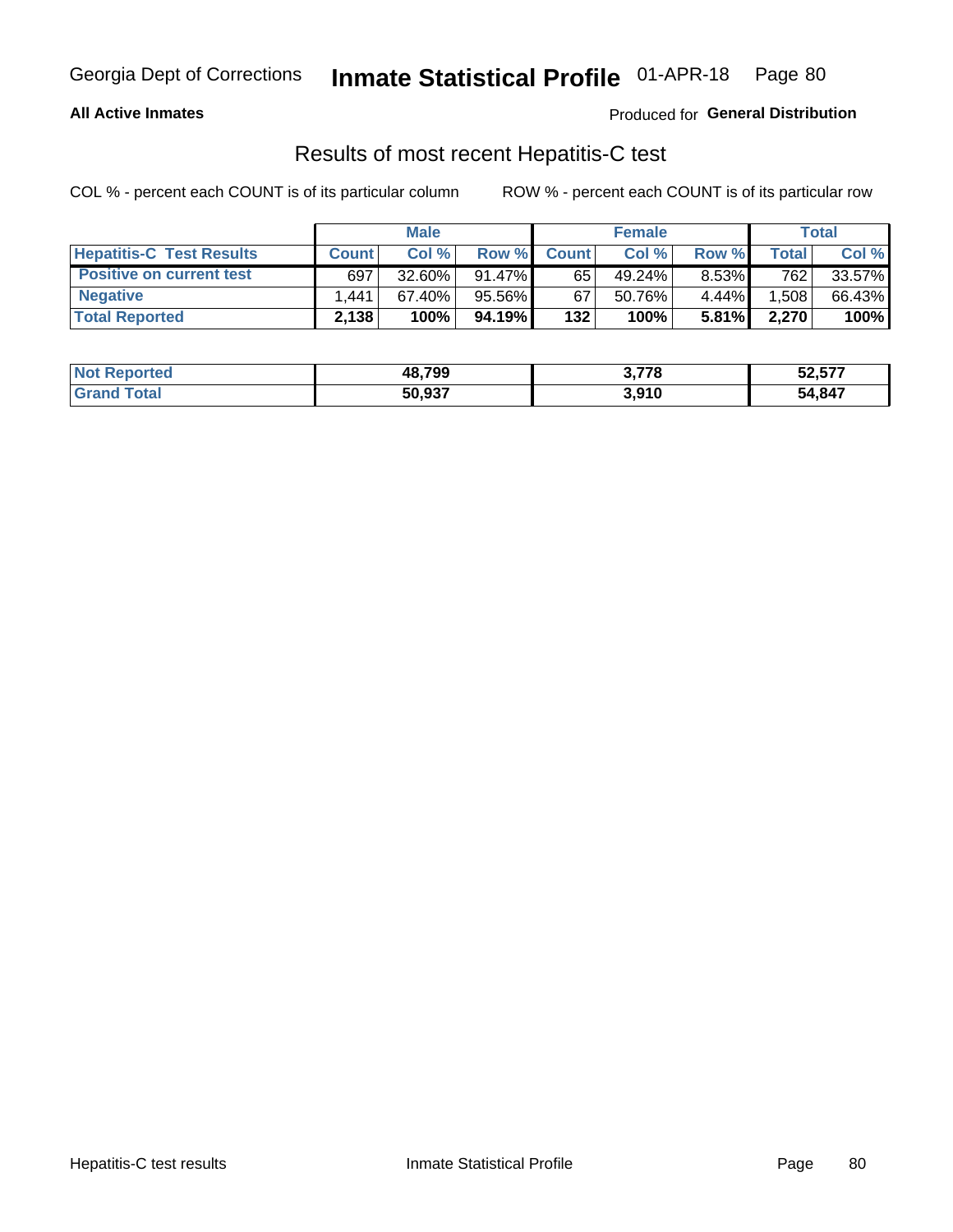Georgia Dept of Corrections **Inmate Statistical Profile** 01-APR-18

**All Active Inmates**

Produced for **General Distribution**

## Results of most recent Hepatitis-C test

COL % - percent each COUNT is of its particular column

ROW % - percent each COUNT is of its particular row

| | Male | | | Female | | | Total | |
|---|---|---|---|---|---|---|---|---|
| **Hepatitis-C Test Results** | **Count** | **Col %** | **Row %** | **Count** | **Col %** | **Row %** | **Total** | **Col %** |
| **Positive on current test** | 697 | 32.60% | 91.47% | 65 | 49.24% | 8.53% | 762 | 33.57% |
| **Negative** | 1,441 | 67.40% | 95.56% | 67 | 50.76% | 4.44% | 1,508 | 66.43% |
| **Total Reported** | **2,138** | **100%** | **94.19%** | **132** | **100%** | **5.81%** | **2,270** | **100%** |

| | Male | Female | Total |
|---|---|---|---|
| **Not Reported** | **48,799** | **3,778** | **52,577** |
| **Grand Total** | **50,937** | **3,910** | **54,847** |